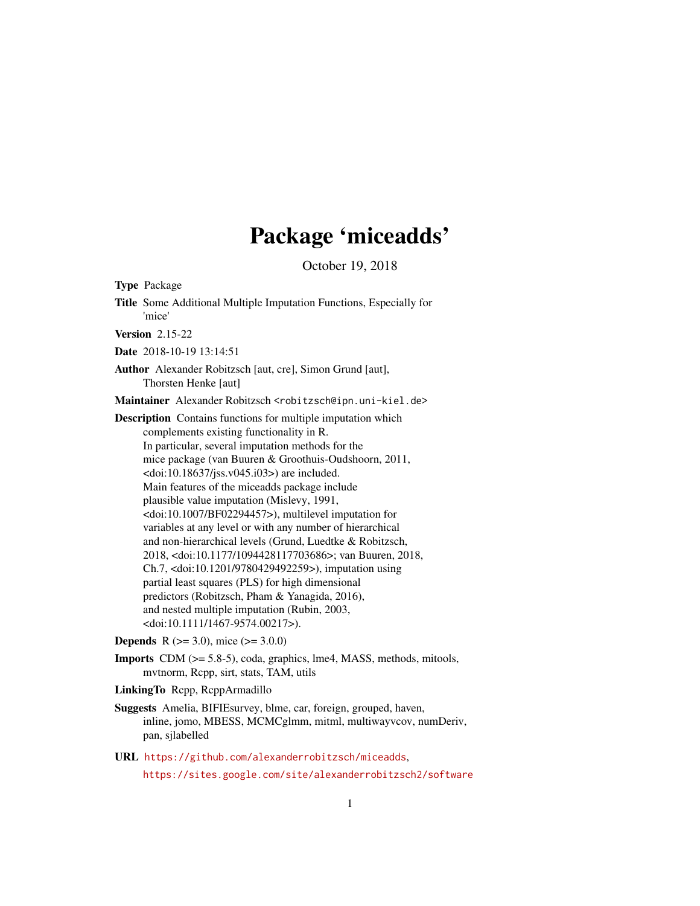# Package 'miceadds'

October 19, 2018

**Type** Package

**Title** Some Additional Multiple Imputation Functions, Especially for 'mice'

**Version** 2.15-22

**Date** 2018-10-19 13:14:51

**Author** Alexander Robitzsch [aut, cre], Simon Grund [aut], Thorsten Henke [aut]

**Maintainer** Alexander Robitzsch <robitzsch@ipn.uni-kiel.de>

**Description** Contains functions for multiple imputation which complements existing functionality in R. In particular, several imputation methods for the mice package (van Buuren & Groothuis-Oudshoorn, 2011, <doi:10.18637/jss.v045.i03>) are included. Main features of the miceadds package include plausible value imputation (Mislevy, 1991, <doi:10.1007/BF02294457>), multilevel imputation for variables at any level or with any number of hierarchical and non-hierarchical levels (Grund, Luedtke & Robitzsch, 2018, <doi:10.1177/1094428117703686>; van Buuren, 2018, Ch.7, <doi:10.1201/9780429492259>), imputation using partial least squares (PLS) for high dimensional predictors (Robitzsch, Pham & Yanagida, 2016), and nested multiple imputation (Rubin, 2003, <doi:10.1111/1467-9574.00217>).

**Depends** R (>= 3.0), mice (>= 3.0.0)

**Imports** CDM (>= 5.8-5), coda, graphics, lme4, MASS, methods, mitools, mvtnorm, Rcpp, sirt, stats, TAM, utils

**LinkingTo** Rcpp, RcppArmadillo

**Suggests** Amelia, BIFIEsurvey, blme, car, foreign, grouped, haven, inline, jomo, MBESS, MCMCglmm, mitml, multiwayvcov, numDeriv, pan, sjlabelled

**URL** https://github.com/alexanderrobitzsch/miceadds, https://sites.google.com/site/alexanderrobitzsch2/software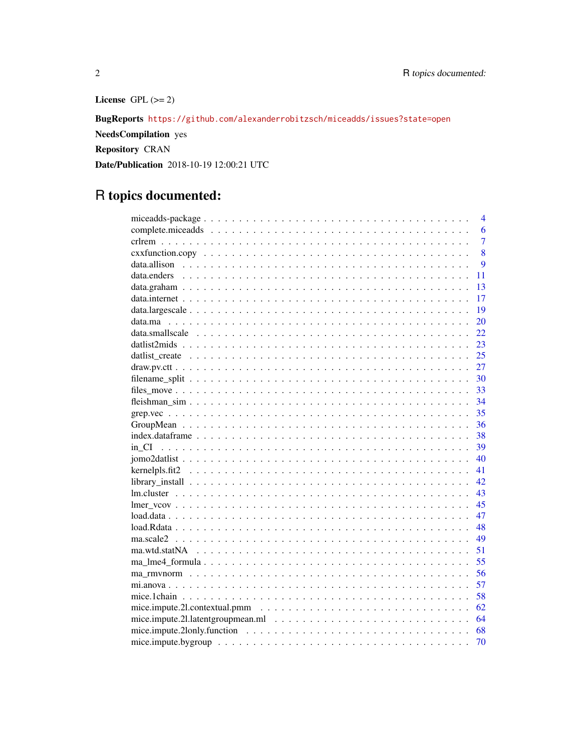**License** GPL (>= 2)

**BugReports** https://github.com/alexanderrobitzsch/miceadds/issues?state=open

**NeedsCompilation** yes

**Repository** CRAN

**Date/Publication** 2018-10-19 12:00:21 UTC

# R topics documented:

| | |
|---|---|
| miceadds-package | 4 |
| complete.miceadds | 6 |
| crlrem | 7 |
| cxxfunction.copy | 8 |
| data.allison | 9 |
| data.enders | 11 |
| data.graham | 13 |
| data.internet | 17 |
| data.largescale | 19 |
| data.ma | 20 |
| data.smallscale | 22 |
| datlist2mids | 23 |
| datlist_create | 25 |
| draw.pv.ctt | 27 |
| filename_split | 30 |
| files_move | 33 |
| fleishman_sim | 34 |
| grep.vec | 35 |
| GroupMean | 36 |
| index.dataframe | 38 |
| in_CI | 39 |
| jomo2datlist | 40 |
| kernelpls.fit2 | 41 |
| library_install | 42 |
| lm.cluster | 43 |
| lmer_vcov | 45 |
| load.data | 47 |
| load.Rdata | 48 |
| ma.scale2 | 49 |
| ma.wtd.statNA | 51 |
| ma_lme4_formula | 55 |
| ma_rmvnorm | 56 |
| mi.anova | 57 |
| mice.1chain | 58 |
| mice.impute.2l.contextual.pmm | 62 |
| mice.impute.2l.latentgroupmean.ml | 64 |
| mice.impute.2lonly.function | 68 |
| mice.impute.bygroup | 70 |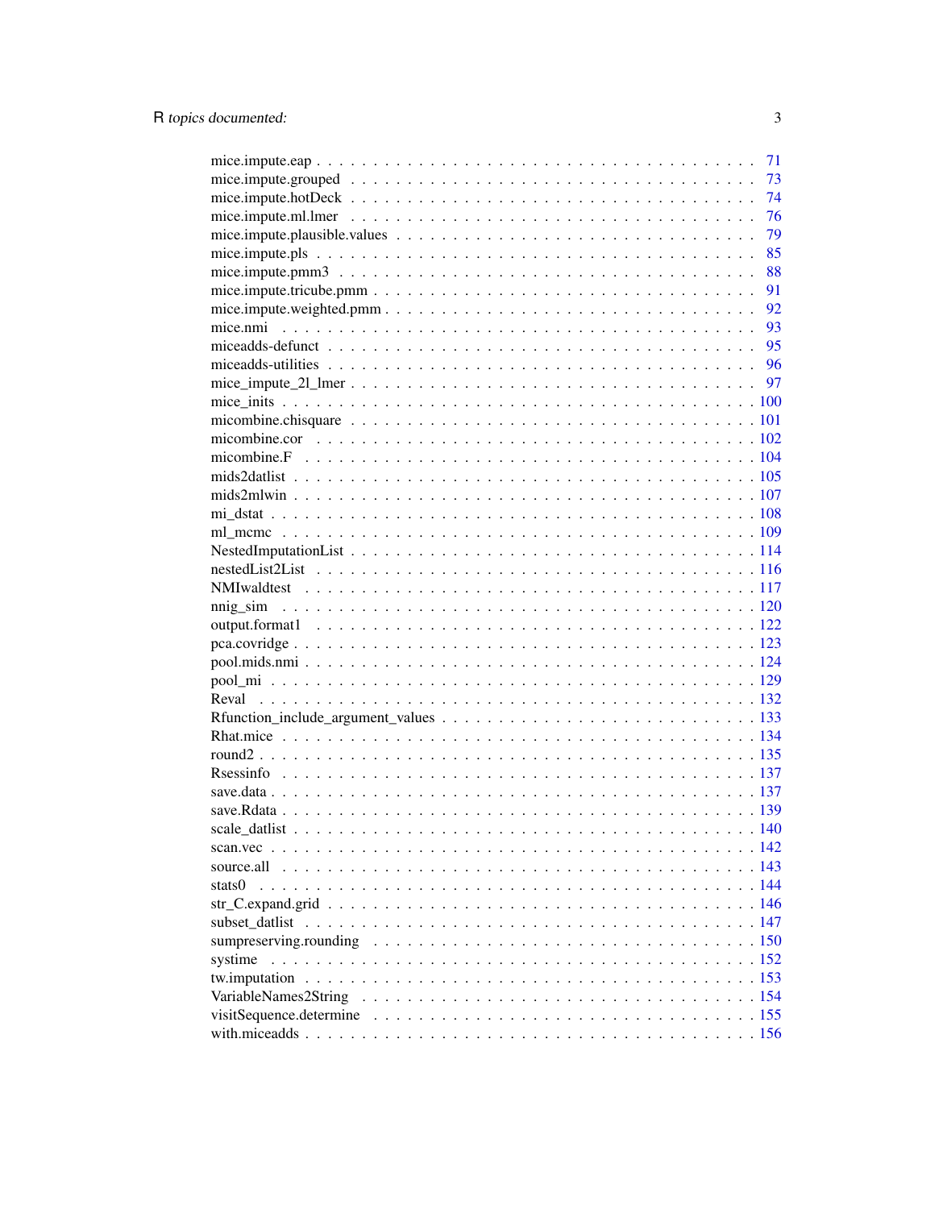mice.impute.eap . . . . . . . . . . . . . . . . . . . . . . . . . . . . . . . . . . . . . . 71
mice.impute.grouped . . . . . . . . . . . . . . . . . . . . . . . . . . . . . . . . . . . . 73
mice.impute.hotDeck . . . . . . . . . . . . . . . . . . . . . . . . . . . . . . . . . . . . 74
mice.impute.ml.lmer . . . . . . . . . . . . . . . . . . . . . . . . . . . . . . . . . . . . 76
mice.impute.plausible.values . . . . . . . . . . . . . . . . . . . . . . . . . . . . . . . 79
mice.impute.pls . . . . . . . . . . . . . . . . . . . . . . . . . . . . . . . . . . . . . . . 85
mice.impute.pmm3 . . . . . . . . . . . . . . . . . . . . . . . . . . . . . . . . . . . . . 88
mice.impute.tricube.pmm . . . . . . . . . . . . . . . . . . . . . . . . . . . . . . . . . . 91
mice.impute.weighted.pmm . . . . . . . . . . . . . . . . . . . . . . . . . . . . . . . . . 92
mice.nmi . . . . . . . . . . . . . . . . . . . . . . . . . . . . . . . . . . . . . . . . . . 93
miceadds-defunct . . . . . . . . . . . . . . . . . . . . . . . . . . . . . . . . . . . . . . 95
miceadds-utilities . . . . . . . . . . . . . . . . . . . . . . . . . . . . . . . . . . . . . . 96
mice_impute_2l_lmer . . . . . . . . . . . . . . . . . . . . . . . . . . . . . . . . . . . . 97
mice_inits . . . . . . . . . . . . . . . . . . . . . . . . . . . . . . . . . . . . . . . . . . 100
micombine.chisquare . . . . . . . . . . . . . . . . . . . . . . . . . . . . . . . . . . . . . 101
micombine.cor . . . . . . . . . . . . . . . . . . . . . . . . . . . . . . . . . . . . . . . . 102
micombine.F . . . . . . . . . . . . . . . . . . . . . . . . . . . . . . . . . . . . . . . . . 104
mids2datlist . . . . . . . . . . . . . . . . . . . . . . . . . . . . . . . . . . . . . . . . . 105
mids2mlwin . . . . . . . . . . . . . . . . . . . . . . . . . . . . . . . . . . . . . . . . . 107
mi_dstat . . . . . . . . . . . . . . . . . . . . . . . . . . . . . . . . . . . . . . . . . . . 108
ml_mcmc . . . . . . . . . . . . . . . . . . . . . . . . . . . . . . . . . . . . . . . . . . 109
NestedImputationList . . . . . . . . . . . . . . . . . . . . . . . . . . . . . . . . . . . . 114
nestedList2List . . . . . . . . . . . . . . . . . . . . . . . . . . . . . . . . . . . . . . . 116
NMIwaldtest . . . . . . . . . . . . . . . . . . . . . . . . . . . . . . . . . . . . . . . . . 117
nnig_sim . . . . . . . . . . . . . . . . . . . . . . . . . . . . . . . . . . . . . . . . . . . 120
output.format1 . . . . . . . . . . . . . . . . . . . . . . . . . . . . . . . . . . . . . . . . 122
pca.covridge . . . . . . . . . . . . . . . . . . . . . . . . . . . . . . . . . . . . . . . . . 123
pool.mids.nmi . . . . . . . . . . . . . . . . . . . . . . . . . . . . . . . . . . . . . . . . 124
pool_mi . . . . . . . . . . . . . . . . . . . . . . . . . . . . . . . . . . . . . . . . . . . 129
Reval . . . . . . . . . . . . . . . . . . . . . . . . . . . . . . . . . . . . . . . . . . . . 132
Rfunction_include_argument_values . . . . . . . . . . . . . . . . . . . . . . . . . . . . 133
Rhat.mice . . . . . . . . . . . . . . . . . . . . . . . . . . . . . . . . . . . . . . . . . . 134
round2 . . . . . . . . . . . . . . . . . . . . . . . . . . . . . . . . . . . . . . . . . . . . 135
Rsessinfo . . . . . . . . . . . . . . . . . . . . . . . . . . . . . . . . . . . . . . . . . . . 137
save.data . . . . . . . . . . . . . . . . . . . . . . . . . . . . . . . . . . . . . . . . . . . 137
save.Rdata . . . . . . . . . . . . . . . . . . . . . . . . . . . . . . . . . . . . . . . . . . 139
scale_datlist . . . . . . . . . . . . . . . . . . . . . . . . . . . . . . . . . . . . . . . . . 140
scan.vec . . . . . . . . . . . . . . . . . . . . . . . . . . . . . . . . . . . . . . . . . . . 142
source.all . . . . . . . . . . . . . . . . . . . . . . . . . . . . . . . . . . . . . . . . . . 143
stats0 . . . . . . . . . . . . . . . . . . . . . . . . . . . . . . . . . . . . . . . . . . . . 144
str_C.expand.grid . . . . . . . . . . . . . . . . . . . . . . . . . . . . . . . . . . . . . . 146
subset_datlist . . . . . . . . . . . . . . . . . . . . . . . . . . . . . . . . . . . . . . . . 147
sumpreserving.rounding . . . . . . . . . . . . . . . . . . . . . . . . . . . . . . . . . . . 150
systime . . . . . . . . . . . . . . . . . . . . . . . . . . . . . . . . . . . . . . . . . . . 152
tw.imputation . . . . . . . . . . . . . . . . . . . . . . . . . . . . . . . . . . . . . . . . 153
VariableNames2String . . . . . . . . . . . . . . . . . . . . . . . . . . . . . . . . . . . . 154
visitSequence.determine . . . . . . . . . . . . . . . . . . . . . . . . . . . . . . . . . . . 155
with.miceadds . . . . . . . . . . . . . . . . . . . . . . . . . . . . . . . . . . . . . . . . 156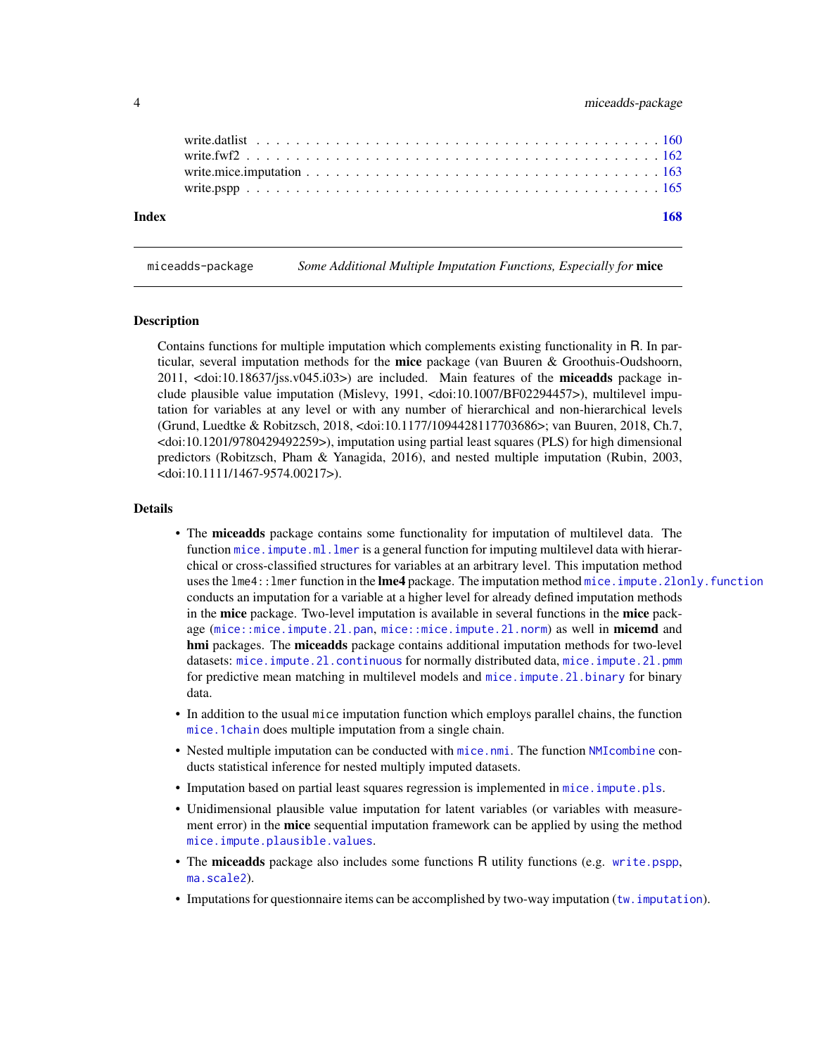write.datlist . . . . . . . . . . . . . . . . . . . . . . . . . . . . . . . . . . . . . . . 160
write.fwf2 . . . . . . . . . . . . . . . . . . . . . . . . . . . . . . . . . . . . . . . . 162
write.mice.imputation . . . . . . . . . . . . . . . . . . . . . . . . . . . . . . . . . . 163
write.pspp . . . . . . . . . . . . . . . . . . . . . . . . . . . . . . . . . . . . . . . . 165

**Index** **168**

---

`miceadds-package` *Some Additional Multiple Imputation Functions, Especially for* **mice**

---

## Description

Contains functions for multiple imputation which complements existing functionality in R. In particular, several imputation methods for the **mice** package (van Buuren & Groothuis-Oudshoorn, 2011, <doi:10.18637/jss.v045.i03>) are included. Main features of the **miceadds** package include plausible value imputation (Mislevy, 1991, <doi:10.1007/BF02294457>), multilevel imputation for variables at any level or with any number of hierarchical and non-hierarchical levels (Grund, Luedtke & Robitzsch, 2018, <doi:10.1177/1094428117703686>; van Buuren, 2018, Ch.7, <doi:10.1201/9780429492259>), imputation using partial least squares (PLS) for high dimensional predictors (Robitzsch, Pham & Yanagida, 2016), and nested multiple imputation (Rubin, 2003, <doi:10.1111/1467-9574.00217>).

## Details

- The **miceadds** package contains some functionality for imputation of multilevel data. The function `mice.impute.ml.lmer` is a general function for imputing multilevel data with hierarchical or cross-classified structures for variables at an arbitrary level. This imputation method uses the `lme4::lmer` function in the **lme4** package. The imputation method `mice.impute.2lonly.function` conducts an imputation for a variable at a higher level for already defined imputation methods in the **mice** package. Two-level imputation is available in several functions in the **mice** package (`mice::mice.impute.2l.pan`, `mice::mice.impute.2l.norm`) as well in **micemd** and **hmi** packages. The **miceadds** package contains additional imputation methods for two-level datasets: `mice.impute.2l.continuous` for normally distributed data, `mice.impute.2l.pmm` for predictive mean matching in multilevel models and `mice.impute.2l.binary` for binary data.
- In addition to the usual `mice` imputation function which employs parallel chains, the function `mice.1chain` does multiple imputation from a single chain.
- Nested multiple imputation can be conducted with `mice.nmi`. The function `NMIcombine` conducts statistical inference for nested multiply imputed datasets.
- Imputation based on partial least squares regression is implemented in `mice.impute.pls`.
- Unidimensional plausible value imputation for latent variables (or variables with measurement error) in the **mice** sequential imputation framework can be applied by using the method `mice.impute.plausible.values`.
- The **miceadds** package also includes some functions R utility functions (e.g. `write.pspp`, `ma.scale2`).
- Imputations for questionnaire items can be accomplished by two-way imputation (`tw.imputation`).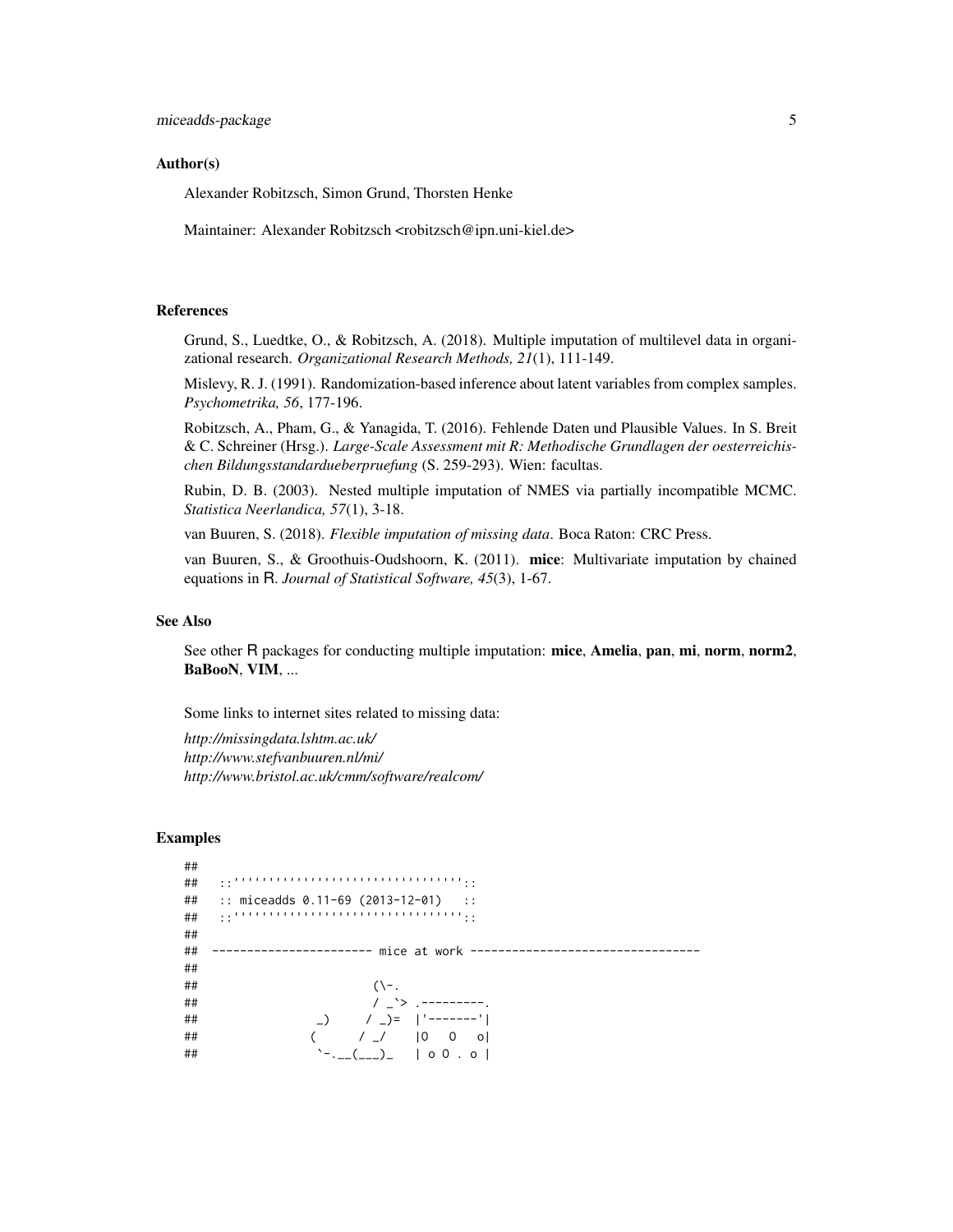### Author(s)

Alexander Robitzsch, Simon Grund, Thorsten Henke

Maintainer: Alexander Robitzsch <robitzsch@ipn.uni-kiel.de>

### References

Grund, S., Luedtke, O., & Robitzsch, A. (2018). Multiple imputation of multilevel data in organizational research. *Organizational Research Methods, 21*(1), 111-149.

Mislevy, R. J. (1991). Randomization-based inference about latent variables from complex samples. *Psychometrika, 56*, 177-196.

Robitzsch, A., Pham, G., & Yanagida, T. (2016). Fehlende Daten und Plausible Values. In S. Breit & C. Schreiner (Hrsg.). *Large-Scale Assessment mit R: Methodische Grundlagen der oesterreichischen Bildungsstandardueberpruefung* (S. 259-293). Wien: facultas.

Rubin, D. B. (2003). Nested multiple imputation of NMES via partially incompatible MCMC. *Statistica Neerlandica, 57*(1), 3-18.

van Buuren, S. (2018). *Flexible imputation of missing data*. Boca Raton: CRC Press.

van Buuren, S., & Groothuis-Oudshoorn, K. (2011). **mice**: Multivariate imputation by chained equations in R. *Journal of Statistical Software, 45*(3), 1-67.

### See Also

See other R packages for conducting multiple imputation: **mice**, **Amelia**, **pan**, **mi**, **norm**, **norm2**, **BaBooN**, **VIM**, ...

Some links to internet sites related to missing data:

*http://missingdata.lshtm.ac.uk/*
*http://www.stefvanbuuren.nl/mi/*
*http://www.bristol.ac.uk/cmm/software/realcom/*

### Examples

```
##
##   ::''''''''''''''''''''''''''''''''::
##   :: miceadds 0.11-69 (2013-12-01)   ::
##   ::''''''''''''''''''''''''''''''''::
##
##  ----------------------- mice at work ---------------------------------
##
##                         (\-.
##                         / _`> .---------.
##                 _)     / _)=  |'-------'|
##                (      / _/    |O   O   o|
##                 `-.__(___)_   | o O . o |
```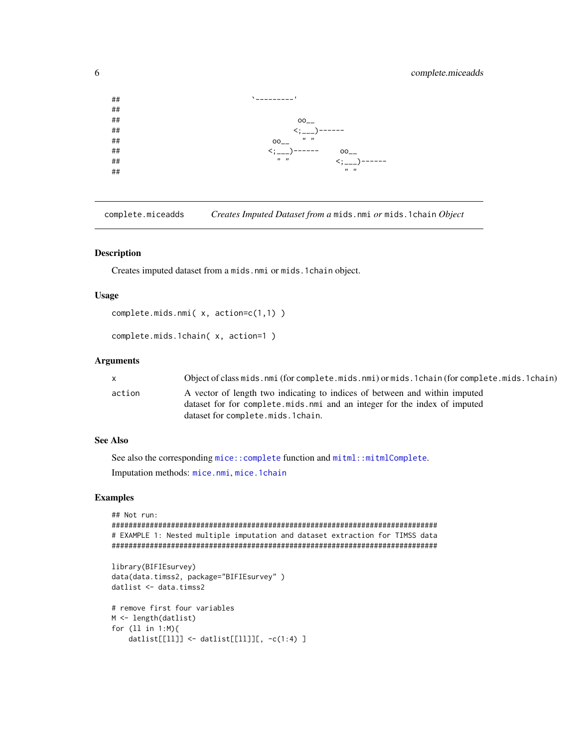```
##                                   `---------'
##
##                                              oo__
##                                             <;___)------
##                                       oo__    " "
##                                      <;___)------      oo__
##                                        " "            <;___)------
##                                                          " "
```

## complete.miceadds — *Creates Imputed Dataset from a* `mids.nmi` *or* `mids.1chain` *Object*

### Description

Creates imputed dataset from a `mids.nmi` or `mids.1chain` object.

### Usage

```
complete.mids.nmi( x, action=c(1,1) )

complete.mids.1chain( x, action=1 )
```

### Arguments

| | |
|---|---|
| `x` | Object of class `mids.nmi` (for `complete.mids.nmi`) or `mids.1chain` (for `complete.mids.1chain`) |
| `action` | A vector of length two indicating to indices of between and within imputed dataset for for `complete.mids.nmi` and an integer for the index of imputed dataset for `complete.mids.1chain`. |

### See Also

See also the corresponding `mice::complete` function and `mitml::mitmlComplete`.

Imputation methods: `mice.nmi`, `mice.1chain`

### Examples

```
## Not run:
#############################################################################
# EXAMPLE 1: Nested multiple imputation and dataset extraction for TIMSS data
#############################################################################

library(BIFIEsurvey)
data(data.timss2, package="BIFIEsurvey" )
datlist <- data.timss2

# remove first four variables
M <- length(datlist)
for (ll in 1:M){
    datlist[[ll]] <- datlist[[ll]][, -c(1:4) ]
```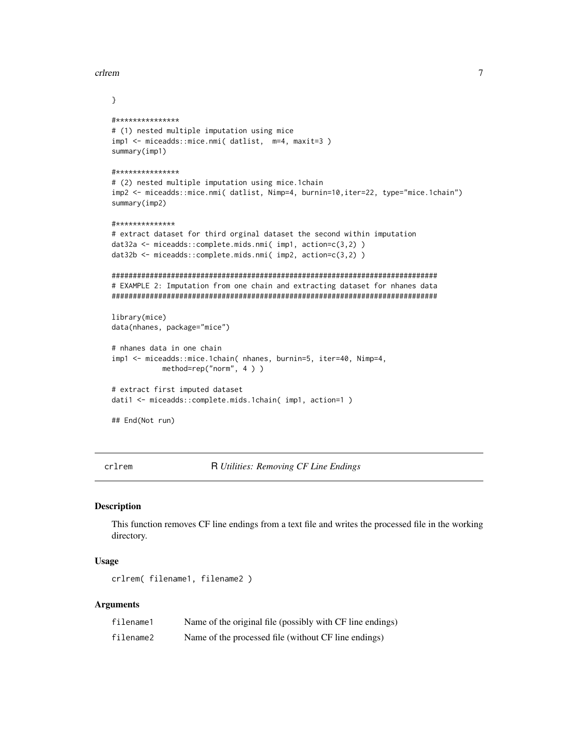```
}

#***************
# (1) nested multiple imputation using mice
imp1 <- miceadds::mice.nmi( datlist,  m=4, maxit=3 )
summary(imp1)

#***************
# (2) nested multiple imputation using mice.1chain
imp2 <- miceadds::mice.nmi( datlist, Nimp=4, burnin=10,iter=22, type="mice.1chain")
summary(imp2)

#**************
# extract dataset for third orginal dataset the second within imputation
dat32a <- miceadds::complete.mids.nmi( imp1, action=c(3,2) )
dat32b <- miceadds::complete.mids.nmi( imp2, action=c(3,2) )

#############################################################################
# EXAMPLE 2: Imputation from one chain and extracting dataset for nhanes data
#############################################################################

library(mice)
data(nhanes, package="mice")

# nhanes data in one chain
imp1 <- miceadds::mice.1chain( nhanes, burnin=5, iter=40, Nimp=4,
            method=rep("norm", 4 ) )

# extract first imputed dataset
dati1 <- miceadds::complete.mids.1chain( imp1, action=1 )

## End(Not run)
```

---

`crlrem` — R *Utilities: Removing CF Line Endings*

---

### Description

This function removes CF line endings from a text file and writes the processed file in the working directory.

### Usage

```
crlrem( filename1, filename2 )
```

### Arguments

| | |
|---|---|
| `filename1` | Name of the original file (possibly with CF line endings) |
| `filename2` | Name of the processed file (without CF line endings) |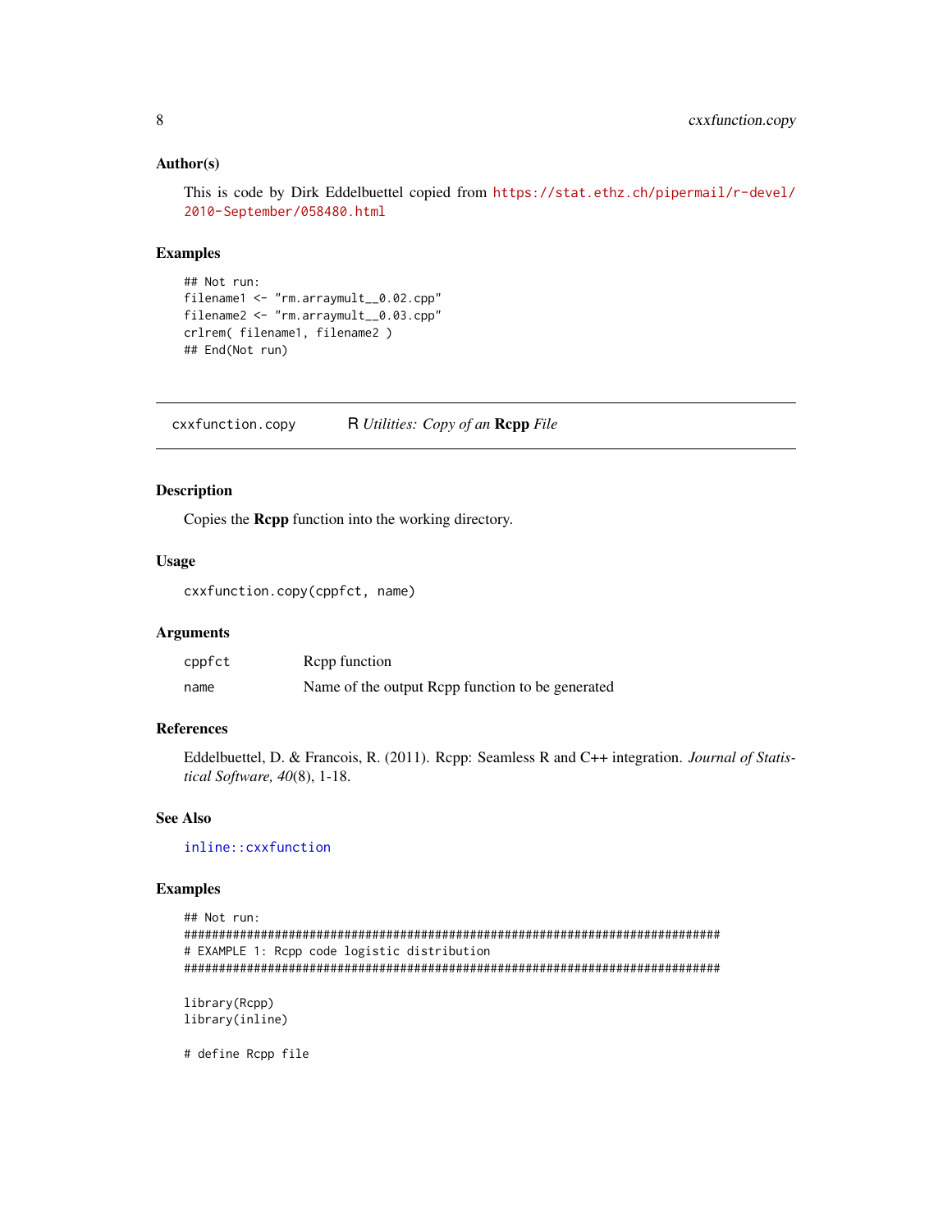### Author(s)

This is code by Dirk Eddelbuettel copied from https://stat.ethz.ch/pipermail/r-devel/2010-September/058480.html

### Examples

```
## Not run:
filename1 <- "rm.arraymult__0.02.cpp"
filename2 <- "rm.arraymult__0.03.cpp"
crlrem( filename1, filename2 )
## End(Not run)
```

---

## cxxfunction.copy &nbsp;&nbsp;&nbsp; R *Utilities: Copy of an* **Rcpp** *File*

---

### Description

Copies the **Rcpp** function into the working directory.

### Usage

```
cxxfunction.copy(cppfct, name)
```

### Arguments

| | |
|---|---|
| `cppfct` | Rcpp function |
| `name` | Name of the output Rcpp function to be generated |

### References

Eddelbuettel, D. & Francois, R. (2011). Rcpp: Seamless R and C++ integration. *Journal of Statistical Software, 40*(8), 1-18.

### See Also

`inline::cxxfunction`

### Examples

```
## Not run:
#############################################################################
# EXAMPLE 1: Rcpp code logistic distribution
#############################################################################

library(Rcpp)
library(inline)

# define Rcpp file
```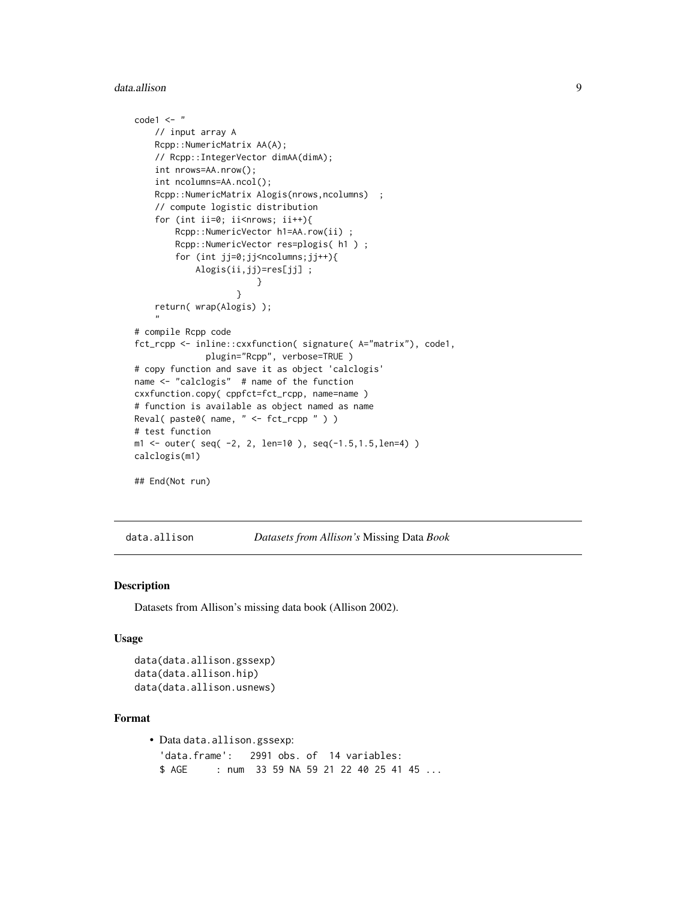```
code1 <- "
    // input array A
    Rcpp::NumericMatrix AA(A);
    // Rcpp::IntegerVector dimAA(dimA);
    int nrows=AA.nrow();
    int ncolumns=AA.ncol();
    Rcpp::NumericMatrix Alogis(nrows,ncolumns)  ;
    // compute logistic distribution
    for (int ii=0; ii<nrows; ii++){
        Rcpp::NumericVector h1=AA.row(ii) ;
        Rcpp::NumericVector res=plogis( h1 ) ;
        for (int jj=0;jj<ncolumns;jj++){
            Alogis(ii,jj)=res[jj] ;
                        }
                    }
    return( wrap(Alogis) );
    "
# compile Rcpp code
fct_rcpp <- inline::cxxfunction( signature( A="matrix"), code1,
              plugin="Rcpp", verbose=TRUE )
# copy function and save it as object 'calclogis'
name <- "calclogis"  # name of the function
cxxfunction.copy( cppfct=fct_rcpp, name=name )
# function is available as object named as name
Reval( paste0( name, " <- fct_rcpp " ) )
# test function
m1 <- outer( seq( -2, 2, len=10 ), seq(-1.5,1.5,len=4) )
calclogis(m1)

## End(Not run)
```

---

## data.allison — *Datasets from Allison's* Missing Data *Book*

### Description

Datasets from Allison's missing data book (Allison 2002).

### Usage

```
data(data.allison.gssexp)
data(data.allison.hip)
data(data.allison.usnews)
```

### Format

- Data `data.allison.gssexp`:

  ```
  'data.frame':   2991 obs. of  14 variables:
  $ AGE     : num  33 59 NA 59 21 22 40 25 41 45 ...
  ```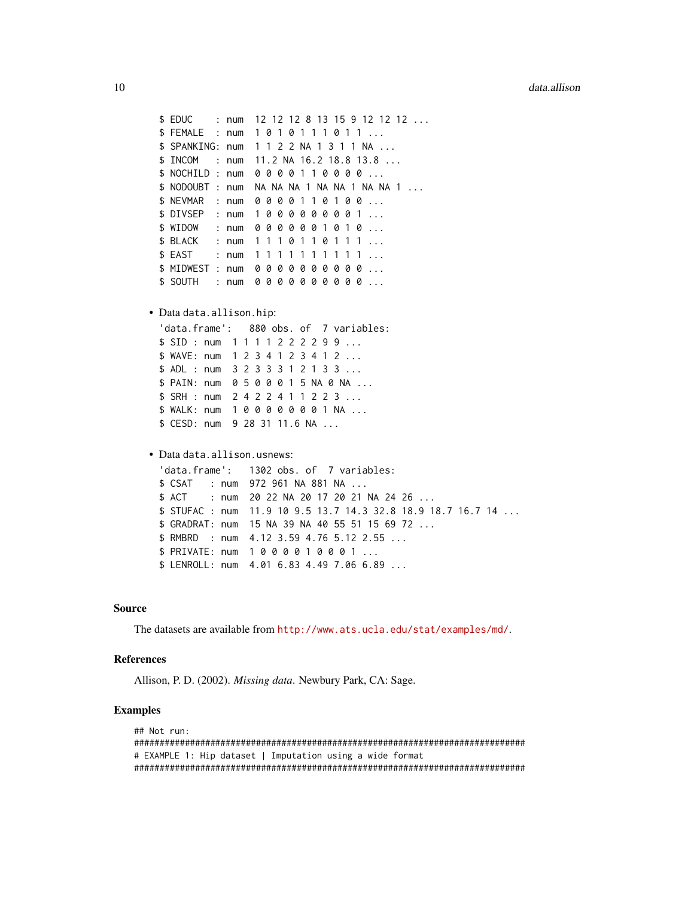```
$ EDUC    : num  12 12 12 8 13 15 9 12 12 12 ...
$ FEMALE  : num  1 0 1 0 1 1 1 0 1 1 ...
$ SPANKING: num  1 1 2 2 NA 1 3 1 1 NA ...
$ INCOM   : num  11.2 NA 16.2 18.8 13.8 ...
$ NOCHILD : num  0 0 0 0 1 1 0 0 0 0 ...
$ NODOUBT : num  NA NA NA 1 NA NA 1 NA NA 1 ...
$ NEVMAR  : num  0 0 0 0 1 1 0 1 0 0 ...
$ DIVSEP  : num  1 0 0 0 0 0 0 0 0 1 ...
$ WIDOW   : num  0 0 0 0 0 0 1 0 1 0 ...
$ BLACK   : num  1 1 1 0 1 1 0 1 1 1 ...
$ EAST    : num  1 1 1 1 1 1 1 1 1 1 ...
$ MIDWEST : num  0 0 0 0 0 0 0 0 0 0 ...
$ SOUTH   : num  0 0 0 0 0 0 0 0 0 0 ...
```

- Data `data.allison.hip`:

```
'data.frame':   880 obs. of  7 variables:
$ SID : num  1 1 1 1 2 2 2 2 9 9 ...
$ WAVE: num  1 2 3 4 1 2 3 4 1 2 ...
$ ADL : num  3 2 3 3 3 1 2 1 3 3 ...
$ PAIN: num  0 5 0 0 0 1 5 NA 0 NA ...
$ SRH : num  2 4 2 2 4 1 1 2 2 3 ...
$ WALK: num  1 0 0 0 0 0 0 0 1 NA ...
$ CESD: num  9 28 31 11.6 NA ...
```

- Data `data.allison.usnews`:

```
'data.frame':   1302 obs. of  7 variables:
$ CSAT   : num  972 961 NA 881 NA ...
$ ACT    : num  20 22 NA 20 17 20 21 NA 24 26 ...
$ STUFAC : num  11.9 10 9.5 13.7 14.3 32.8 18.9 18.7 16.7 14 ...
$ GRADRAT: num  15 NA 39 NA 40 55 51 15 69 72 ...
$ RMBRD  : num  4.12 3.59 4.76 5.12 2.55 ...
$ PRIVATE: num  1 0 0 0 0 1 0 0 0 1 ...
$ LENROLL: num  4.01 6.83 4.49 7.06 6.89 ...
```

### Source

The datasets are available from http://www.ats.ucla.edu/stat/examples/md/.

### References

Allison, P. D. (2002). *Missing data*. Newbury Park, CA: Sage.

### Examples

```
## Not run:
#############################################################################
# EXAMPLE 1: Hip dataset | Imputation using a wide format
#############################################################################
```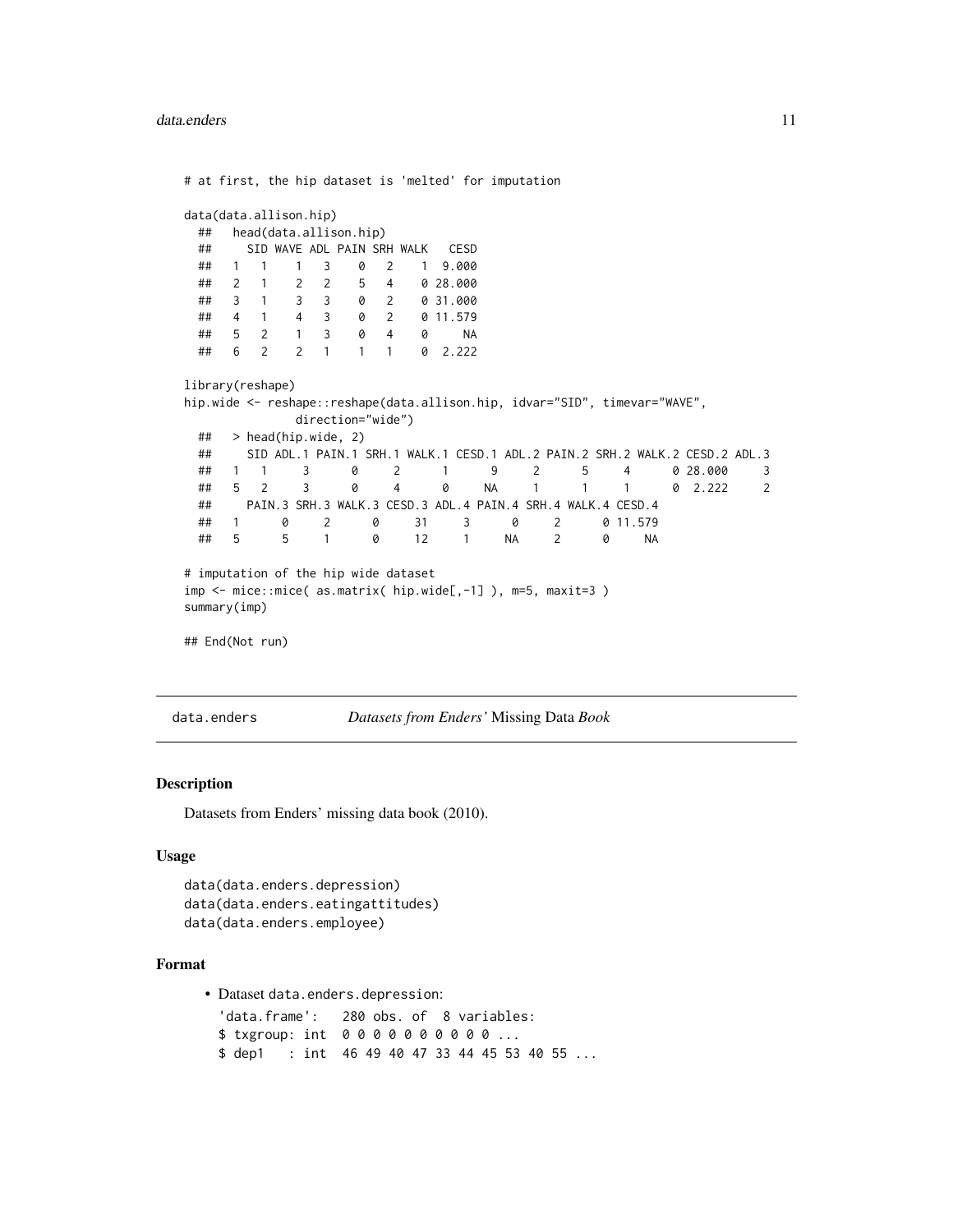```
# at first, the hip dataset is 'melted' for imputation

data(data.allison.hip)
  ##   head(data.allison.hip)
  ##     SID WAVE ADL PAIN SRH WALK   CESD
  ##   1   1    1   3    0   2    1  9.000
  ##   2   1    2   2    5   4    0 28.000
  ##   3   1    3   3    0   2    0 31.000
  ##   4   1    4   3    0   2    0 11.579
  ##   5   2    1   3    0   4    0     NA
  ##   6   2    2   1    1   1    0  2.222

library(reshape)
hip.wide <- reshape::reshape(data.allison.hip, idvar="SID", timevar="WAVE",
               direction="wide")
  ##   > head(hip.wide, 2)
  ##     SID ADL.1 PAIN.1 SRH.1 WALK.1 CESD.1 ADL.2 PAIN.2 SRH.2 WALK.2 CESD.2 ADL.3
  ##   1   1     3      0     2      1      9     2      5     4      0 28.000     3
  ##   5   2     3      0     4      0     NA     1      1     1      0  2.222     2
  ##     PAIN.3 SRH.3 WALK.3 CESD.3 ADL.4 PAIN.4 SRH.4 WALK.4 CESD.4
  ##   1      0     2      0     31     3      0     2      0 11.579
  ##   5      5     1      0     12     1     NA     2      0     NA

# imputation of the hip wide dataset
imp <- mice::mice( as.matrix( hip.wide[,-1] ), m=5, maxit=3 )
summary(imp)

## End(Not run)
```

---

`data.enders` *Datasets from Enders'* Missing Data *Book*

---

## Description

Datasets from Enders' missing data book (2010).

## Usage

```
data(data.enders.depression)
data(data.enders.eatingattitudes)
data(data.enders.employee)
```

## Format

- Dataset `data.enders.depression`:

```
'data.frame':   280 obs. of  8 variables:
$ txgroup: int  0 0 0 0 0 0 0 0 0 0 ...
$ dep1   : int  46 49 40 47 33 44 45 53 40 55 ...
```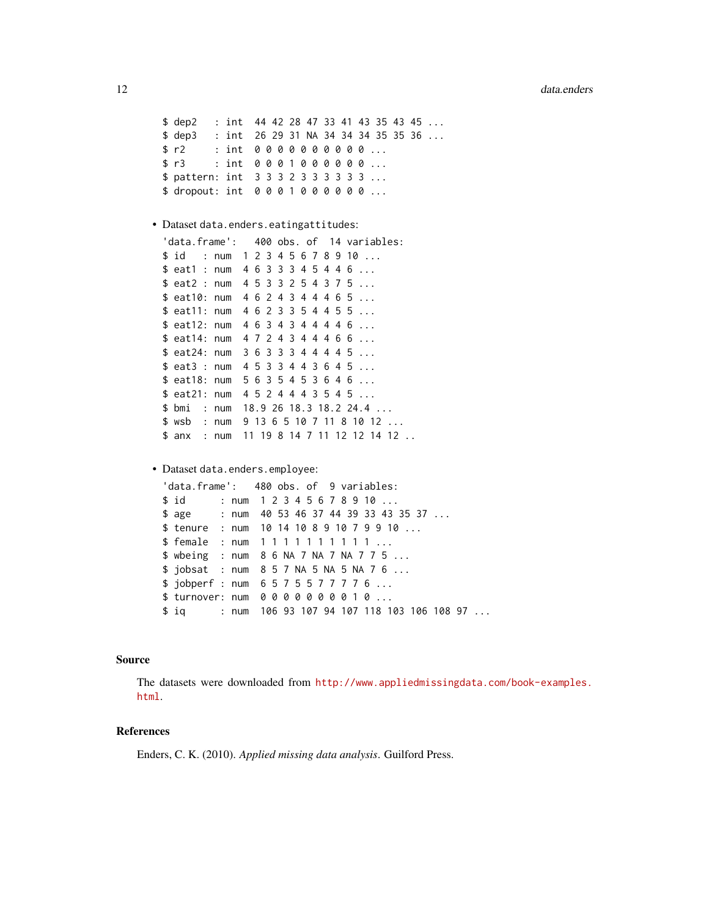```
$ dep2   : int  44 42 28 47 33 41 43 35 43 45 ...
$ dep3   : int  26 29 31 NA 34 34 34 35 35 36 ...
$ r2     : int  0 0 0 0 0 0 0 0 0 0 ...
$ r3     : int  0 0 0 1 0 0 0 0 0 0 ...
$ pattern: int  3 3 3 2 3 3 3 3 3 3 ...
$ dropout: int  0 0 0 1 0 0 0 0 0 0 ...
```

- Dataset `data.enders.eatingattitudes`:

```
'data.frame':   400 obs. of  14 variables:
$ id   : num  1 2 3 4 5 6 7 8 9 10 ...
$ eat1 : num  4 6 3 3 3 4 5 4 4 6 ...
$ eat2 : num  4 5 3 3 2 5 4 3 7 5 ...
$ eat10: num  4 6 2 4 3 4 4 4 6 5 ...
$ eat11: num  4 6 2 3 3 5 4 4 5 5 ...
$ eat12: num  4 6 3 4 3 4 4 4 4 6 ...
$ eat14: num  4 7 2 4 3 4 4 4 6 6 ...
$ eat24: num  3 6 3 3 3 4 4 4 4 5 ...
$ eat3 : num  4 5 3 3 4 4 3 6 4 5 ...
$ eat18: num  5 6 3 5 4 5 3 6 4 6 ...
$ eat21: num  4 5 2 4 4 4 3 5 4 5 ...
$ bmi  : num  18.9 26 18.3 18.2 24.4 ...
$ wsb  : num  9 13 6 5 10 7 11 8 10 12 ...
$ anx  : num  11 19 8 14 7 11 12 12 14 12 ..
```

- Dataset `data.enders.employee`:

```
'data.frame':   480 obs. of  9 variables:
$ id      : num  1 2 3 4 5 6 7 8 9 10 ...
$ age     : num  40 53 46 37 44 39 33 43 35 37 ...
$ tenure  : num  10 14 10 8 9 10 7 9 9 10 ...
$ female  : num  1 1 1 1 1 1 1 1 1 1 ...
$ wbeing  : num  8 6 NA 7 NA 7 NA 7 7 5 ...
$ jobsat  : num  8 5 7 NA 5 NA 5 NA 7 6 ...
$ jobperf : num  6 5 7 5 5 7 7 7 7 6 ...
$ turnover: num  0 0 0 0 0 0 0 0 1 0 ...
$ iq      : num  106 93 107 94 107 118 103 106 108 97 ...
```

## Source

The datasets were downloaded from http://www.appliedmissingdata.com/book-examples.html.

## References

Enders, C. K. (2010). *Applied missing data analysis*. Guilford Press.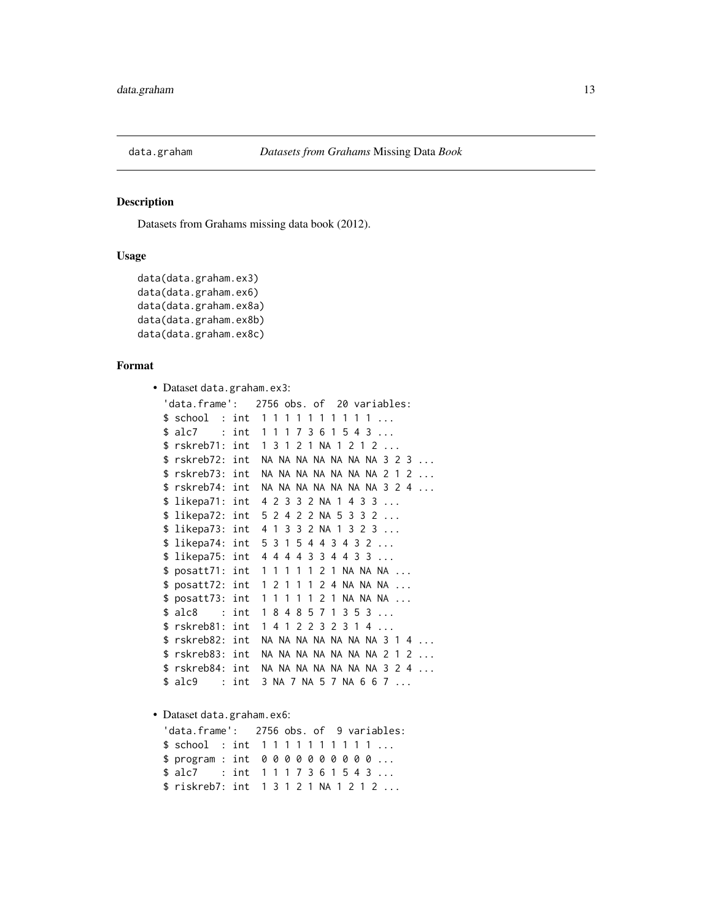## data.graham — *Datasets from Grahams* Missing Data *Book*

### Description

Datasets from Grahams missing data book (2012).

### Usage

```
data(data.graham.ex3)
data(data.graham.ex6)
data(data.graham.ex8a)
data(data.graham.ex8b)
data(data.graham.ex8c)
```

### Format

- Dataset data.graham.ex3:

```
'data.frame':   2756 obs. of  20 variables:
 $ school  : int  1 1 1 1 1 1 1 1 1 1 ...
 $ alc7    : int  1 1 1 7 3 6 1 5 4 3 ...
 $ rskreb71: int  1 3 1 2 1 NA 1 2 1 2 ...
 $ rskreb72: int  NA NA NA NA NA NA NA 3 2 3 ...
 $ rskreb73: int  NA NA NA NA NA NA NA 2 1 2 ...
 $ rskreb74: int  NA NA NA NA NA NA NA 3 2 4 ...
 $ likepa71: int  4 2 3 3 2 NA 1 4 3 3 ...
 $ likepa72: int  5 2 4 2 2 NA 5 3 3 2 ...
 $ likepa73: int  4 1 3 3 2 NA 1 3 2 3 ...
 $ likepa74: int  5 3 1 5 4 4 3 4 3 2 ...
 $ likepa75: int  4 4 4 4 3 3 4 4 3 3 ...
 $ posatt71: int  1 1 1 1 1 2 1 NA NA NA ...
 $ posatt72: int  1 2 1 1 1 2 4 NA NA NA ...
 $ posatt73: int  1 1 1 1 1 2 1 NA NA NA ...
 $ alc8    : int  1 8 4 8 5 7 1 3 5 3 ...
 $ rskreb81: int  1 4 1 2 2 3 2 3 1 4 ...
 $ rskreb82: int  NA NA NA NA NA NA NA 3 1 4 ...
 $ rskreb83: int  NA NA NA NA NA NA NA 2 1 2 ...
 $ rskreb84: int  NA NA NA NA NA NA NA 3 2 4 ...
 $ alc9    : int  3 NA 7 NA 5 7 NA 6 6 7 ...
```

- Dataset data.graham.ex6:

```
'data.frame':   2756 obs. of  9 variables:
 $ school  : int  1 1 1 1 1 1 1 1 1 1 ...
 $ program : int  0 0 0 0 0 0 0 0 0 0 ...
 $ alc7    : int  1 1 1 7 3 6 1 5 4 3 ...
 $ riskreb7: int  1 3 1 2 1 NA 1 2 1 2 ...
```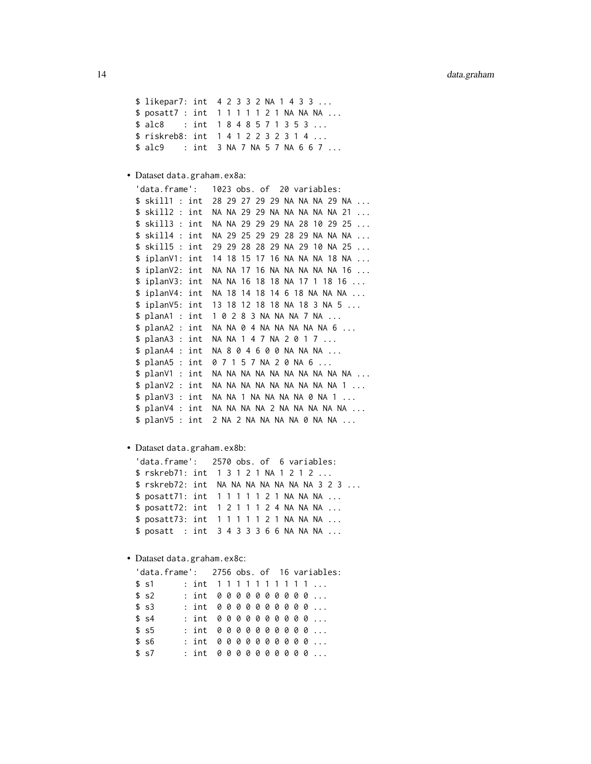```
$ likepar7: int  4 2 3 3 2 NA 1 4 3 3 ...
$ posatt7 : int  1 1 1 1 1 2 1 NA NA NA ...
$ alc8    : int  1 8 4 8 5 7 1 3 5 3 ...
$ riskreb8: int  1 4 1 2 2 3 2 3 1 4 ...
$ alc9    : int  3 NA 7 NA 5 7 NA 6 6 7 ...
```

- Dataset data.graham.ex8a:

```
'data.frame':   1023 obs. of  20 variables:
$ skill1 : int  28 29 27 29 29 NA NA NA 29 NA ...
$ skill2 : int  NA NA 29 29 NA NA NA NA NA 21 ...
$ skill3 : int  NA NA 29 29 29 NA 28 10 29 25 ...
$ skill4 : int  NA 29 25 29 29 28 29 NA NA NA ...
$ skill5 : int  29 29 28 28 29 NA 29 10 NA 25 ...
$ iplanV1: int  14 18 15 17 16 NA NA NA 18 NA ...
$ iplanV2: int  NA NA 17 16 NA NA NA NA NA 16 ...
$ iplanV3: int  NA NA 16 18 18 NA 17 1 18 16 ...
$ iplanV4: int  NA 18 14 18 14 6 18 NA NA NA ...
$ iplanV5: int  13 18 12 18 18 NA 18 3 NA 5 ...
$ planA1 : int  1 0 2 8 3 NA NA NA 7 NA ...
$ planA2 : int  NA NA 0 4 NA NA NA NA NA 6 ...
$ planA3 : int  NA NA 1 4 7 NA 2 0 1 7 ...
$ planA4 : int  NA 8 0 4 6 0 0 NA NA NA ...
$ planA5 : int  0 7 1 5 7 NA 2 0 NA 6 ...
$ planV1 : int  NA NA NA NA NA NA NA NA NA NA ...
$ planV2 : int  NA NA NA NA NA NA NA NA NA 1 ...
$ planV3 : int  NA NA 1 NA NA NA NA 0 NA 1 ...
$ planV4 : int  NA NA NA NA 2 NA NA NA NA NA ...
$ planV5 : int  2 NA 2 NA NA NA NA 0 NA NA ...
```

- Dataset data.graham.ex8b:

```
'data.frame':   2570 obs. of  6 variables:
$ rskreb71: int  1 3 1 2 1 NA 1 2 1 2 ...
$ rskreb72: int  NA NA NA NA NA NA NA 3 2 3 ...
$ posatt71: int  1 1 1 1 1 2 1 NA NA NA ...
$ posatt72: int  1 2 1 1 1 2 4 NA NA NA ...
$ posatt73: int  1 1 1 1 1 2 1 NA NA NA ...
$ posatt  : int  3 4 3 3 3 6 6 NA NA NA ...
```

- Dataset data.graham.ex8c:

```
'data.frame':   2756 obs. of  16 variables:
$ s1      : int  1 1 1 1 1 1 1 1 1 1 ...
$ s2      : int  0 0 0 0 0 0 0 0 0 0 ...
$ s3      : int  0 0 0 0 0 0 0 0 0 0 ...
$ s4      : int  0 0 0 0 0 0 0 0 0 0 ...
$ s5      : int  0 0 0 0 0 0 0 0 0 0 ...
$ s6      : int  0 0 0 0 0 0 0 0 0 0 ...
$ s7      : int  0 0 0 0 0 0 0 0 0 0 ...
```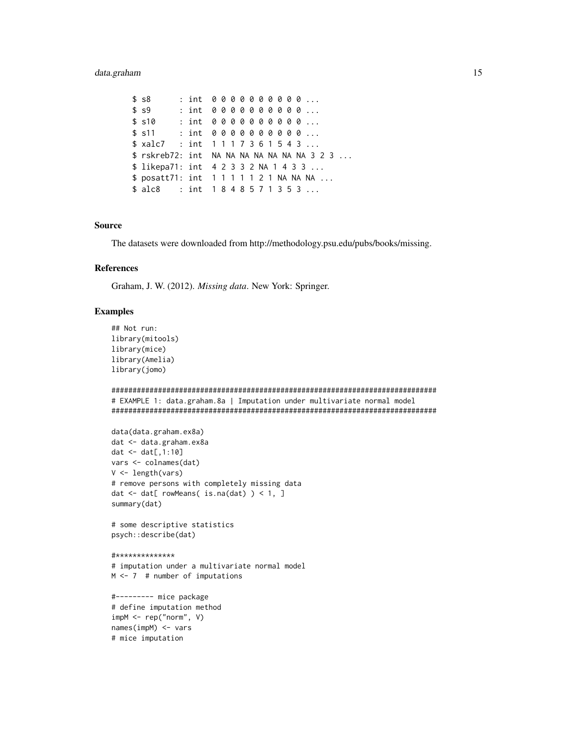```
$ s8      : int  0 0 0 0 0 0 0 0 0 0 ...
$ s9      : int  0 0 0 0 0 0 0 0 0 0 ...
$ s10     : int  0 0 0 0 0 0 0 0 0 0 ...
$ s11     : int  0 0 0 0 0 0 0 0 0 0 ...
$ xalc7   : int  1 1 1 7 3 6 1 5 4 3 ...
$ rskreb72: int  NA NA NA NA NA NA NA 3 2 3 ...
$ likepa71: int  4 2 3 3 2 NA 1 4 3 3 ...
$ posatt71: int  1 1 1 1 1 2 1 NA NA NA ...
$ alc8    : int  1 8 4 8 5 7 1 3 5 3 ...
```

### Source

The datasets were downloaded from http://methodology.psu.edu/pubs/books/missing.

### References

Graham, J. W. (2012). *Missing data*. New York: Springer.

### Examples

```
## Not run:
library(mitools)
library(mice)
library(Amelia)
library(jomo)

#############################################################################
# EXAMPLE 1: data.graham.8a | Imputation under multivariate normal model
#############################################################################

data(data.graham.ex8a)
dat <- data.graham.ex8a
dat <- dat[,1:10]
vars <- colnames(dat)
V <- length(vars)
# remove persons with completely missing data
dat <- dat[ rowMeans( is.na(dat) ) < 1, ]
summary(dat)

# some descriptive statistics
psych::describe(dat)

#**************
# imputation under a multivariate normal model
M <- 7  # number of imputations

#--------- mice package
# define imputation method
impM <- rep("norm", V)
names(impM) <- vars
# mice imputation
```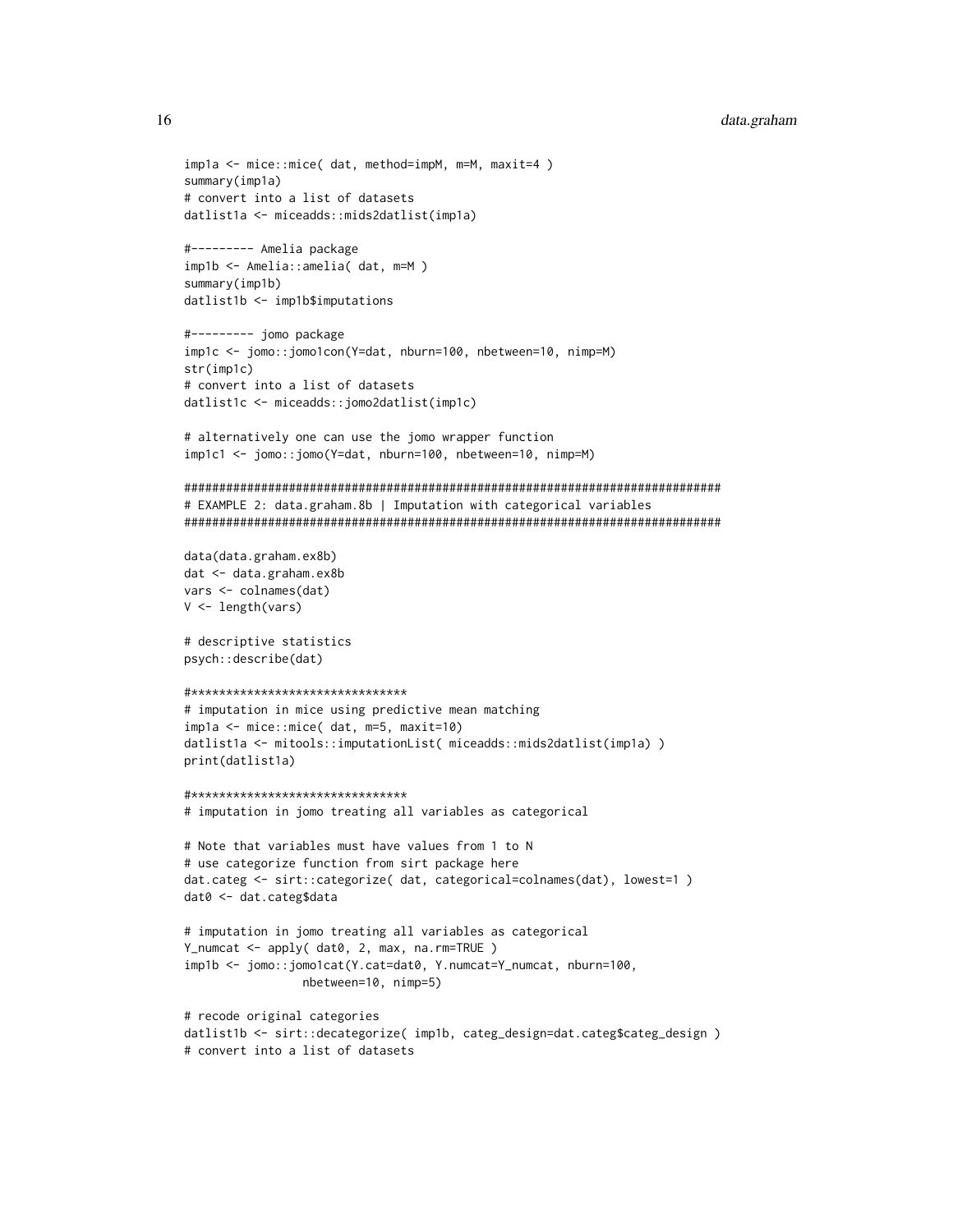```
imp1a <- mice::mice( dat, method=impM, m=M, maxit=4 )
summary(imp1a)
# convert into a list of datasets
datlist1a <- miceadds::mids2datlist(imp1a)

#--------- Amelia package
imp1b <- Amelia::amelia( dat, m=M )
summary(imp1b)
datlist1b <- imp1b$imputations

#--------- jomo package
imp1c <- jomo::jomo1con(Y=dat, nburn=100, nbetween=10, nimp=M)
str(imp1c)
# convert into a list of datasets
datlist1c <- miceadds::jomo2datlist(imp1c)

# alternatively one can use the jomo wrapper function
imp1c1 <- jomo::jomo(Y=dat, nburn=100, nbetween=10, nimp=M)

#############################################################################
# EXAMPLE 2: data.graham.8b | Imputation with categorical variables
#############################################################################

data(data.graham.ex8b)
dat <- data.graham.ex8b
vars <- colnames(dat)
V <- length(vars)

# descriptive statistics
psych::describe(dat)

#*******************************
# imputation in mice using predictive mean matching
imp1a <- mice::mice( dat, m=5, maxit=10)
datlist1a <- mitools::imputationList( miceadds::mids2datlist(imp1a) )
print(datlist1a)

#*******************************
# imputation in jomo treating all variables as categorical

# Note that variables must have values from 1 to N
# use categorize function from sirt package here
dat.categ <- sirt::categorize( dat, categorical=colnames(dat), lowest=1 )
dat0 <- dat.categ$data

# imputation in jomo treating all variables as categorical
Y_numcat <- apply( dat0, 2, max, na.rm=TRUE )
imp1b <- jomo::jomo1cat(Y.cat=dat0, Y.numcat=Y_numcat, nburn=100,
              nbetween=10, nimp=5)

# recode original categories
datlist1b <- sirt::decategorize( imp1b, categ_design=dat.categ$categ_design )
# convert into a list of datasets
```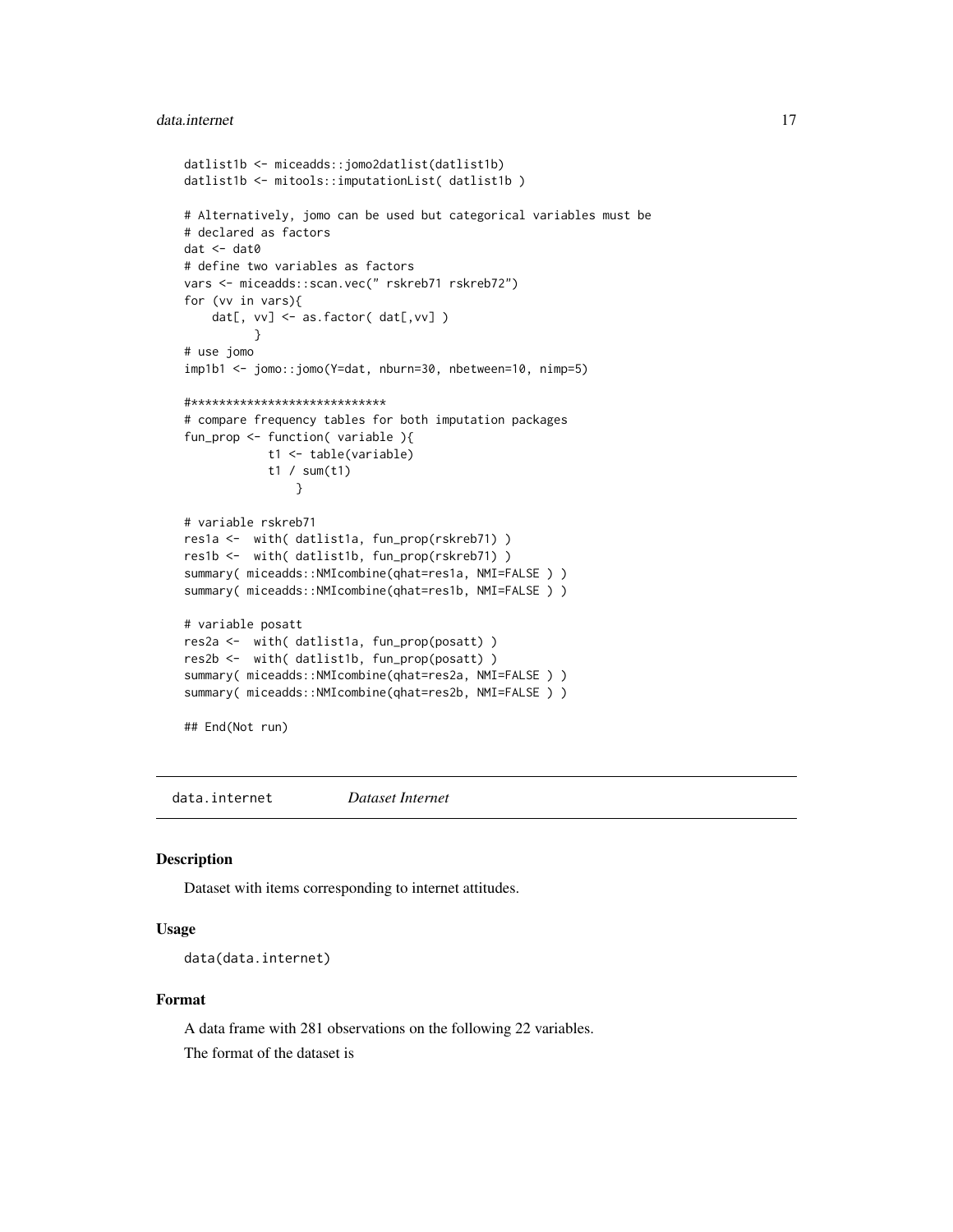```
datlist1b <- miceadds::jomo2datlist(datlist1b)
datlist1b <- mitools::imputationList( datlist1b )

# Alternatively, jomo can be used but categorical variables must be
# declared as factors
dat <- dat0
# define two variables as factors
vars <- miceadds::scan.vec(" rskreb71 rskreb72")
for (vv in vars){
    dat[, vv] <- as.factor( dat[,vv] )
          }
# use jomo
imp1b1 <- jomo::jomo(Y=dat, nburn=30, nbetween=10, nimp=5)

#****************************
# compare frequency tables for both imputation packages
fun_prop <- function( variable ){
            t1 <- table(variable)
            t1 / sum(t1)
                }

# variable rskreb71
res1a <-  with( datlist1a, fun_prop(rskreb71) )
res1b <-  with( datlist1b, fun_prop(rskreb71) )
summary( miceadds::NMIcombine(qhat=res1a, NMI=FALSE ) )
summary( miceadds::NMIcombine(qhat=res1b, NMI=FALSE ) )

# variable posatt
res2a <-  with( datlist1a, fun_prop(posatt) )
res2b <-  with( datlist1b, fun_prop(posatt) )
summary( miceadds::NMIcombine(qhat=res2a, NMI=FALSE ) )
summary( miceadds::NMIcombine(qhat=res2b, NMI=FALSE ) )

## End(Not run)
```

## data.internet    *Dataset Internet*

### Description

Dataset with items corresponding to internet attitudes.

### Usage

```
data(data.internet)
```

### Format

A data frame with 281 observations on the following 22 variables.

The format of the dataset is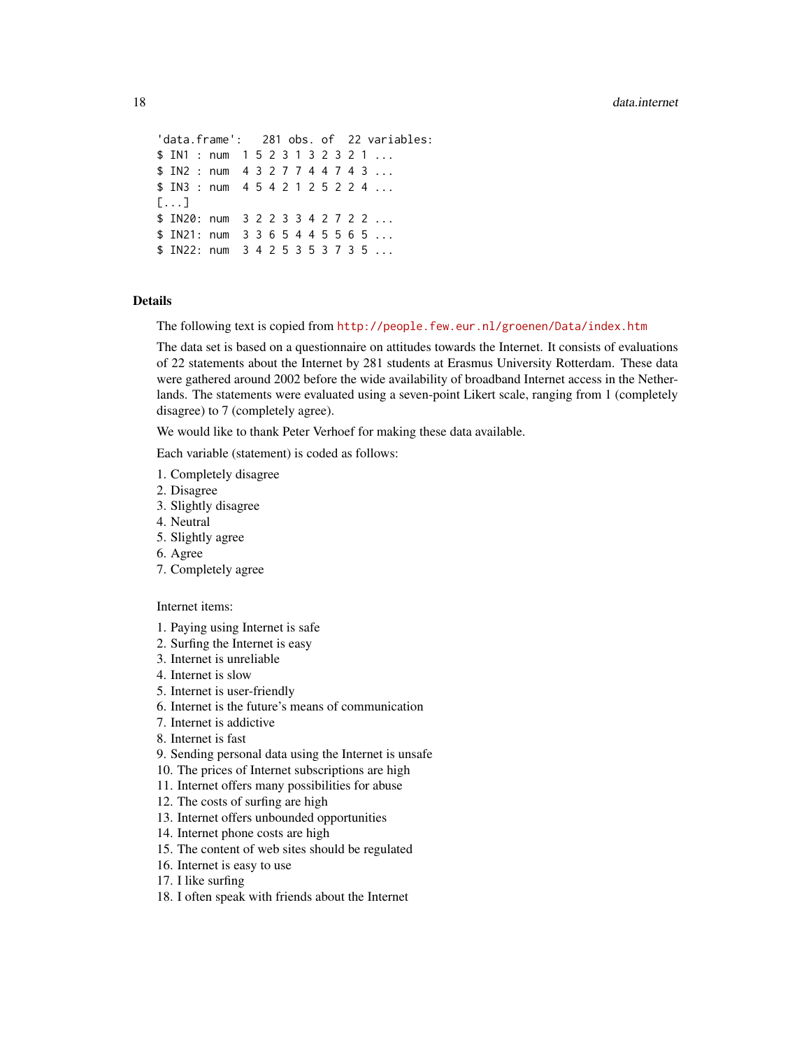```
'data.frame':   281 obs. of  22 variables:
$ IN1 : num  1 5 2 3 1 3 2 3 2 1 ...
$ IN2 : num  4 3 2 7 7 4 4 7 4 3 ...
$ IN3 : num  4 5 4 2 1 2 5 2 2 4 ...
[...]
$ IN20: num  3 2 2 3 3 4 2 7 2 2 ...
$ IN21: num  3 3 6 5 4 4 5 5 6 5 ...
$ IN22: num  3 4 2 5 3 5 3 7 3 5 ...
```

## Details

The following text is copied from http://people.few.eur.nl/groenen/Data/index.htm

The data set is based on a questionnaire on attitudes towards the Internet. It consists of evaluations of 22 statements about the Internet by 281 students at Erasmus University Rotterdam. These data were gathered around 2002 before the wide availability of broadband Internet access in the Netherlands. The statements were evaluated using a seven-point Likert scale, ranging from 1 (completely disagree) to 7 (completely agree).

We would like to thank Peter Verhoef for making these data available.

Each variable (statement) is coded as follows:

1. Completely disagree
2. Disagree
3. Slightly disagree
4. Neutral
5. Slightly agree
6. Agree
7. Completely agree

Internet items:

1. Paying using Internet is safe
2. Surfing the Internet is easy
3. Internet is unreliable
4. Internet is slow
5. Internet is user-friendly
6. Internet is the future's means of communication
7. Internet is addictive
8. Internet is fast
9. Sending personal data using the Internet is unsafe
10. The prices of Internet subscriptions are high
11. Internet offers many possibilities for abuse
12. The costs of surfing are high
13. Internet offers unbounded opportunities
14. Internet phone costs are high
15. The content of web sites should be regulated
16. Internet is easy to use
17. I like surfing
18. I often speak with friends about the Internet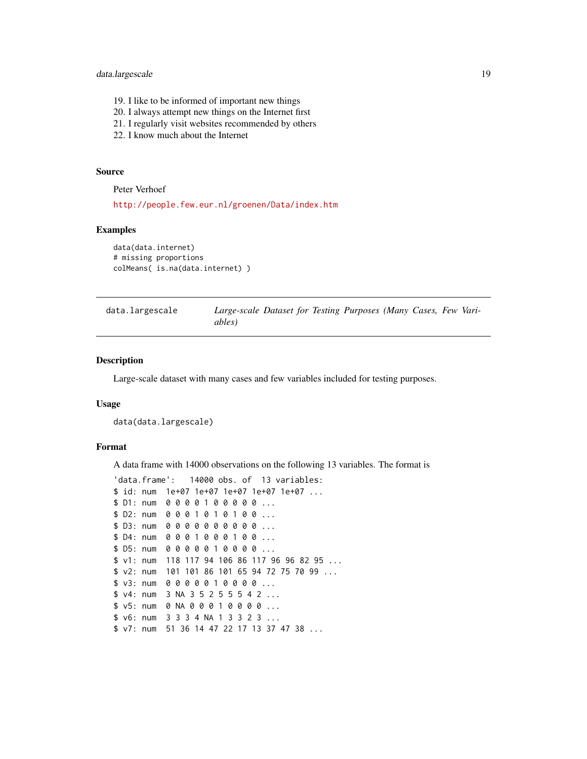19. I like to be informed of important new things
20. I always attempt new things on the Internet first
21. I regularly visit websites recommended by others
22. I know much about the Internet

### Source

Peter Verhoef

http://people.few.eur.nl/groenen/Data/index.htm

### Examples

```
data(data.internet)
# missing proportions
colMeans( is.na(data.internet) )
```

---

## data.largescale — *Large-scale Dataset for Testing Purposes (Many Cases, Few Variables)*

---

### Description

Large-scale dataset with many cases and few variables included for testing purposes.

### Usage

```
data(data.largescale)
```

### Format

A data frame with 14000 observations on the following 13 variables. The format is

```
'data.frame':   14000 obs. of  13 variables:
$ id: num  1e+07 1e+07 1e+07 1e+07 1e+07 ...
$ D1: num  0 0 0 0 1 0 0 0 0 0 ...
$ D2: num  0 0 0 1 0 1 0 1 0 0 ...
$ D3: num  0 0 0 0 0 0 0 0 0 0 ...
$ D4: num  0 0 0 1 0 0 0 1 0 0 ...
$ D5: num  0 0 0 0 0 1 0 0 0 0 ...
$ v1: num  118 117 94 106 86 117 96 96 82 95 ...
$ v2: num  101 101 86 101 65 94 72 75 70 99 ...
$ v3: num  0 0 0 0 0 1 0 0 0 0 ...
$ v4: num  3 NA 3 5 2 5 5 5 4 2 ...
$ v5: num  0 NA 0 0 0 1 0 0 0 0 ...
$ v6: num  3 3 3 4 NA 1 3 3 2 3 ...
$ v7: num  51 36 14 47 22 17 13 37 47 38 ...
```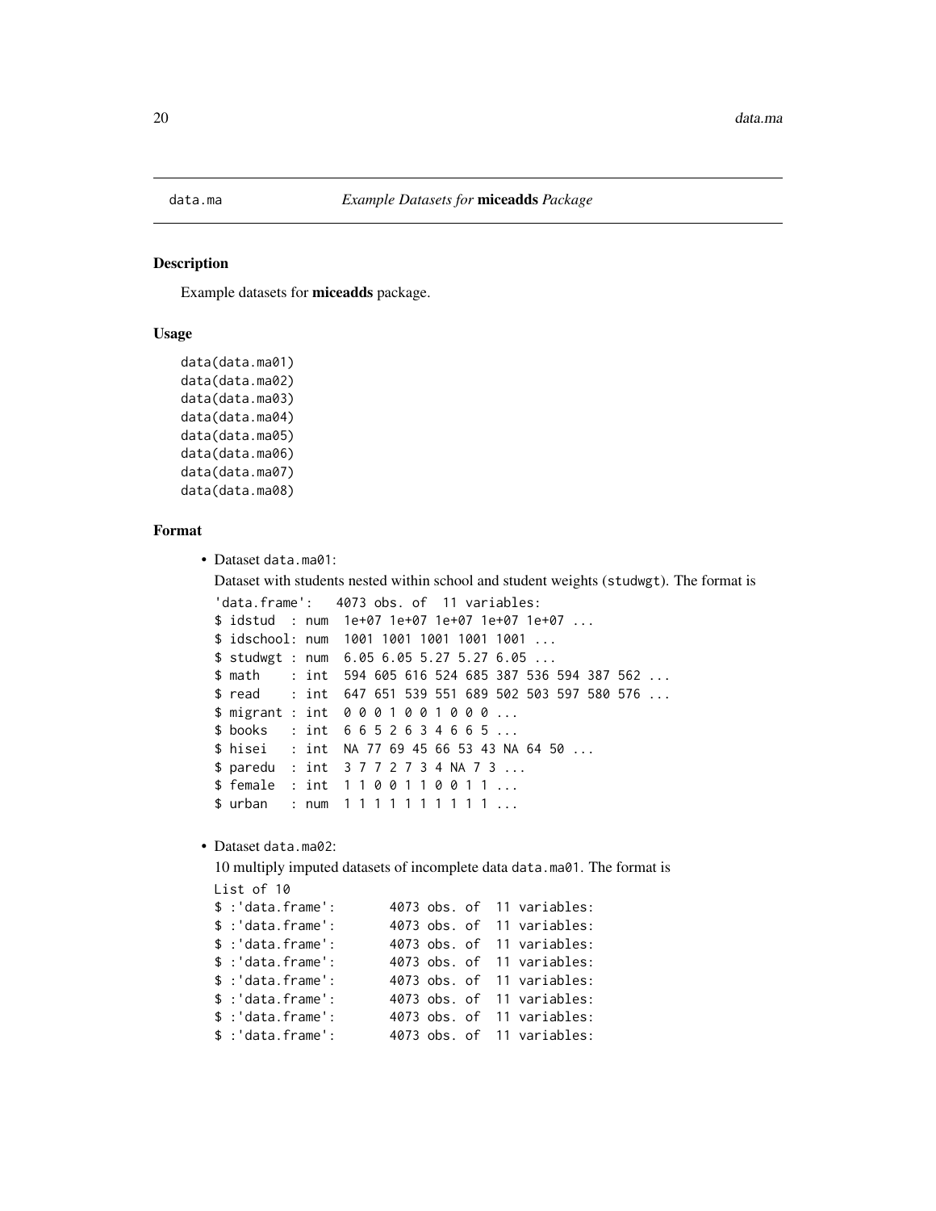# data.ma — *Example Datasets for* **miceadds** *Package*

## Description

Example datasets for **miceadds** package.

## Usage

```
data(data.ma01)
data(data.ma02)
data(data.ma03)
data(data.ma04)
data(data.ma05)
data(data.ma06)
data(data.ma07)
data(data.ma08)
```

## Format

- Dataset `data.ma01`:

  Dataset with students nested within school and student weights (`studwgt`). The format is

  ```
  'data.frame':   4073 obs. of  11 variables:
  $ idstud  : num  1e+07 1e+07 1e+07 1e+07 1e+07 ...
  $ idschool: num  1001 1001 1001 1001 1001 ...
  $ studwgt : num  6.05 6.05 5.27 5.27 6.05 ...
  $ math    : int  594 605 616 524 685 387 536 594 387 562 ...
  $ read    : int  647 651 539 551 689 502 503 597 580 576 ...
  $ migrant : int  0 0 0 1 0 0 1 0 0 0 ...
  $ books   : int  6 6 5 2 6 3 4 6 6 5 ...
  $ hisei   : int  NA 77 69 45 66 53 43 NA 64 50 ...
  $ paredu  : int  3 7 7 2 7 3 4 NA 7 3 ...
  $ female  : int  1 1 0 0 1 1 0 0 1 1 ...
  $ urban   : num  1 1 1 1 1 1 1 1 1 1 ...
  ```

- Dataset `data.ma02`:

  10 multiply imputed datasets of incomplete data `data.ma01`. The format is

  ```
  List of 10
  $ :'data.frame':       4073 obs. of  11 variables:
  $ :'data.frame':       4073 obs. of  11 variables:
  $ :'data.frame':       4073 obs. of  11 variables:
  $ :'data.frame':       4073 obs. of  11 variables:
  $ :'data.frame':       4073 obs. of  11 variables:
  $ :'data.frame':       4073 obs. of  11 variables:
  $ :'data.frame':       4073 obs. of  11 variables:
  $ :'data.frame':       4073 obs. of  11 variables:
  ```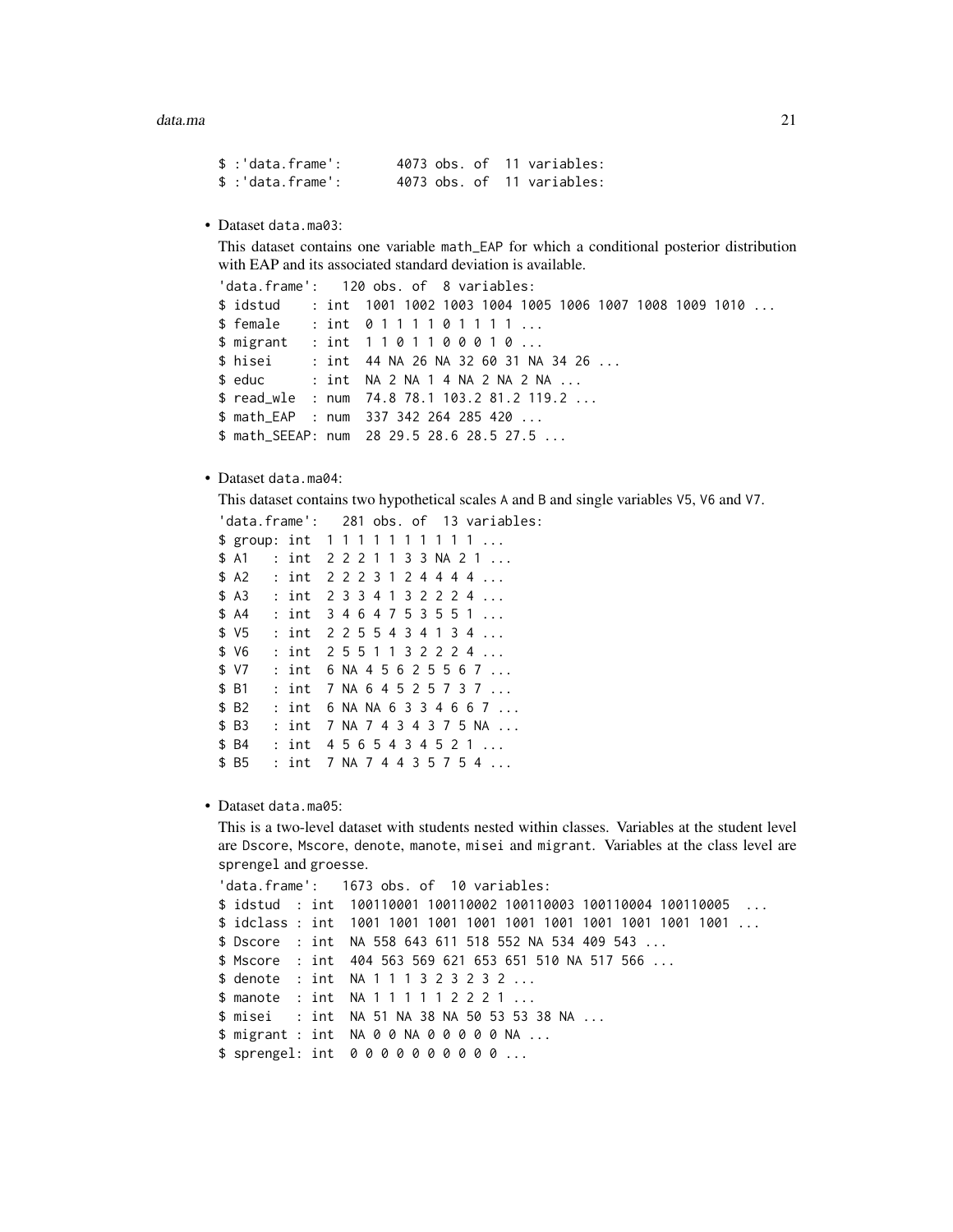```
$ :'data.frame':       4073 obs. of  11 variables:
$ :'data.frame':       4073 obs. of  11 variables:
```

- Dataset `data.ma03`:

  This dataset contains one variable `math_EAP` for which a conditional posterior distribution with EAP and its associated standard deviation is available.

```
'data.frame':   120 obs. of  8 variables:
$ idstud    : int  1001 1002 1003 1004 1005 1006 1007 1008 1009 1010 ...
$ female    : int  0 1 1 1 1 0 1 1 1 1 ...
$ migrant   : int  1 1 0 1 1 0 0 0 1 0 ...
$ hisei     : int  44 NA 26 NA 32 60 31 NA 34 26 ...
$ educ      : int  NA 2 NA 1 4 NA 2 NA 2 NA ...
$ read_wle  : num  74.8 78.1 103.2 81.2 119.2 ...
$ math_EAP  : num  337 342 264 285 420 ...
$ math_SEEAP: num  28 29.5 28.6 28.5 27.5 ...
```

- Dataset `data.ma04`:

  This dataset contains two hypothetical scales `A` and `B` and single variables `V5`, `V6` and `V7`.

```
'data.frame':   281 obs. of  13 variables:
$ group: int  1 1 1 1 1 1 1 1 1 1 ...
$ A1   : int  2 2 2 1 1 3 3 NA 2 1 ...
$ A2   : int  2 2 2 3 1 2 4 4 4 4 ...
$ A3   : int  2 3 3 4 1 3 2 2 2 4 ...
$ A4   : int  3 4 6 4 7 5 3 5 5 1 ...
$ V5   : int  2 2 5 5 4 3 4 1 3 4 ...
$ V6   : int  2 5 5 1 1 3 2 2 2 4 ...
$ V7   : int  6 NA 4 5 6 2 5 5 6 7 ...
$ B1   : int  7 NA 6 4 5 2 5 7 3 7 ...
$ B2   : int  6 NA NA 6 3 3 4 6 6 7 ...
$ B3   : int  7 NA 7 4 3 4 3 7 5 NA ...
$ B4   : int  4 5 6 5 4 3 4 5 2 1 ...
$ B5   : int  7 NA 7 4 4 3 5 7 5 4 ...
```

- Dataset `data.ma05`:

  This is a two-level dataset with students nested within classes. Variables at the student level are `Dscore`, `Mscore`, `denote`, `manote`, `misei` and `migrant`. Variables at the class level are `sprengel` and `groesse`.

```
'data.frame':   1673 obs. of  10 variables:
$ idstud  : int  100110001 100110002 100110003 100110004 100110005  ...
$ idclass : int  1001 1001 1001 1001 1001 1001 1001 1001 1001 1001 ...
$ Dscore  : int  NA 558 643 611 518 552 NA 534 409 543 ...
$ Mscore  : int  404 563 569 621 653 651 510 NA 517 566 ...
$ denote  : int  NA 1 1 1 3 2 3 2 3 2 ...
$ manote  : int  NA 1 1 1 1 1 2 2 2 1 ...
$ misei   : int  NA 51 NA 38 NA 50 53 53 38 NA ...
$ migrant : int  NA 0 0 NA 0 0 0 0 0 NA ...
$ sprengel: int  0 0 0 0 0 0 0 0 0 0 ...
```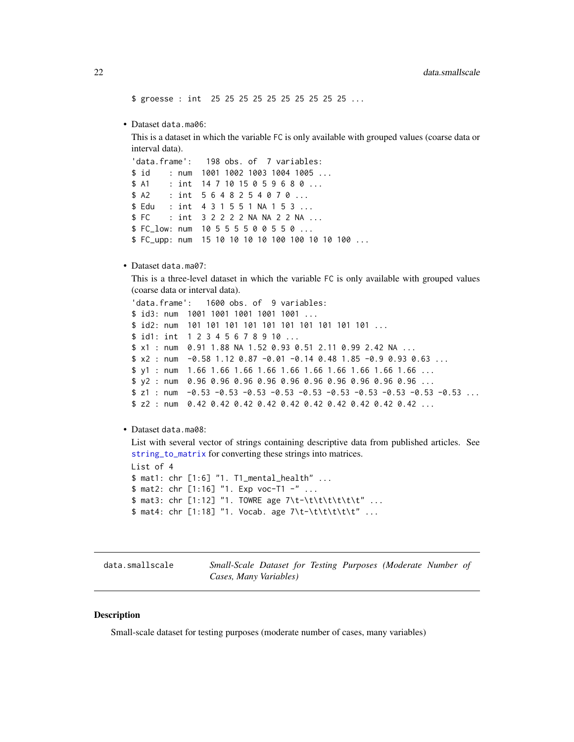```
$ groesse : int  25 25 25 25 25 25 25 25 25 25 ...
```

- Dataset `data.ma06`:

  This is a dataset in which the variable `FC` is only available with grouped values (coarse data or interval data).

```
'data.frame':   198 obs. of  7 variables:
$ id    : num  1001 1002 1003 1004 1005 ...
$ A1    : int  14 7 10 15 0 5 9 6 8 0 ...
$ A2    : int  5 6 4 8 2 5 4 0 7 0 ...
$ Edu   : int  4 3 1 5 5 1 NA 1 5 3 ...
$ FC    : int  3 2 2 2 2 NA NA 2 2 NA ...
$ FC_low: num  10 5 5 5 5 0 0 5 5 0 ...
$ FC_upp: num  15 10 10 10 10 100 100 10 10 100 ...
```

- Dataset `data.ma07`:

  This is a three-level dataset in which the variable `FC` is only available with grouped values (coarse data or interval data).

```
'data.frame':   1600 obs. of  9 variables:
$ id3: num  1001 1001 1001 1001 1001 ...
$ id2: num  101 101 101 101 101 101 101 101 101 101 ...
$ id1: int  1 2 3 4 5 6 7 8 9 10 ...
$ x1 : num  0.91 1.88 NA 1.52 0.93 0.51 2.11 0.99 2.42 NA ...
$ x2 : num  -0.58 1.12 0.87 -0.01 -0.14 0.48 1.85 -0.9 0.93 0.63 ...
$ y1 : num  1.66 1.66 1.66 1.66 1.66 1.66 1.66 1.66 1.66 1.66 ...
$ y2 : num  0.96 0.96 0.96 0.96 0.96 0.96 0.96 0.96 0.96 0.96 ...
$ z1 : num  -0.53 -0.53 -0.53 -0.53 -0.53 -0.53 -0.53 -0.53 -0.53 -0.53 ...
$ z2 : num  0.42 0.42 0.42 0.42 0.42 0.42 0.42 0.42 0.42 0.42 ...
```

- Dataset `data.ma08`:

  List with several vector of strings containing descriptive data from published articles. See `string_to_matrix` for converting these strings into matrices.

```
List of 4
$ mat1: chr [1:6] "1. T1_mental_health" ...
$ mat2: chr [1:16] "1. Exp voc-T1 -" ...
$ mat3: chr [1:12] "1. TOWRE age 7\t-\t\t\t\t\t\t" ...
$ mat4: chr [1:18] "1. Vocab. age 7\t-\t\t\t\t\t\t" ...
```

---

## data.smallscale — *Small-Scale Dataset for Testing Purposes (Moderate Number of Cases, Many Variables)*

### Description

Small-scale dataset for testing purposes (moderate number of cases, many variables)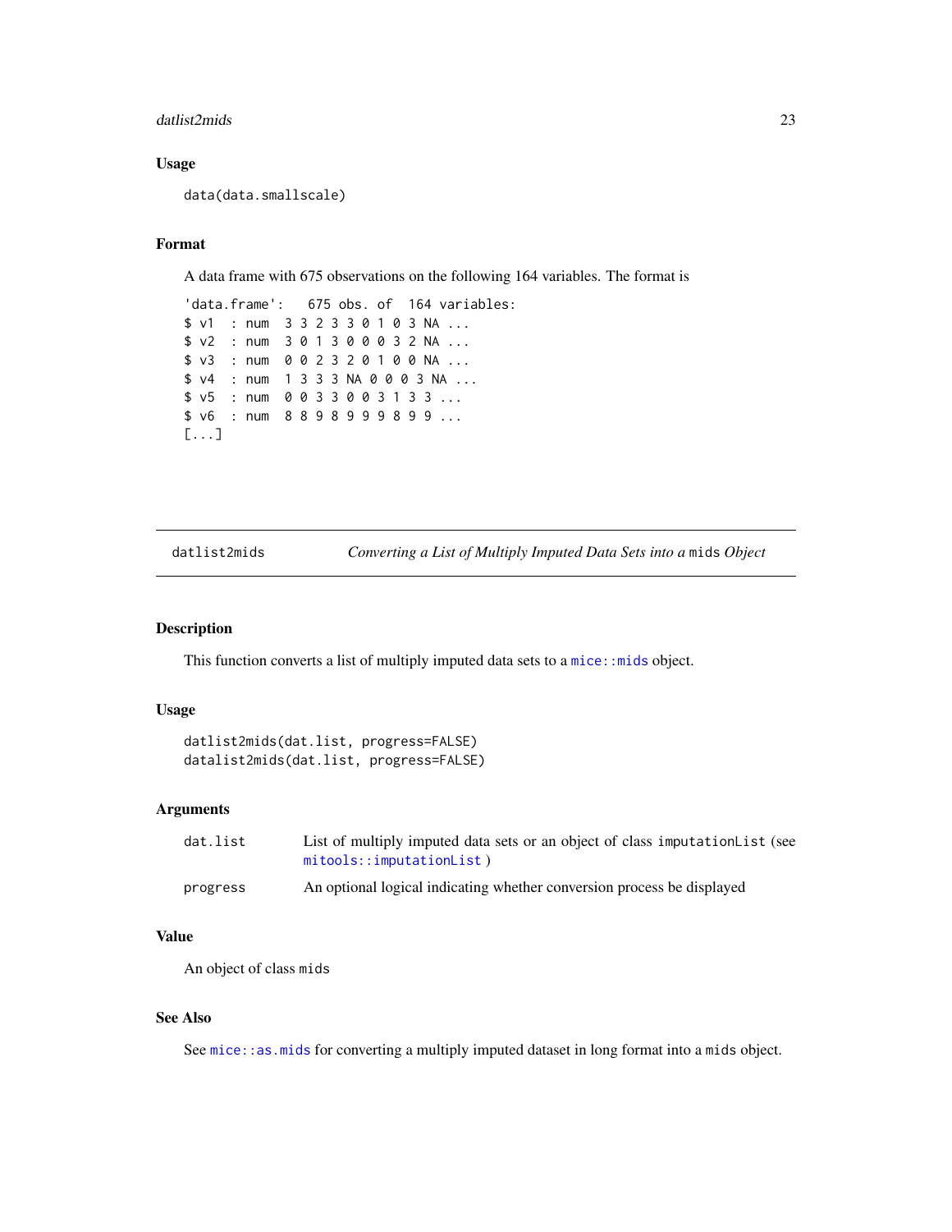### Usage

```
data(data.smallscale)
```

### Format

A data frame with 675 observations on the following 164 variables. The format is

```
'data.frame':   675 obs. of  164 variables:
$ v1  : num  3 3 2 3 3 0 1 0 3 NA ...
$ v2  : num  3 0 1 3 0 0 0 3 2 NA ...
$ v3  : num  0 0 2 3 2 0 1 0 0 NA ...
$ v4  : num  1 3 3 3 NA 0 0 0 3 NA ...
$ v5  : num  0 0 3 3 0 0 3 1 3 3 ...
$ v6  : num  8 8 9 8 9 9 9 8 9 9 ...
[...]
```

---

## datlist2mids — *Converting a List of Multiply Imputed Data Sets into a* `mids` *Object*

### Description

This function converts a list of multiply imputed data sets to a `mice::mids` object.

### Usage

```
datlist2mids(dat.list, progress=FALSE)
datalist2mids(dat.list, progress=FALSE)
```

### Arguments

| | |
|---|---|
| `dat.list` | List of multiply imputed data sets or an object of class `imputationList` (see `mitools::imputationList` ) |
| `progress` | An optional logical indicating whether conversion process be displayed |

### Value

An object of class `mids`

### See Also

See `mice::as.mids` for converting a multiply imputed dataset in long format into a `mids` object.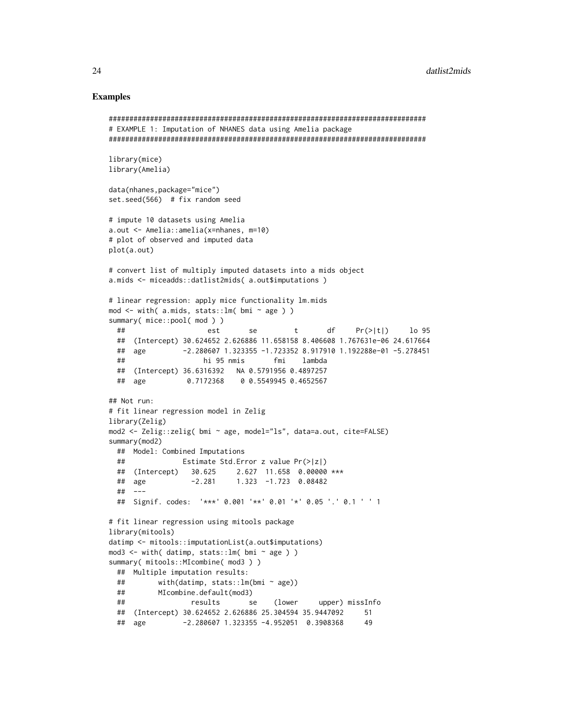## Examples

```
#############################################################################
# EXAMPLE 1: Imputation of NHANES data using Amelia package
#############################################################################

library(mice)
library(Amelia)

data(nhanes,package="mice")
set.seed(566)  # fix random seed

# impute 10 datasets using Amelia
a.out <- Amelia::amelia(x=nhanes, m=10)
# plot of observed and imputed data
plot(a.out)

# convert list of multiply imputed datasets into a mids object
a.mids <- miceadds::datlist2mids( a.out$imputations )

# linear regression: apply mice functionality lm.mids
mod <- with( a.mids, stats::lm( bmi ~ age ) )
summary( mice::pool( mod ) )
  ##                   est       se         t       df     Pr(>|t|)     lo 95
  ##  (Intercept) 30.624652 2.626886 11.658158 8.406608 1.767631e-06 24.617664
  ##  age         -2.280607 1.323355 -1.723352 8.917910 1.192288e-01 -5.278451
  ##                  hi 95 nmis       fmi    lambda
  ##  (Intercept) 36.6316392   NA 0.5791956 0.4897257
  ##  age          0.7172368    0 0.5549945 0.4652567

## Not run:
# fit linear regression model in Zelig
library(Zelig)
mod2 <- Zelig::zelig( bmi ~ age, model="ls", data=a.out, cite=FALSE)
summary(mod2)
  ##  Model: Combined Imputations
  ##              Estimate Std.Error z value Pr(>|z|)
  ##  (Intercept)   30.625     2.627  11.658  0.00000 ***
  ##  age           -2.281     1.323  -1.723  0.08482
  ##  ---
  ##  Signif. codes:  '***' 0.001 '**' 0.01 '*' 0.05 '.' 0.1 ' ' 1

# fit linear regression using mitools package
library(mitools)
datimp <- mitools::imputationList(a.out$imputations)
mod3 <- with( datimp, stats::lm( bmi ~ age ) )
summary( mitools::MIcombine( mod3 ) )
  ##  Multiple imputation results:
  ##        with(datimp, stats::lm(bmi ~ age))
  ##        MIcombine.default(mod3)
  ##                results       se    (lower     upper) missInfo
  ##  (Intercept) 30.624652 2.626886 25.304594 35.9447092     51
  ##  age         -2.280607 1.323355 -4.952051  0.3908368     49
```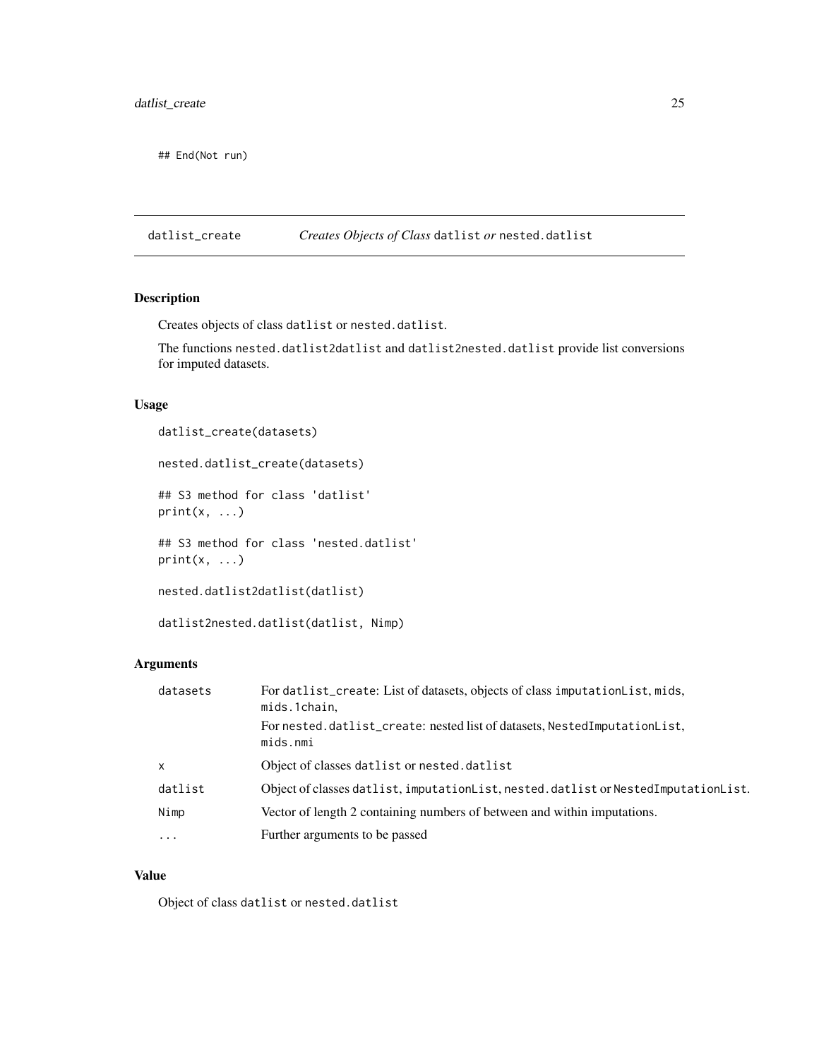```
## End(Not run)
```

---

datlist_create *Creates Objects of Class* datlist *or* nested.datlist

---

### Description

Creates objects of class datlist or nested.datlist.

The functions nested.datlist2datlist and datlist2nested.datlist provide list conversions for imputed datasets.

### Usage

```
datlist_create(datasets)

nested.datlist_create(datasets)

## S3 method for class 'datlist'
print(x, ...)

## S3 method for class 'nested.datlist'
print(x, ...)

nested.datlist2datlist(datlist)

datlist2nested.datlist(datlist, Nimp)
```

### Arguments

| | |
|---|---|
| datasets | For datlist_create: List of datasets, objects of class imputationList, mids, mids.1chain,<br>For nested.datlist_create: nested list of datasets, NestedImputationList, mids.nmi |
| x | Object of classes datlist or nested.datlist |
| datlist | Object of classes datlist, imputationList, nested.datlist or NestedImputationList. |
| Nimp | Vector of length 2 containing numbers of between and within imputations. |
| ... | Further arguments to be passed |

### Value

Object of class datlist or nested.datlist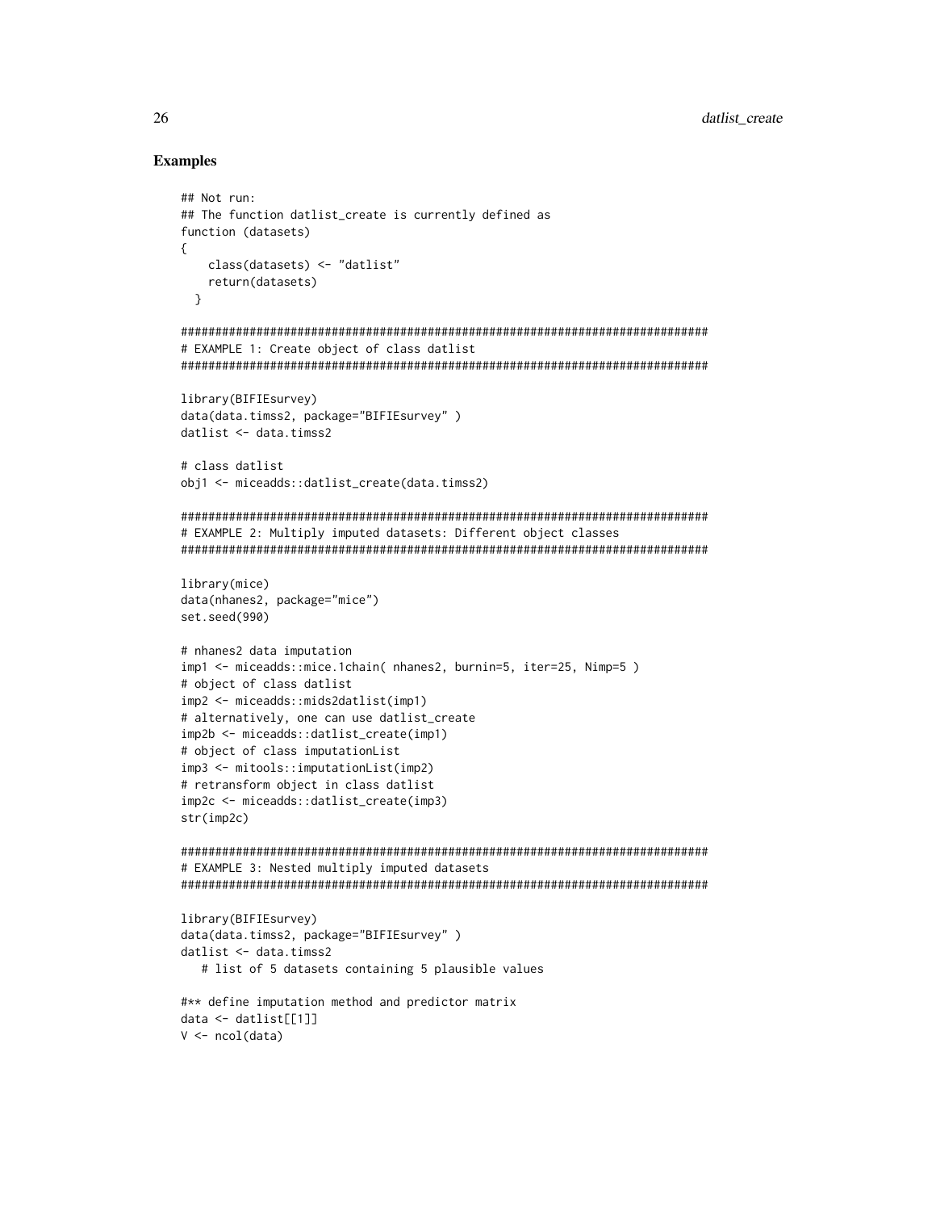## Examples

```
## Not run:
## The function datlist_create is currently defined as
function (datasets)
{
    class(datasets) <- "datlist"
    return(datasets)
  }

#############################################################################
# EXAMPLE 1: Create object of class datlist
#############################################################################

library(BIFIEsurvey)
data(data.timss2, package="BIFIEsurvey" )
datlist <- data.timss2

# class datlist
obj1 <- miceadds::datlist_create(data.timss2)

#############################################################################
# EXAMPLE 2: Multiply imputed datasets: Different object classes
#############################################################################

library(mice)
data(nhanes2, package="mice")
set.seed(990)

# nhanes2 data imputation
imp1 <- miceadds::mice.1chain( nhanes2, burnin=5, iter=25, Nimp=5 )
# object of class datlist
imp2 <- miceadds::mids2datlist(imp1)
# alternatively, one can use datlist_create
imp2b <- miceadds::datlist_create(imp1)
# object of class imputationList
imp3 <- mitools::imputationList(imp2)
# retransform object in class datlist
imp2c <- miceadds::datlist_create(imp3)
str(imp2c)

#############################################################################
# EXAMPLE 3: Nested multiply imputed datasets
#############################################################################

library(BIFIEsurvey)
data(data.timss2, package="BIFIEsurvey" )
datlist <- data.timss2
   # list of 5 datasets containing 5 plausible values

#** define imputation method and predictor matrix
data <- datlist[[1]]
V <- ncol(data)
```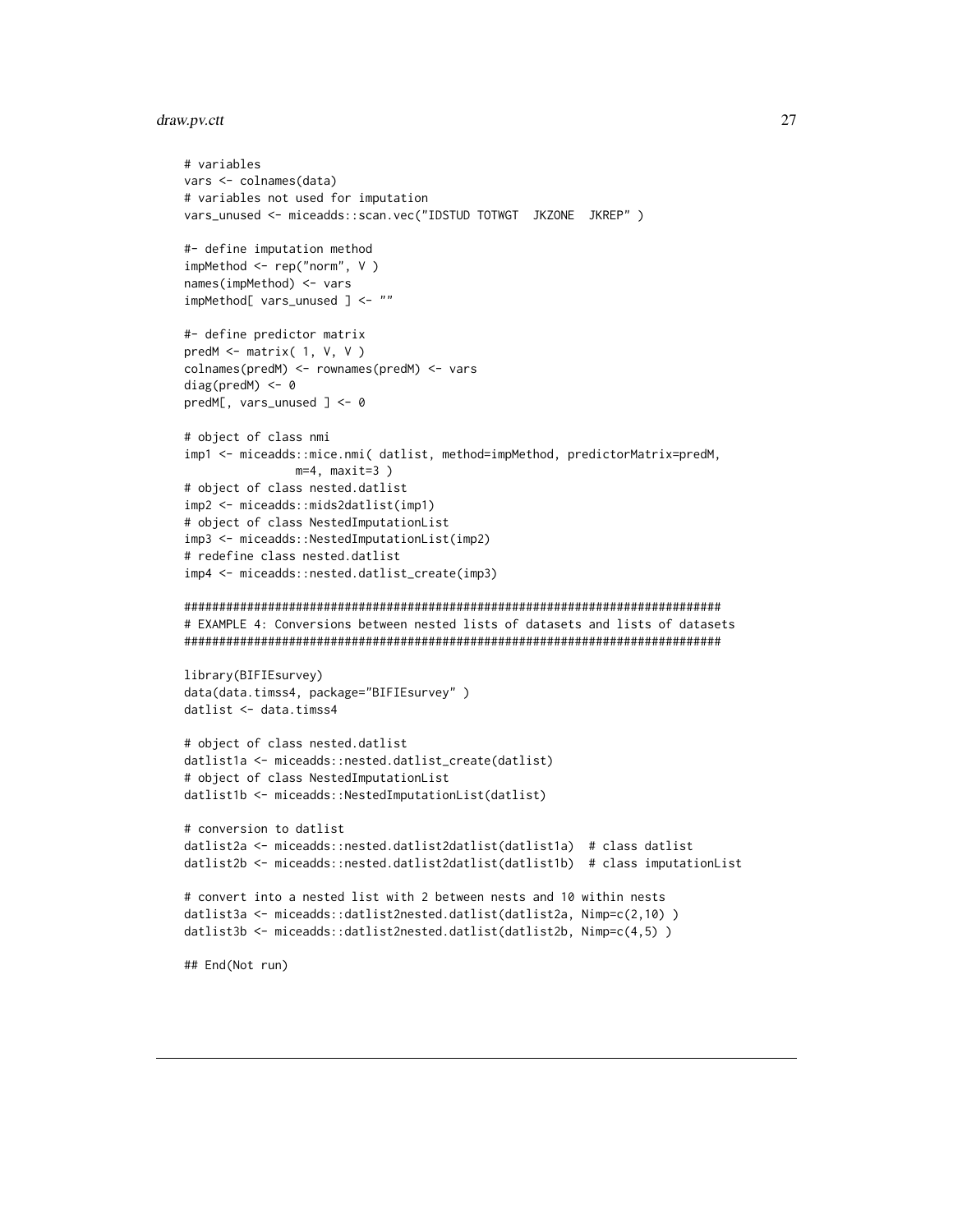```
# variables
vars <- colnames(data)
# variables not used for imputation
vars_unused <- miceadds::scan.vec("IDSTUD TOTWGT  JKZONE  JKREP" )

#- define imputation method
impMethod <- rep("norm", V )
names(impMethod) <- vars
impMethod[ vars_unused ] <- ""

#- define predictor matrix
predM <- matrix( 1, V, V )
colnames(predM) <- rownames(predM) <- vars
diag(predM) <- 0
predM[, vars_unused ] <- 0

# object of class nmi
imp1 <- miceadds::mice.nmi( datlist, method=impMethod, predictorMatrix=predM,
              m=4, maxit=3 )
# object of class nested.datlist
imp2 <- miceadds::mids2datlist(imp1)
# object of class NestedImputationList
imp3 <- miceadds::NestedImputationList(imp2)
# redefine class nested.datlist
imp4 <- miceadds::nested.datlist_create(imp3)

#############################################################################
# EXAMPLE 4: Conversions between nested lists of datasets and lists of datasets
#############################################################################

library(BIFIEsurvey)
data(data.timss4, package="BIFIEsurvey" )
datlist <- data.timss4

# object of class nested.datlist
datlist1a <- miceadds::nested.datlist_create(datlist)
# object of class NestedImputationList
datlist1b <- miceadds::NestedImputationList(datlist)

# conversion to datlist
datlist2a <- miceadds::nested.datlist2datlist(datlist1a)  # class datlist
datlist2b <- miceadds::nested.datlist2datlist(datlist1b)  # class imputationList

# convert into a nested list with 2 between nests and 10 within nests
datlist3a <- miceadds::datlist2nested.datlist(datlist2a, Nimp=c(2,10) )
datlist3b <- miceadds::datlist2nested.datlist(datlist2b, Nimp=c(4,5) )

## End(Not run)
```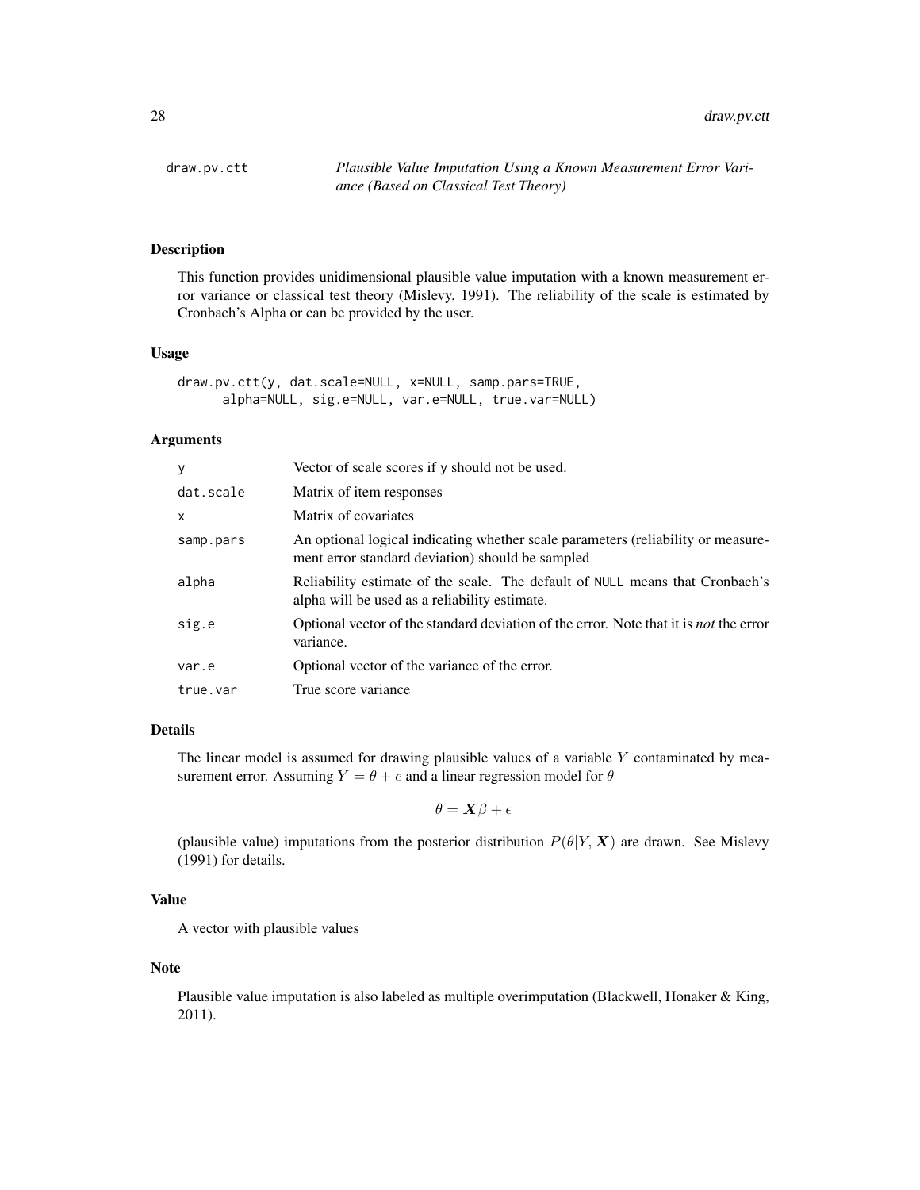## draw.pv.ctt

*Plausible Value Imputation Using a Known Measurement Error Variance (Based on Classical Test Theory)*

### Description

This function provides unidimensional plausible value imputation with a known measurement error variance or classical test theory (Mislevy, 1991). The reliability of the scale is estimated by Cronbach's Alpha or can be provided by the user.

### Usage

```
draw.pv.ctt(y, dat.scale=NULL, x=NULL, samp.pars=TRUE,
      alpha=NULL, sig.e=NULL, var.e=NULL, true.var=NULL)
```

### Arguments

| | |
|---|---|
| `y` | Vector of scale scores if `y` should not be used. |
| `dat.scale` | Matrix of item responses |
| `x` | Matrix of covariates |
| `samp.pars` | An optional logical indicating whether scale parameters (reliability or measurement error standard deviation) should be sampled |
| `alpha` | Reliability estimate of the scale. The default of `NULL` means that Cronbach's alpha will be used as a reliability estimate. |
| `sig.e` | Optional vector of the standard deviation of the error. Note that it is *not* the error variance. |
| `var.e` | Optional vector of the variance of the error. |
| `true.var` | True score variance |

### Details

The linear model is assumed for drawing plausible values of a variable $Y$ contaminated by measurement error. Assuming $Y = \theta + e$ and a linear regression model for $\theta$

$$\theta = \boldsymbol{X}\beta + \epsilon$$

(plausible value) imputations from the posterior distribution $P(\theta|Y, \boldsymbol{X})$ are drawn. See Mislevy (1991) for details.

### Value

A vector with plausible values

### Note

Plausible value imputation is also labeled as multiple overimputation (Blackwell, Honaker & King, 2011).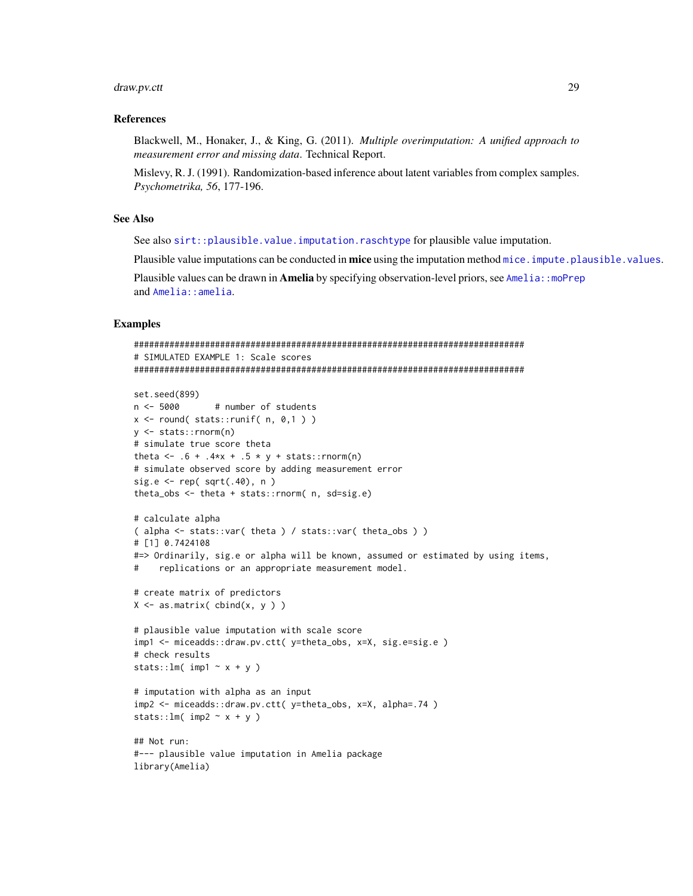### References

Blackwell, M., Honaker, J., & King, G. (2011). *Multiple overimputation: A unified approach to measurement error and missing data*. Technical Report.

Mislevy, R. J. (1991). Randomization-based inference about latent variables from complex samples. *Psychometrika, 56*, 177-196.

### See Also

See also `sirt::plausible.value.imputation.raschtype` for plausible value imputation.

Plausible value imputations can be conducted in **mice** using the imputation method `mice.impute.plausible.values`.

Plausible values can be drawn in **Amelia** by specifying observation-level priors, see `Amelia::moPrep` and `Amelia::amelia`.

### Examples

```
#############################################################################
# SIMULATED EXAMPLE 1: Scale scores
#############################################################################

set.seed(899)
n <- 5000       # number of students
x <- round( stats::runif( n, 0,1 ) )
y <- stats::rnorm(n)
# simulate true score theta
theta <- .6 + .4*x + .5 * y + stats::rnorm(n)
# simulate observed score by adding measurement error
sig.e <- rep( sqrt(.40), n )
theta_obs <- theta + stats::rnorm( n, sd=sig.e)

# calculate alpha
( alpha <- stats::var( theta ) / stats::var( theta_obs ) )
# [1] 0.7424108
#=> Ordinarily, sig.e or alpha will be known, assumed or estimated by using items,
#    replications or an appropriate measurement model.

# create matrix of predictors
X <- as.matrix( cbind(x, y ) )

# plausible value imputation with scale score
imp1 <- miceadds::draw.pv.ctt( y=theta_obs, x=X, sig.e=sig.e )
# check results
stats::lm( imp1 ~ x + y )

# imputation with alpha as an input
imp2 <- miceadds::draw.pv.ctt( y=theta_obs, x=X, alpha=.74 )
stats::lm( imp2 ~ x + y )

## Not run:
#--- plausible value imputation in Amelia package
library(Amelia)
```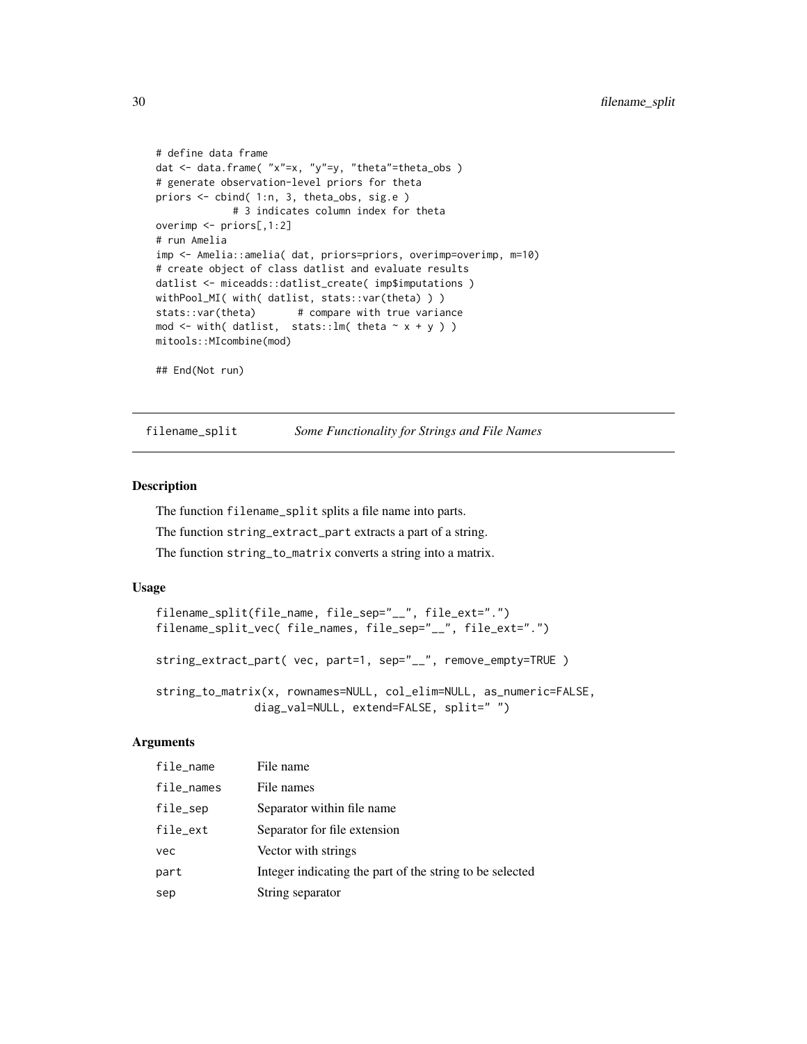```
# define data frame
dat <- data.frame( "x"=x, "y"=y, "theta"=theta_obs )
# generate observation-level priors for theta
priors <- cbind( 1:n, 3, theta_obs, sig.e )
            # 3 indicates column index for theta
overimp <- priors[,1:2]
# run Amelia
imp <- Amelia::amelia( dat, priors=priors, overimp=overimp, m=10)
# create object of class datlist and evaluate results
datlist <- miceadds::datlist_create( imp$imputations )
withPool_MI( with( datlist, stats::var(theta) ) )
stats::var(theta)       # compare with true variance
mod <- with( datlist,  stats::lm( theta ~ x + y ) )
mitools::MIcombine(mod)

## End(Not run)
```

---

## filename_split — *Some Functionality for Strings and File Names*

---

### Description

The function `filename_split` splits a file name into parts.

The function `string_extract_part` extracts a part of a string.

The function `string_to_matrix` converts a string into a matrix.

### Usage

```
filename_split(file_name, file_sep="__", file_ext=".")
filename_split_vec( file_names, file_sep="__", file_ext=".")

string_extract_part( vec, part=1, sep="__", remove_empty=TRUE )

string_to_matrix(x, rownames=NULL, col_elim=NULL, as_numeric=FALSE,
               diag_val=NULL, extend=FALSE, split=" ")
```

### Arguments

| | |
|---|---|
| `file_name` | File name |
| `file_names` | File names |
| `file_sep` | Separator within file name |
| `file_ext` | Separator for file extension |
| `vec` | Vector with strings |
| `part` | Integer indicating the part of the string to be selected |
| `sep` | String separator |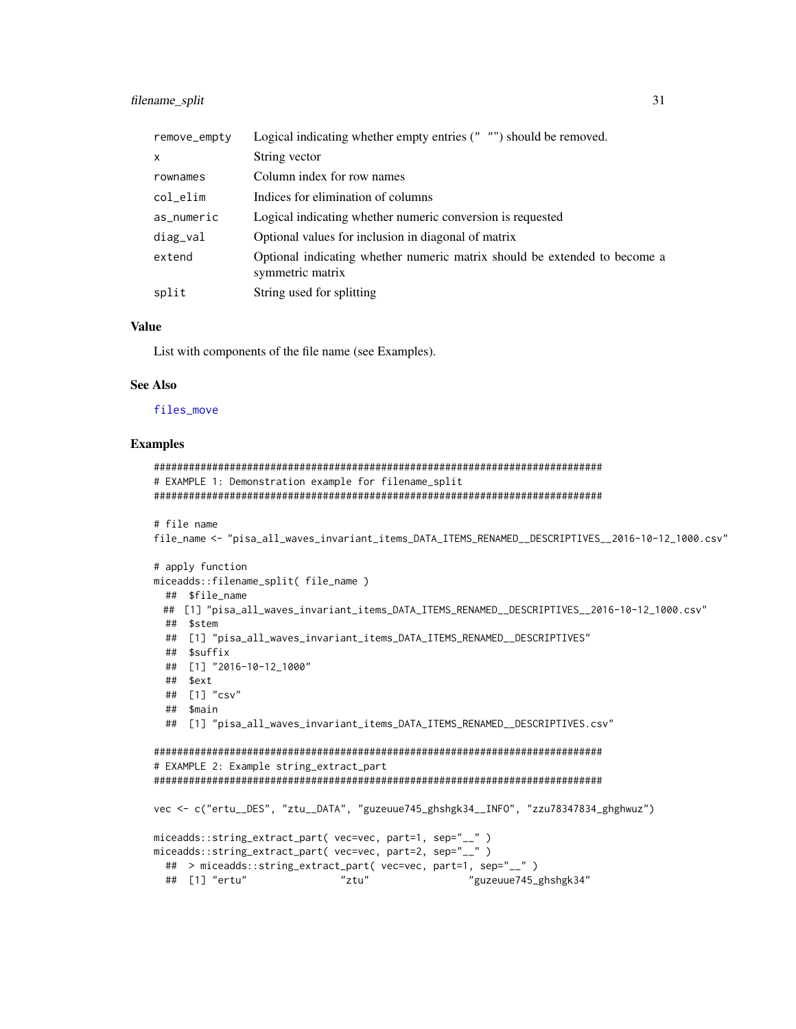| | |
|---|---|
| remove_empty | Logical indicating whether empty entries (" "") should be removed. |
| x | String vector |
| rownames | Column index for row names |
| col_elim | Indices for elimination of columns |
| as_numeric | Logical indicating whether numeric conversion is requested |
| diag_val | Optional values for inclusion in diagonal of matrix |
| extend | Optional indicating whether numeric matrix should be extended to become a symmetric matrix |
| split | String used for splitting |

### Value

List with components of the file name (see Examples).

### See Also

files_move

### Examples

```
#############################################################################
# EXAMPLE 1: Demonstration example for filename_split
#############################################################################

# file name
file_name <- "pisa_all_waves_invariant_items_DATA_ITEMS_RENAMED__DESCRIPTIVES__2016-10-12_1000.csv"

# apply function
miceadds::filename_split( file_name )
  ##  $file_name
 ##  [1] "pisa_all_waves_invariant_items_DATA_ITEMS_RENAMED__DESCRIPTIVES__2016-10-12_1000.csv"
  ##  $stem
  ##  [1] "pisa_all_waves_invariant_items_DATA_ITEMS_RENAMED__DESCRIPTIVES"
  ##  $suffix
  ##  [1] "2016-10-12_1000"
  ##  $ext
  ##  [1] "csv"
  ##  $main
  ##  [1] "pisa_all_waves_invariant_items_DATA_ITEMS_RENAMED__DESCRIPTIVES.csv"

#############################################################################
# EXAMPLE 2: Example string_extract_part
#############################################################################

vec <- c("ertu__DES", "ztu__DATA", "guzeuue745_ghshgk34__INFO", "zzu78347834_ghghwuz")

miceadds::string_extract_part( vec=vec, part=1, sep="__" )
miceadds::string_extract_part( vec=vec, part=2, sep="__" )
  ##  > miceadds::string_extract_part( vec=vec, part=1, sep="__" )
  ##  [1] "ertu"                "ztu"                 "guzeuue745_ghshgk34"
```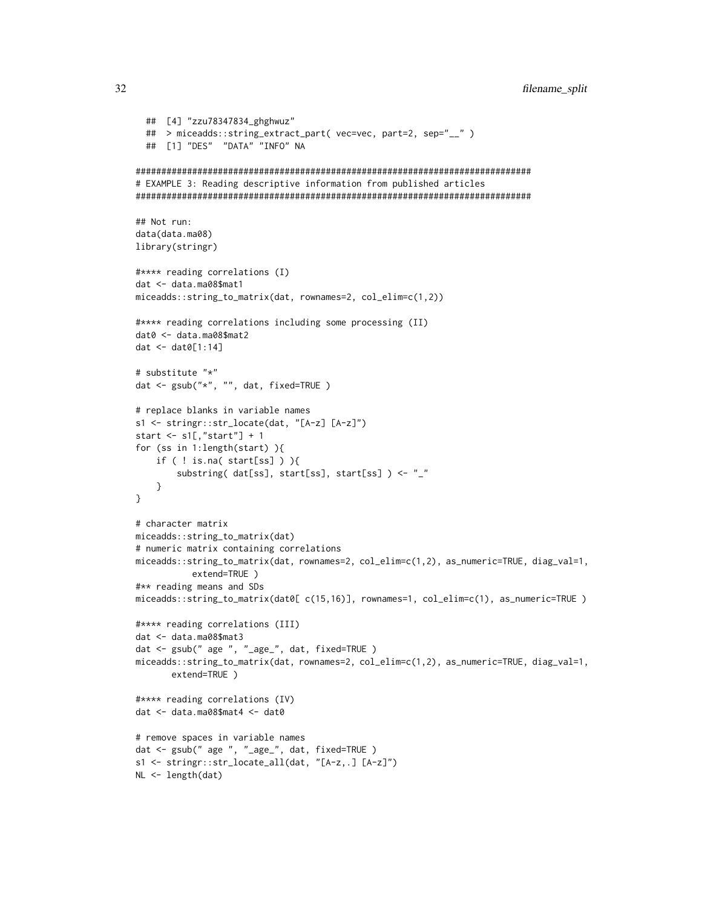```
## [4] "zzu78347834_ghghwuz"
## > miceadds::string_extract_part( vec=vec, part=2, sep="__" )
## [1] "DES"  "DATA" "INFO" NA

#############################################################################
# EXAMPLE 3: Reading descriptive information from published articles
#############################################################################

## Not run:
data(data.ma08)
library(stringr)

#**** reading correlations (I)
dat <- data.ma08$mat1
miceadds::string_to_matrix(dat, rownames=2, col_elim=c(1,2))

#**** reading correlations including some processing (II)
dat0 <- data.ma08$mat2
dat <- dat0[1:14]

# substitute "*"
dat <- gsub("*", "", dat, fixed=TRUE )

# replace blanks in variable names
s1 <- stringr::str_locate(dat, "[A-z] [A-z]")
start <- s1[,"start"] + 1
for (ss in 1:length(start) ){
    if ( ! is.na( start[ss] ) ){
        substring( dat[ss], start[ss], start[ss] ) <- "_"
    }
}

# character matrix
miceadds::string_to_matrix(dat)
# numeric matrix containing correlations
miceadds::string_to_matrix(dat, rownames=2, col_elim=c(1,2), as_numeric=TRUE, diag_val=1,
           extend=TRUE )
#** reading means and SDs
miceadds::string_to_matrix(dat0[ c(15,16)], rownames=1, col_elim=c(1), as_numeric=TRUE )

#**** reading correlations (III)
dat <- data.ma08$mat3
dat <- gsub(" age ", "_age_", dat, fixed=TRUE )
miceadds::string_to_matrix(dat, rownames=2, col_elim=c(1,2), as_numeric=TRUE, diag_val=1,
       extend=TRUE )

#**** reading correlations (IV)
dat <- data.ma08$mat4 <- dat0

# remove spaces in variable names
dat <- gsub(" age ", "_age_", dat, fixed=TRUE )
s1 <- stringr::str_locate_all(dat, "[A-z,.] [A-z]")
NL <- length(dat)
```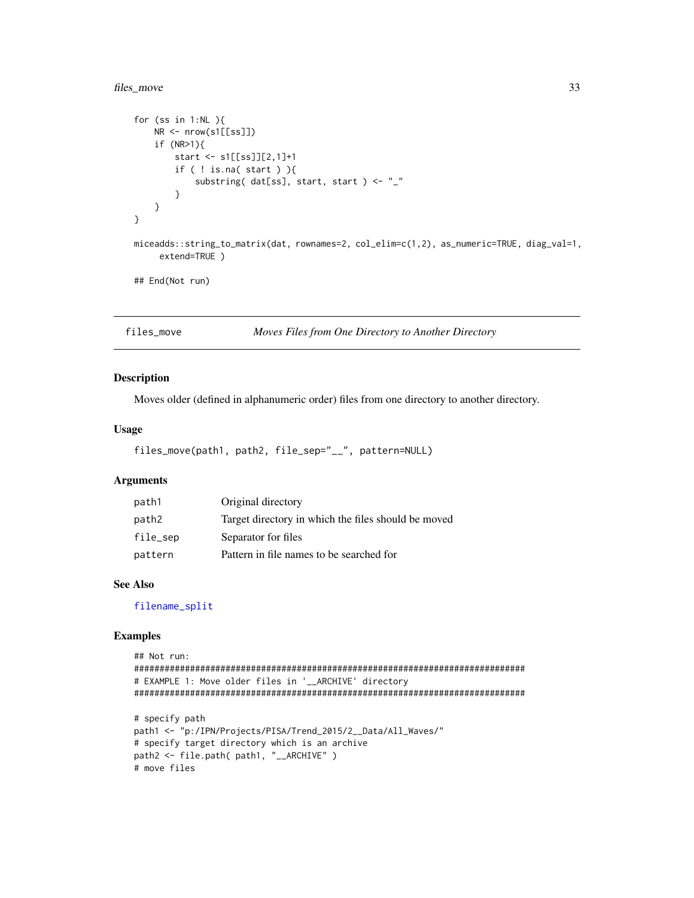```
for (ss in 1:NL ){
    NR <- nrow(s1[[ss]])
    if (NR>1){
        start <- s1[[ss]][2,1]+1
        if ( ! is.na( start ) ){
            substring( dat[ss], start, start ) <- "_"
        }
    }
}

miceadds::string_to_matrix(dat, rownames=2, col_elim=c(1,2), as_numeric=TRUE, diag_val=1,
     extend=TRUE )

## End(Not run)
```

---

## files_move — *Moves Files from One Directory to Another Directory*

### Description

Moves older (defined in alphanumeric order) files from one directory to another directory.

### Usage

```
files_move(path1, path2, file_sep="__", pattern=NULL)
```

### Arguments

| | |
|---|---|
| path1 | Original directory |
| path2 | Target directory in which the files should be moved |
| file_sep | Separator for files |
| pattern | Pattern in file names to be searched for |

### See Also

filename_split

### Examples

```
## Not run:
#############################################################################
# EXAMPLE 1: Move older files in '__ARCHIVE' directory
#############################################################################

# specify path
path1 <- "p:/IPN/Projects/PISA/Trend_2015/2__Data/All_Waves/"
# specify target directory which is an archive
path2 <- file.path( path1, "__ARCHIVE" )
# move files
```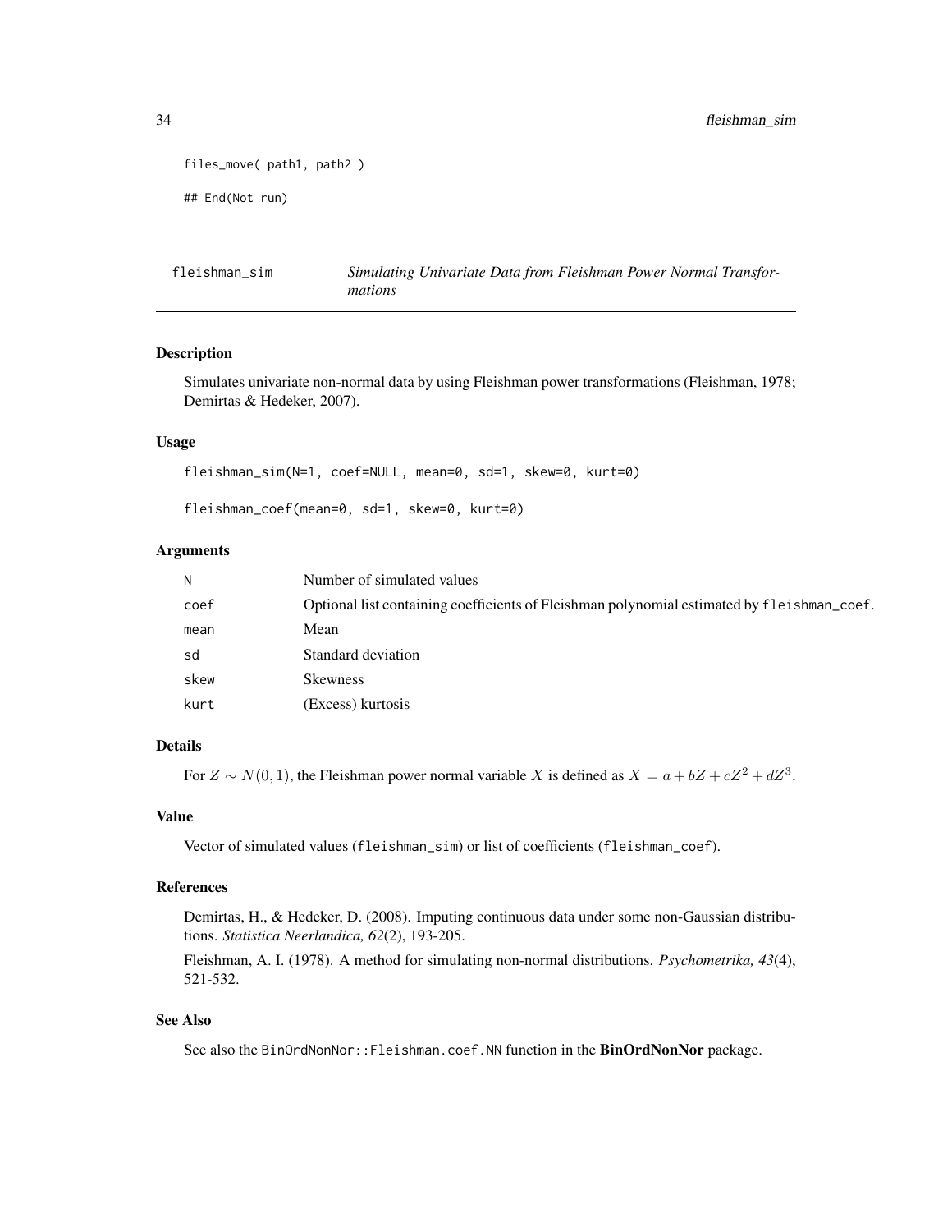```
files_move( path1, path2 )

## End(Not run)
```

---

## fleishman_sim — *Simulating Univariate Data from Fleishman Power Normal Transformations*

### Description

Simulates univariate non-normal data by using Fleishman power transformations (Fleishman, 1978; Demirtas & Hedeker, 2007).

### Usage

```
fleishman_sim(N=1, coef=NULL, mean=0, sd=1, skew=0, kurt=0)

fleishman_coef(mean=0, sd=1, skew=0, kurt=0)
```

### Arguments

| | |
|---|---|
| N | Number of simulated values |
| coef | Optional list containing coefficients of Fleishman polynomial estimated by fleishman_coef. |
| mean | Mean |
| sd | Standard deviation |
| skew | Skewness |
| kurt | (Excess) kurtosis |

### Details

For $Z \sim N(0,1)$, the Fleishman power normal variable $X$ is defined as $X = a + bZ + cZ^2 + dZ^3$.

### Value

Vector of simulated values (fleishman_sim) or list of coefficients (fleishman_coef).

### References

Demirtas, H., & Hedeker, D. (2008). Imputing continuous data under some non-Gaussian distributions. *Statistica Neerlandica, 62*(2), 193-205.

Fleishman, A. I. (1978). A method for simulating non-normal distributions. *Psychometrika, 43*(4), 521-532.

### See Also

See also the BinOrdNonNor::Fleishman.coef.NN function in the **BinOrdNonNor** package.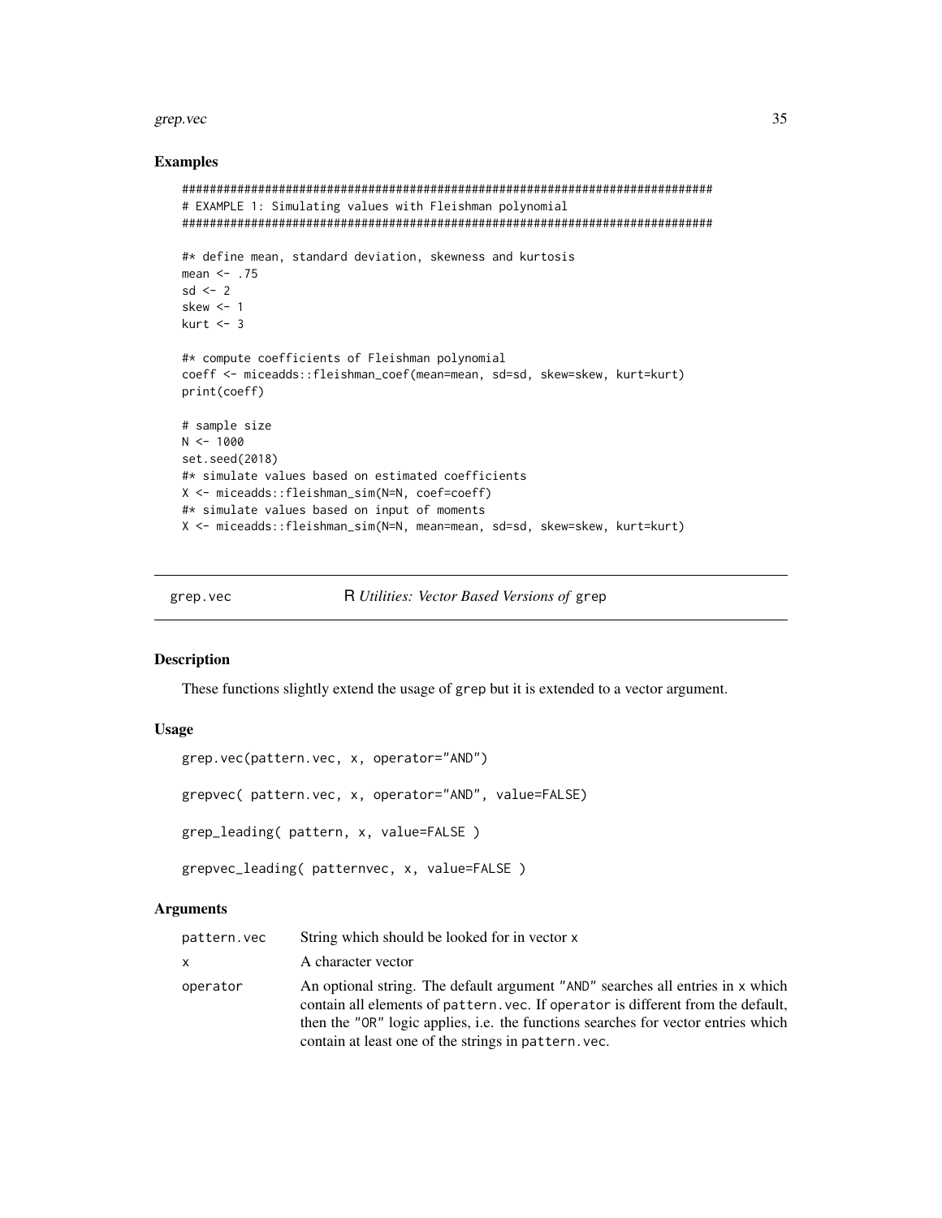## Examples

```
#############################################################################
# EXAMPLE 1: Simulating values with Fleishman polynomial
#############################################################################

#* define mean, standard deviation, skewness and kurtosis
mean <- .75
sd <- 2
skew <- 1
kurt <- 3

#* compute coefficients of Fleishman polynomial
coeff <- miceadds::fleishman_coef(mean=mean, sd=sd, skew=skew, kurt=kurt)
print(coeff)

# sample size
N <- 1000
set.seed(2018)
#* simulate values based on estimated coefficients
X <- miceadds::fleishman_sim(N=N, coef=coeff)
#* simulate values based on input of moments
X <- miceadds::fleishman_sim(N=N, mean=mean, sd=sd, skew=skew, kurt=kurt)
```

---

# grep.vec — R *Utilities: Vector Based Versions of* `grep`

---

## Description

These functions slightly extend the usage of `grep` but it is extended to a vector argument.

## Usage

```
grep.vec(pattern.vec, x, operator="AND")

grepvec( pattern.vec, x, operator="AND", value=FALSE)

grep_leading( pattern, x, value=FALSE )

grepvec_leading( patternvec, x, value=FALSE )
```

## Arguments

| | |
|---|---|
| `pattern.vec` | String which should be looked for in vector `x` |
| `x` | A character vector |
| `operator` | An optional string. The default argument `"AND"` searches all entries in `x` which contain all elements of `pattern.vec`. If `operator` is different from the default, then the `"OR"` logic applies, i.e. the functions searches for vector entries which contain at least one of the strings in `pattern.vec`. |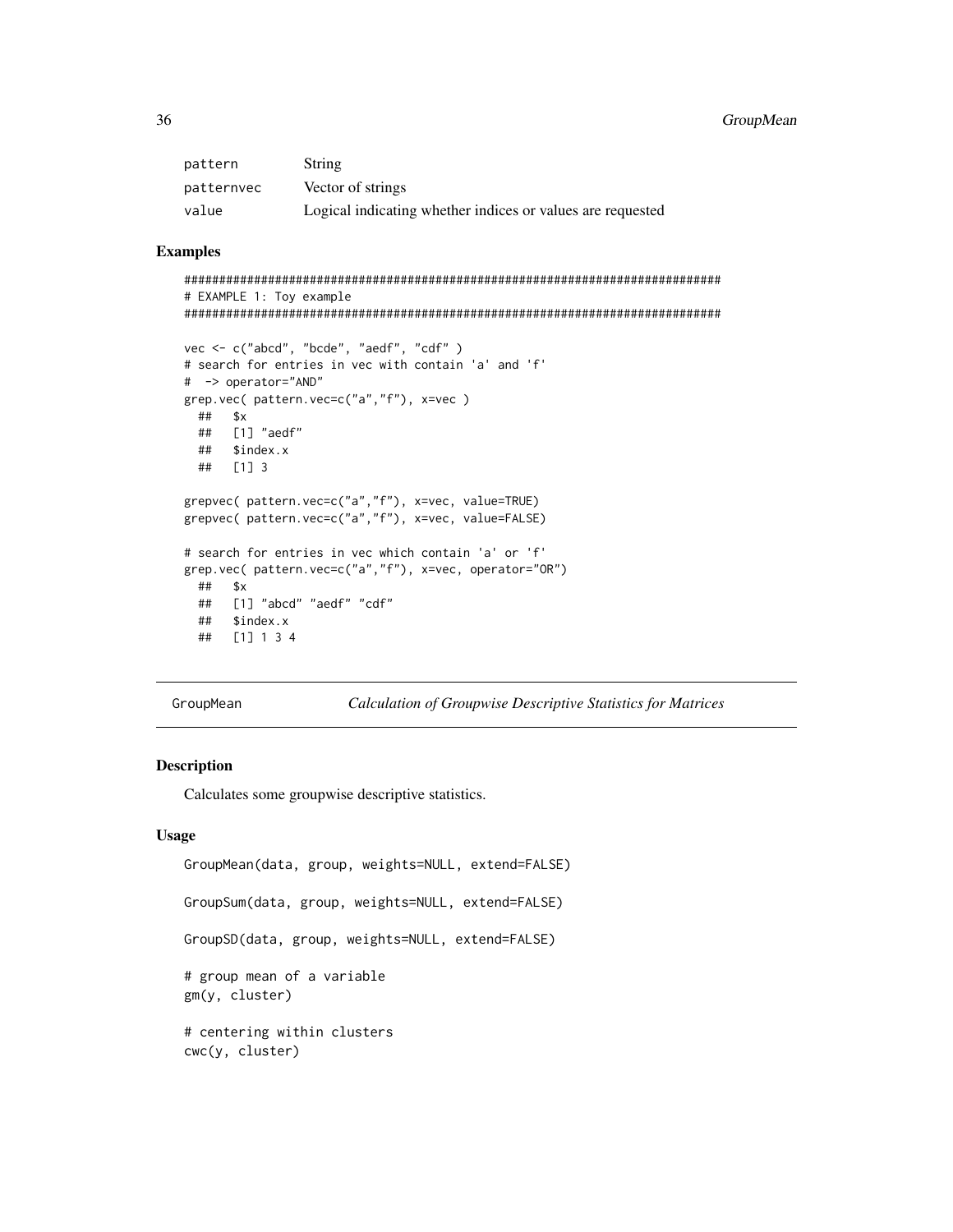| | |
|---|---|
| pattern | String |
| patternvec | Vector of strings |
| value | Logical indicating whether indices or values are requested |

### Examples

```
#############################################################################
# EXAMPLE 1: Toy example
#############################################################################

vec <- c("abcd", "bcde", "aedf", "cdf" )
# search for entries in vec with contain 'a' and 'f'
#  -> operator="AND"
grep.vec( pattern.vec=c("a","f"), x=vec )
  ##   $x
  ##   [1] "aedf"
  ##   $index.x
  ##   [1] 3

grepvec( pattern.vec=c("a","f"), x=vec, value=TRUE)
grepvec( pattern.vec=c("a","f"), x=vec, value=FALSE)

# search for entries in vec which contain 'a' or 'f'
grep.vec( pattern.vec=c("a","f"), x=vec, operator="OR")
  ##   $x
  ##   [1] "abcd" "aedf" "cdf"
  ##   $index.x
  ##   [1] 1 3 4
```

---

## GroupMean — *Calculation of Groupwise Descriptive Statistics for Matrices*

---

### Description

Calculates some groupwise descriptive statistics.

### Usage

```
GroupMean(data, group, weights=NULL, extend=FALSE)

GroupSum(data, group, weights=NULL, extend=FALSE)

GroupSD(data, group, weights=NULL, extend=FALSE)

# group mean of a variable
gm(y, cluster)

# centering within clusters
cwc(y, cluster)
```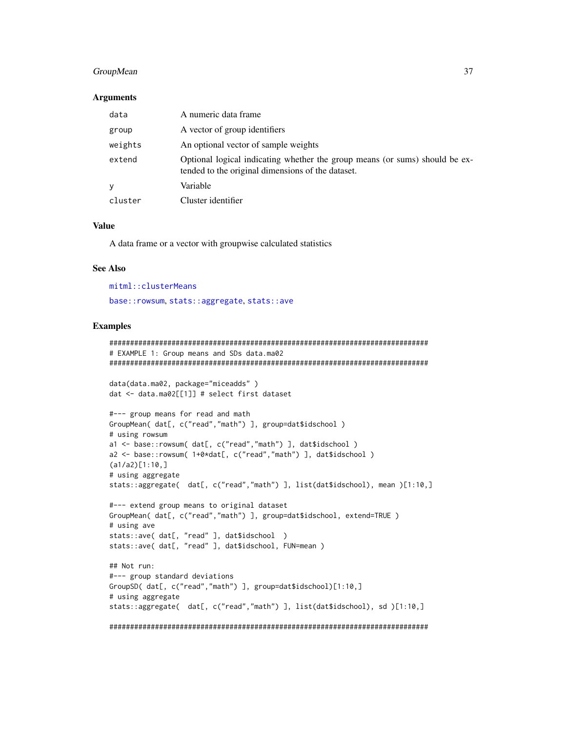### Arguments

| | |
|---|---|
| data | A numeric data frame |
| group | A vector of group identifiers |
| weights | An optional vector of sample weights |
| extend | Optional logical indicating whether the group means (or sums) should be extended to the original dimensions of the dataset. |
| y | Variable |
| cluster | Cluster identifier |

### Value

A data frame or a vector with groupwise calculated statistics

### See Also

mitml::clusterMeans

base::rowsum, stats::aggregate, stats::ave

### Examples

```
#############################################################################
# EXAMPLE 1: Group means and SDs data.ma02
#############################################################################

data(data.ma02, package="miceadds" )
dat <- data.ma02[[1]] # select first dataset

#--- group means for read and math
GroupMean( dat[, c("read","math") ], group=dat$idschool )
# using rowsum
a1 <- base::rowsum( dat[, c("read","math") ], dat$idschool )
a2 <- base::rowsum( 1+0*dat[, c("read","math") ], dat$idschool )
(a1/a2)[1:10,]
# using aggregate
stats::aggregate(  dat[, c("read","math") ], list(dat$idschool), mean )[1:10,]

#--- extend group means to original dataset
GroupMean( dat[, c("read","math") ], group=dat$idschool, extend=TRUE )
# using ave
stats::ave( dat[, "read" ], dat$idschool  )
stats::ave( dat[, "read" ], dat$idschool, FUN=mean )

## Not run:
#--- group standard deviations
GroupSD( dat[, c("read","math") ], group=dat$idschool)[1:10,]
# using aggregate
stats::aggregate(  dat[, c("read","math") ], list(dat$idschool), sd )[1:10,]

#############################################################################
```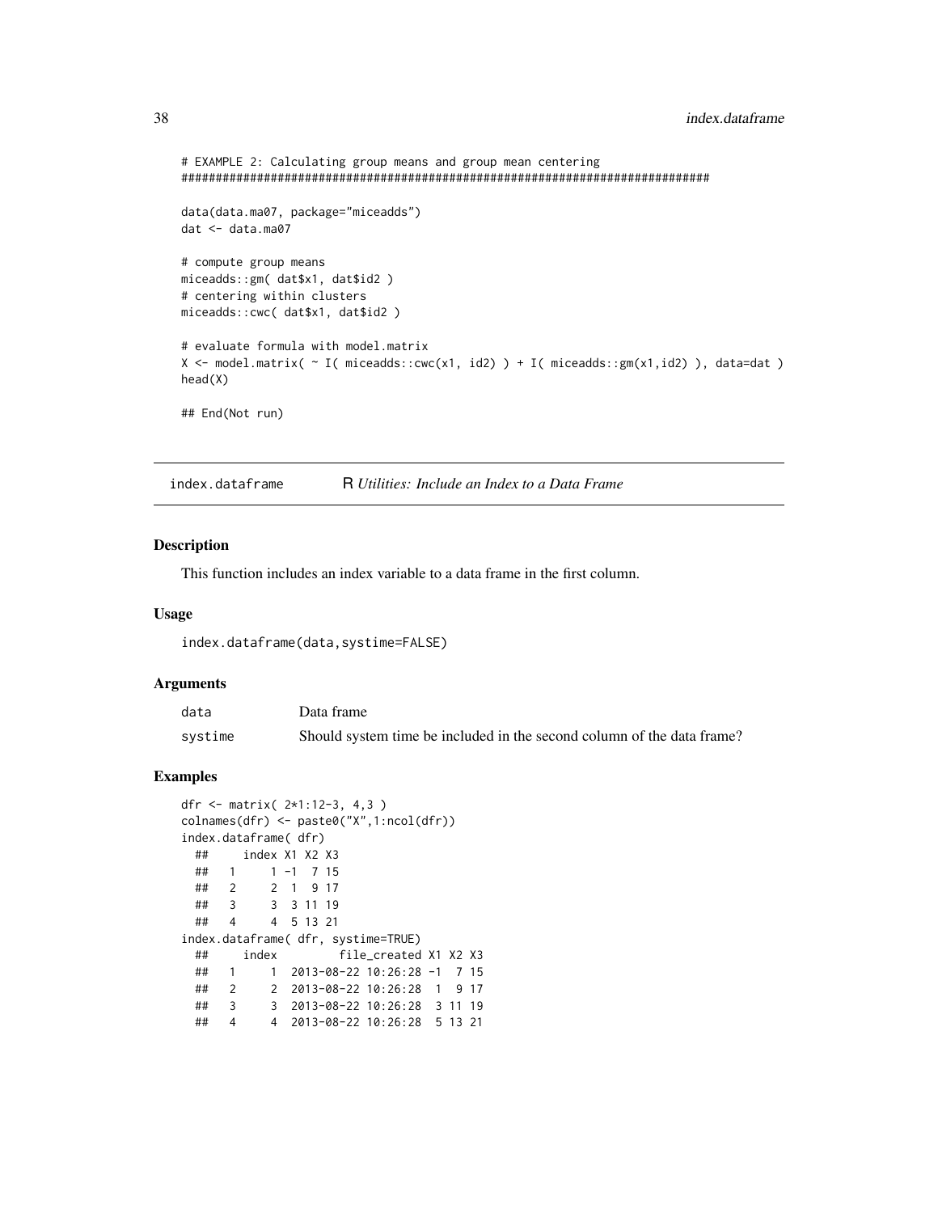```
# EXAMPLE 2: Calculating group means and group mean centering
#############################################################################

data(data.ma07, package="miceadds")
dat <- data.ma07

# compute group means
miceadds::gm( dat$x1, dat$id2 )
# centering within clusters
miceadds::cwc( dat$x1, dat$id2 )

# evaluate formula with model.matrix
X <- model.matrix( ~ I( miceadds::cwc(x1, id2) ) + I( miceadds::gm(x1,id2) ), data=dat )
head(X)

## End(Not run)
```

## index.dataframe — R *Utilities: Include an Index to a Data Frame*

### Description

This function includes an index variable to a data frame in the first column.

### Usage

```
index.dataframe(data,systime=FALSE)
```

### Arguments

| | |
|---|---|
| data | Data frame |
| systime | Should system time be included in the second column of the data frame? |

### Examples

```
dfr <- matrix( 2*1:12-3, 4,3 )
colnames(dfr) <- paste0("X",1:ncol(dfr))
index.dataframe( dfr)
  ##     index X1 X2 X3
  ##   1     1 -1  7 15
  ##   2     2  1  9 17
  ##   3     3  3 11 19
  ##   4     4  5 13 21
index.dataframe( dfr, systime=TRUE)
  ##     index         file_created X1 X2 X3
  ##   1     1  2013-08-22 10:26:28 -1  7 15
  ##   2     2  2013-08-22 10:26:28  1  9 17
  ##   3     3  2013-08-22 10:26:28  3 11 19
  ##   4     4  2013-08-22 10:26:28  5 13 21
```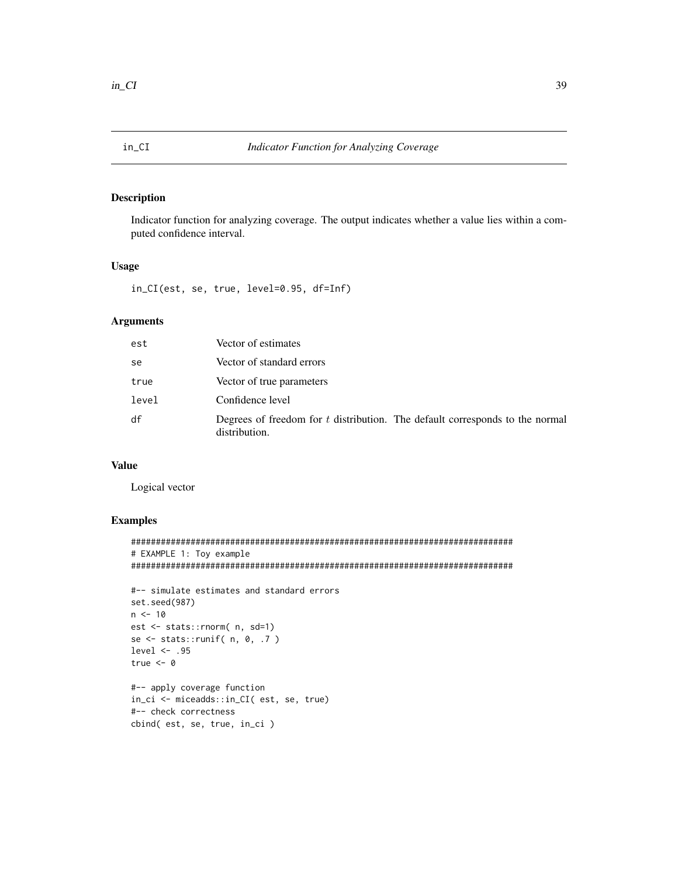# in_CI — *Indicator Function for Analyzing Coverage*

## Description

Indicator function for analyzing coverage. The output indicates whether a value lies within a computed confidence interval.

## Usage

```
in_CI(est, se, true, level=0.95, df=Inf)
```

## Arguments

| | |
|---|---|
| `est` | Vector of estimates |
| `se` | Vector of standard errors |
| `true` | Vector of true parameters |
| `level` | Confidence level |
| `df` | Degrees of freedom for $t$ distribution. The default corresponds to the normal distribution. |

## Value

Logical vector

## Examples

```
#############################################################################
# EXAMPLE 1: Toy example
#############################################################################

#-- simulate estimates and standard errors
set.seed(987)
n <- 10
est <- stats::rnorm( n, sd=1)
se <- stats::runif( n, 0, .7 )
level <- .95
true <- 0

#-- apply coverage function
in_ci <- miceadds::in_CI( est, se, true)
#-- check correctness
cbind( est, se, true, in_ci )
```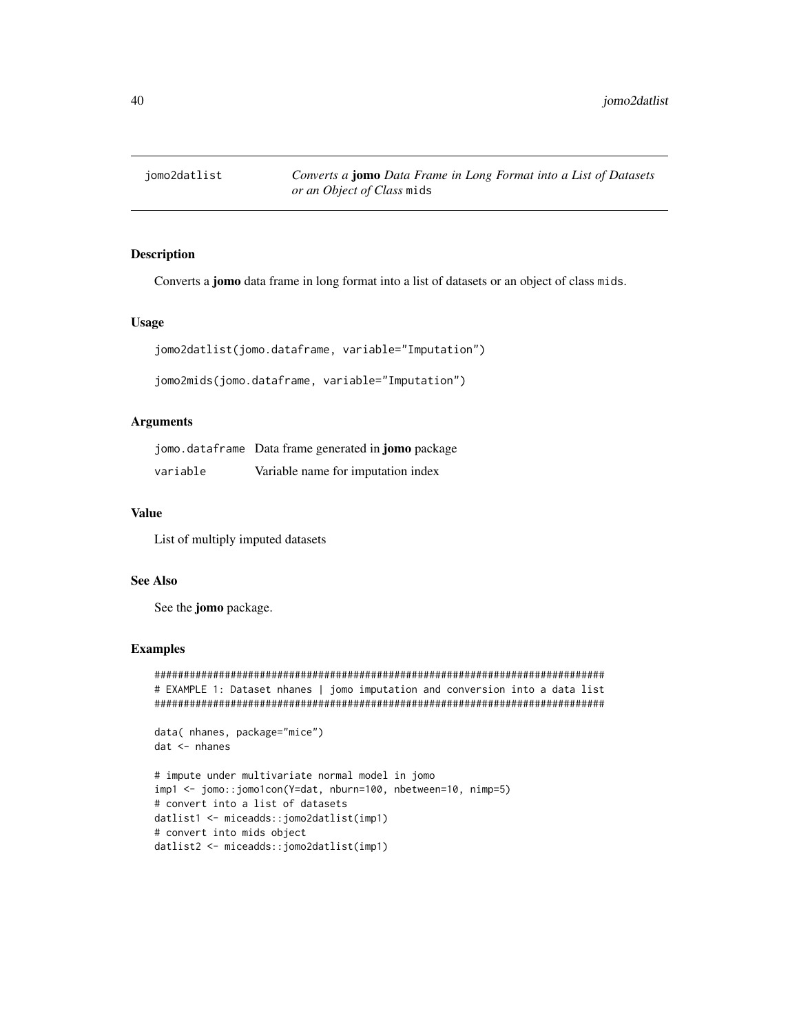## jomo2datlist — *Converts a* **jomo** *Data Frame in Long Format into a List of Datasets or an Object of Class* `mids`

### Description

Converts a **jomo** data frame in long format into a list of datasets or an object of class `mids`.

### Usage

```
jomo2datlist(jomo.dataframe, variable="Imputation")

jomo2mids(jomo.dataframe, variable="Imputation")
```

### Arguments

| | |
|---|---|
| `jomo.dataframe` | Data frame generated in **jomo** package |
| `variable` | Variable name for imputation index |

### Value

List of multiply imputed datasets

### See Also

See the **jomo** package.

### Examples

```
#############################################################################
# EXAMPLE 1: Dataset nhanes | jomo imputation and conversion into a data list
#############################################################################

data( nhanes, package="mice")
dat <- nhanes

# impute under multivariate normal model in jomo
imp1 <- jomo::jomo1con(Y=dat, nburn=100, nbetween=10, nimp=5)
# convert into a list of datasets
datlist1 <- miceadds::jomo2datlist(imp1)
# convert into mids object
datlist2 <- miceadds::jomo2datlist(imp1)
```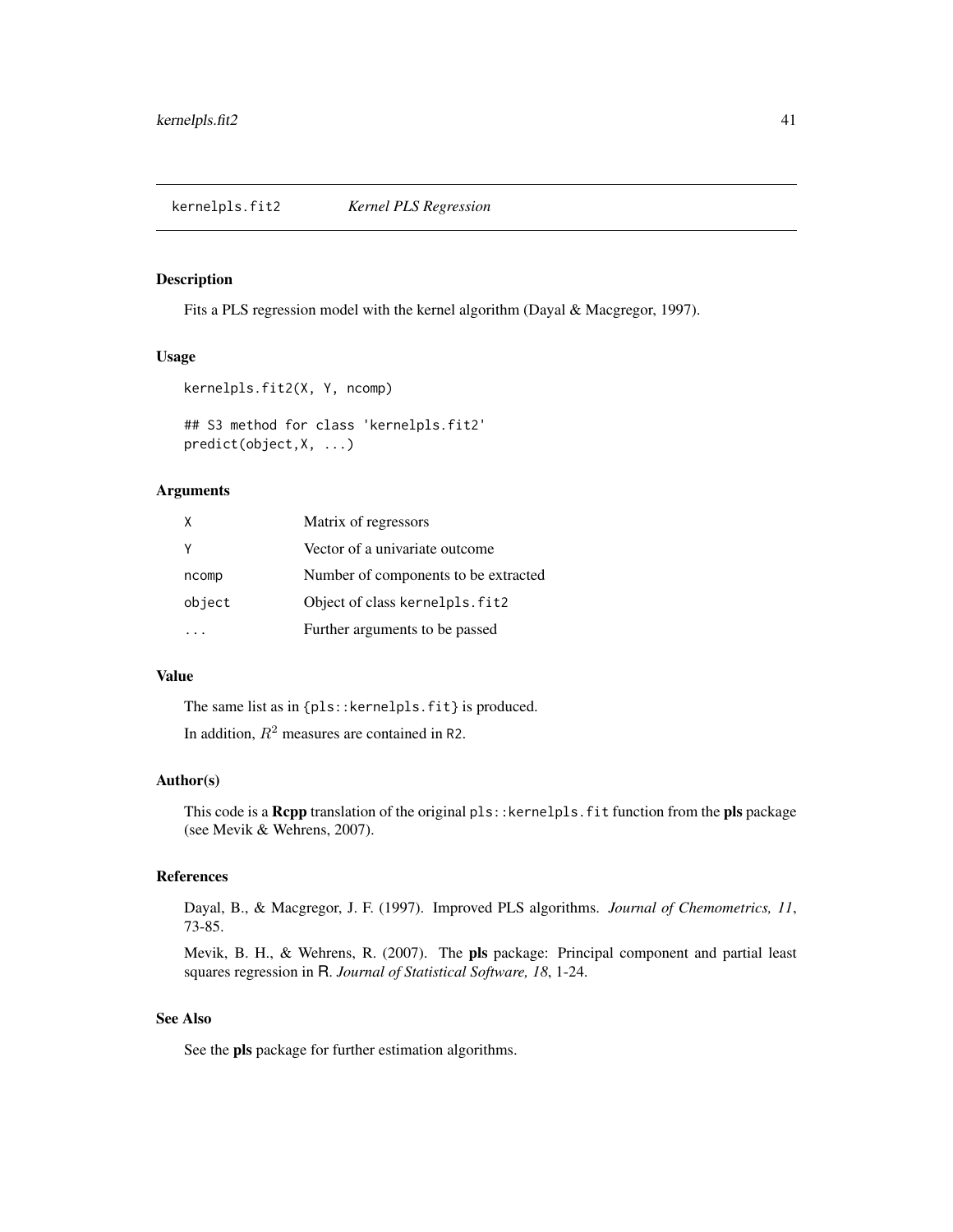# kernelpls.fit2 — *Kernel PLS Regression*

## Description

Fits a PLS regression model with the kernel algorithm (Dayal & Macgregor, 1997).

## Usage

```
kernelpls.fit2(X, Y, ncomp)

## S3 method for class 'kernelpls.fit2'
predict(object,X, ...)
```

## Arguments

| | |
|---|---|
| `X` | Matrix of regressors |
| `Y` | Vector of a univariate outcome |
| `ncomp` | Number of components to be extracted |
| `object` | Object of class `kernelpls.fit2` |
| `...` | Further arguments to be passed |

## Value

The same list as in `{pls::kernelpls.fit}` is produced.

In addition, $R^2$ measures are contained in `R2`.

## Author(s)

This code is a **Rcpp** translation of the original `pls::kernelpls.fit` function from the **pls** package (see Mevik & Wehrens, 2007).

## References

Dayal, B., & Macgregor, J. F. (1997). Improved PLS algorithms. *Journal of Chemometrics, 11*, 73-85.

Mevik, B. H., & Wehrens, R. (2007). The **pls** package: Principal component and partial least squares regression in R. *Journal of Statistical Software, 18*, 1-24.

## See Also

See the **pls** package for further estimation algorithms.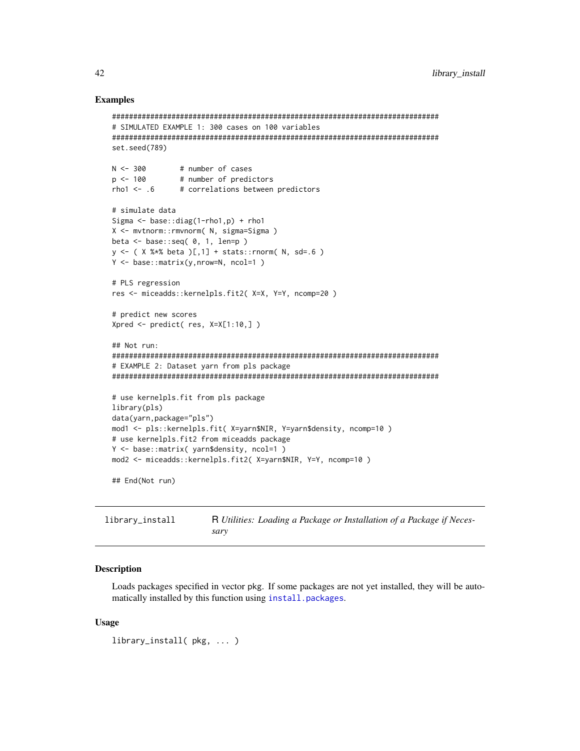### Examples

```
#############################################################################
# SIMULATED EXAMPLE 1: 300 cases on 100 variables
#############################################################################
set.seed(789)

N <- 300        # number of cases
p <- 100        # number of predictors
rho1 <- .6      # correlations between predictors

# simulate data
Sigma <- base::diag(1-rho1,p) + rho1
X <- mvtnorm::rmvnorm( N, sigma=Sigma )
beta <- base::seq( 0, 1, len=p )
y <- ( X %*% beta )[,1] + stats::rnorm( N, sd=.6 )
Y <- base::matrix(y,nrow=N, ncol=1 )

# PLS regression
res <- miceadds::kernelpls.fit2( X=X, Y=Y, ncomp=20 )

# predict new scores
Xpred <- predict( res, X=X[1:10,] )

## Not run:
#############################################################################
# EXAMPLE 2: Dataset yarn from pls package
#############################################################################

# use kernelpls.fit from pls package
library(pls)
data(yarn,package="pls")
mod1 <- pls::kernelpls.fit( X=yarn$NIR, Y=yarn$density, ncomp=10 )
# use kernelpls.fit2 from miceadds package
Y <- base::matrix( yarn$density, ncol=1 )
mod2 <- miceadds::kernelpls.fit2( X=yarn$NIR, Y=Y, ncomp=10 )

## End(Not run)
```

---

## library_install — R *Utilities: Loading a Package or Installation of a Package if Necessary*

---

### Description

Loads packages specified in vector pkg. If some packages are not yet installed, they will be automatically installed by this function using `install.packages`.

### Usage

```
library_install( pkg, ... )
```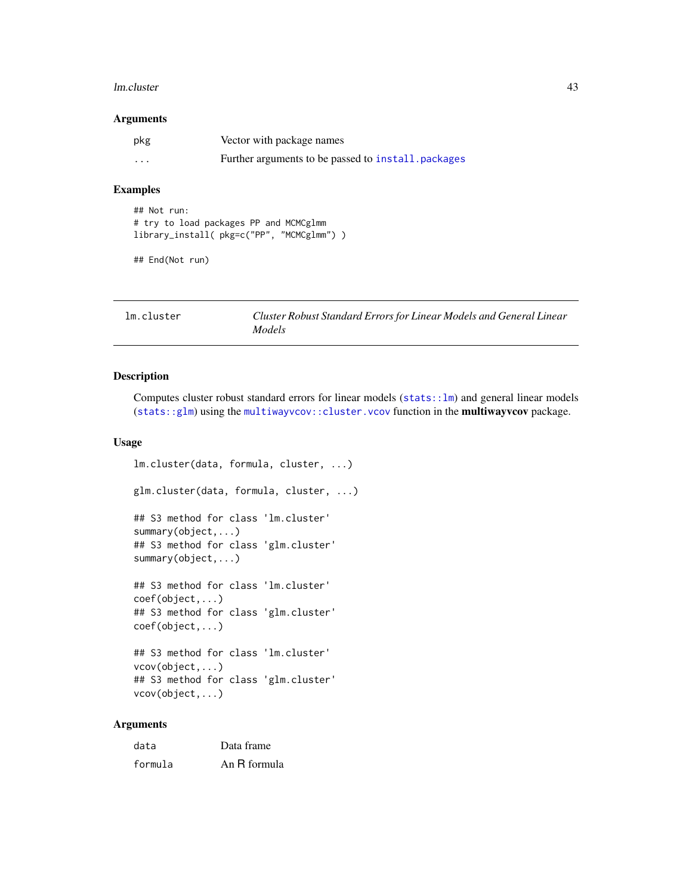## Arguments

| | |
|---|---|
| `pkg` | Vector with package names |
| `...` | Further arguments to be passed to `install.packages` |

## Examples

```
## Not run:
# try to load packages PP and MCMCglmm
library_install( pkg=c("PP", "MCMCglmm") )

## End(Not run)
```

---

# lm.cluster — *Cluster Robust Standard Errors for Linear Models and General Linear Models*

---

## Description

Computes cluster robust standard errors for linear models (`stats::lm`) and general linear models (`stats::glm`) using the `multiwayvcov::cluster.vcov` function in the **multiwayvcov** package.

## Usage

```
lm.cluster(data, formula, cluster, ...)

glm.cluster(data, formula, cluster, ...)

## S3 method for class 'lm.cluster'
summary(object,...)
## S3 method for class 'glm.cluster'
summary(object,...)

## S3 method for class 'lm.cluster'
coef(object,...)
## S3 method for class 'glm.cluster'
coef(object,...)

## S3 method for class 'lm.cluster'
vcov(object,...)
## S3 method for class 'glm.cluster'
vcov(object,...)
```

## Arguments

| | |
|---|---|
| `data` | Data frame |
| `formula` | An R formula |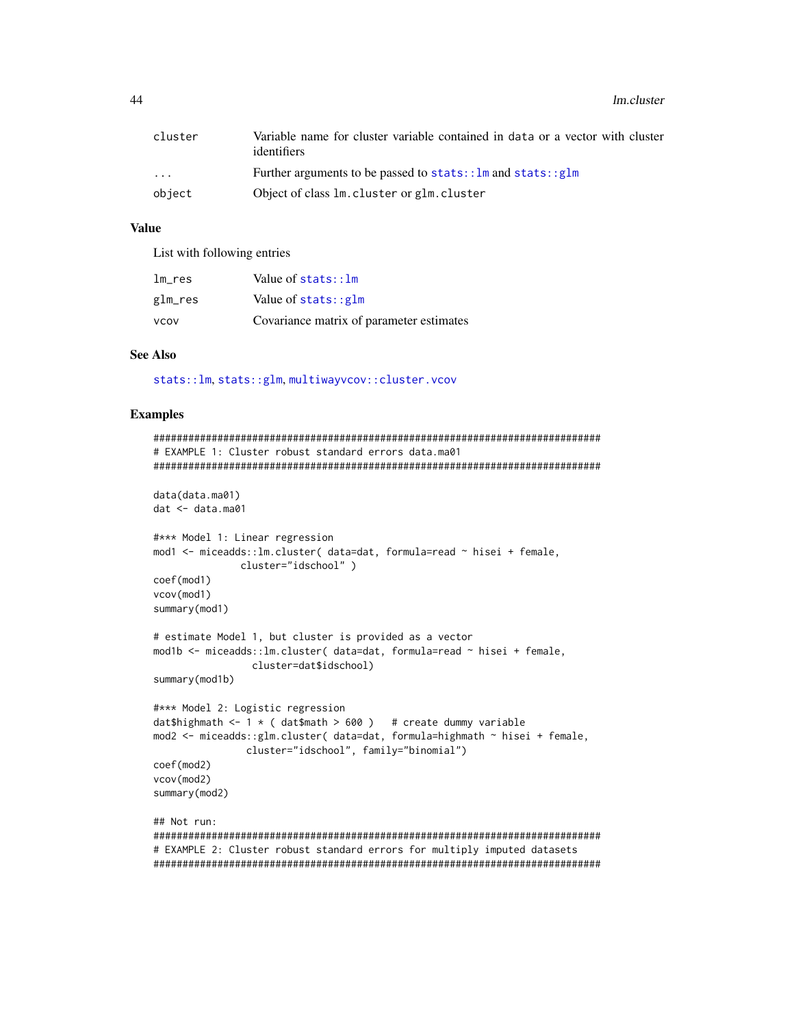| | |
|---|---|
| cluster | Variable name for cluster variable contained in data or a vector with cluster identifiers |
| ... | Further arguments to be passed to stats::lm and stats::glm |
| object | Object of class lm.cluster or glm.cluster |

## Value

List with following entries

| | |
|---|---|
| lm_res | Value of stats::lm |
| glm_res | Value of stats::glm |
| vcov | Covariance matrix of parameter estimates |

## See Also

stats::lm, stats::glm, multiwayvcov::cluster.vcov

## Examples

```
#############################################################################
# EXAMPLE 1: Cluster robust standard errors data.ma01
#############################################################################

data(data.ma01)
dat <- data.ma01

#*** Model 1: Linear regression
mod1 <- miceadds::lm.cluster( data=dat, formula=read ~ hisei + female,
               cluster="idschool" )
coef(mod1)
vcov(mod1)
summary(mod1)

# estimate Model 1, but cluster is provided as a vector
mod1b <- miceadds::lm.cluster( data=dat, formula=read ~ hisei + female,
                 cluster=dat$idschool)
summary(mod1b)

#*** Model 2: Logistic regression
dat$highmath <- 1 * ( dat$math > 600 )   # create dummy variable
mod2 <- miceadds::glm.cluster( data=dat, formula=highmath ~ hisei + female,
                cluster="idschool", family="binomial")
coef(mod2)
vcov(mod2)
summary(mod2)

## Not run:
#############################################################################
# EXAMPLE 2: Cluster robust standard errors for multiply imputed datasets
#############################################################################
```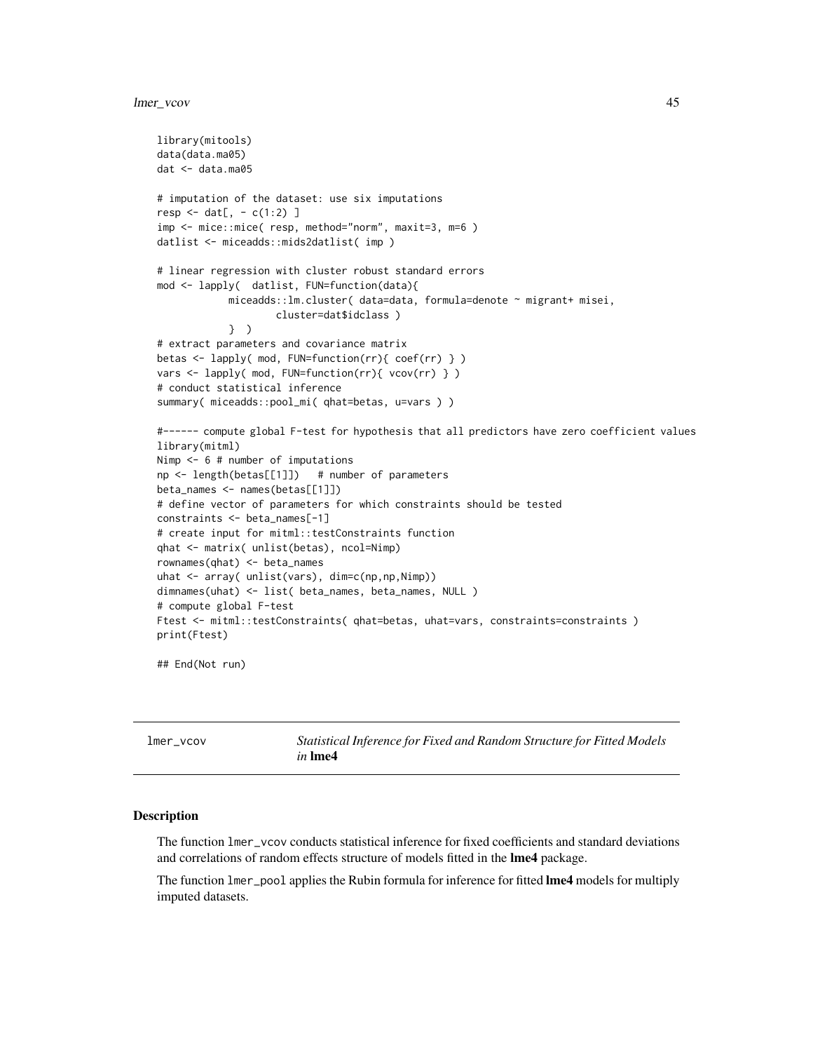```
library(mitools)
data(data.ma05)
dat <- data.ma05

# imputation of the dataset: use six imputations
resp <- dat[, - c(1:2) ]
imp <- mice::mice( resp, method="norm", maxit=3, m=6 )
datlist <- miceadds::mids2datlist( imp )

# linear regression with cluster robust standard errors
mod <- lapply(  datlist, FUN=function(data){
            miceadds::lm.cluster( data=data, formula=denote ~ migrant+ misei,
                    cluster=dat$idclass )
            }  )
# extract parameters and covariance matrix
betas <- lapply( mod, FUN=function(rr){ coef(rr) } )
vars <- lapply( mod, FUN=function(rr){ vcov(rr) } )
# conduct statistical inference
summary( miceadds::pool_mi( qhat=betas, u=vars ) )

#------ compute global F-test for hypothesis that all predictors have zero coefficient values
library(mitml)
Nimp <- 6 # number of imputations
np <- length(betas[[1]])   # number of parameters
beta_names <- names(betas[[1]])
# define vector of parameters for which constraints should be tested
constraints <- beta_names[-1]
# create input for mitml::testConstraints function
qhat <- matrix( unlist(betas), ncol=Nimp)
rownames(qhat) <- beta_names
uhat <- array( unlist(vars), dim=c(np,np,Nimp))
dimnames(uhat) <- list( beta_names, beta_names, NULL )
# compute global F-test
Ftest <- mitml::testConstraints( qhat=betas, uhat=vars, constraints=constraints )
print(Ftest)

## End(Not run)
```

---

## lmer_vcov — *Statistical Inference for Fixed and Random Structure for Fitted Models in* **lme4**

### Description

The function `lmer_vcov` conducts statistical inference for fixed coefficients and standard deviations and correlations of random effects structure of models fitted in the **lme4** package.

The function `lmer_pool` applies the Rubin formula for inference for fitted **lme4** models for multiply imputed datasets.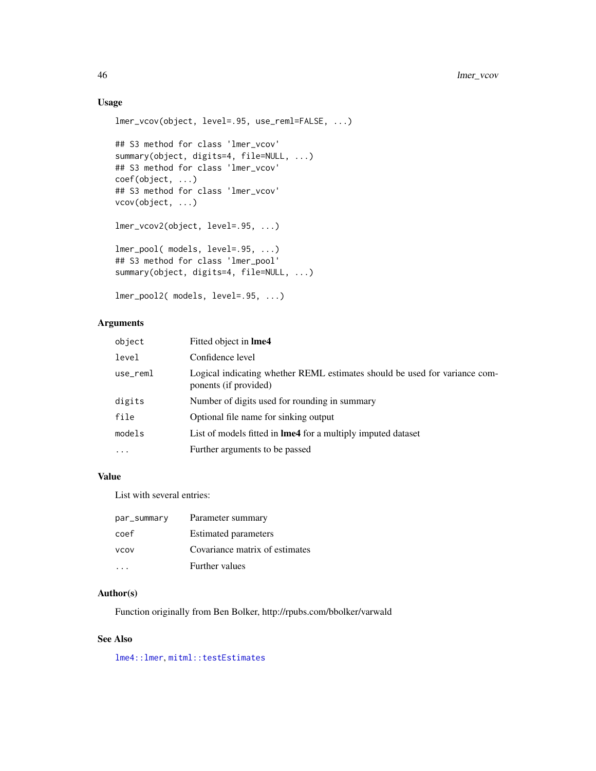### Usage

```
lmer_vcov(object, level=.95, use_reml=FALSE, ...)

## S3 method for class 'lmer_vcov'
summary(object, digits=4, file=NULL, ...)
## S3 method for class 'lmer_vcov'
coef(object, ...)
## S3 method for class 'lmer_vcov'
vcov(object, ...)

lmer_vcov2(object, level=.95, ...)

lmer_pool( models, level=.95, ...)
## S3 method for class 'lmer_pool'
summary(object, digits=4, file=NULL, ...)

lmer_pool2( models, level=.95, ...)
```

### Arguments

| | |
|---|---|
| `object` | Fitted object in **lme4** |
| `level` | Confidence level |
| `use_reml` | Logical indicating whether REML estimates should be used for variance components (if provided) |
| `digits` | Number of digits used for rounding in summary |
| `file` | Optional file name for sinking output |
| `models` | List of models fitted in **lme4** for a multiply imputed dataset |
| `...` | Further arguments to be passed |

### Value

List with several entries:

| | |
|---|---|
| `par_summary` | Parameter summary |
| `coef` | Estimated parameters |
| `vcov` | Covariance matrix of estimates |
| `...` | Further values |

### Author(s)

Function originally from Ben Bolker, http://rpubs.com/bbolker/varwald

### See Also

`lme4::lmer`, `mitml::testEstimates`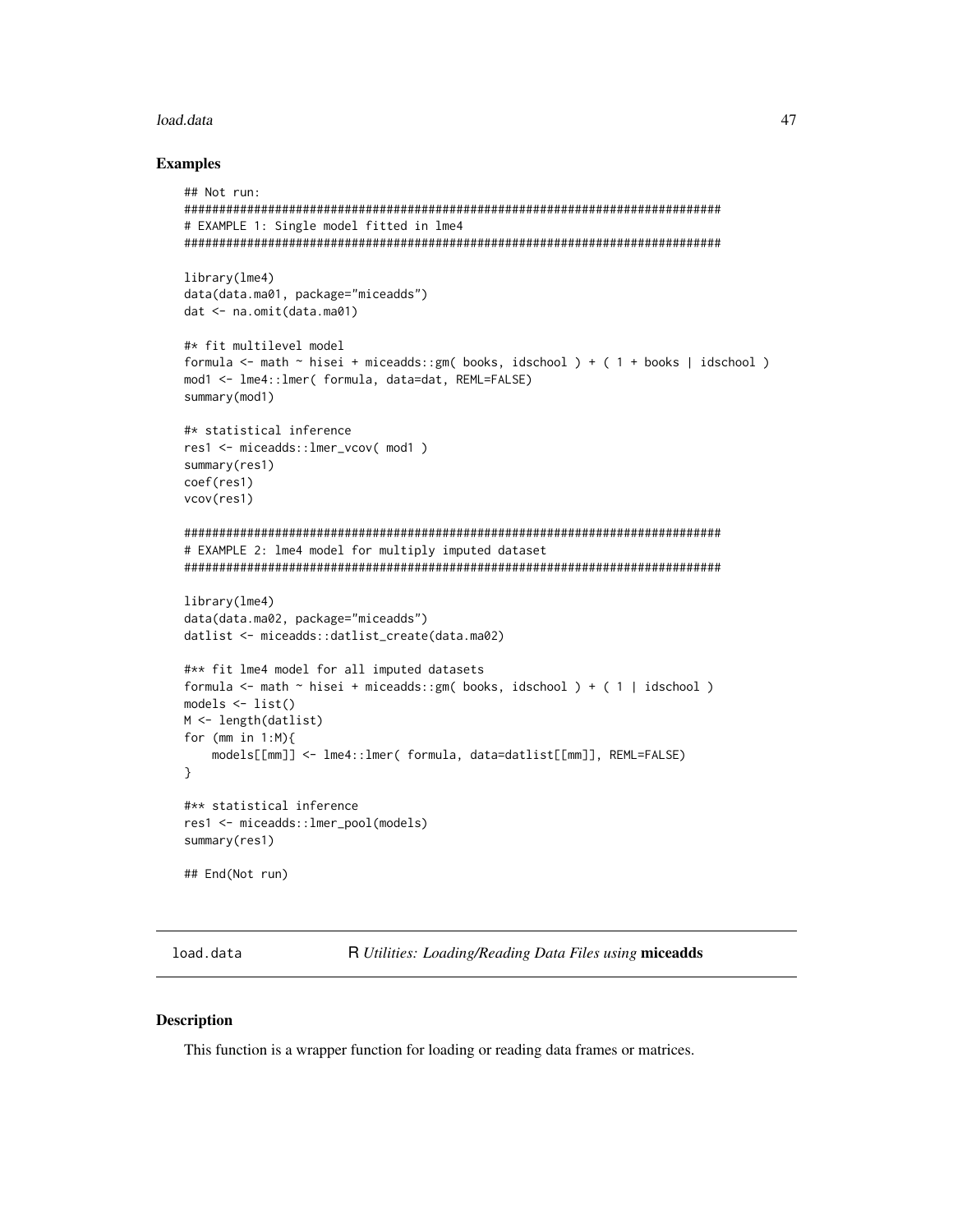## Examples

```
## Not run:
#############################################################################
# EXAMPLE 1: Single model fitted in lme4
#############################################################################

library(lme4)
data(data.ma01, package="miceadds")
dat <- na.omit(data.ma01)

#* fit multilevel model
formula <- math ~ hisei + miceadds::gm( books, idschool ) + ( 1 + books | idschool )
mod1 <- lme4::lmer( formula, data=dat, REML=FALSE)
summary(mod1)

#* statistical inference
res1 <- miceadds::lmer_vcov( mod1 )
summary(res1)
coef(res1)
vcov(res1)

#############################################################################
# EXAMPLE 2: lme4 model for multiply imputed dataset
#############################################################################

library(lme4)
data(data.ma02, package="miceadds")
datlist <- miceadds::datlist_create(data.ma02)

#** fit lme4 model for all imputed datasets
formula <- math ~ hisei + miceadds::gm( books, idschool ) + ( 1 | idschool )
models <- list()
M <- length(datlist)
for (mm in 1:M){
    models[[mm]] <- lme4::lmer( formula, data=datlist[[mm]], REML=FALSE)
}

#** statistical inference
res1 <- miceadds::lmer_pool(models)
summary(res1)

## End(Not run)
```

---

`load.data` — R *Utilities: Loading/Reading Data Files using* **miceadds**

---

## Description

This function is a wrapper function for loading or reading data frames or matrices.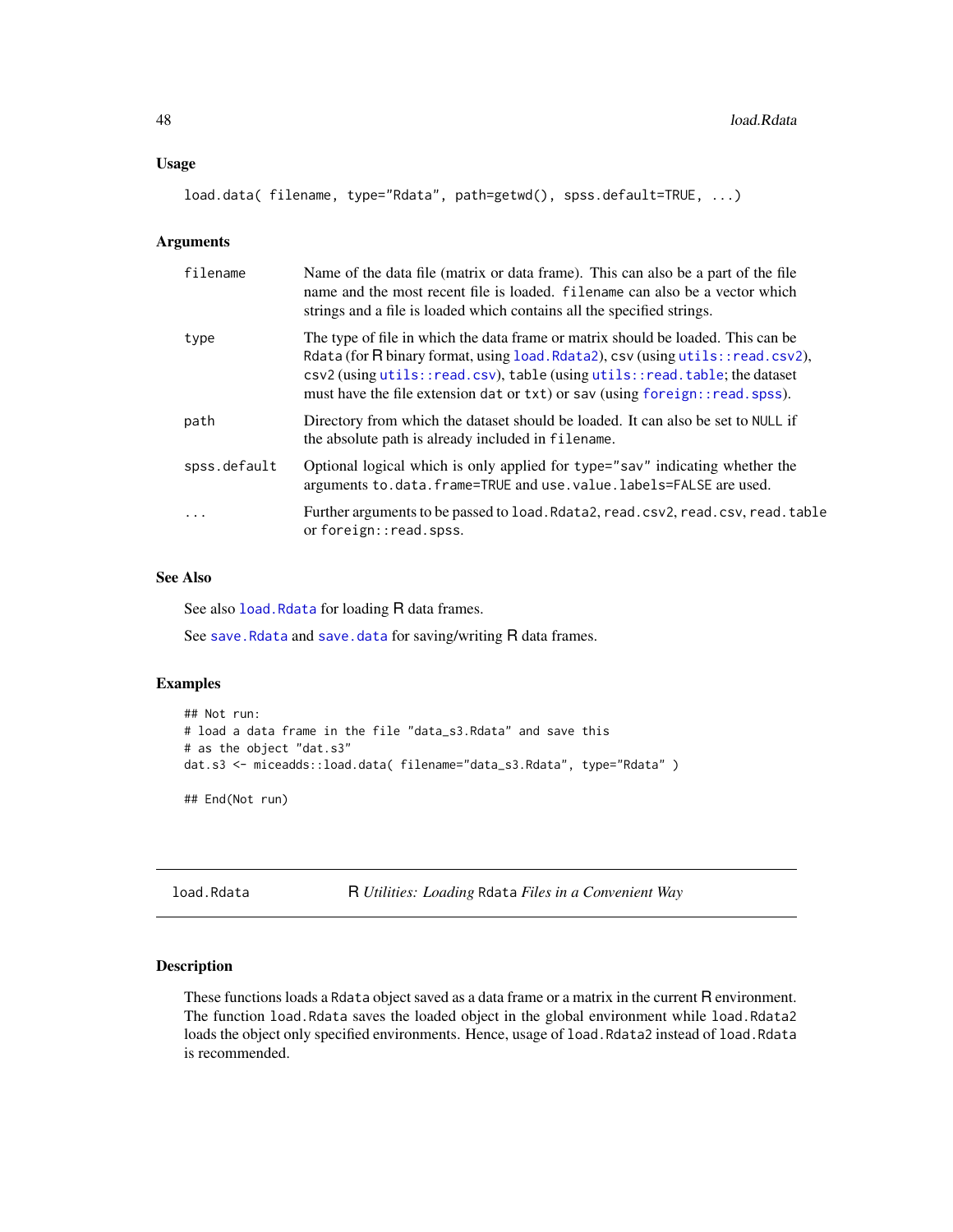## Usage

```
load.data( filename, type="Rdata", path=getwd(), spss.default=TRUE, ...)
```

## Arguments

| | |
|---|---|
| filename | Name of the data file (matrix or data frame). This can also be a part of the file name and the most recent file is loaded. filename can also be a vector which strings and a file is loaded which contains all the specified strings. |
| type | The type of file in which the data frame or matrix should be loaded. This can be Rdata (for R binary format, using load.Rdata2), csv (using utils::read.csv2), csv2 (using utils::read.csv), table (using utils::read.table; the dataset must have the file extension dat or txt) or sav (using foreign::read.spss). |
| path | Directory from which the dataset should be loaded. It can also be set to NULL if the absolute path is already included in filename. |
| spss.default | Optional logical which is only applied for type="sav" indicating whether the arguments to.data.frame=TRUE and use.value.labels=FALSE are used. |
| ... | Further arguments to be passed to load.Rdata2, read.csv2, read.csv, read.table or foreign::read.spss. |

## See Also

See also load.Rdata for loading R data frames.

See save.Rdata and save.data for saving/writing R data frames.

## Examples

```
## Not run:
# load a data frame in the file "data_s3.Rdata" and save this
# as the object "dat.s3"
dat.s3 <- miceadds::load.data( filename="data_s3.Rdata", type="Rdata" )

## End(Not run)
```

---

# load.Rdata *R Utilities: Loading Rdata Files in a Convenient Way*

## Description

These functions loads a Rdata object saved as a data frame or a matrix in the current R environment. The function load.Rdata saves the loaded object in the global environment while load.Rdata2 loads the object only specified environments. Hence, usage of load.Rdata2 instead of load.Rdata is recommended.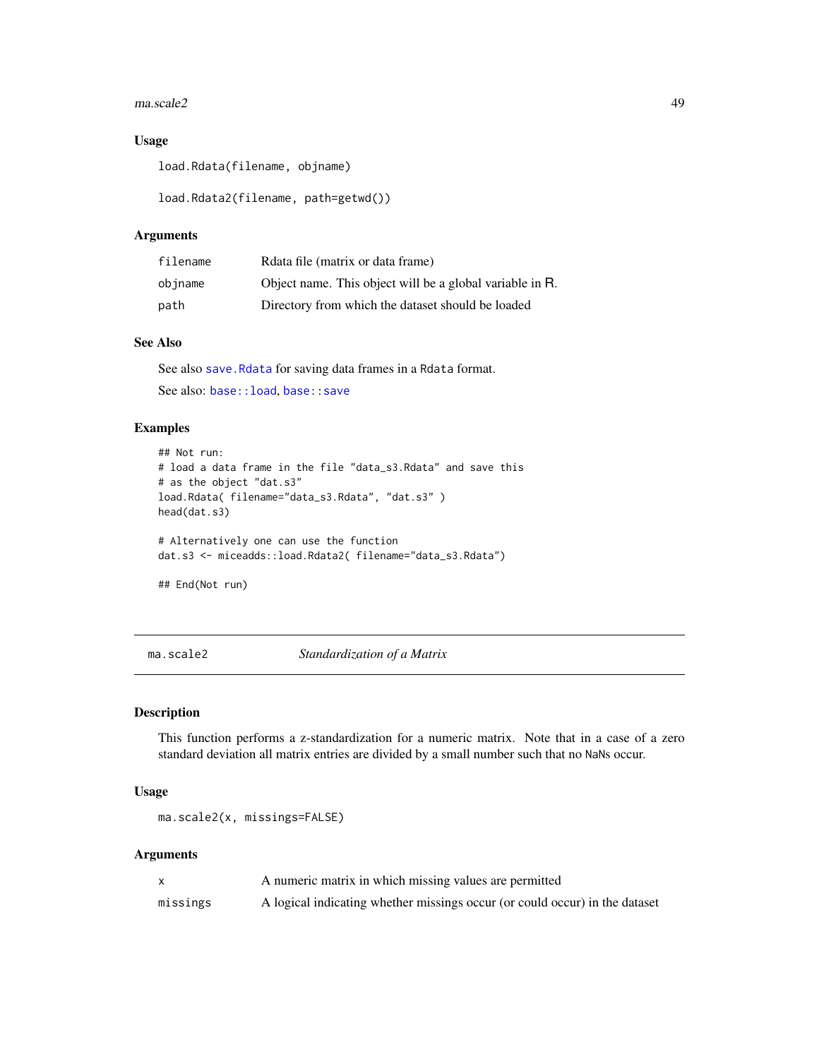### Usage

```
load.Rdata(filename, objname)

load.Rdata2(filename, path=getwd())
```

### Arguments

| | |
|---|---|
| filename | Rdata file (matrix or data frame) |
| objname | Object name. This object will be a global variable in R. |
| path | Directory from which the dataset should be loaded |

### See Also

See also save.Rdata for saving data frames in a Rdata format.

See also: base::load, base::save

### Examples

```
## Not run:
# load a data frame in the file "data_s3.Rdata" and save this
# as the object "dat.s3"
load.Rdata( filename="data_s3.Rdata", "dat.s3" )
head(dat.s3)

# Alternatively one can use the function
dat.s3 <- miceadds::load.Rdata2( filename="data_s3.Rdata")

## End(Not run)
```

---

## ma.scale2 *Standardization of a Matrix*

### Description

This function performs a z-standardization for a numeric matrix. Note that in a case of a zero standard deviation all matrix entries are divided by a small number such that no NaNs occur.

### Usage

```
ma.scale2(x, missings=FALSE)
```

### Arguments

| | |
|---|---|
| x | A numeric matrix in which missing values are permitted |
| missings | A logical indicating whether missings occur (or could occur) in the dataset |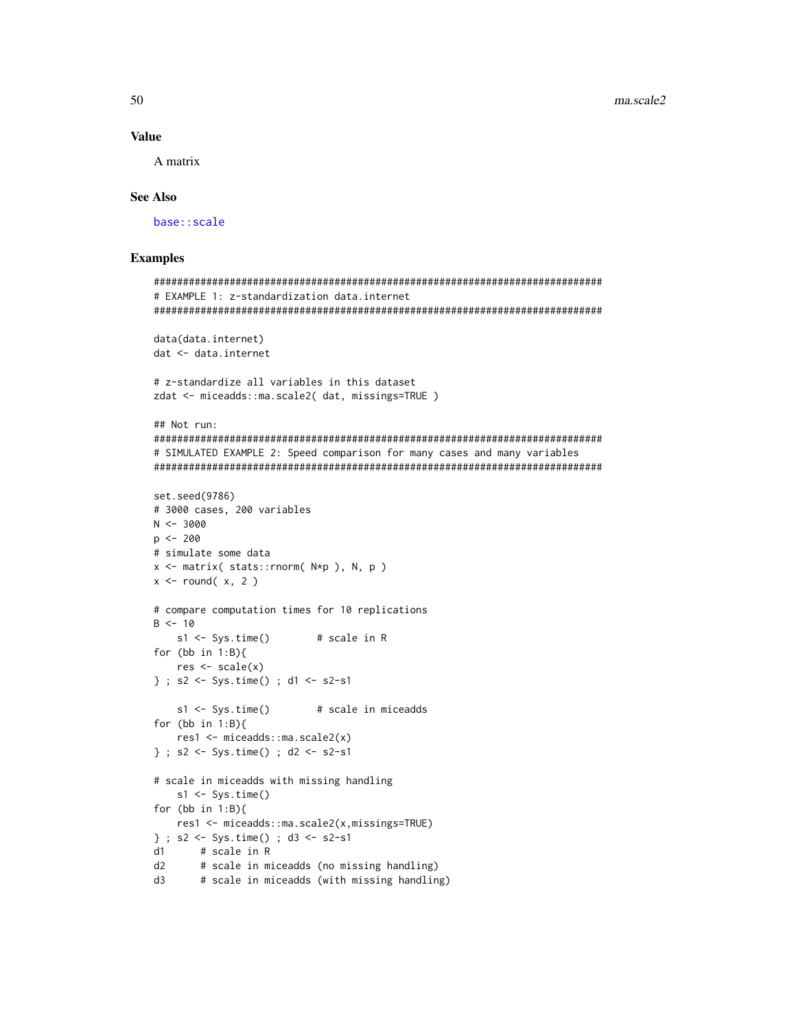### Value

A matrix

### See Also

base::scale

### Examples

```
#############################################################################
# EXAMPLE 1: z-standardization data.internet
#############################################################################

data(data.internet)
dat <- data.internet

# z-standardize all variables in this dataset
zdat <- miceadds::ma.scale2( dat, missings=TRUE )

## Not run:
#############################################################################
# SIMULATED EXAMPLE 2: Speed comparison for many cases and many variables
#############################################################################

set.seed(9786)
# 3000 cases, 200 variables
N <- 3000
p <- 200
# simulate some data
x <- matrix( stats::rnorm( N*p ), N, p )
x <- round( x, 2 )

# compare computation times for 10 replications
B <- 10
    s1 <- Sys.time()        # scale in R
for (bb in 1:B){
    res <- scale(x)
} ; s2 <- Sys.time() ; d1 <- s2-s1

    s1 <- Sys.time()        # scale in miceadds
for (bb in 1:B){
    res1 <- miceadds::ma.scale2(x)
} ; s2 <- Sys.time() ; d2 <- s2-s1

# scale in miceadds with missing handling
    s1 <- Sys.time()
for (bb in 1:B){
    res1 <- miceadds::ma.scale2(x,missings=TRUE)
} ; s2 <- Sys.time() ; d3 <- s2-s1
d1      # scale in R
d2      # scale in miceadds (no missing handling)
d3      # scale in miceadds (with missing handling)
```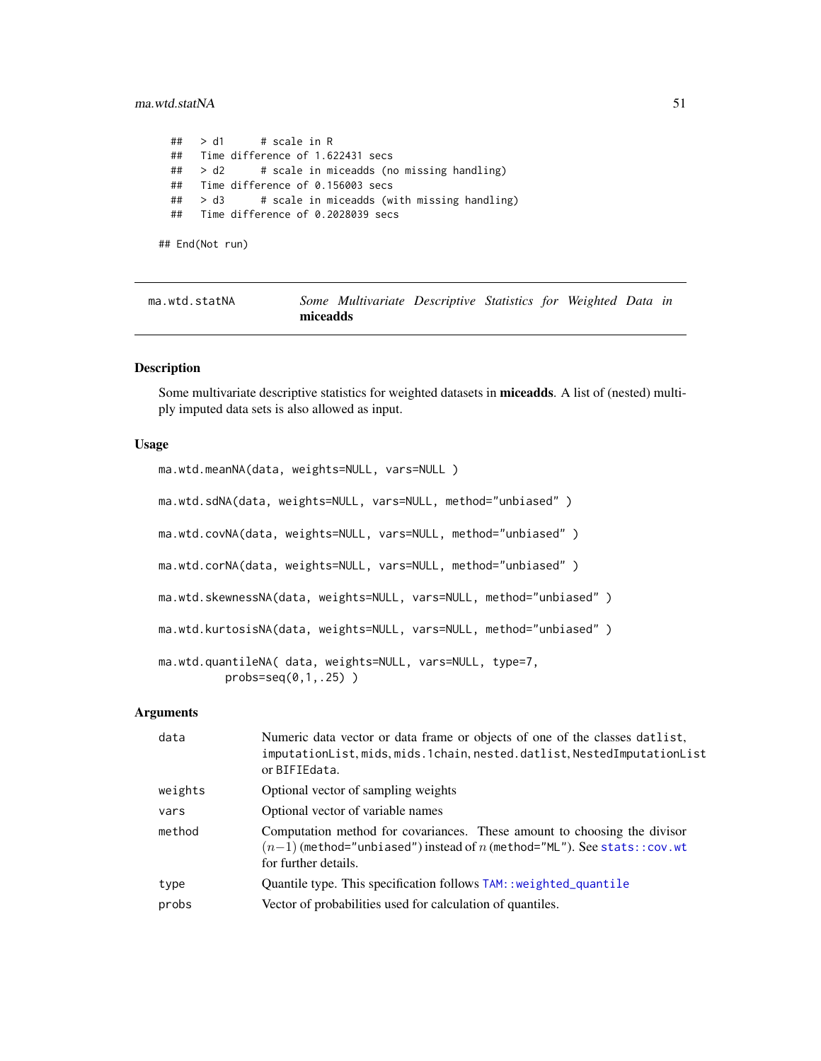```
##   > d1      # scale in R
##   Time difference of 1.622431 secs
##   > d2      # scale in miceadds (no missing handling)
##   Time difference of 0.156003 secs
##   > d3      # scale in miceadds (with missing handling)
##   Time difference of 0.2028039 secs

## End(Not run)
```

## ma.wtd.statNA — *Some Multivariate Descriptive Statistics for Weighted Data in* **miceadds**

### Description

Some multivariate descriptive statistics for weighted datasets in **miceadds**. A list of (nested) multiply imputed data sets is also allowed as input.

### Usage

```
ma.wtd.meanNA(data, weights=NULL, vars=NULL )

ma.wtd.sdNA(data, weights=NULL, vars=NULL, method="unbiased" )

ma.wtd.covNA(data, weights=NULL, vars=NULL, method="unbiased" )

ma.wtd.corNA(data, weights=NULL, vars=NULL, method="unbiased" )

ma.wtd.skewnessNA(data, weights=NULL, vars=NULL, method="unbiased" )

ma.wtd.kurtosisNA(data, weights=NULL, vars=NULL, method="unbiased" )

ma.wtd.quantileNA( data, weights=NULL, vars=NULL, type=7,
         probs=seq(0,1,.25) )
```

### Arguments

| | |
|---|---|
| `data` | Numeric data vector or data frame or objects of one of the classes `datlist`, `imputationList`, `mids`, `mids.1chain`, `nested.datlist`, `NestedImputationList` or `BIFIEdata`. |
| `weights` | Optional vector of sampling weights |
| `vars` | Optional vector of variable names |
| `method` | Computation method for covariances. These amount to choosing the divisor $(n-1)$ (`method="unbiased"`) instead of $n$ (`method="ML"`). See `stats::cov.wt` for further details. |
| `type` | Quantile type. This specification follows `TAM::weighted_quantile` |
| `probs` | Vector of probabilities used for calculation of quantiles. |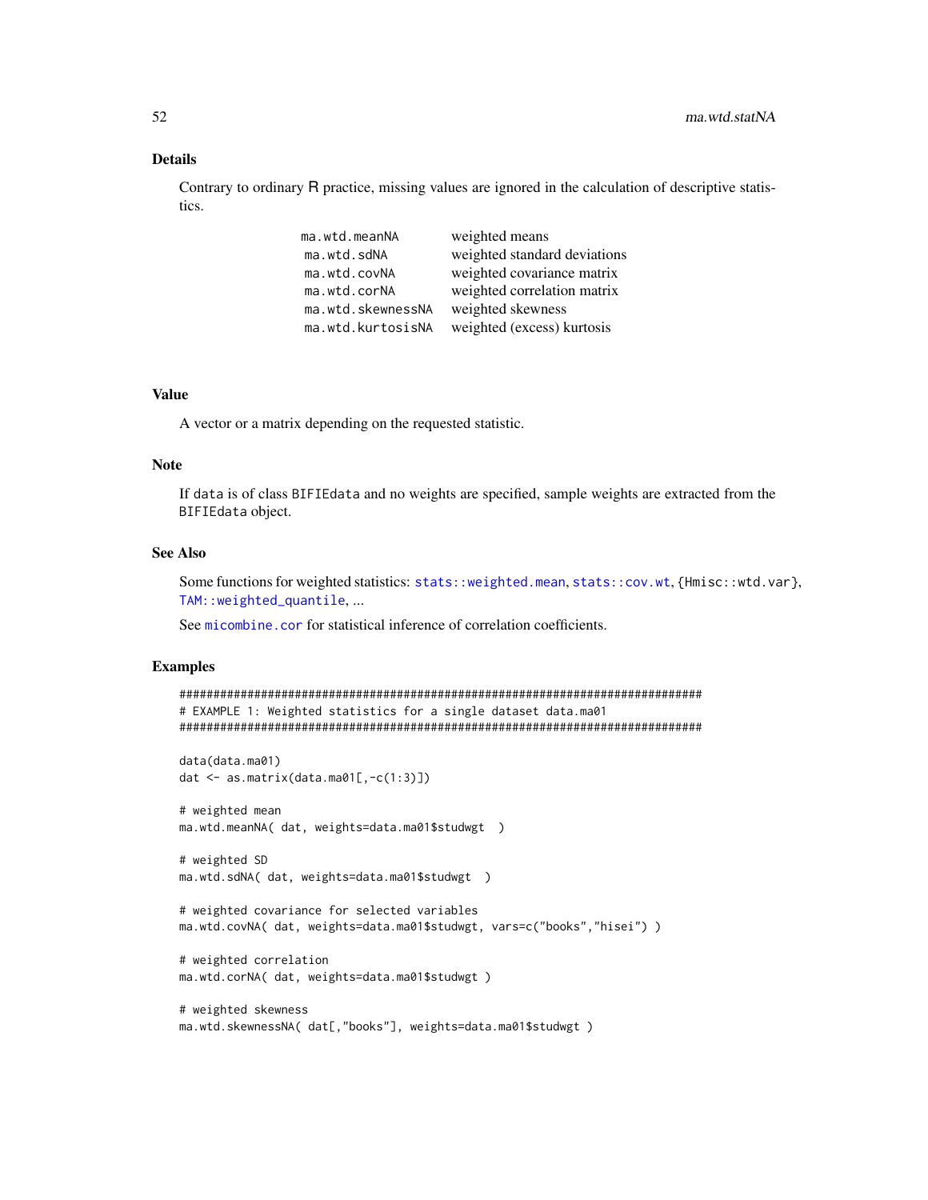## Details

Contrary to ordinary R practice, missing values are ignored in the calculation of descriptive statistics.

| | |
|---|---|
| `ma.wtd.meanNA` | weighted means |
| `ma.wtd.sdNA` | weighted standard deviations |
| `ma.wtd.covNA` | weighted covariance matrix |
| `ma.wtd.corNA` | weighted correlation matrix |
| `ma.wtd.skewnessNA` | weighted skewness |
| `ma.wtd.kurtosisNA` | weighted (excess) kurtosis |

## Value

A vector or a matrix depending on the requested statistic.

## Note

If `data` is of class `BIFIEdata` and no weights are specified, sample weights are extracted from the `BIFIEdata` object.

## See Also

Some functions for weighted statistics: `stats::weighted.mean`, `stats::cov.wt`, {`Hmisc::wtd.var`}, `TAM::weighted_quantile`, ...

See `micombine.cor` for statistical inference of correlation coefficients.

## Examples

```
#############################################################################
# EXAMPLE 1: Weighted statistics for a single dataset data.ma01
#############################################################################

data(data.ma01)
dat <- as.matrix(data.ma01[,-c(1:3)])

# weighted mean
ma.wtd.meanNA( dat, weights=data.ma01$studwgt  )

# weighted SD
ma.wtd.sdNA( dat, weights=data.ma01$studwgt  )

# weighted covariance for selected variables
ma.wtd.covNA( dat, weights=data.ma01$studwgt, vars=c("books","hisei") )

# weighted correlation
ma.wtd.corNA( dat, weights=data.ma01$studwgt )

# weighted skewness
ma.wtd.skewnessNA( dat[,"books"], weights=data.ma01$studwgt )
```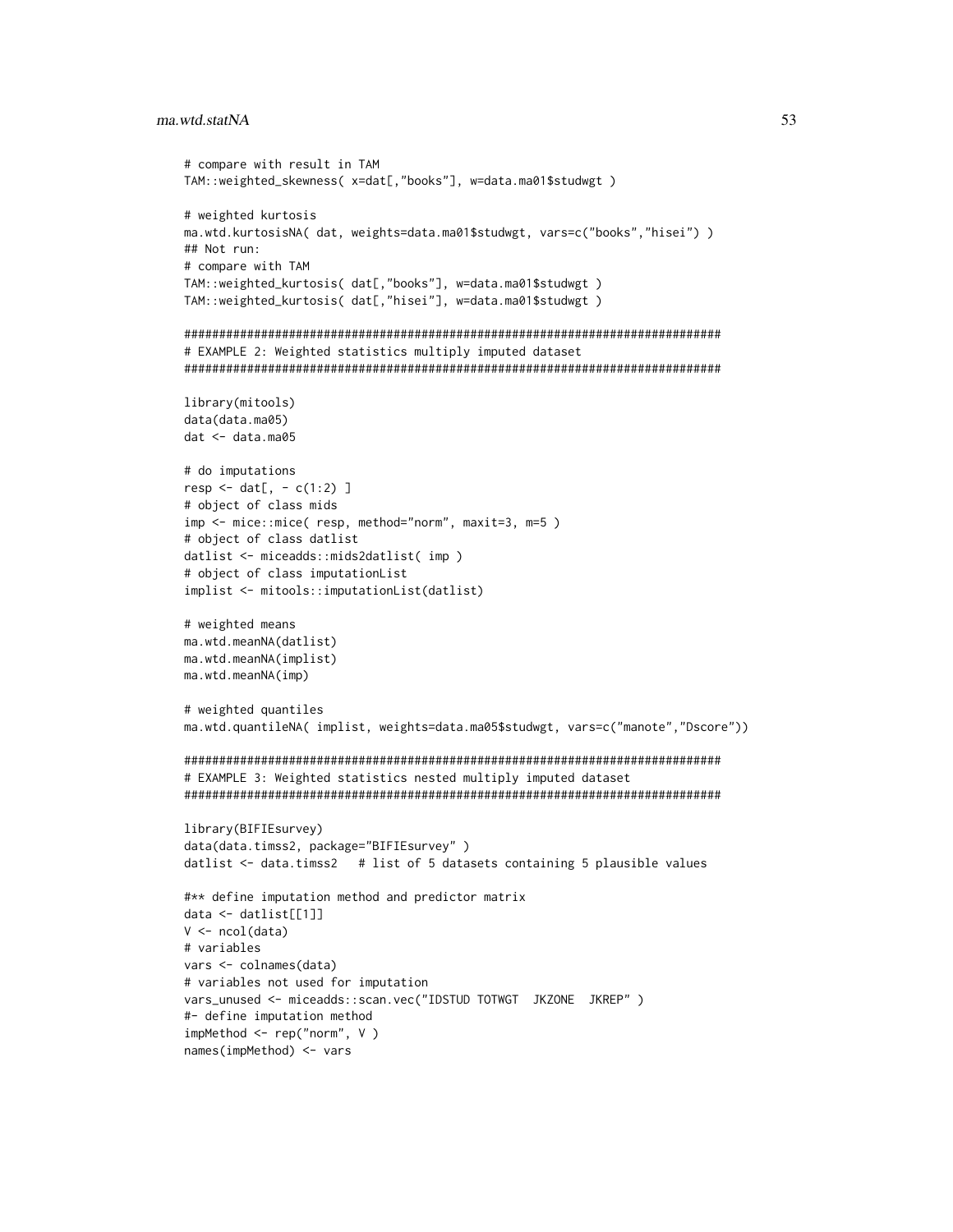```
# compare with result in TAM
TAM::weighted_skewness( x=dat[,"books"], w=data.ma01$studwgt )

# weighted kurtosis
ma.wtd.kurtosisNA( dat, weights=data.ma01$studwgt, vars=c("books","hisei") )
## Not run:
# compare with TAM
TAM::weighted_kurtosis( dat[,"books"], w=data.ma01$studwgt )
TAM::weighted_kurtosis( dat[,"hisei"], w=data.ma01$studwgt )

#############################################################################
# EXAMPLE 2: Weighted statistics multiply imputed dataset
#############################################################################

library(mitools)
data(data.ma05)
dat <- data.ma05

# do imputations
resp <- dat[, - c(1:2) ]
# object of class mids
imp <- mice::mice( resp, method="norm", maxit=3, m=5 )
# object of class datlist
datlist <- miceadds::mids2datlist( imp )
# object of class imputationList
implist <- mitools::imputationList(datlist)

# weighted means
ma.wtd.meanNA(datlist)
ma.wtd.meanNA(implist)
ma.wtd.meanNA(imp)

# weighted quantiles
ma.wtd.quantileNA( implist, weights=data.ma05$studwgt, vars=c("manote","Dscore"))

#############################################################################
# EXAMPLE 3: Weighted statistics nested multiply imputed dataset
#############################################################################

library(BIFIEsurvey)
data(data.timss2, package="BIFIEsurvey" )
datlist <- data.timss2   # list of 5 datasets containing 5 plausible values

#** define imputation method and predictor matrix
data <- datlist[[1]]
V <- ncol(data)
# variables
vars <- colnames(data)
# variables not used for imputation
vars_unused <- miceadds::scan.vec("IDSTUD TOTWGT  JKZONE  JKREP" )
#- define imputation method
impMethod <- rep("norm", V )
names(impMethod) <- vars
```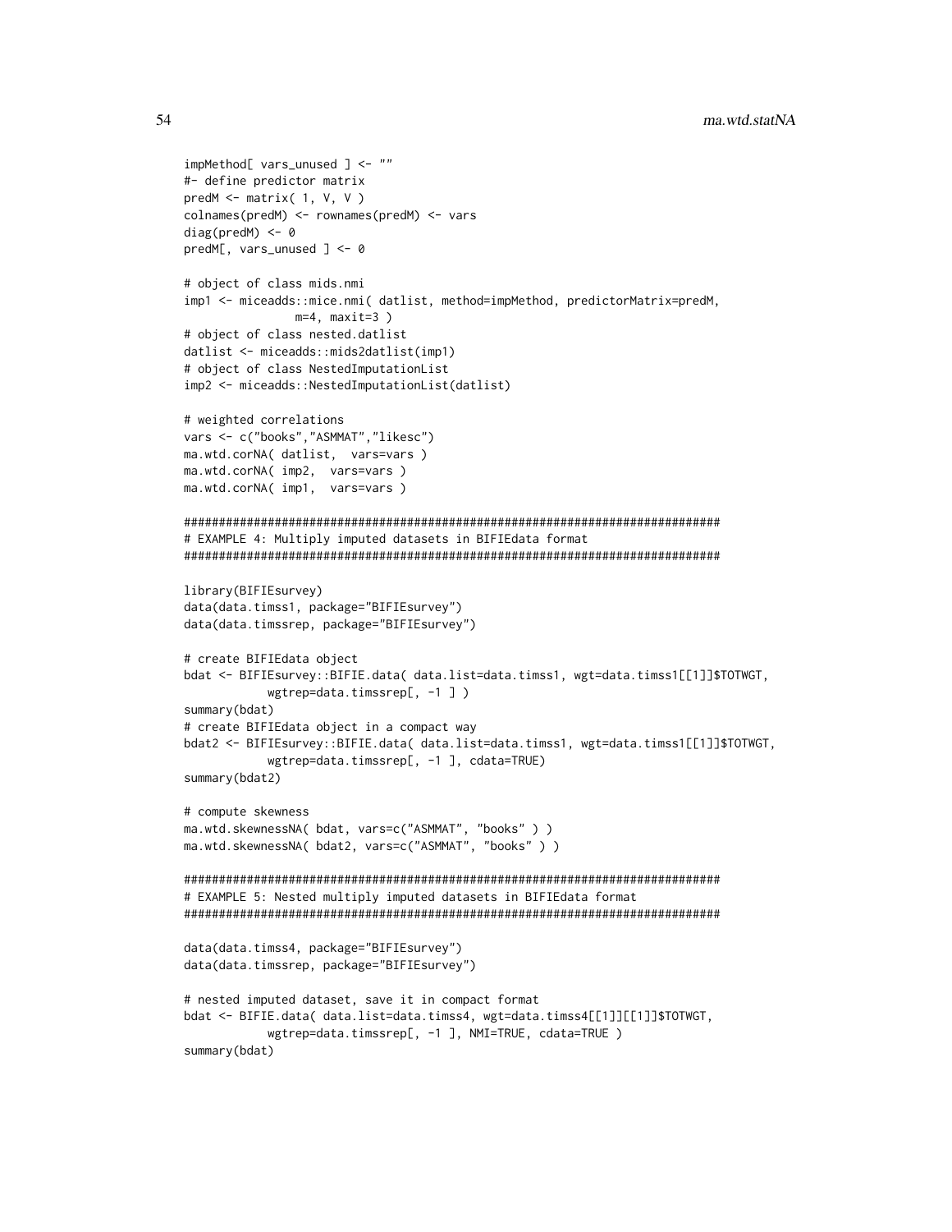```
impMethod[ vars_unused ] <- ""
#- define predictor matrix
predM <- matrix( 1, V, V )
colnames(predM) <- rownames(predM) <- vars
diag(predM) <- 0
predM[, vars_unused ] <- 0

# object of class mids.nmi
imp1 <- miceadds::mice.nmi( datlist, method=impMethod, predictorMatrix=predM,
                m=4, maxit=3 )
# object of class nested.datlist
datlist <- miceadds::mids2datlist(imp1)
# object of class NestedImputationList
imp2 <- miceadds::NestedImputationList(datlist)

# weighted correlations
vars <- c("books","ASMMAT","likesc")
ma.wtd.corNA( datlist,  vars=vars )
ma.wtd.corNA( imp2,  vars=vars )
ma.wtd.corNA( imp1,  vars=vars )

#############################################################################
# EXAMPLE 4: Multiply imputed datasets in BIFIEdata format
#############################################################################

library(BIFIEsurvey)
data(data.timss1, package="BIFIEsurvey")
data(data.timssrep, package="BIFIEsurvey")

# create BIFIEdata object
bdat <- BIFIEsurvey::BIFIE.data( data.list=data.timss1, wgt=data.timss1[[1]]$TOTWGT,
            wgtrep=data.timssrep[, -1 ] )
summary(bdat)
# create BIFIEdata object in a compact way
bdat2 <- BIFIEsurvey::BIFIE.data( data.list=data.timss1, wgt=data.timss1[[1]]$TOTWGT,
            wgtrep=data.timssrep[, -1 ], cdata=TRUE)
summary(bdat2)

# compute skewness
ma.wtd.skewnessNA( bdat, vars=c("ASMMAT", "books" ) )
ma.wtd.skewnessNA( bdat2, vars=c("ASMMAT", "books" ) )

#############################################################################
# EXAMPLE 5: Nested multiply imputed datasets in BIFIEdata format
#############################################################################

data(data.timss4, package="BIFIEsurvey")
data(data.timssrep, package="BIFIEsurvey")

# nested imputed dataset, save it in compact format
bdat <- BIFIE.data( data.list=data.timss4, wgt=data.timss4[[1]][[1]]$TOTWGT,
            wgtrep=data.timssrep[, -1 ], NMI=TRUE, cdata=TRUE )
summary(bdat)
```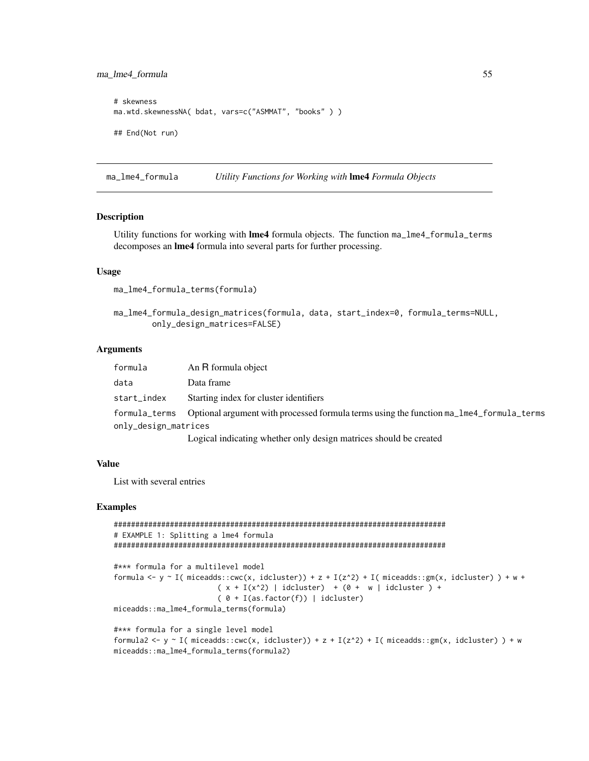```
# skewness
ma.wtd.skewnessNA( bdat, vars=c("ASMMAT", "books" ) )

## End(Not run)
```

## ma_lme4_formula — *Utility Functions for Working with* **lme4** *Formula Objects*

### Description

Utility functions for working with **lme4** formula objects. The function `ma_lme4_formula_terms` decomposes an **lme4** formula into several parts for further processing.

### Usage

```
ma_lme4_formula_terms(formula)

ma_lme4_formula_design_matrices(formula, data, start_index=0, formula_terms=NULL,
        only_design_matrices=FALSE)
```

### Arguments

| | |
|---|---|
| `formula` | An R formula object |
| `data` | Data frame |
| `start_index` | Starting index for cluster identifiers |
| `formula_terms` | Optional argument with processed formula terms using the function `ma_lme4_formula_terms` |
| `only_design_matrices` | Logical indicating whether only design matrices should be created |

### Value

List with several entries

### Examples

```
#############################################################################
# EXAMPLE 1: Splitting a lme4 formula
#############################################################################

#*** formula for a multilevel model
formula <- y ~ I( miceadds::cwc(x, idcluster)) + z + I(z^2) + I( miceadds::gm(x, idcluster) ) + w +
                        ( x + I(x^2) | idcluster)  + (0 +  w | idcluster ) +
                        ( 0 + I(as.factor(f)) | idcluster)
miceadds::ma_lme4_formula_terms(formula)

#*** formula for a single level model
formula2 <- y ~ I( miceadds::cwc(x, idcluster)) + z + I(z^2) + I( miceadds::gm(x, idcluster) ) + w
miceadds::ma_lme4_formula_terms(formula2)
```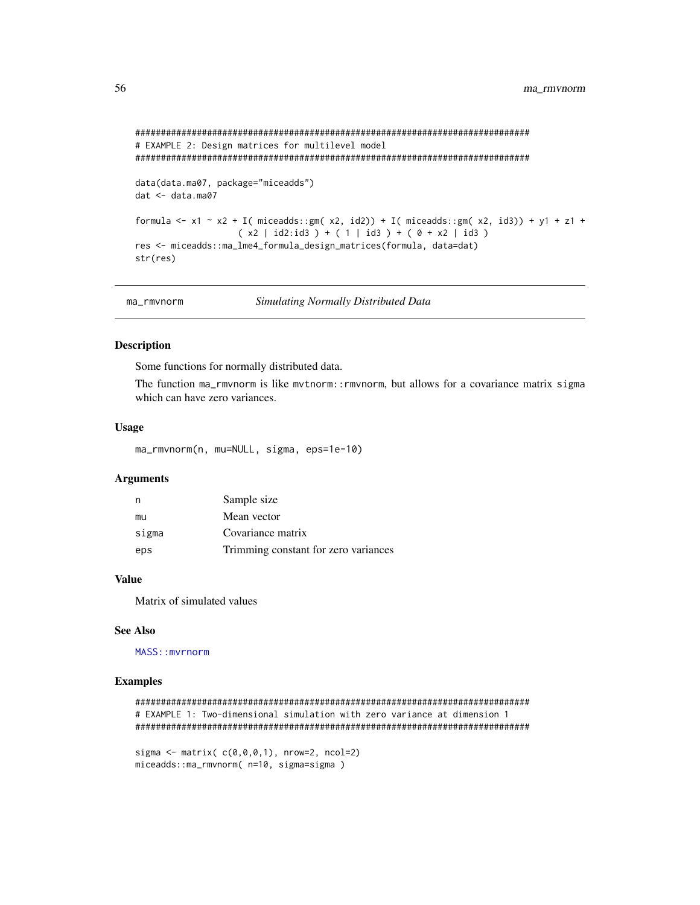```
#############################################################################
# EXAMPLE 2: Design matrices for multilevel model
#############################################################################

data(data.ma07, package="miceadds")
dat <- data.ma07

formula <- x1 ~ x2 + I( miceadds::gm( x2, id2)) + I( miceadds::gm( x2, id3)) + y1 + z1 +
                  ( x2 | id2:id3 ) + ( 1 | id3 ) + ( 0 + x2 | id3 )
res <- miceadds::ma_lme4_formula_design_matrices(formula, data=dat)
str(res)
```

## ma_rmvnorm *Simulating Normally Distributed Data*

### Description

Some functions for normally distributed data.

The function `ma_rmvnorm` is like `mvtnorm::rmvnorm`, but allows for a covariance matrix `sigma` which can have zero variances.

### Usage

```
ma_rmvnorm(n, mu=NULL, sigma, eps=1e-10)
```

### Arguments

| | |
|---|---|
| n | Sample size |
| mu | Mean vector |
| sigma | Covariance matrix |
| eps | Trimming constant for zero variances |

### Value

Matrix of simulated values

### See Also

`MASS::mvrnorm`

### Examples

```
#############################################################################
# EXAMPLE 1: Two-dimensional simulation with zero variance at dimension 1
#############################################################################

sigma <- matrix( c(0,0,0,1), nrow=2, ncol=2)
miceadds::ma_rmvnorm( n=10, sigma=sigma )
```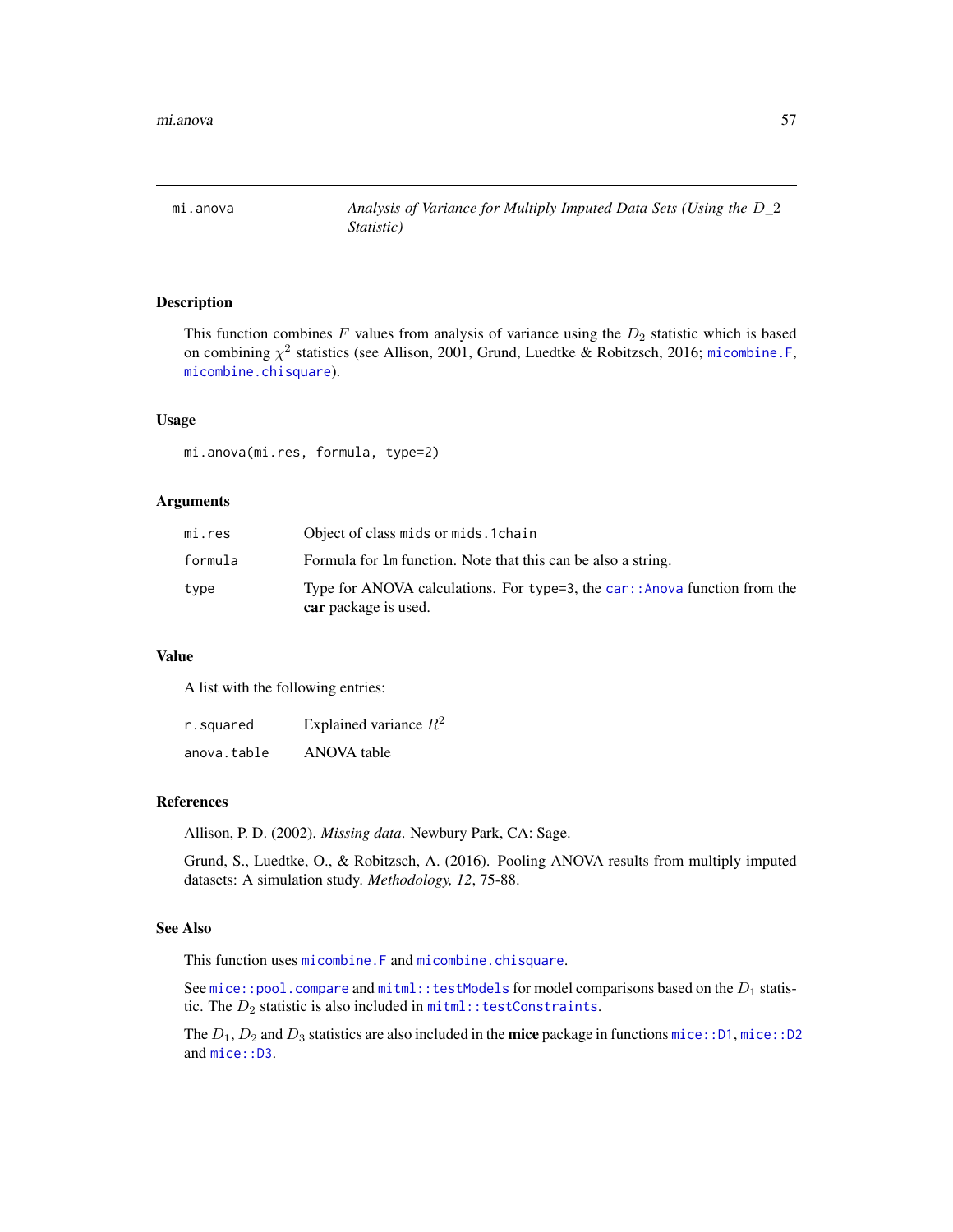mi.anova *Analysis of Variance for Multiply Imputed Data Sets (Using the $D\_2$ Statistic)*

## Description

This function combines $F$ values from analysis of variance using the $D_2$ statistic which is based on combining $\chi^2$ statistics (see Allison, 2001, Grund, Luedtke & Robitzsch, 2016; `micombine.F`, `micombine.chisquare`).

## Usage

```
mi.anova(mi.res, formula, type=2)
```

## Arguments

| | |
|---|---|
| `mi.res` | Object of class `mids` or `mids.1chain` |
| `formula` | Formula for `lm` function. Note that this can be also a string. |
| `type` | Type for ANOVA calculations. For `type=3`, the `car::Anova` function from the **car** package is used. |

## Value

A list with the following entries:

| | |
|---|---|
| `r.squared` | Explained variance $R^2$ |
| `anova.table` | ANOVA table |

## References

Allison, P. D. (2002). *Missing data*. Newbury Park, CA: Sage.

Grund, S., Luedtke, O., & Robitzsch, A. (2016). Pooling ANOVA results from multiply imputed datasets: A simulation study. *Methodology, 12*, 75-88.

## See Also

This function uses `micombine.F` and `micombine.chisquare`.

See `mice::pool.compare` and `mitml::testModels` for model comparisons based on the $D_1$ statistic. The $D_2$ statistic is also included in `mitml::testConstraints`.

The $D_1$, $D_2$ and $D_3$ statistics are also included in the **mice** package in functions `mice::D1`, `mice::D2` and `mice::D3`.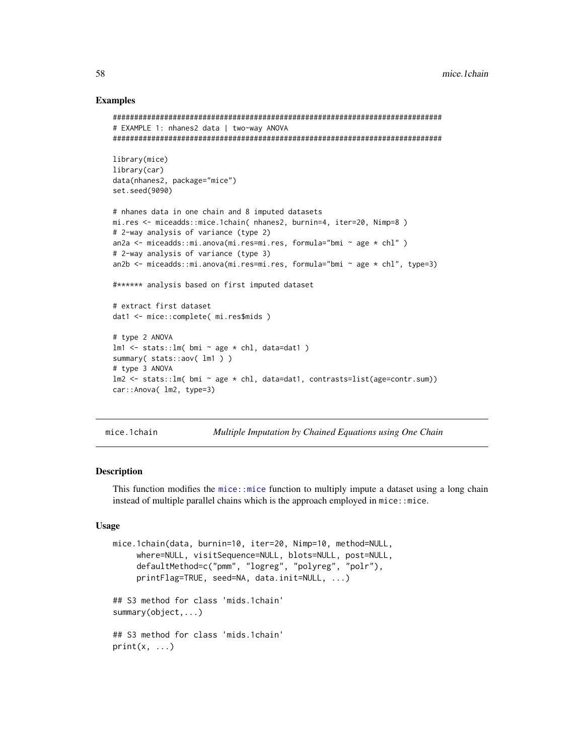## Examples

```
#############################################################################
# EXAMPLE 1: nhanes2 data | two-way ANOVA
#############################################################################

library(mice)
library(car)
data(nhanes2, package="mice")
set.seed(9090)

# nhanes data in one chain and 8 imputed datasets
mi.res <- miceadds::mice.1chain( nhanes2, burnin=4, iter=20, Nimp=8 )
# 2-way analysis of variance (type 2)
an2a <- miceadds::mi.anova(mi.res=mi.res, formula="bmi ~ age * chl" )
# 2-way analysis of variance (type 3)
an2b <- miceadds::mi.anova(mi.res=mi.res, formula="bmi ~ age * chl", type=3)

#****** analysis based on first imputed dataset

# extract first dataset
dat1 <- mice::complete( mi.res$mids )

# type 2 ANOVA
lm1 <- stats::lm( bmi ~ age * chl, data=dat1 )
summary( stats::aov( lm1 ) )
# type 3 ANOVA
lm2 <- stats::lm( bmi ~ age * chl, data=dat1, contrasts=list(age=contr.sum))
car::Anova( lm2, type=3)
```

---

# mice.1chain *Multiple Imputation by Chained Equations using One Chain*

---

## Description

This function modifies the `mice::mice` function to multiply impute a dataset using a long chain instead of multiple parallel chains which is the approach employed in `mice::mice`.

## Usage

```
mice.1chain(data, burnin=10, iter=20, Nimp=10, method=NULL,
     where=NULL, visitSequence=NULL, blots=NULL, post=NULL,
     defaultMethod=c("pmm", "logreg", "polyreg", "polr"),
     printFlag=TRUE, seed=NA, data.init=NULL, ...)

## S3 method for class 'mids.1chain'
summary(object,...)

## S3 method for class 'mids.1chain'
print(x, ...)
```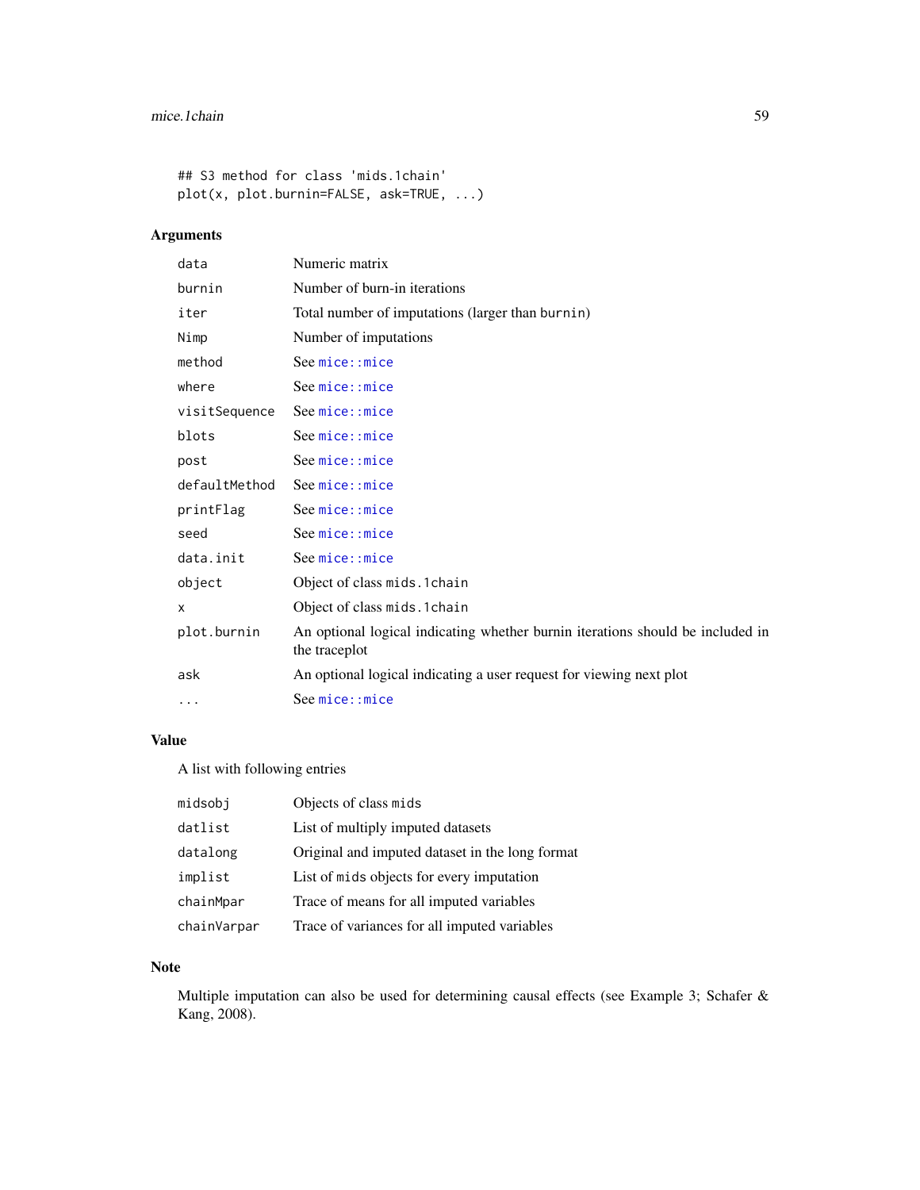```
## S3 method for class 'mids.1chain'
plot(x, plot.burnin=FALSE, ask=TRUE, ...)
```

## Arguments

| | |
|---|---|
| data | Numeric matrix |
| burnin | Number of burn-in iterations |
| iter | Total number of imputations (larger than burnin) |
| Nimp | Number of imputations |
| method | See mice::mice |
| where | See mice::mice |
| visitSequence | See mice::mice |
| blots | See mice::mice |
| post | See mice::mice |
| defaultMethod | See mice::mice |
| printFlag | See mice::mice |
| seed | See mice::mice |
| data.init | See mice::mice |
| object | Object of class mids.1chain |
| x | Object of class mids.1chain |
| plot.burnin | An optional logical indicating whether burnin iterations should be included in the traceplot |
| ask | An optional logical indicating a user request for viewing next plot |
| ... | See mice::mice |

## Value

A list with following entries

| | |
|---|---|
| midsobj | Objects of class mids |
| datlist | List of multiply imputed datasets |
| datalong | Original and imputed dataset in the long format |
| implist | List of mids objects for every imputation |
| chainMpar | Trace of means for all imputed variables |
| chainVarpar | Trace of variances for all imputed variables |

## Note

Multiple imputation can also be used for determining causal effects (see Example 3; Schafer & Kang, 2008).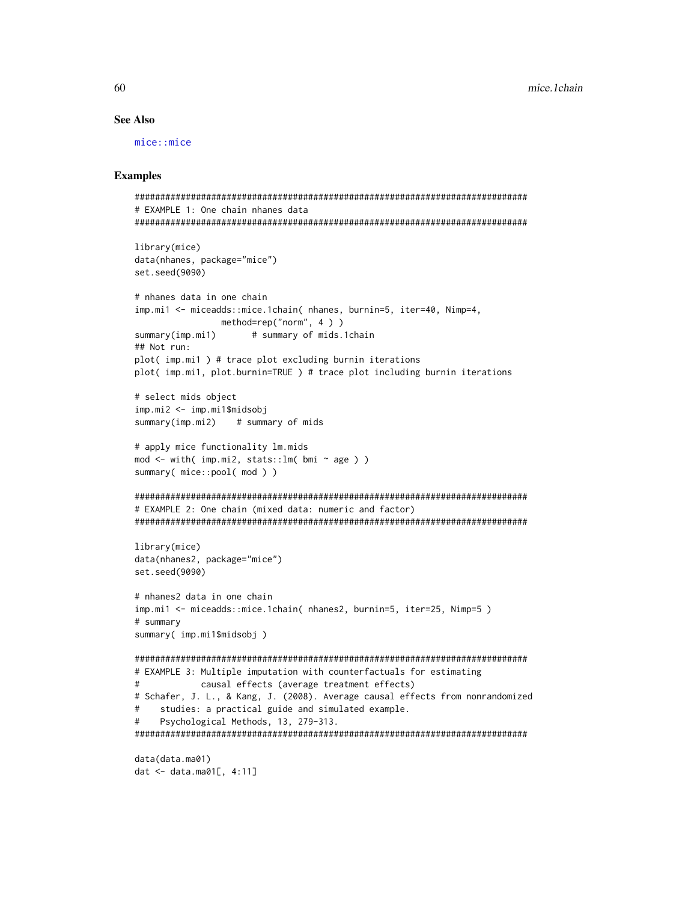## See Also

mice::mice

## Examples

```
#############################################################################
# EXAMPLE 1: One chain nhanes data
#############################################################################

library(mice)
data(nhanes, package="mice")
set.seed(9090)

# nhanes data in one chain
imp.mi1 <- miceadds::mice.1chain( nhanes, burnin=5, iter=40, Nimp=4,
                method=rep("norm", 4 ) )
summary(imp.mi1)       # summary of mids.1chain
## Not run:
plot( imp.mi1 ) # trace plot excluding burnin iterations
plot( imp.mi1, plot.burnin=TRUE ) # trace plot including burnin iterations

# select mids object
imp.mi2 <- imp.mi1$midsobj
summary(imp.mi2)    # summary of mids

# apply mice functionality lm.mids
mod <- with( imp.mi2, stats::lm( bmi ~ age ) )
summary( mice::pool( mod ) )

#############################################################################
# EXAMPLE 2: One chain (mixed data: numeric and factor)
#############################################################################

library(mice)
data(nhanes2, package="mice")
set.seed(9090)

# nhanes2 data in one chain
imp.mi1 <- miceadds::mice.1chain( nhanes2, burnin=5, iter=25, Nimp=5 )
# summary
summary( imp.mi1$midsobj )

#############################################################################
# EXAMPLE 3: Multiple imputation with counterfactuals for estimating
#            causal effects (average treatment effects)
# Schafer, J. L., & Kang, J. (2008). Average causal effects from nonrandomized
#    studies: a practical guide and simulated example.
#    Psychological Methods, 13, 279-313.
#############################################################################

data(data.ma01)
dat <- data.ma01[, 4:11]
```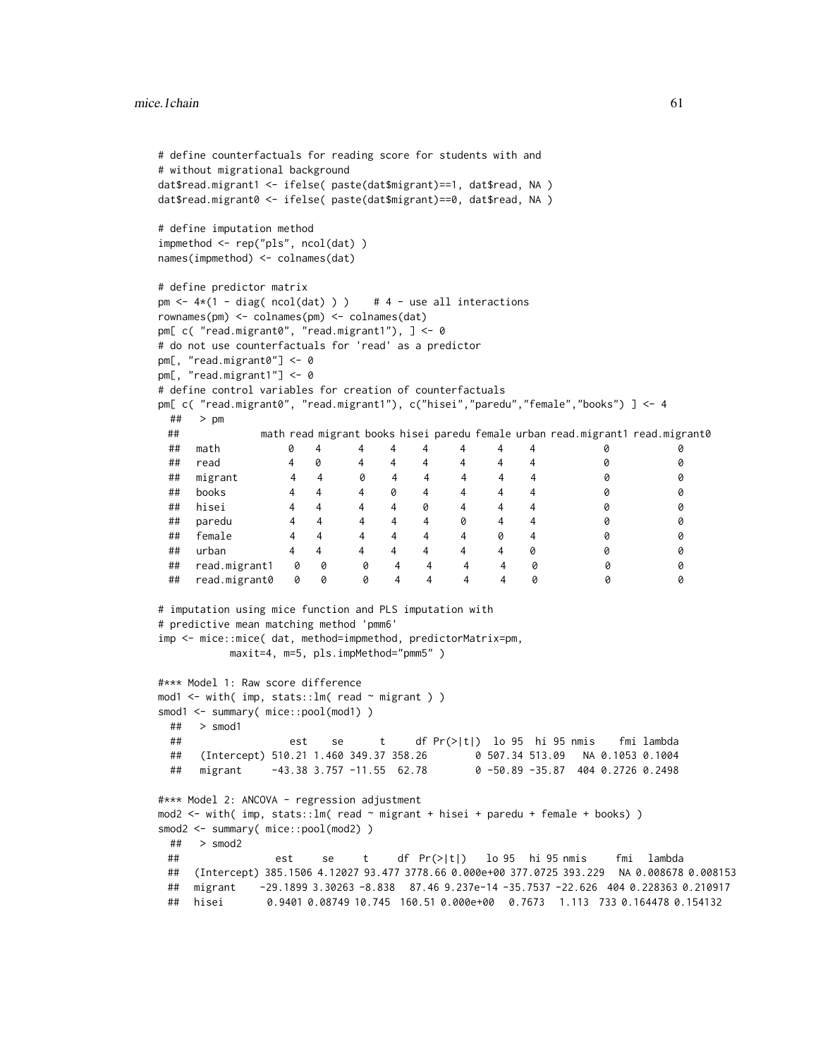```
# define counterfactuals for reading score for students with and
# without migrational background
dat$read.migrant1 <- ifelse( paste(dat$migrant)==1, dat$read, NA )
dat$read.migrant0 <- ifelse( paste(dat$migrant)==0, dat$read, NA )

# define imputation method
impmethod <- rep("pls", ncol(dat) )
names(impmethod) <- colnames(dat)

# define predictor matrix
pm <- 4*(1 - diag( ncol(dat) ) )    # 4 - use all interactions
rownames(pm) <- colnames(pm) <- colnames(dat)
pm[ c( "read.migrant0", "read.migrant1"), ] <- 0
# do not use counterfactuals for 'read' as a predictor
pm[, "read.migrant0"] <- 0
pm[, "read.migrant1"] <- 0
# define control variables for creation of counterfactuals
pm[ c( "read.migrant0", "read.migrant1"), c("hisei","paredu","female","books") ] <- 4
  ##   > pm
  ##              math read migrant books hisei paredu female urban read.migrant1 read.migrant0
  ##   math           0    4       4     4     4      4      4     4             0             0
  ##   read           4    0       4     4     4      4      4     4             0             0
  ##   migrant        4    4       0     4     4      4      4     4             0             0
  ##   books          4    4       4     0     4      4      4     4             0             0
  ##   hisei          4    4       4     4     0      4      4     4             0             0
  ##   paredu         4    4       4     4     4      0      4     4             0             0
  ##   female         4    4       4     4     4      4      0     4             0             0
  ##   urban          4    4       4     4     4      4      4     0             0             0
  ##   read.migrant1  0    0       0     4     4      4      4     0             0             0
  ##   read.migrant0  0    0       0     4     4      4      4     0             0             0

# imputation using mice function and PLS imputation with
# predictive mean matching method 'pmm6'
imp <- mice::mice( dat, method=impmethod, predictorMatrix=pm,
            maxit=4, m=5, pls.impMethod="pmm5" )

#*** Model 1: Raw score difference
mod1 <- with( imp, stats::lm( read ~ migrant ) )
smod1 <- summary( mice::pool(mod1) )
  ##   > smod1
  ##                  est    se      t     df Pr(>|t|)  lo 95  hi 95 nmis    fmi lambda
  ##   (Intercept) 510.21 1.460 349.37 358.26        0 507.34 513.09   NA 0.1053 0.1004
  ##   migrant     -43.38 3.757 -11.55  62.78        0 -50.89 -35.87  404 0.2726 0.2498

#*** Model 2: ANCOVA - regression adjustment
mod2 <- with( imp, stats::lm( read ~ migrant + hisei + paredu + female + books) )
smod2 <- summary( mice::pool(mod2) )
  ##   > smod2
  ##                 est      se      t      df  Pr(>|t|)    lo 95   hi 95 nmis      fmi   lambda
  ##   (Intercept) 385.1506 4.12027 93.477 3778.66 0.000e+00 377.0725 393.229   NA 0.008678 0.008153
  ##   migrant     -29.1899 3.30263 -8.838   87.46 9.237e-14 -35.7537 -22.626  404 0.228363 0.210917
  ##   hisei         0.9401 0.08749 10.745  160.51 0.000e+00   0.7673   1.113  733 0.164478 0.154132
```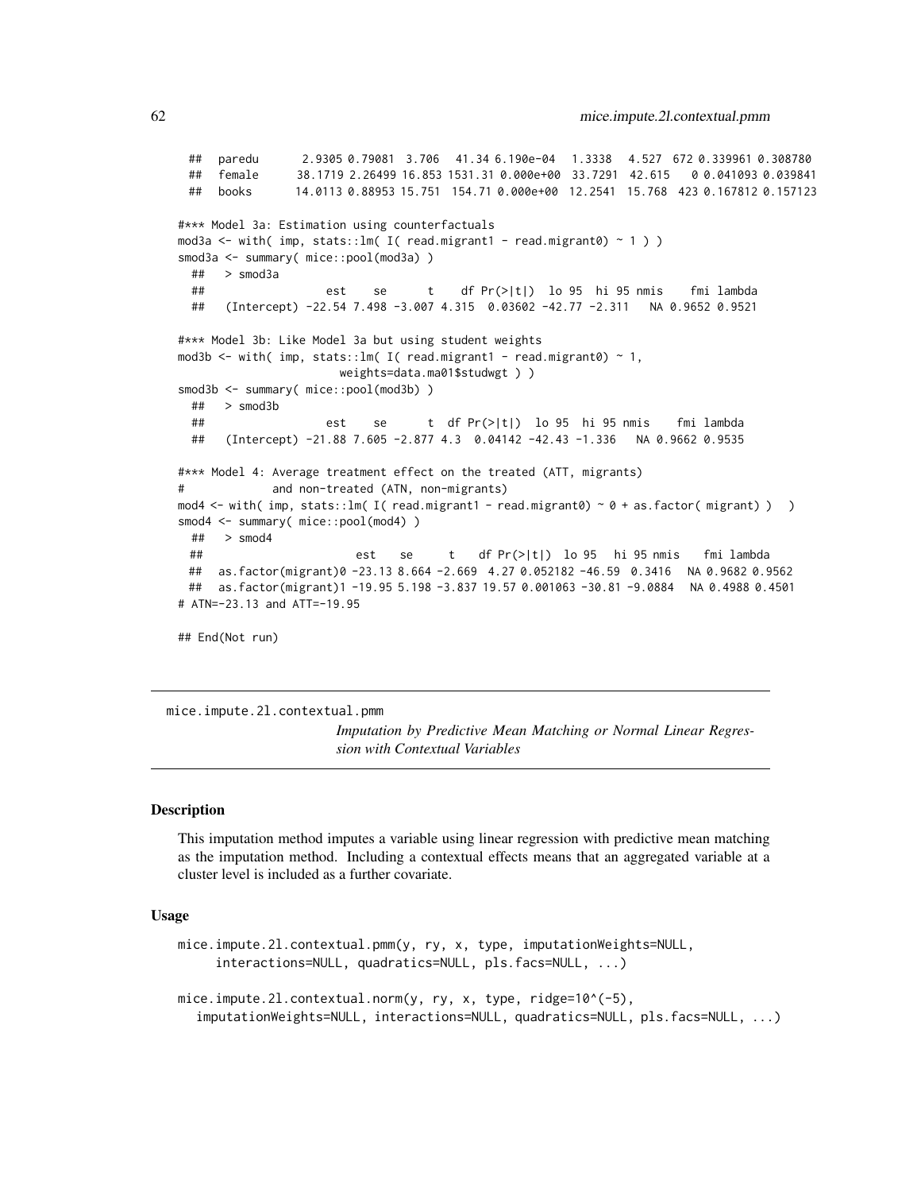```
  ##   paredu       2.9305 0.79081  3.706   41.34 6.190e-04   1.3338   4.527  672 0.339961 0.308780
  ##   female      38.1719 2.26499 16.853 1531.31 0.000e+00  33.7291  42.615    0 0.041093 0.039841
  ##   books       14.0113 0.88953 15.751  154.71 0.000e+00  12.2541  15.768  423 0.167812 0.157123

#*** Model 3a: Estimation using counterfactuals
mod3a <- with( imp, stats::lm( I( read.migrant1 - read.migrant0) ~ 1 ) )
smod3a <- summary( mice::pool(mod3a) )
  ##   > smod3a
  ##                  est    se      t    df Pr(>|t|)  lo 95  hi 95 nmis    fmi lambda
  ##   (Intercept) -22.54 7.498 -3.007 4.315  0.03602 -42.77 -2.311   NA 0.9652 0.9521

#*** Model 3b: Like Model 3a but using student weights
mod3b <- with( imp, stats::lm( I( read.migrant1 - read.migrant0) ~ 1,
                     weights=data.ma01$studwgt ) )
smod3b <- summary( mice::pool(mod3b) )
  ##   > smod3b
  ##                  est    se      t  df Pr(>|t|)  lo 95  hi 95 nmis    fmi lambda
  ##   (Intercept) -21.88 7.605 -2.877 4.3  0.04142 -42.43 -1.336   NA 0.9662 0.9535

#*** Model 4: Average treatment effect on the treated (ATT, migrants)
#            and non-treated (ATN, non-migrants)
mod4 <- with( imp, stats::lm( I( read.migrant1 - read.migrant0) ~ 0 + as.factor( migrant) )  )
smod4 <- summary( mice::pool(mod4) )
  ##   > smod4
  ##                       est    se      t    df Pr(>|t|)  lo 95   hi 95 nmis    fmi lambda
  ##   as.factor(migrant)0 -23.13 8.664 -2.669  4.27 0.052182 -46.59  0.3416   NA 0.9682 0.9562
  ##   as.factor(migrant)1 -19.95 5.198 -3.837 19.57 0.001063 -30.81 -9.0884   NA 0.4988 0.4501
# ATN=-23.13 and ATT=-19.95

## End(Not run)
```

---

mice.impute.2l.contextual.pmm

*Imputation by Predictive Mean Matching or Normal Linear Regression with Contextual Variables*

---

### Description

This imputation method imputes a variable using linear regression with predictive mean matching as the imputation method. Including a contextual effects means that an aggregated variable at a cluster level is included as a further covariate.

### Usage

```
mice.impute.2l.contextual.pmm(y, ry, x, type, imputationWeights=NULL,
     interactions=NULL, quadratics=NULL, pls.facs=NULL, ...)

mice.impute.2l.contextual.norm(y, ry, x, type, ridge=10^(-5),
   imputationWeights=NULL, interactions=NULL, quadratics=NULL, pls.facs=NULL, ...)
```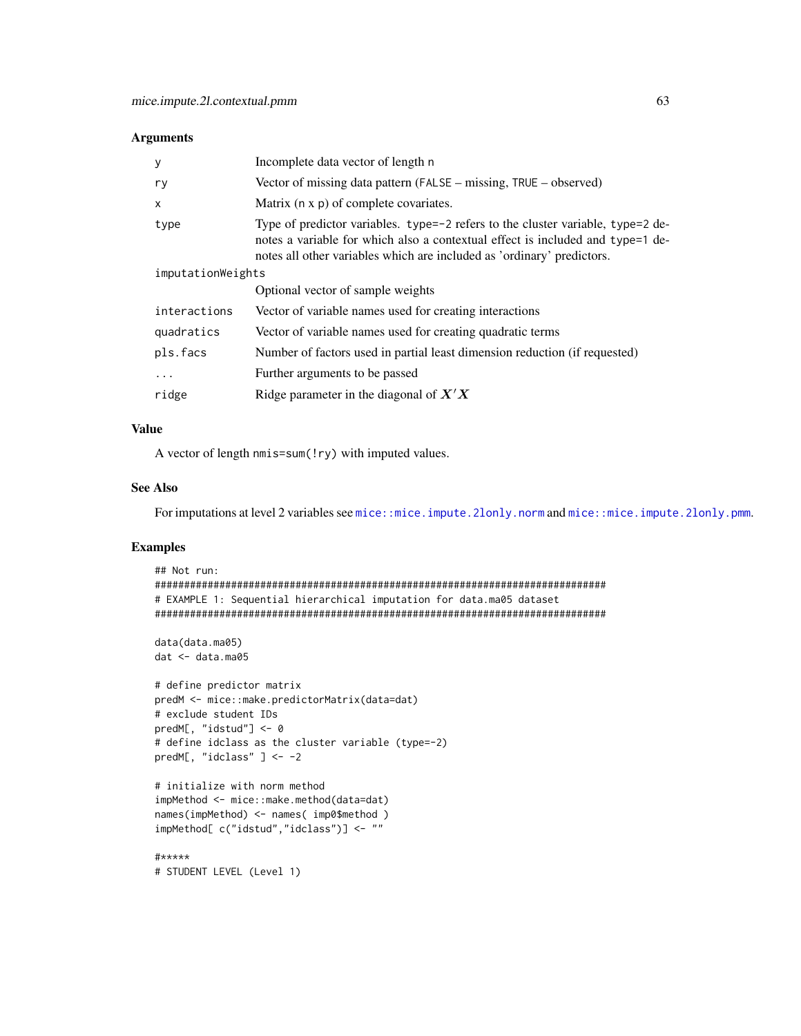## Arguments

| | |
|---|---|
| y | Incomplete data vector of length n |
| ry | Vector of missing data pattern (FALSE – missing, TRUE – observed) |
| x | Matrix (n x p) of complete covariates. |
| type | Type of predictor variables. type=-2 refers to the cluster variable, type=2 denotes a variable for which also a contextual effect is included and type=1 denotes all other variables which are included as 'ordinary' predictors. |
| imputationWeights | Optional vector of sample weights |
| interactions | Vector of variable names used for creating interactions |
| quadratics | Vector of variable names used for creating quadratic terms |
| pls.facs | Number of factors used in partial least dimension reduction (if requested) |
| ... | Further arguments to be passed |
| ridge | Ridge parameter in the diagonal of $X'X$ |

## Value

A vector of length nmis=sum(!ry) with imputed values.

## See Also

For imputations at level 2 variables see mice::mice.impute.2lonly.norm and mice::mice.impute.2lonly.pmm.

## Examples

```
## Not run:
#############################################################################
# EXAMPLE 1: Sequential hierarchical imputation for data.ma05 dataset
#############################################################################

data(data.ma05)
dat <- data.ma05

# define predictor matrix
predM <- mice::make.predictorMatrix(data=dat)
# exclude student IDs
predM[, "idstud"] <- 0
# define idclass as the cluster variable (type=-2)
predM[, "idclass" ] <- -2

# initialize with norm method
impMethod <- mice::make.method(data=dat)
names(impMethod) <- names( imp0$method )
impMethod[ c("idstud","idclass")] <- ""

#*****
# STUDENT LEVEL (Level 1)
```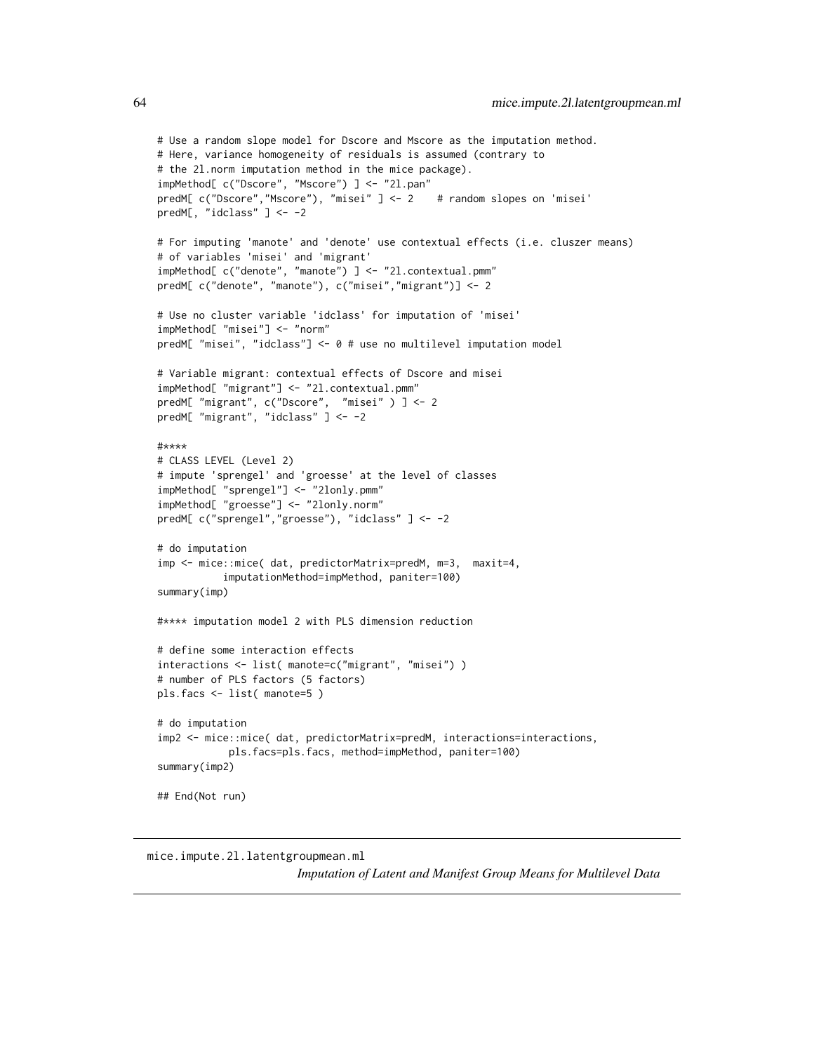```
# Use a random slope model for Dscore and Mscore as the imputation method.
# Here, variance homogeneity of residuals is assumed (contrary to
# the 2l.norm imputation method in the mice package).
impMethod[ c("Dscore", "Mscore") ] <- "2l.pan"
predM[ c("Dscore","Mscore"), "misei" ] <- 2    # random slopes on 'misei'
predM[, "idclass" ] <- -2

# For imputing 'manote' and 'denote' use contextual effects (i.e. cluszer means)
# of variables 'misei' and 'migrant'
impMethod[ c("denote", "manote") ] <- "2l.contextual.pmm"
predM[ c("denote", "manote"), c("misei","migrant")] <- 2

# Use no cluster variable 'idclass' for imputation of 'misei'
impMethod[ "misei"] <- "norm"
predM[ "misei", "idclass"] <- 0 # use no multilevel imputation model

# Variable migrant: contextual effects of Dscore and misei
impMethod[ "migrant"] <- "2l.contextual.pmm"
predM[ "migrant", c("Dscore",  "misei" ) ] <- 2
predM[ "migrant", "idclass" ] <- -2

#****
# CLASS LEVEL (Level 2)
# impute 'sprengel' and 'groesse' at the level of classes
impMethod[ "sprengel"] <- "2lonly.pmm"
impMethod[ "groesse"] <- "2lonly.norm"
predM[ c("sprengel","groesse"), "idclass" ] <- -2

# do imputation
imp <- mice::mice( dat, predictorMatrix=predM, m=3,  maxit=4,
          imputationMethod=impMethod, paniter=100)
summary(imp)

#**** imputation model 2 with PLS dimension reduction

# define some interaction effects
interactions <- list( manote=c("migrant", "misei") )
# number of PLS factors (5 factors)
pls.facs <- list( manote=5 )

# do imputation
imp2 <- mice::mice( dat, predictorMatrix=predM, interactions=interactions,
           pls.facs=pls.facs, method=impMethod, paniter=100)
summary(imp2)

## End(Not run)
```

---

mice.impute.2l.latentgroupmean.ml

*Imputation of Latent and Manifest Group Means for Multilevel Data*

---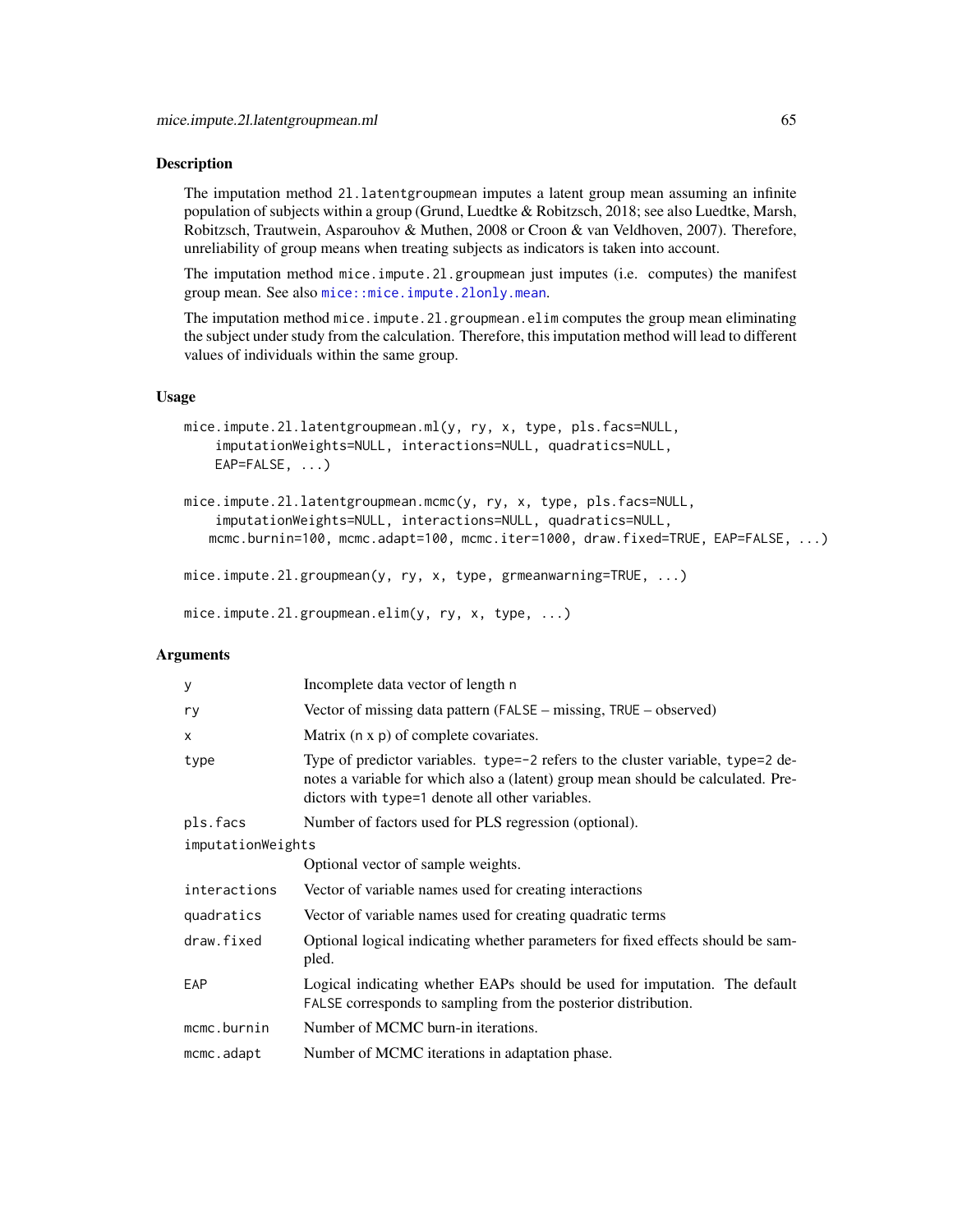## Description

The imputation method `2l.latentgroupmean` imputes a latent group mean assuming an infinite population of subjects within a group (Grund, Luedtke & Robitzsch, 2018; see also Luedtke, Marsh, Robitzsch, Trautwein, Asparouhov & Muthen, 2008 or Croon & van Veldhoven, 2007). Therefore, unreliability of group means when treating subjects as indicators is taken into account.

The imputation method `mice.impute.2l.groupmean` just imputes (i.e. computes) the manifest group mean. See also `mice::mice.impute.2lonly.mean`.

The imputation method `mice.impute.2l.groupmean.elim` computes the group mean eliminating the subject under study from the calculation. Therefore, this imputation method will lead to different values of individuals within the same group.

## Usage

```
mice.impute.2l.latentgroupmean.ml(y, ry, x, type, pls.facs=NULL,
    imputationWeights=NULL, interactions=NULL, quadratics=NULL,
    EAP=FALSE, ...)

mice.impute.2l.latentgroupmean.mcmc(y, ry, x, type, pls.facs=NULL,
    imputationWeights=NULL, interactions=NULL, quadratics=NULL,
   mcmc.burnin=100, mcmc.adapt=100, mcmc.iter=1000, draw.fixed=TRUE, EAP=FALSE, ...)

mice.impute.2l.groupmean(y, ry, x, type, grmeanwarning=TRUE, ...)

mice.impute.2l.groupmean.elim(y, ry, x, type, ...)
```

## Arguments

| | |
|---|---|
| `y` | Incomplete data vector of length `n` |
| `ry` | Vector of missing data pattern (`FALSE` – missing, `TRUE` – observed) |
| `x` | Matrix (`n` x `p`) of complete covariates. |
| `type` | Type of predictor variables. `type=-2` refers to the cluster variable, `type=2` denotes a variable for which also a (latent) group mean should be calculated. Predictors with `type=1` denote all other variables. |
| `pls.facs` | Number of factors used for PLS regression (optional). |
| `imputationWeights` | Optional vector of sample weights. |
| `interactions` | Vector of variable names used for creating interactions |
| `quadratics` | Vector of variable names used for creating quadratic terms |
| `draw.fixed` | Optional logical indicating whether parameters for fixed effects should be sampled. |
| `EAP` | Logical indicating whether EAPs should be used for imputation. The default `FALSE` corresponds to sampling from the posterior distribution. |
| `mcmc.burnin` | Number of MCMC burn-in iterations. |
| `mcmc.adapt` | Number of MCMC iterations in adaptation phase. |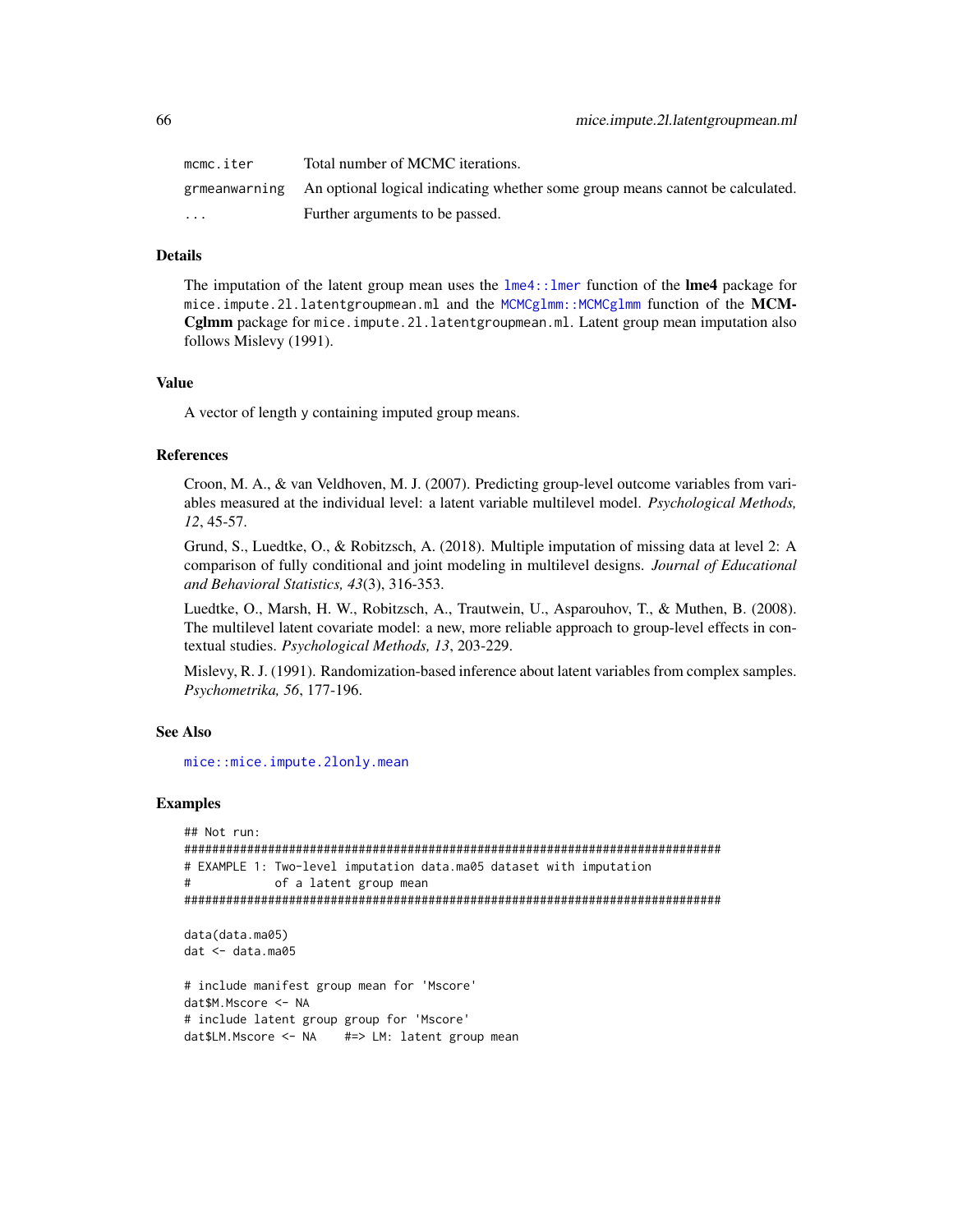| | |
|---|---|
| `mcmc.iter` | Total number of MCMC iterations. |
| `grmeanwarning` | An optional logical indicating whether some group means cannot be calculated. |
| `...` | Further arguments to be passed. |

### Details

The imputation of the latent group mean uses the `lme4::lmer` function of the **lme4** package for `mice.impute.2l.latentgroupmean.ml` and the `MCMCglmm::MCMCglmm` function of the **MCMCglmm** package for `mice.impute.2l.latentgroupmean.ml`. Latent group mean imputation also follows Mislevy (1991).

### Value

A vector of length y containing imputed group means.

### References

Croon, M. A., & van Veldhoven, M. J. (2007). Predicting group-level outcome variables from variables measured at the individual level: a latent variable multilevel model. *Psychological Methods, 12*, 45-57.

Grund, S., Luedtke, O., & Robitzsch, A. (2018). Multiple imputation of missing data at level 2: A comparison of fully conditional and joint modeling in multilevel designs. *Journal of Educational and Behavioral Statistics, 43*(3), 316-353.

Luedtke, O., Marsh, H. W., Robitzsch, A., Trautwein, U., Asparouhov, T., & Muthen, B. (2008). The multilevel latent covariate model: a new, more reliable approach to group-level effects in contextual studies. *Psychological Methods, 13*, 203-229.

Mislevy, R. J. (1991). Randomization-based inference about latent variables from complex samples. *Psychometrika, 56*, 177-196.

### See Also

`mice::mice.impute.2lonly.mean`

### Examples

```
## Not run:
#############################################################################
# EXAMPLE 1: Two-level imputation data.ma05 dataset with imputation
#            of a latent group mean
#############################################################################

data(data.ma05)
dat <- data.ma05

# include manifest group mean for 'Mscore'
dat$M.Mscore <- NA
# include latent group group for 'Mscore'
dat$LM.Mscore <- NA    #=> LM: latent group mean
```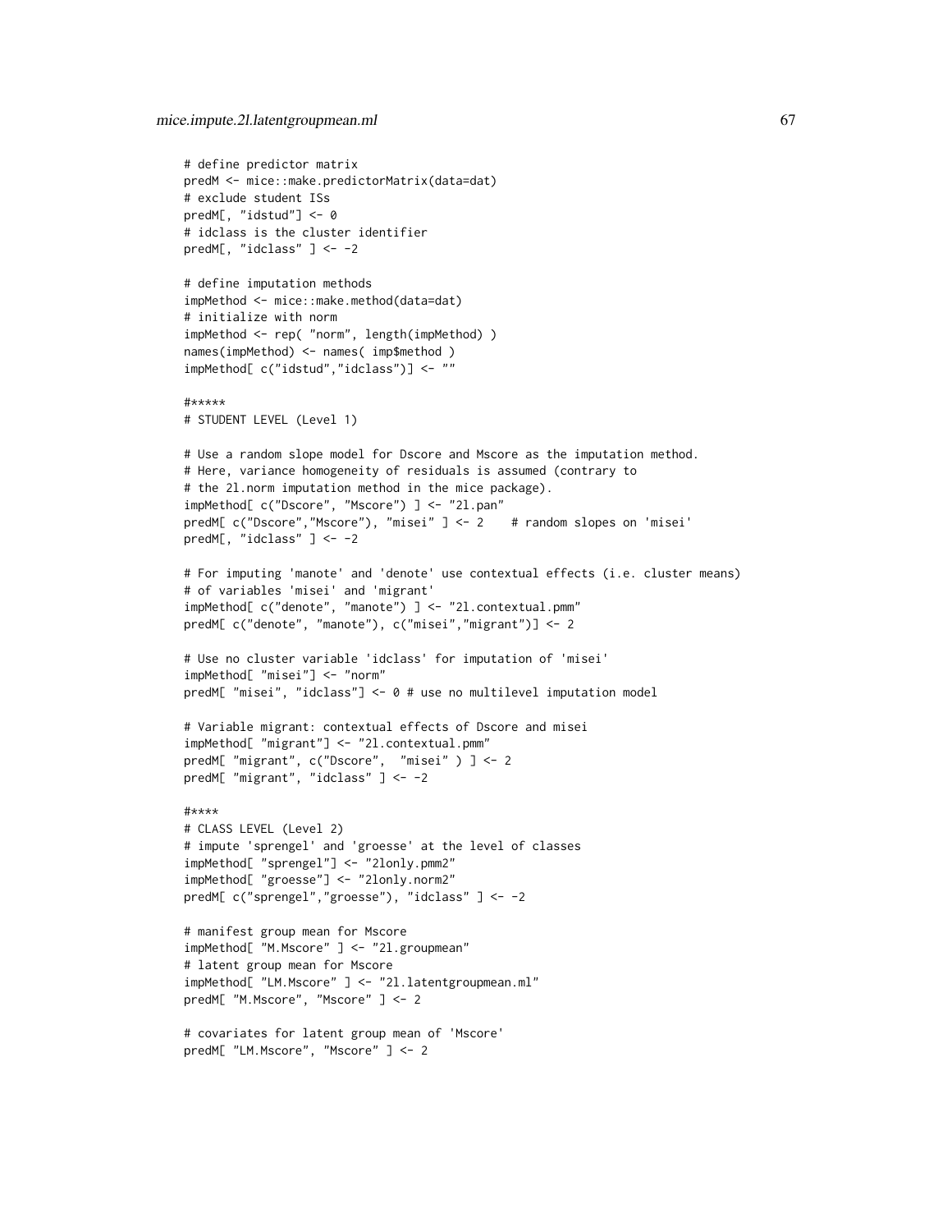```
# define predictor matrix
predM <- mice::make.predictorMatrix(data=dat)
# exclude student ISs
predM[, "idstud"] <- 0
# idclass is the cluster identifier
predM[, "idclass" ] <- -2

# define imputation methods
impMethod <- mice::make.method(data=dat)
# initialize with norm
impMethod <- rep( "norm", length(impMethod) )
names(impMethod) <- names( imp$method )
impMethod[ c("idstud","idclass")] <- ""

#*****
# STUDENT LEVEL (Level 1)

# Use a random slope model for Dscore and Mscore as the imputation method.
# Here, variance homogeneity of residuals is assumed (contrary to
# the 2l.norm imputation method in the mice package).
impMethod[ c("Dscore", "Mscore") ] <- "2l.pan"
predM[ c("Dscore","Mscore"), "misei" ] <- 2    # random slopes on 'misei'
predM[, "idclass" ] <- -2

# For imputing 'manote' and 'denote' use contextual effects (i.e. cluster means)
# of variables 'misei' and 'migrant'
impMethod[ c("denote", "manote") ] <- "2l.contextual.pmm"
predM[ c("denote", "manote"), c("misei","migrant")] <- 2

# Use no cluster variable 'idclass' for imputation of 'misei'
impMethod[ "misei"] <- "norm"
predM[ "misei", "idclass"] <- 0 # use no multilevel imputation model

# Variable migrant: contextual effects of Dscore and misei
impMethod[ "migrant"] <- "2l.contextual.pmm"
predM[ "migrant", c("Dscore",  "misei" ) ] <- 2
predM[ "migrant", "idclass" ] <- -2

#****
# CLASS LEVEL (Level 2)
# impute 'sprengel' and 'groesse' at the level of classes
impMethod[ "sprengel"] <- "2lonly.pmm2"
impMethod[ "groesse"] <- "2lonly.norm2"
predM[ c("sprengel","groesse"), "idclass" ] <- -2

# manifest group mean for Mscore
impMethod[ "M.Mscore" ] <- "2l.groupmean"
# latent group mean for Mscore
impMethod[ "LM.Mscore" ] <- "2l.latentgroupmean.ml"
predM[ "M.Mscore", "Mscore" ] <- 2

# covariates for latent group mean of 'Mscore'
predM[ "LM.Mscore", "Mscore" ] <- 2
```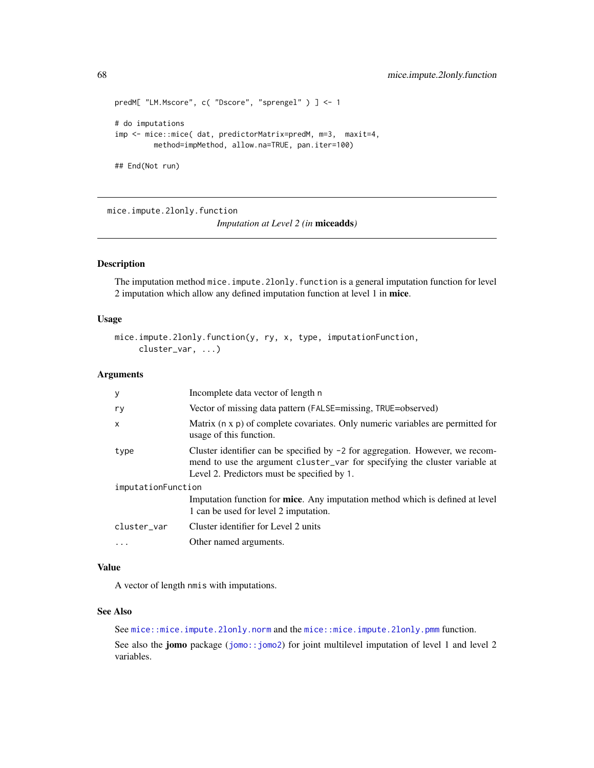```
predM[ "LM.Mscore", c( "Dscore", "sprengel" ) ] <- 1

# do imputations
imp <- mice::mice( dat, predictorMatrix=predM, m=3,  maxit=4,
        method=impMethod, allow.na=TRUE, pan.iter=100)

## End(Not run)
```

---

mice.impute.2lonly.function    *Imputation at Level 2 (in* **miceadds***)*

---

## Description

The imputation method `mice.impute.2lonly.function` is a general imputation function for level 2 imputation which allow any defined imputation function at level 1 in **mice**.

## Usage

```
mice.impute.2lonly.function(y, ry, x, type, imputationFunction,
     cluster_var, ...)
```

## Arguments

| | |
|---|---|
| `y` | Incomplete data vector of length `n` |
| `ry` | Vector of missing data pattern (`FALSE`=missing, `TRUE`=observed) |
| `x` | Matrix (`n` x `p`) of complete covariates. Only numeric variables are permitted for usage of this function. |
| `type` | Cluster identifier can be specified by `-2` for aggregation. However, we recommend to use the argument `cluster_var` for specifying the cluster variable at Level 2. Predictors must be specified by `1`. |
| `imputationFunction` | Imputation function for **mice**. Any imputation method which is defined at level 1 can be used for level 2 imputation. |
| `cluster_var` | Cluster identifier for Level 2 units |
| `...` | Other named arguments. |

## Value

A vector of length `nmis` with imputations.

## See Also

See `mice::mice.impute.2lonly.norm` and the `mice::mice.impute.2lonly.pmm` function.

See also the **jomo** package (`jomo::jomo2`) for joint multilevel imputation of level 1 and level 2 variables.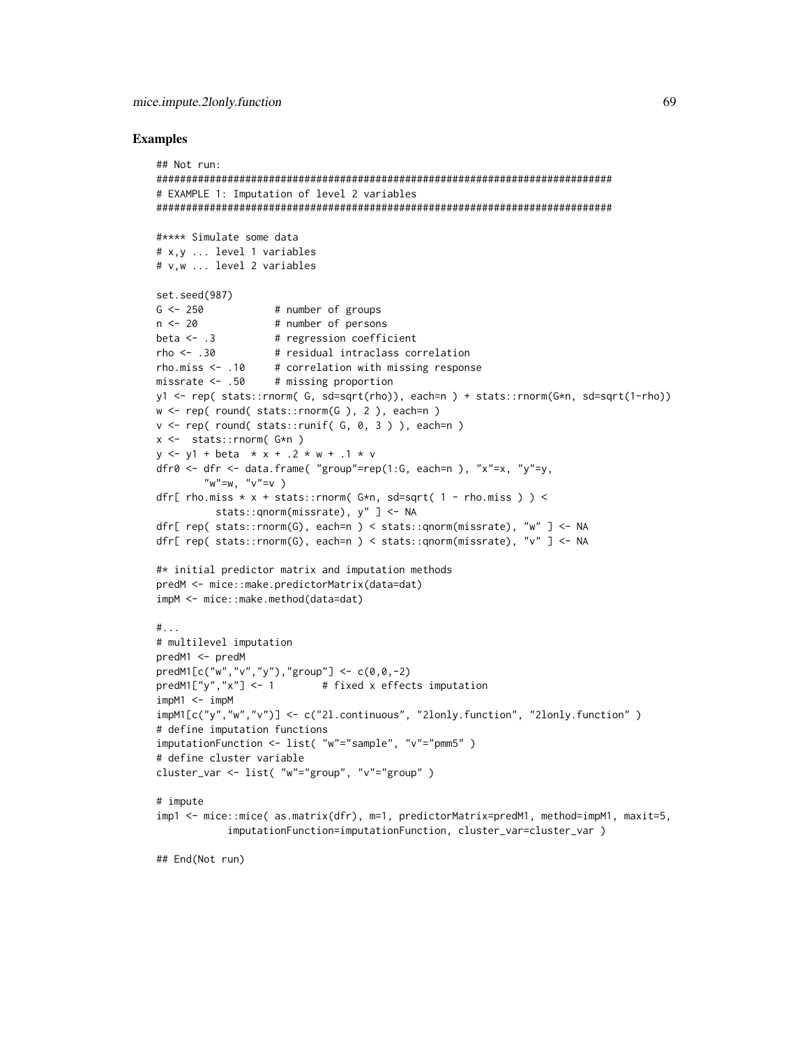## Examples

```
## Not run:
#############################################################################
# EXAMPLE 1: Imputation of level 2 variables
#############################################################################

#**** Simulate some data
# x,y ... level 1 variables
# v,w ... level 2 variables

set.seed(987)
G <- 250            # number of groups
n <- 20             # number of persons
beta <- .3          # regression coefficient
rho <- .30          # residual intraclass correlation
rho.miss <- .10     # correlation with missing response
missrate <- .50     # missing proportion
y1 <- rep( stats::rnorm( G, sd=sqrt(rho)), each=n ) + stats::rnorm(G*n, sd=sqrt(1-rho))
w <- rep( round( stats::rnorm(G ), 2 ), each=n )
v <- rep( round( stats::runif( G, 0, 3 ) ), each=n )
x <-  stats::rnorm( G*n )
y <- y1 + beta  * x + .2 * w + .1 * v
dfr0 <- dfr <- data.frame( "group"=rep(1:G, each=n ), "x"=x, "y"=y,
        "w"=w, "v"=v )
dfr[ rho.miss * x + stats::rnorm( G*n, sd=sqrt( 1 - rho.miss ) ) <
         stats::qnorm(missrate), y" ] <- NA
dfr[ rep( stats::rnorm(G), each=n ) < stats::qnorm(missrate), "w" ] <- NA
dfr[ rep( stats::rnorm(G), each=n ) < stats::qnorm(missrate), "v" ] <- NA

#* initial predictor matrix and imputation methods
predM <- mice::make.predictorMatrix(data=dat)
impM <- mice::make.method(data=dat)

#...
# multilevel imputation
predM1 <- predM
predM1[c("w","v","y"),"group"] <- c(0,0,-2)
predM1["y","x"] <- 1        # fixed x effects imputation
impM1 <- impM
impM1[c("y","w","v")] <- c("2l.continuous", "2lonly.function", "2lonly.function" )
# define imputation functions
imputationFunction <- list( "w"="sample", "v"="pmm5" )
# define cluster variable
cluster_var <- list( "w"="group", "v"="group" )

# impute
imp1 <- mice::mice( as.matrix(dfr), m=1, predictorMatrix=predM1, method=impM1, maxit=5,
            imputationFunction=imputationFunction, cluster_var=cluster_var )

## End(Not run)
```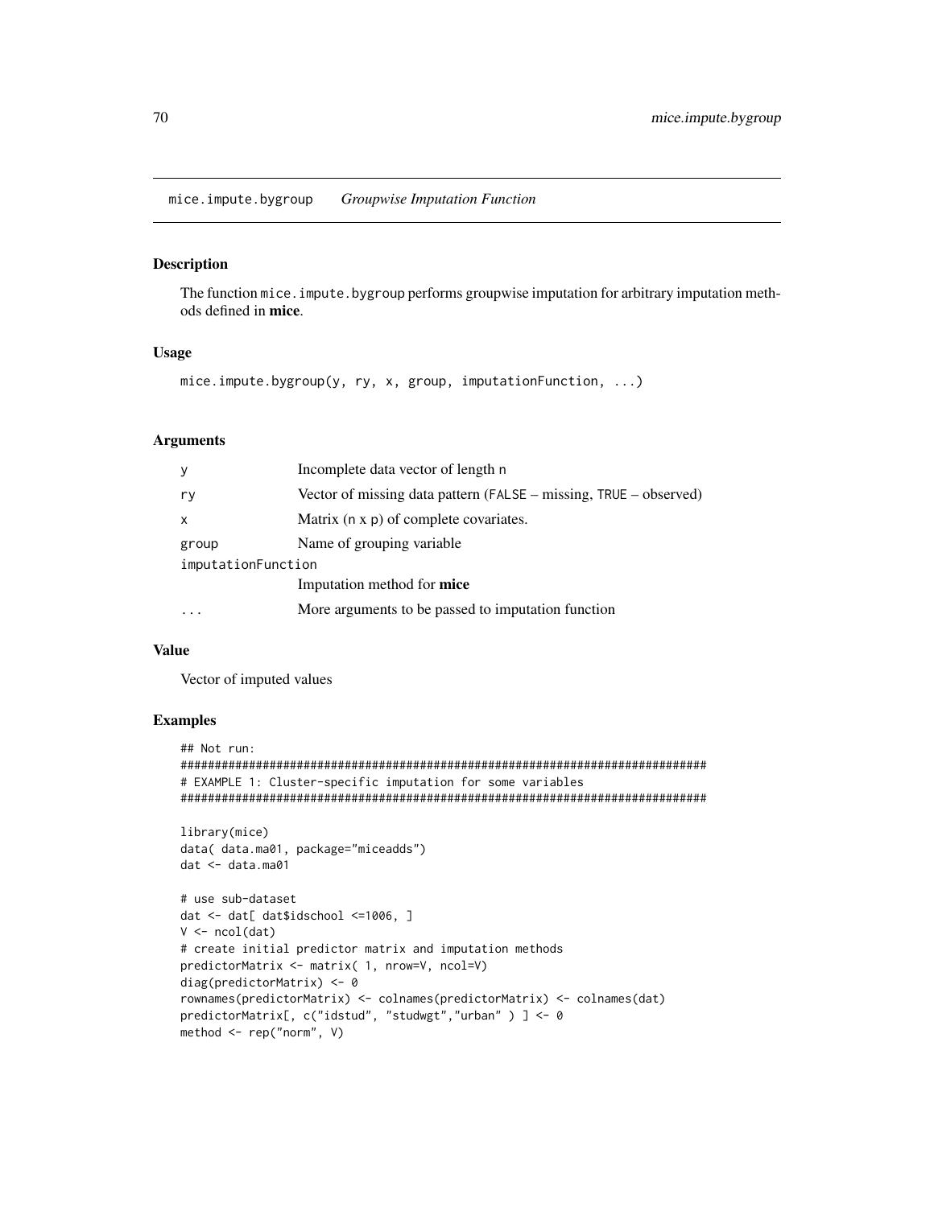# mice.impute.bygroup *Groupwise Imputation Function*

## Description

The function `mice.impute.bygroup` performs groupwise imputation for arbitrary imputation methods defined in **mice**.

## Usage

```
mice.impute.bygroup(y, ry, x, group, imputationFunction, ...)
```

## Arguments

| Argument | Description |
|---|---|
| `y` | Incomplete data vector of length `n` |
| `ry` | Vector of missing data pattern (`FALSE` – missing, `TRUE` – observed) |
| `x` | Matrix (`n` x `p`) of complete covariates. |
| `group` | Name of grouping variable |
| `imputationFunction` | Imputation method for **mice** |
| `...` | More arguments to be passed to imputation function |

## Value

Vector of imputed values

## Examples

```
## Not run:
#############################################################################
# EXAMPLE 1: Cluster-specific imputation for some variables
#############################################################################

library(mice)
data( data.ma01, package="miceadds")
dat <- data.ma01

# use sub-dataset
dat <- dat[ dat$idschool <=1006, ]
V <- ncol(dat)
# create initial predictor matrix and imputation methods
predictorMatrix <- matrix( 1, nrow=V, ncol=V)
diag(predictorMatrix) <- 0
rownames(predictorMatrix) <- colnames(predictorMatrix) <- colnames(dat)
predictorMatrix[, c("idstud", "studwgt","urban" ) ] <- 0
method <- rep("norm", V)
```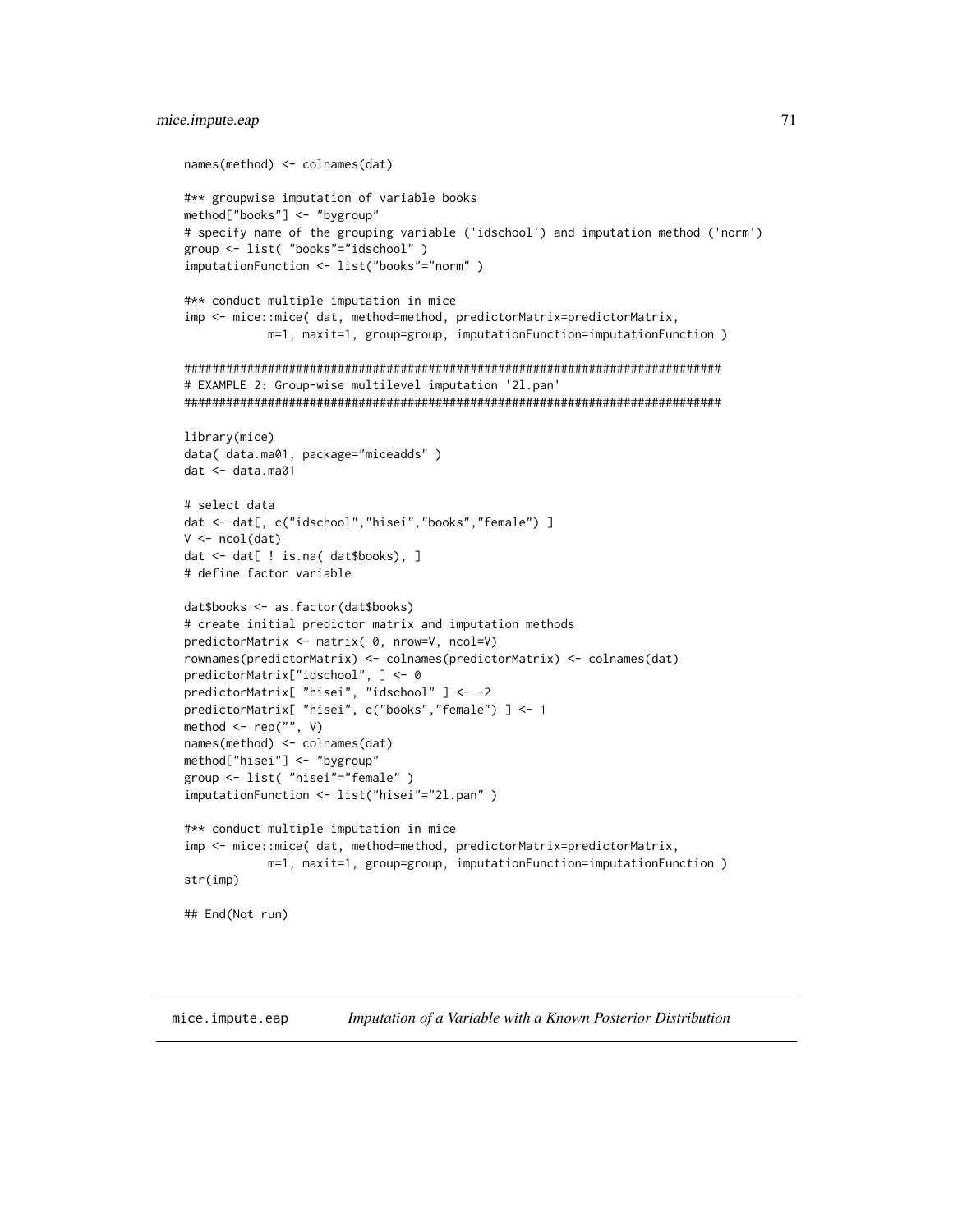```
names(method) <- colnames(dat)

#** groupwise imputation of variable books
method["books"] <- "bygroup"
# specify name of the grouping variable ('idschool') and imputation method ('norm')
group <- list( "books"="idschool" )
imputationFunction <- list("books"="norm" )

#** conduct multiple imputation in mice
imp <- mice::mice( dat, method=method, predictorMatrix=predictorMatrix,
            m=1, maxit=1, group=group, imputationFunction=imputationFunction )

#############################################################################
# EXAMPLE 2: Group-wise multilevel imputation '2l.pan'
#############################################################################

library(mice)
data( data.ma01, package="miceadds" )
dat <- data.ma01

# select data
dat <- dat[, c("idschool","hisei","books","female") ]
V <- ncol(dat)
dat <- dat[ ! is.na( dat$books), ]
# define factor variable

dat$books <- as.factor(dat$books)
# create initial predictor matrix and imputation methods
predictorMatrix <- matrix( 0, nrow=V, ncol=V)
rownames(predictorMatrix) <- colnames(predictorMatrix) <- colnames(dat)
predictorMatrix["idschool", ] <- 0
predictorMatrix[ "hisei", "idschool" ] <- -2
predictorMatrix[ "hisei", c("books","female") ] <- 1
method <- rep("", V)
names(method) <- colnames(dat)
method["hisei"] <- "bygroup"
group <- list( "hisei"="female" )
imputationFunction <- list("hisei"="2l.pan" )

#** conduct multiple imputation in mice
imp <- mice::mice( dat, method=method, predictorMatrix=predictorMatrix,
            m=1, maxit=1, group=group, imputationFunction=imputationFunction )
str(imp)

## End(Not run)
```

---

## mice.impute.eap *Imputation of a Variable with a Known Posterior Distribution*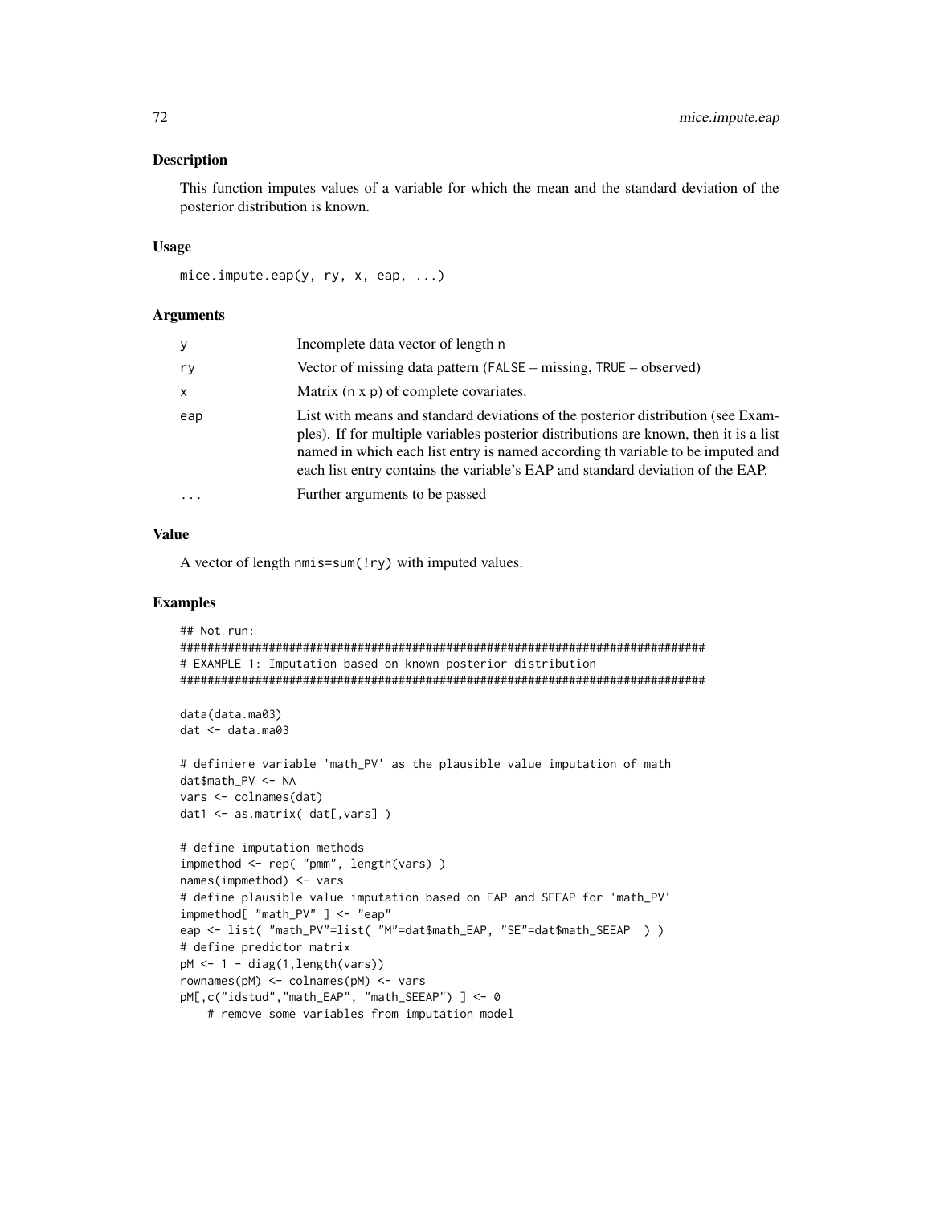## Description

This function imputes values of a variable for which the mean and the standard deviation of the posterior distribution is known.

## Usage

```
mice.impute.eap(y, ry, x, eap, ...)
```

## Arguments

| | |
|---|---|
| y | Incomplete data vector of length n |
| ry | Vector of missing data pattern (FALSE – missing, TRUE – observed) |
| x | Matrix (n x p) of complete covariates. |
| eap | List with means and standard deviations of the posterior distribution (see Examples). If for multiple variables posterior distributions are known, then it is a list named in which each list entry is named according th variable to be imputed and each list entry contains the variable's EAP and standard deviation of the EAP. |
| ... | Further arguments to be passed |

## Value

A vector of length nmis=sum(!ry) with imputed values.

## Examples

```
## Not run:
#############################################################################
# EXAMPLE 1: Imputation based on known posterior distribution
#############################################################################

data(data.ma03)
dat <- data.ma03

# definiere variable 'math_PV' as the plausible value imputation of math
dat$math_PV <- NA
vars <- colnames(dat)
dat1 <- as.matrix( dat[,vars] )

# define imputation methods
impmethod <- rep( "pmm", length(vars) )
names(impmethod) <- vars
# define plausible value imputation based on EAP and SEEAP for 'math_PV'
impmethod[ "math_PV" ] <- "eap"
eap <- list( "math_PV"=list( "M"=dat$math_EAP, "SE"=dat$math_SEEAP  ) )
# define predictor matrix
pM <- 1 - diag(1,length(vars))
rownames(pM) <- colnames(pM) <- vars
pM[,c("idstud","math_EAP", "math_SEEAP") ] <- 0
    # remove some variables from imputation model
```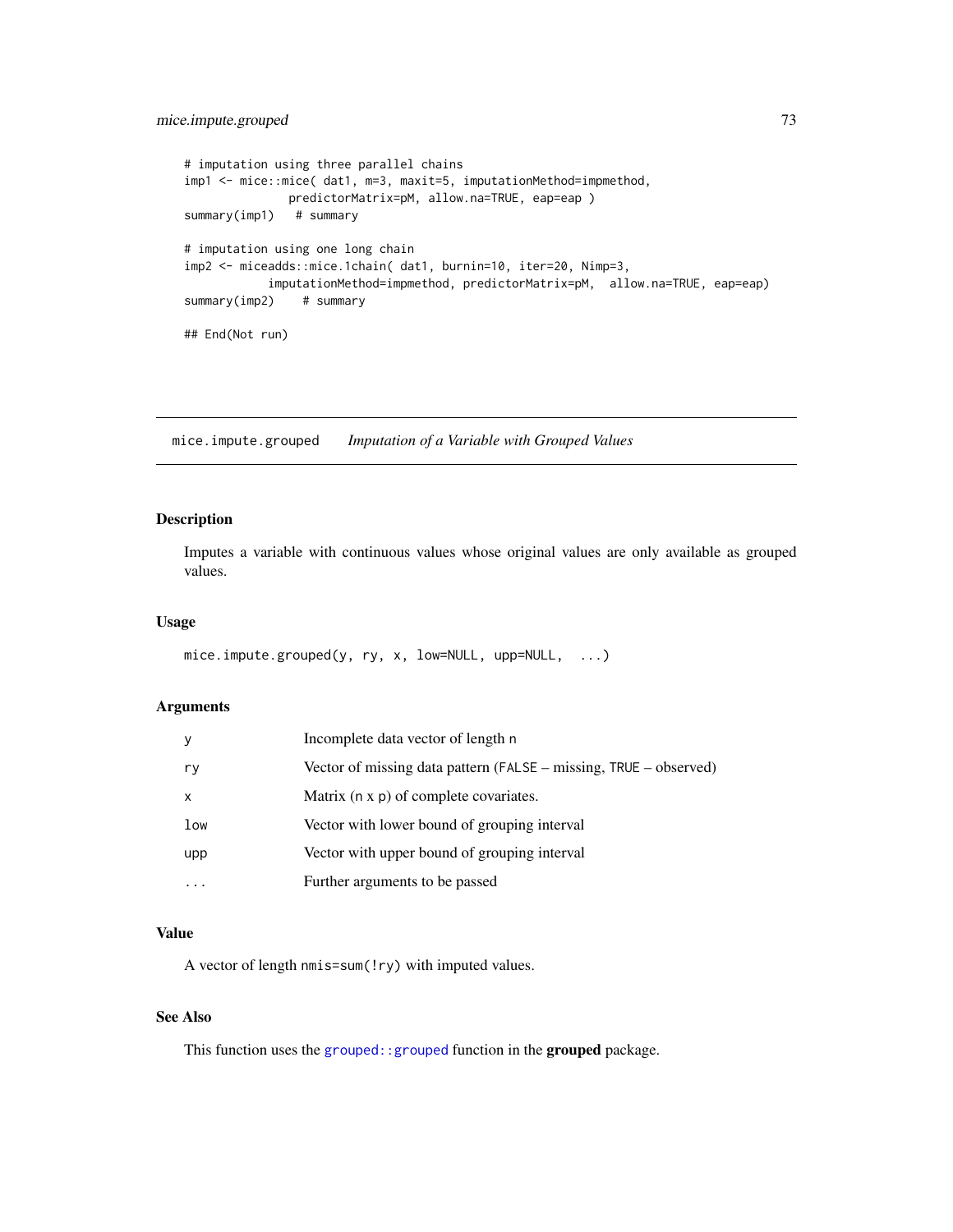```
# imputation using three parallel chains
imp1 <- mice::mice( dat1, m=3, maxit=5, imputationMethod=impmethod,
             predictorMatrix=pM, allow.na=TRUE, eap=eap )
summary(imp1)   # summary

# imputation using one long chain
imp2 <- miceadds::mice.1chain( dat1, burnin=10, iter=20, Nimp=3,
          imputationMethod=impmethod, predictorMatrix=pM,  allow.na=TRUE, eap=eap)
summary(imp2)    # summary

## End(Not run)
```

---

# mice.impute.grouped    *Imputation of a Variable with Grouped Values*

---

## Description

Imputes a variable with continuous values whose original values are only available as grouped values.

## Usage

```
mice.impute.grouped(y, ry, x, low=NULL, upp=NULL,  ...)
```

## Arguments

| | |
|---|---|
| `y` | Incomplete data vector of length `n` |
| `ry` | Vector of missing data pattern (`FALSE` – missing, `TRUE` – observed) |
| `x` | Matrix (`n` x `p`) of complete covariates. |
| `low` | Vector with lower bound of grouping interval |
| `upp` | Vector with upper bound of grouping interval |
| `...` | Further arguments to be passed |

## Value

A vector of length `nmis=sum(!ry)` with imputed values.

## See Also

This function uses the `grouped::grouped` function in the **grouped** package.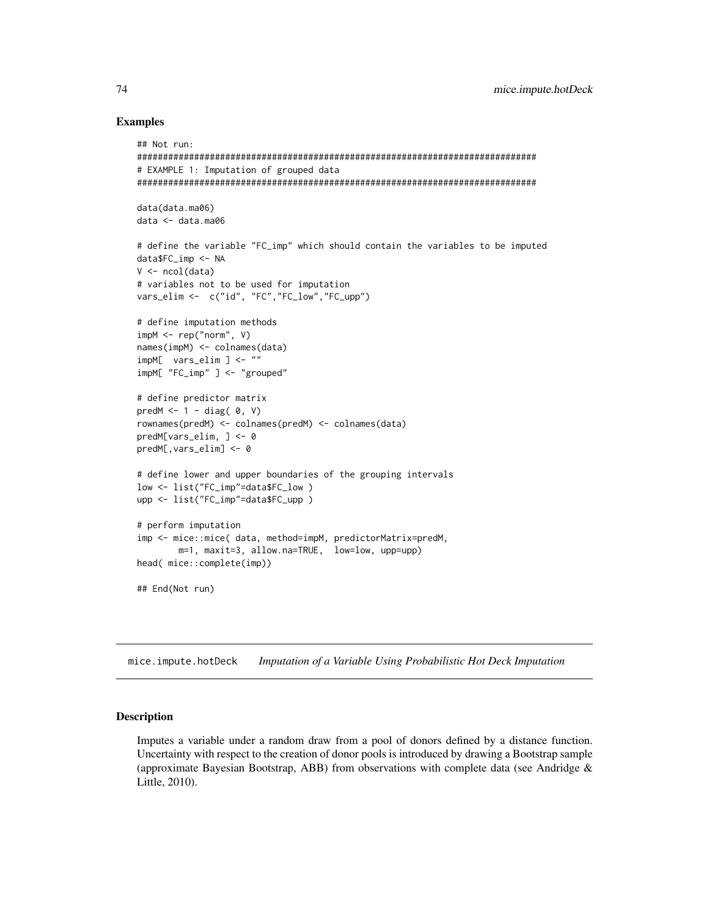## Examples

```
## Not run:
#############################################################################
# EXAMPLE 1: Imputation of grouped data
#############################################################################

data(data.ma06)
data <- data.ma06

# define the variable "FC_imp" which should contain the variables to be imputed
data$FC_imp <- NA
V <- ncol(data)
# variables not to be used for imputation
vars_elim <-  c("id", "FC","FC_low","FC_upp")

# define imputation methods
impM <- rep("norm", V)
names(impM) <- colnames(data)
impM[  vars_elim ] <- ""
impM[ "FC_imp" ] <- "grouped"

# define predictor matrix
predM <- 1 - diag( 0, V)
rownames(predM) <- colnames(predM) <- colnames(data)
predM[vars_elim, ] <- 0
predM[,vars_elim] <- 0

# define lower and upper boundaries of the grouping intervals
low <- list("FC_imp"=data$FC_low )
upp <- list("FC_imp"=data$FC_upp )

# perform imputation
imp <- mice::mice( data, method=impM, predictorMatrix=predM,
        m=1, maxit=3, allow.na=TRUE,  low=low, upp=upp)
head( mice::complete(imp))

## End(Not run)
```

---

# mice.impute.hotDeck    *Imputation of a Variable Using Probabilistic Hot Deck Imputation*

---

## Description

Imputes a variable under a random draw from a pool of donors defined by a distance function. Uncertainty with respect to the creation of donor pools is introduced by drawing a Bootstrap sample (approximate Bayesian Bootstrap, ABB) from observations with complete data (see Andridge & Little, 2010).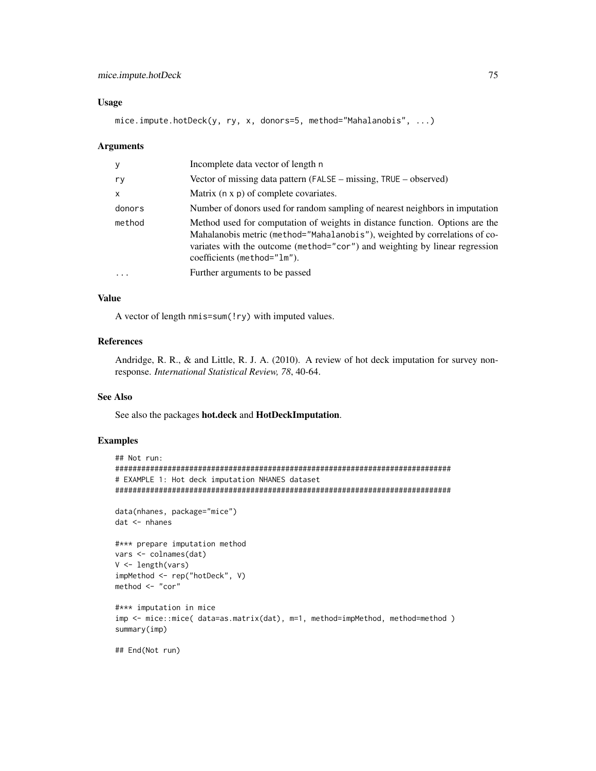### Usage

```
mice.impute.hotDeck(y, ry, x, donors=5, method="Mahalanobis", ...)
```

### Arguments

| | |
|---|---|
| y | Incomplete data vector of length n |
| ry | Vector of missing data pattern (FALSE – missing, TRUE – observed) |
| x | Matrix (n x p) of complete covariates. |
| donors | Number of donors used for random sampling of nearest neighbors in imputation |
| method | Method used for computation of weights in distance function. Options are the Mahalanobis metric (method="Mahalanobis"), weighted by correlations of covariates with the outcome (method="cor") and weighting by linear regression coefficients (method="lm"). |
| ... | Further arguments to be passed |

### Value

A vector of length nmis=sum(!ry) with imputed values.

### References

Andridge, R. R., & and Little, R. J. A. (2010). A review of hot deck imputation for survey nonresponse. *International Statistical Review, 78*, 40-64.

### See Also

See also the packages **hot.deck** and **HotDeckImputation**.

### Examples

```
## Not run:
#############################################################################
# EXAMPLE 1: Hot deck imputation NHANES dataset
#############################################################################

data(nhanes, package="mice")
dat <- nhanes

#*** prepare imputation method
vars <- colnames(dat)
V <- length(vars)
impMethod <- rep("hotDeck", V)
method <- "cor"

#*** imputation in mice
imp <- mice::mice( data=as.matrix(dat), m=1, method=impMethod, method=method )
summary(imp)

## End(Not run)
```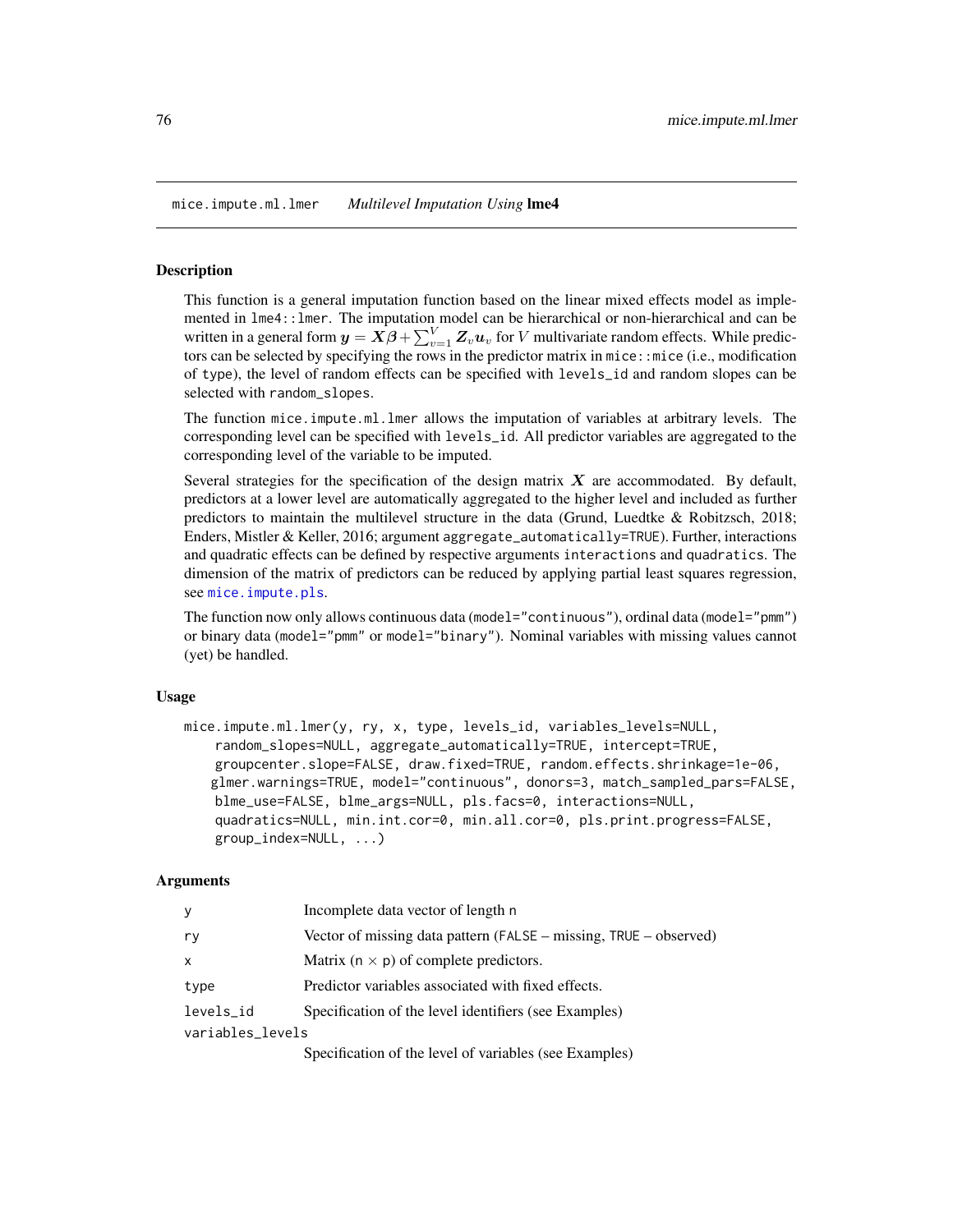mice.impute.ml.lmer    *Multilevel Imputation Using* **lme4**

## Description

This function is a general imputation function based on the linear mixed effects model as implemented in `lme4::lmer`. The imputation model can be hierarchical or non-hierarchical and can be written in a general form $\boldsymbol{y} = \boldsymbol{X\beta} + \sum_{v=1}^{V} \boldsymbol{Z}_v \boldsymbol{u}_v$ for $V$ multivariate random effects. While predictors can be selected by specifying the rows in the predictor matrix in `mice::mice` (i.e., modification of `type`), the level of random effects can be specified with `levels_id` and random slopes can be selected with `random_slopes`.

The function `mice.impute.ml.lmer` allows the imputation of variables at arbitrary levels. The corresponding level can be specified with `levels_id`. All predictor variables are aggregated to the corresponding level of the variable to be imputed.

Several strategies for the specification of the design matrix $\boldsymbol{X}$ are accommodated. By default, predictors at a lower level are automatically aggregated to the higher level and included as further predictors to maintain the multilevel structure in the data (Grund, Luedtke & Robitzsch, 2018; Enders, Mistler & Keller, 2016; argument `aggregate_automatically=TRUE`). Further, interactions and quadratic effects can be defined by respective arguments `interactions` and `quadratics`. The dimension of the matrix of predictors can be reduced by applying partial least squares regression, see `mice.impute.pls`.

The function now only allows continuous data (`model="continuous"`), ordinal data (`model="pmm"`) or binary data (`model="pmm"` or `model="binary"`). Nominal variables with missing values cannot (yet) be handled.

## Usage

```
mice.impute.ml.lmer(y, ry, x, type, levels_id, variables_levels=NULL,
    random_slopes=NULL, aggregate_automatically=TRUE, intercept=TRUE,
    groupcenter.slope=FALSE, draw.fixed=TRUE, random.effects.shrinkage=1e-06,
   glmer.warnings=TRUE, model="continuous", donors=3, match_sampled_pars=FALSE,
    blme_use=FALSE, blme_args=NULL, pls.facs=0, interactions=NULL,
    quadratics=NULL, min.int.cor=0, min.all.cor=0, pls.print.progress=FALSE,
    group_index=NULL, ...)
```

## Arguments

| | |
|---|---|
| `y` | Incomplete data vector of length n |
| `ry` | Vector of missing data pattern (`FALSE` – missing, `TRUE` – observed) |
| `x` | Matrix (n $\times$ p) of complete predictors. |
| `type` | Predictor variables associated with fixed effects. |
| `levels_id` | Specification of the level identifiers (see Examples) |
| `variables_levels` | Specification of the level of variables (see Examples) |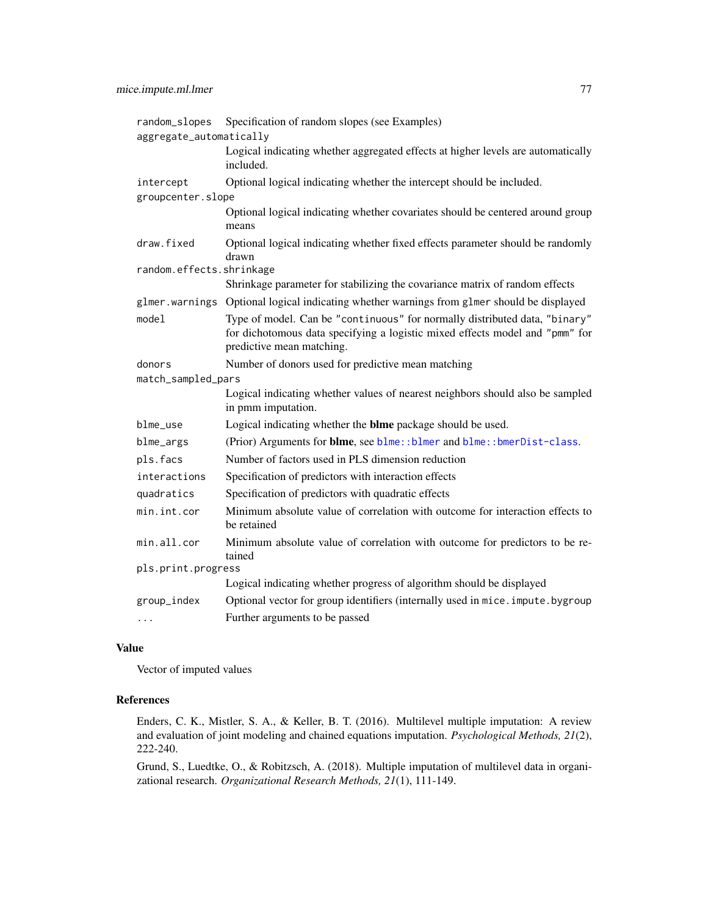| | |
|---|---|
| `random_slopes` | Specification of random slopes (see Examples) |
| `aggregate_automatically` | Logical indicating whether aggregated effects at higher levels are automatically included. |
| `intercept` | Optional logical indicating whether the intercept should be included. |
| `groupcenter.slope` | Optional logical indicating whether covariates should be centered around group means |
| `draw.fixed` | Optional logical indicating whether fixed effects parameter should be randomly drawn |
| `random.effects.shrinkage` | Shrinkage parameter for stabilizing the covariance matrix of random effects |
| `glmer.warnings` | Optional logical indicating whether warnings from `glmer` should be displayed |
| `model` | Type of model. Can be `"continuous"` for normally distributed data, `"binary"` for dichotomous data specifying a logistic mixed effects model and `"pmm"` for predictive mean matching. |
| `donors` | Number of donors used for predictive mean matching |
| `match_sampled_pars` | Logical indicating whether values of nearest neighbors should also be sampled in pmm imputation. |
| `blme_use` | Logical indicating whether the **blme** package should be used. |
| `blme_args` | (Prior) Arguments for **blme**, see `blme::blmer` and `blme::bmerDist-class`. |
| `pls.facs` | Number of factors used in PLS dimension reduction |
| `interactions` | Specification of predictors with interaction effects |
| `quadratics` | Specification of predictors with quadratic effects |
| `min.int.cor` | Minimum absolute value of correlation with outcome for interaction effects to be retained |
| `min.all.cor` | Minimum absolute value of correlation with outcome for predictors to be retained |
| `pls.print.progress` | Logical indicating whether progress of algorithm should be displayed |
| `group_index` | Optional vector for group identifiers (internally used in `mice.impute.bygroup` |
| `...` | Further arguments to be passed |

## Value

Vector of imputed values

## References

Enders, C. K., Mistler, S. A., & Keller, B. T. (2016). Multilevel multiple imputation: A review and evaluation of joint modeling and chained equations imputation. *Psychological Methods, 21*(2), 222-240.

Grund, S., Luedtke, O., & Robitzsch, A. (2018). Multiple imputation of multilevel data in organizational research. *Organizational Research Methods, 21*(1), 111-149.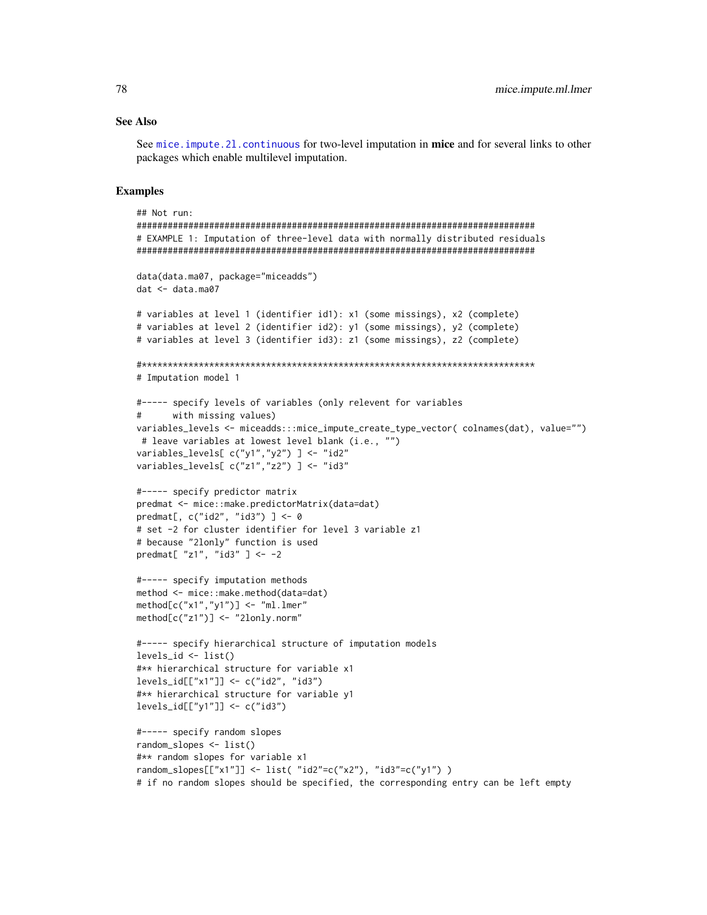### See Also

See `mice.impute.2l.continuous` for two-level imputation in **mice** and for several links to other packages which enable multilevel imputation.

### Examples

```
## Not run:
#############################################################################
# EXAMPLE 1: Imputation of three-level data with normally distributed residuals
#############################################################################

data(data.ma07, package="miceadds")
dat <- data.ma07

# variables at level 1 (identifier id1): x1 (some missings), x2 (complete)
# variables at level 2 (identifier id2): y1 (some missings), y2 (complete)
# variables at level 3 (identifier id3): z1 (some missings), z2 (complete)

#****************************************************************************
# Imputation model 1

#----- specify levels of variables (only relevent for variables
#      with missing values)
variables_levels <- miceadds:::mice_impute_create_type_vector( colnames(dat), value="")
 # leave variables at lowest level blank (i.e., "")
variables_levels[ c("y1","y2") ] <- "id2"
variables_levels[ c("z1","z2") ] <- "id3"

#----- specify predictor matrix
predmat <- mice::make.predictorMatrix(data=dat)
predmat[, c("id2", "id3") ] <- 0
# set -2 for cluster identifier for level 3 variable z1
# because "2lonly" function is used
predmat[ "z1", "id3" ] <- -2

#----- specify imputation methods
method <- mice::make.method(data=dat)
method[c("x1","y1")] <- "ml.lmer"
method[c("z1")] <- "2lonly.norm"

#----- specify hierarchical structure of imputation models
levels_id <- list()
#** hierarchical structure for variable x1
levels_id[["x1"]] <- c("id2", "id3")
#** hierarchical structure for variable y1
levels_id[["y1"]] <- c("id3")

#----- specify random slopes
random_slopes <- list()
#** random slopes for variable x1
random_slopes[["x1"]] <- list( "id2"=c("x2"), "id3"=c("y1") )
# if no random slopes should be specified, the corresponding entry can be left empty
```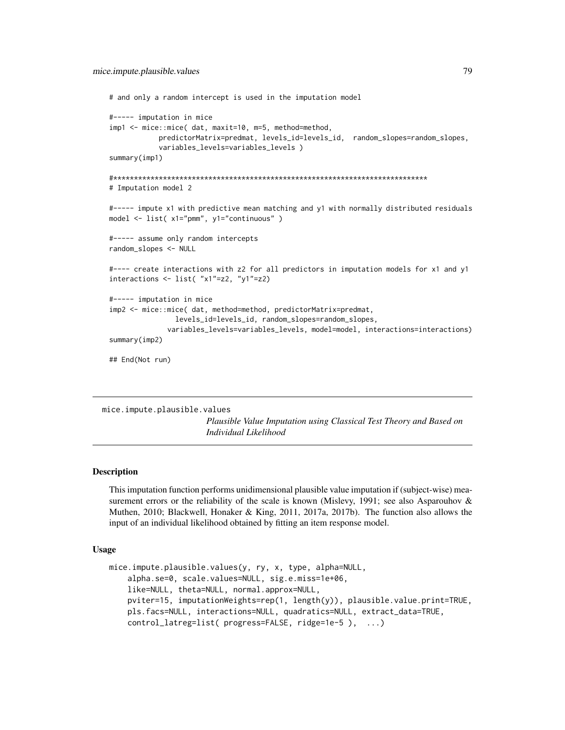```
# and only a random intercept is used in the imputation model

#----- imputation in mice
imp1 <- mice::mice( dat, maxit=10, m=5, method=method,
            predictorMatrix=predmat, levels_id=levels_id,  random_slopes=random_slopes,
            variables_levels=variables_levels )
summary(imp1)

#****************************************************************************
# Imputation model 2

#----- impute x1 with predictive mean matching and y1 with normally distributed residuals
model <- list( x1="pmm", y1="continuous" )

#----- assume only random intercepts
random_slopes <- NULL

#---- create interactions with z2 for all predictors in imputation models for x1 and y1
interactions <- list( "x1"=z2, "y1"=z2)

#----- imputation in mice
imp2 <- mice::mice( dat, method=method, predictorMatrix=predmat,
                levels_id=levels_id, random_slopes=random_slopes,
              variables_levels=variables_levels, model=model, interactions=interactions)
summary(imp2)

## End(Not run)
```

---

## mice.impute.plausible.values

*Plausible Value Imputation using Classical Test Theory and Based on Individual Likelihood*

---

### Description

This imputation function performs unidimensional plausible value imputation if (subject-wise) measurement errors or the reliability of the scale is known (Mislevy, 1991; see also Asparouhov & Muthen, 2010; Blackwell, Honaker & King, 2011, 2017a, 2017b). The function also allows the input of an individual likelihood obtained by fitting an item response model.

### Usage

```
mice.impute.plausible.values(y, ry, x, type, alpha=NULL,
    alpha.se=0, scale.values=NULL, sig.e.miss=1e+06,
    like=NULL, theta=NULL, normal.approx=NULL,
    pviter=15, imputationWeights=rep(1, length(y)), plausible.value.print=TRUE,
    pls.facs=NULL, interactions=NULL, quadratics=NULL, extract_data=TRUE,
    control_latreg=list( progress=FALSE, ridge=1e-5 ),  ...)
```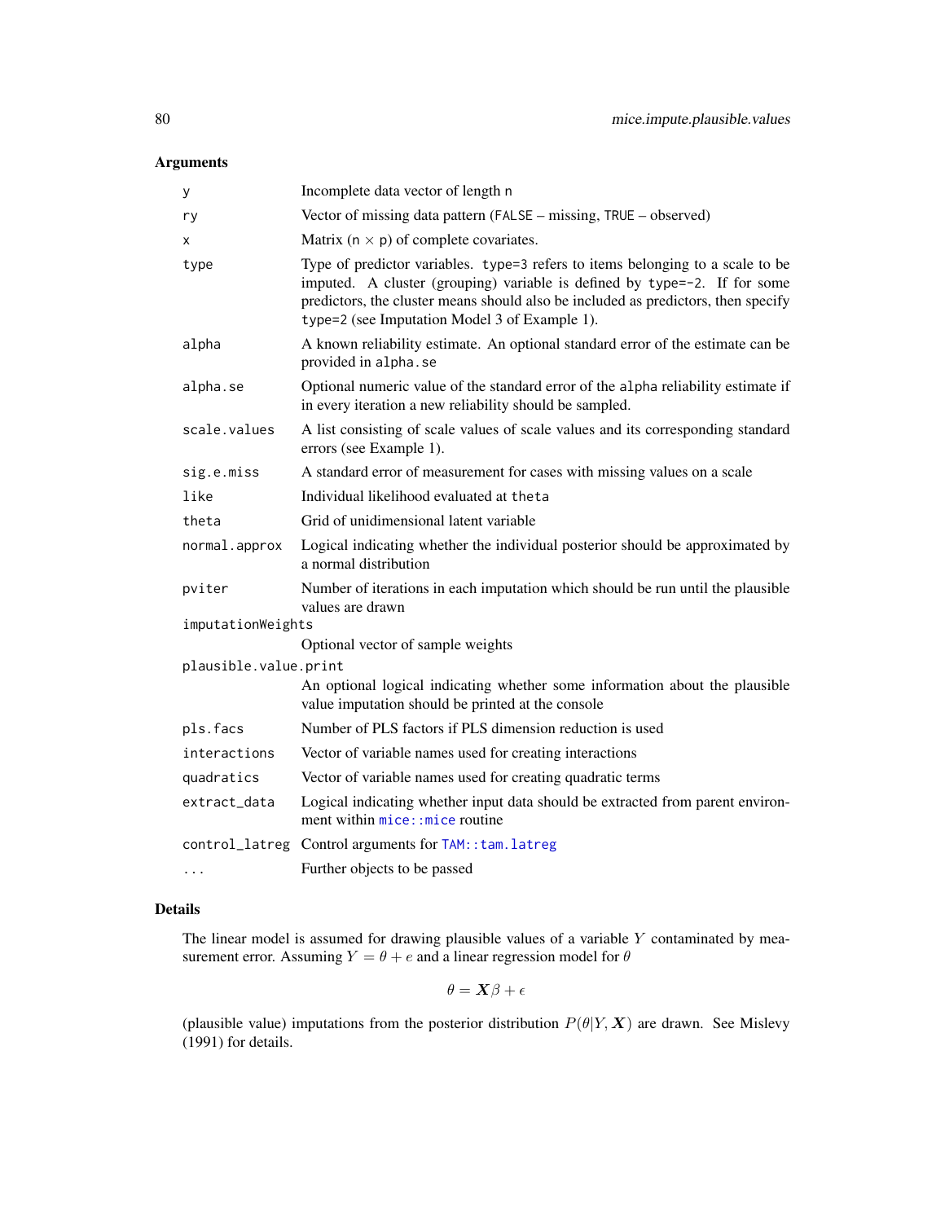## Arguments

| | |
|---|---|
| y | Incomplete data vector of length n |
| ry | Vector of missing data pattern (FALSE – missing, TRUE – observed) |
| x | Matrix (n $\times$ p) of complete covariates. |
| type | Type of predictor variables. type=3 refers to items belonging to a scale to be imputed. A cluster (grouping) variable is defined by type=-2. If for some predictors, the cluster means should also be included as predictors, then specify type=2 (see Imputation Model 3 of Example 1). |
| alpha | A known reliability estimate. An optional standard error of the estimate can be provided in alpha.se |
| alpha.se | Optional numeric value of the standard error of the alpha reliability estimate if in every iteration a new reliability should be sampled. |
| scale.values | A list consisting of scale values of scale values and its corresponding standard errors (see Example 1). |
| sig.e.miss | A standard error of measurement for cases with missing values on a scale |
| like | Individual likelihood evaluated at theta |
| theta | Grid of unidimensional latent variable |
| normal.approx | Logical indicating whether the individual posterior should be approximated by a normal distribution |
| pviter | Number of iterations in each imputation which should be run until the plausible values are drawn |
| imputationWeights | Optional vector of sample weights |
| plausible.value.print | An optional logical indicating whether some information about the plausible value imputation should be printed at the console |
| pls.facs | Number of PLS factors if PLS dimension reduction is used |
| interactions | Vector of variable names used for creating interactions |
| quadratics | Vector of variable names used for creating quadratic terms |
| extract_data | Logical indicating whether input data should be extracted from parent environment within mice::mice routine |
| control_latreg | Control arguments for TAM::tam.latreg |
| ... | Further objects to be passed |

## Details

The linear model is assumed for drawing plausible values of a variable $Y$ contaminated by measurement error. Assuming $Y = \theta + e$ and a linear regression model for $\theta$

$$\theta = \boldsymbol{X}\beta + \epsilon$$

(plausible value) imputations from the posterior distribution $P(\theta|Y, \boldsymbol{X})$ are drawn. See Mislevy (1991) for details.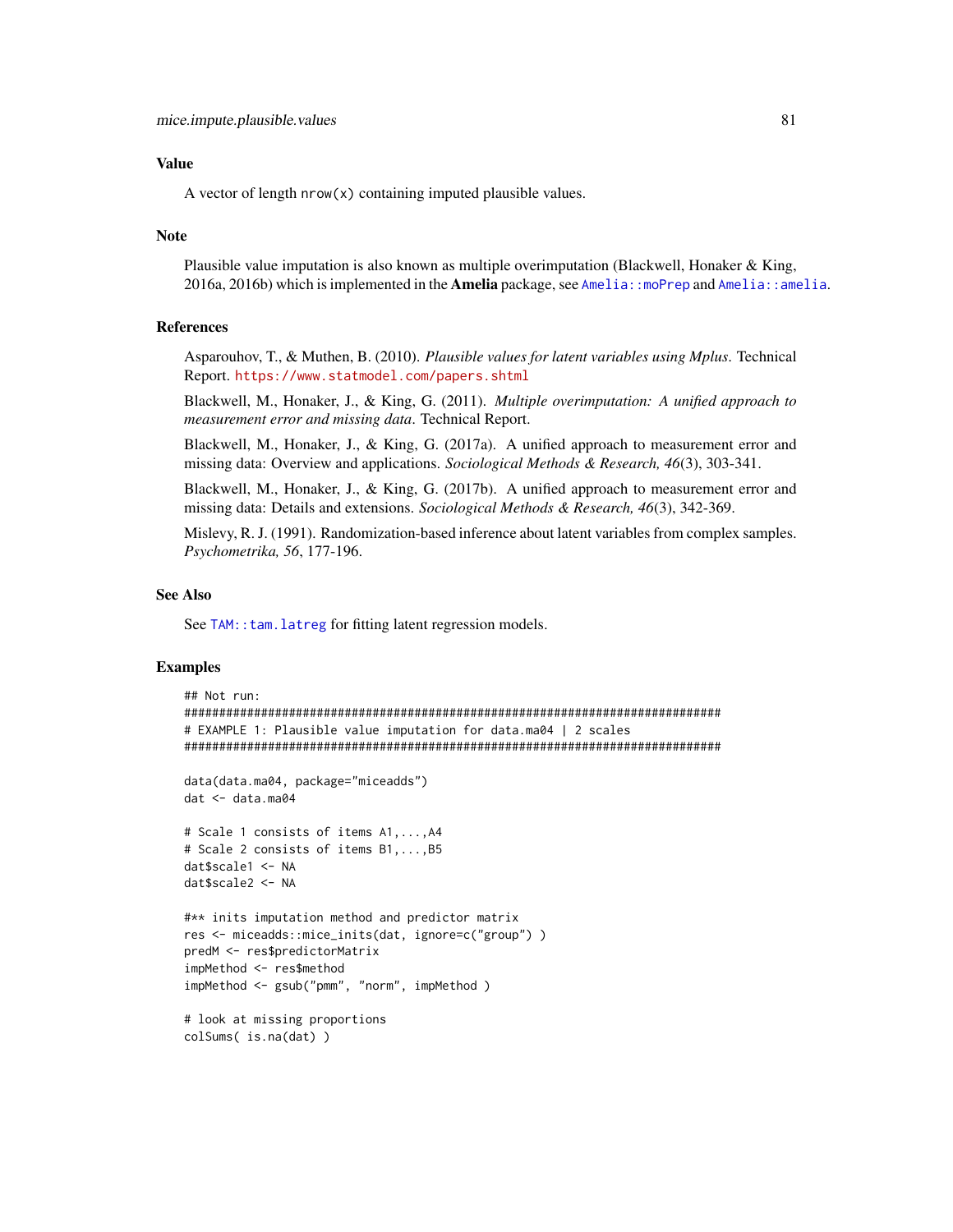### Value

A vector of length `nrow(x)` containing imputed plausible values.

### Note

Plausible value imputation is also known as multiple overimputation (Blackwell, Honaker & King, 2016a, 2016b) which is implemented in the **Amelia** package, see `Amelia::moPrep` and `Amelia::amelia`.

### References

Asparouhov, T., & Muthen, B. (2010). *Plausible values for latent variables using Mplus*. Technical Report. https://www.statmodel.com/papers.shtml

Blackwell, M., Honaker, J., & King, G. (2011). *Multiple overimputation: A unified approach to measurement error and missing data*. Technical Report.

Blackwell, M., Honaker, J., & King, G. (2017a). A unified approach to measurement error and missing data: Overview and applications. *Sociological Methods & Research, 46*(3), 303-341.

Blackwell, M., Honaker, J., & King, G. (2017b). A unified approach to measurement error and missing data: Details and extensions. *Sociological Methods & Research, 46*(3), 342-369.

Mislevy, R. J. (1991). Randomization-based inference about latent variables from complex samples. *Psychometrika, 56*, 177-196.

### See Also

See `TAM::tam.latreg` for fitting latent regression models.

### Examples

```
## Not run:
#############################################################################
# EXAMPLE 1: Plausible value imputation for data.ma04 | 2 scales
#############################################################################

data(data.ma04, package="miceadds")
dat <- data.ma04

# Scale 1 consists of items A1,...,A4
# Scale 2 consists of items B1,...,B5
dat$scale1 <- NA
dat$scale2 <- NA

#** inits imputation method and predictor matrix
res <- miceadds::mice_inits(dat, ignore=c("group") )
predM <- res$predictorMatrix
impMethod <- res$method
impMethod <- gsub("pmm", "norm", impMethod )

# look at missing proportions
colSums( is.na(dat) )
```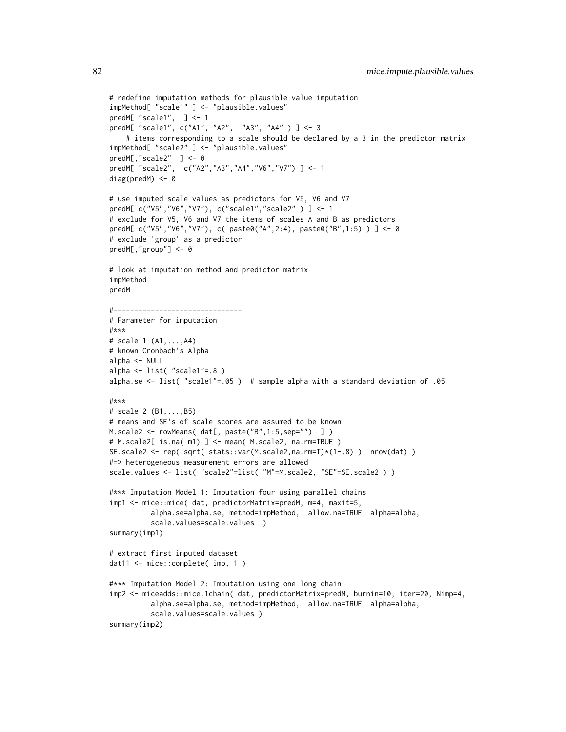```
# redefine imputation methods for plausible value imputation
impMethod[ "scale1" ] <- "plausible.values"
predM[ "scale1",  ] <- 1
predM[ "scale1", c("A1", "A2",  "A3", "A4" ) ] <- 3
    # items corresponding to a scale should be declared by a 3 in the predictor matrix
impMethod[ "scale2" ] <- "plausible.values"
predM[,"scale2"  ] <- 0
predM[ "scale2",  c("A2","A3","A4","V6","V7") ] <- 1
diag(predM) <- 0

# use imputed scale values as predictors for V5, V6 and V7
predM[ c("V5","V6","V7"), c("scale1","scale2" ) ] <- 1
# exclude for V5, V6 and V7 the items of scales A and B as predictors
predM[ c("V5","V6","V7"), c( paste0("A",2:4), paste0("B",1:5) ) ] <- 0
# exclude 'group' as a predictor
predM[,"group"] <- 0

# look at imputation method and predictor matrix
impMethod
predM

#-------------------------------
# Parameter for imputation
#***
# scale 1 (A1,...,A4)
# known Cronbach's Alpha
alpha <- NULL
alpha <- list( "scale1"=.8 )
alpha.se <- list( "scale1"=.05 )  # sample alpha with a standard deviation of .05

#***
# scale 2 (B1,...,B5)
# means and SE's of scale scores are assumed to be known
M.scale2 <- rowMeans( dat[, paste("B",1:5,sep="")  ] )
# M.scale2[ is.na( m1) ] <- mean( M.scale2, na.rm=TRUE )
SE.scale2 <- rep( sqrt( stats::var(M.scale2,na.rm=T)*(1-.8) ), nrow(dat) )
#=> heterogeneous measurement errors are allowed
scale.values <- list( "scale2"=list( "M"=M.scale2, "SE"=SE.scale2 ) )

#*** Imputation Model 1: Imputation four using parallel chains
imp1 <- mice::mice( dat, predictorMatrix=predM, m=4, maxit=5,
          alpha.se=alpha.se, method=impMethod,  allow.na=TRUE, alpha=alpha,
          scale.values=scale.values  )
summary(imp1)

# extract first imputed dataset
dat11 <- mice::complete( imp, 1 )

#*** Imputation Model 2: Imputation using one long chain
imp2 <- miceadds::mice.1chain( dat, predictorMatrix=predM, burnin=10, iter=20, Nimp=4,
          alpha.se=alpha.se, method=impMethod,  allow.na=TRUE, alpha=alpha,
          scale.values=scale.values )
summary(imp2)
```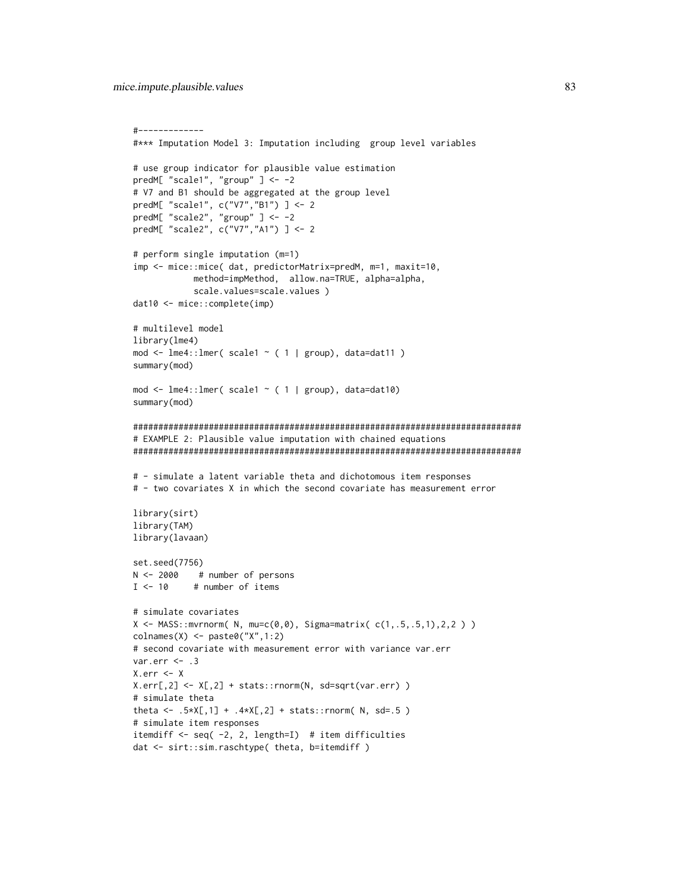```
#-------------
#*** Imputation Model 3: Imputation including  group level variables

# use group indicator for plausible value estimation
predM[ "scale1", "group" ] <- -2
# V7 and B1 should be aggregated at the group level
predM[ "scale1", c("V7","B1") ] <- 2
predM[ "scale2", "group" ] <- -2
predM[ "scale2", c("V7","A1") ] <- 2

# perform single imputation (m=1)
imp <- mice::mice( dat, predictorMatrix=predM, m=1, maxit=10,
            method=impMethod,  allow.na=TRUE, alpha=alpha,
            scale.values=scale.values )
dat10 <- mice::complete(imp)

# multilevel model
library(lme4)
mod <- lme4::lmer( scale1 ~ ( 1 | group), data=dat11 )
summary(mod)

mod <- lme4::lmer( scale1 ~ ( 1 | group), data=dat10)
summary(mod)

#############################################################################
# EXAMPLE 2: Plausible value imputation with chained equations
#############################################################################

# - simulate a latent variable theta and dichotomous item responses
# - two covariates X in which the second covariate has measurement error

library(sirt)
library(TAM)
library(lavaan)

set.seed(7756)
N <- 2000    # number of persons
I <- 10     # number of items

# simulate covariates
X <- MASS::mvrnorm( N, mu=c(0,0), Sigma=matrix( c(1,.5,.5,1),2,2 ) )
colnames(X) <- paste0("X",1:2)
# second covariate with measurement error with variance var.err
var.err <- .3
X.err <- X
X.err[,2] <- X[,2] + stats::rnorm(N, sd=sqrt(var.err) )
# simulate theta
theta <- .5*X[,1] + .4*X[,2] + stats::rnorm( N, sd=.5 )
# simulate item responses
itemdiff <- seq( -2, 2, length=I)  # item difficulties
dat <- sirt::sim.raschtype( theta, b=itemdiff )
```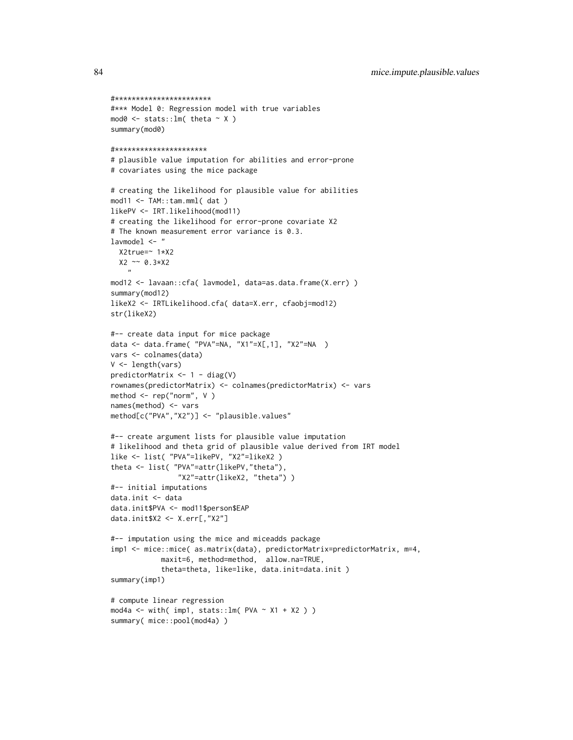```
#***********************
#*** Model 0: Regression model with true variables
mod0 <- stats::lm( theta ~ X )
summary(mod0)

#**********************
# plausible value imputation for abilities and error-prone
# covariates using the mice package

# creating the likelihood for plausible value for abilities
mod11 <- TAM::tam.mml( dat )
likePV <- IRT.likelihood(mod11)
# creating the likelihood for error-prone covariate X2
# The known measurement error variance is 0.3.
lavmodel <- "
  X2true=~ 1*X2
  X2 ~~ 0.3*X2
    "
mod12 <- lavaan::cfa( lavmodel, data=as.data.frame(X.err) )
summary(mod12)
likeX2 <- IRTLikelihood.cfa( data=X.err, cfaobj=mod12)
str(likeX2)

#-- create data input for mice package
data <- data.frame( "PVA"=NA, "X1"=X[,1], "X2"=NA  )
vars <- colnames(data)
V <- length(vars)
predictorMatrix <- 1 - diag(V)
rownames(predictorMatrix) <- colnames(predictorMatrix) <- vars
method <- rep("norm", V )
names(method) <- vars
method[c("PVA","X2")] <- "plausible.values"

#-- create argument lists for plausible value imputation
# likelihood and theta grid of plausible value derived from IRT model
like <- list( "PVA"=likePV, "X2"=likeX2 )
theta <- list( "PVA"=attr(likePV,"theta"),
               "X2"=attr(likeX2, "theta") )
#-- initial imputations
data.init <- data
data.init$PVA <- mod11$person$EAP
data.init$X2 <- X.err[,"X2"]

#-- imputation using the mice and miceadds package
imp1 <- mice::mice( as.matrix(data), predictorMatrix=predictorMatrix, m=4,
            maxit=6, method=method,  allow.na=TRUE,
            theta=theta, like=like, data.init=data.init )
summary(imp1)

# compute linear regression
mod4a <- with( imp1, stats::lm( PVA ~ X1 + X2 ) )
summary( mice::pool(mod4a) )
```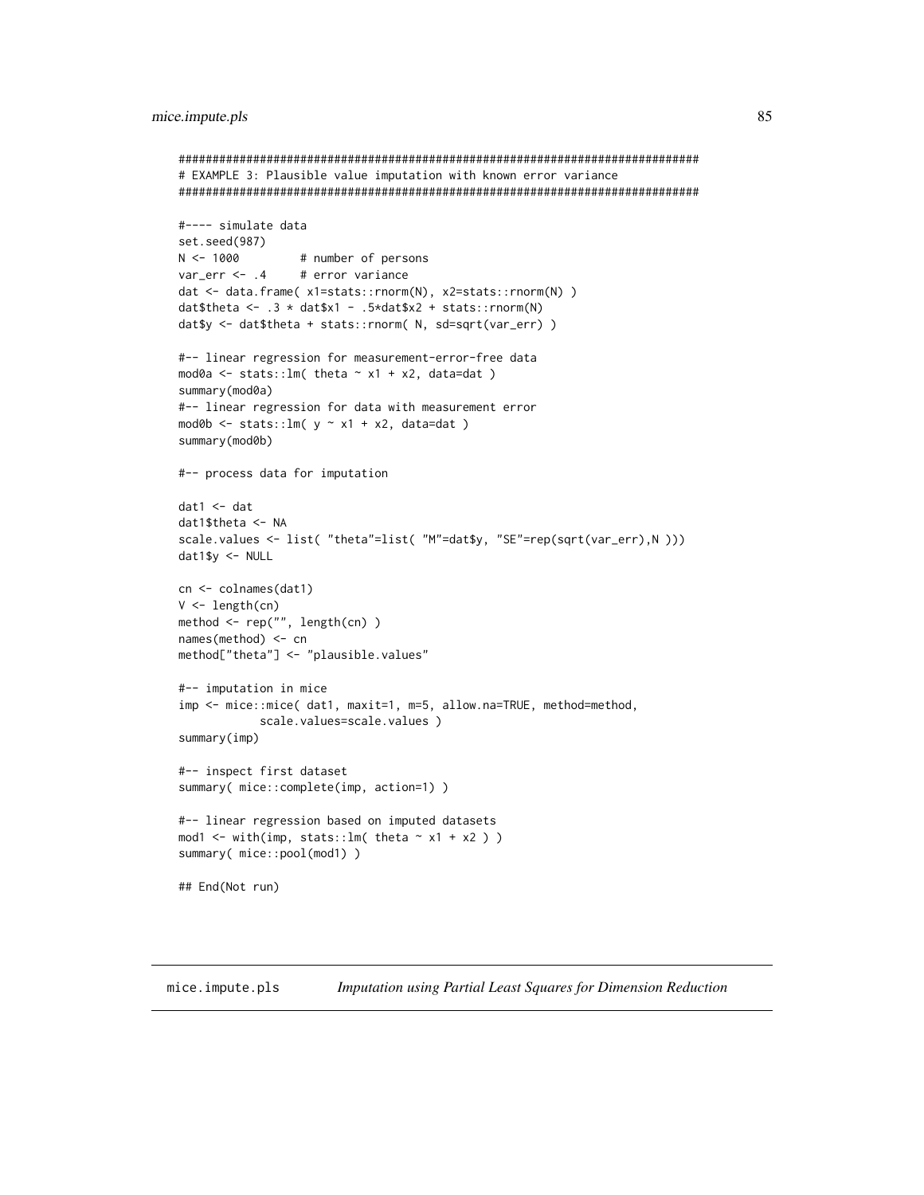```
#############################################################################
# EXAMPLE 3: Plausible value imputation with known error variance
#############################################################################

#---- simulate data
set.seed(987)
N <- 1000         # number of persons
var_err <- .4     # error variance
dat <- data.frame( x1=stats::rnorm(N), x2=stats::rnorm(N) )
dat$theta <- .3 * dat$x1 - .5*dat$x2 + stats::rnorm(N)
dat$y <- dat$theta + stats::rnorm( N, sd=sqrt(var_err) )

#-- linear regression for measurement-error-free data
mod0a <- stats::lm( theta ~ x1 + x2, data=dat )
summary(mod0a)
#-- linear regression for data with measurement error
mod0b <- stats::lm( y ~ x1 + x2, data=dat )
summary(mod0b)

#-- process data for imputation

dat1 <- dat
dat1$theta <- NA
scale.values <- list( "theta"=list( "M"=dat$y, "SE"=rep(sqrt(var_err),N )))
dat1$y <- NULL

cn <- colnames(dat1)
V <- length(cn)
method <- rep("", length(cn) )
names(method) <- cn
method["theta"] <- "plausible.values"

#-- imputation in mice
imp <- mice::mice( dat1, maxit=1, m=5, allow.na=TRUE, method=method,
           scale.values=scale.values )
summary(imp)

#-- inspect first dataset
summary( mice::complete(imp, action=1) )

#-- linear regression based on imputed datasets
mod1 <- with(imp, stats::lm( theta ~ x1 + x2 ) )
summary( mice::pool(mod1) )

## End(Not run)
```

---

## mice.impute.pls    *Imputation using Partial Least Squares for Dimension Reduction*

---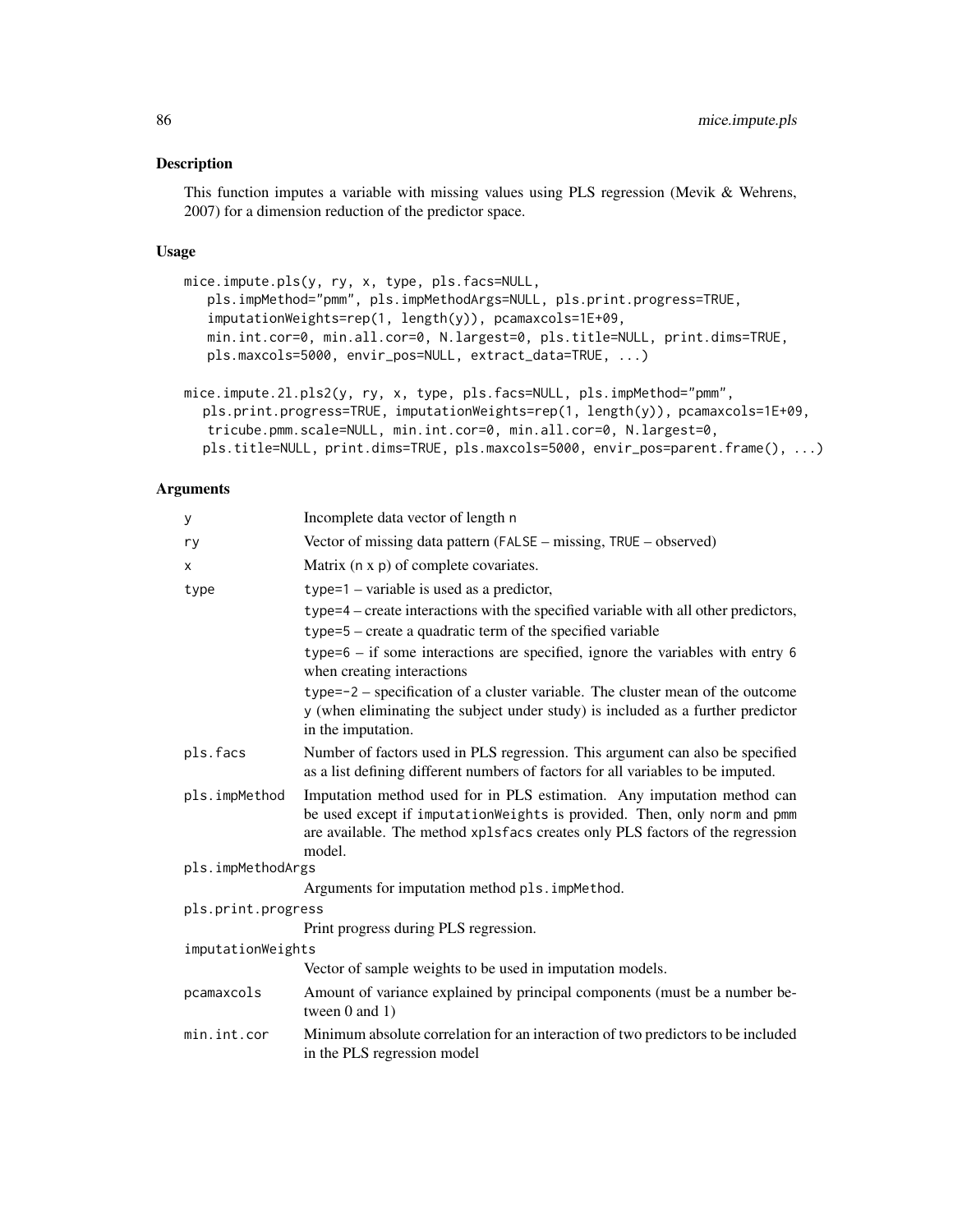## Description

This function imputes a variable with missing values using PLS regression (Mevik & Wehrens, 2007) for a dimension reduction of the predictor space.

## Usage

```
mice.impute.pls(y, ry, x, type, pls.facs=NULL,
   pls.impMethod="pmm", pls.impMethodArgs=NULL, pls.print.progress=TRUE,
   imputationWeights=rep(1, length(y)), pcamaxcols=1E+09,
   min.int.cor=0, min.all.cor=0, N.largest=0, pls.title=NULL, print.dims=TRUE,
   pls.maxcols=5000, envir_pos=NULL, extract_data=TRUE, ...)

mice.impute.2l.pls2(y, ry, x, type, pls.facs=NULL, pls.impMethod="pmm",
  pls.print.progress=TRUE, imputationWeights=rep(1, length(y)), pcamaxcols=1E+09,
   tricube.pmm.scale=NULL, min.int.cor=0, min.all.cor=0, N.largest=0,
  pls.title=NULL, print.dims=TRUE, pls.maxcols=5000, envir_pos=parent.frame(), ...)
```

## Arguments

| Argument | Description |
|---|---|
| `y` | Incomplete data vector of length `n` |
| `ry` | Vector of missing data pattern (`FALSE` – missing, `TRUE` – observed) |
| `x` | Matrix (`n` x `p`) of complete covariates. |
| `type` | `type=1` – variable is used as a predictor,<br>`type=4` – create interactions with the specified variable with all other predictors,<br>`type=5` – create a quadratic term of the specified variable<br>`type=6` – if some interactions are specified, ignore the variables with entry 6 when creating interactions<br>`type=-2` – specification of a cluster variable. The cluster mean of the outcome `y` (when eliminating the subject under study) is included as a further predictor in the imputation. |
| `pls.facs` | Number of factors used in PLS regression. This argument can also be specified as a list defining different numbers of factors for all variables to be imputed. |
| `pls.impMethod` | Imputation method used for in PLS estimation. Any imputation method can be used except if `imputationWeights` is provided. Then, only `norm` and `pmm` are available. The method `xplsfacs` creates only PLS factors of the regression model. |
| `pls.impMethodArgs` | Arguments for imputation method `pls.impMethod`. |
| `pls.print.progress` | Print progress during PLS regression. |
| `imputationWeights` | Vector of sample weights to be used in imputation models. |
| `pcamaxcols` | Amount of variance explained by principal components (must be a number between 0 and 1) |
| `min.int.cor` | Minimum absolute correlation for an interaction of two predictors to be included in the PLS regression model |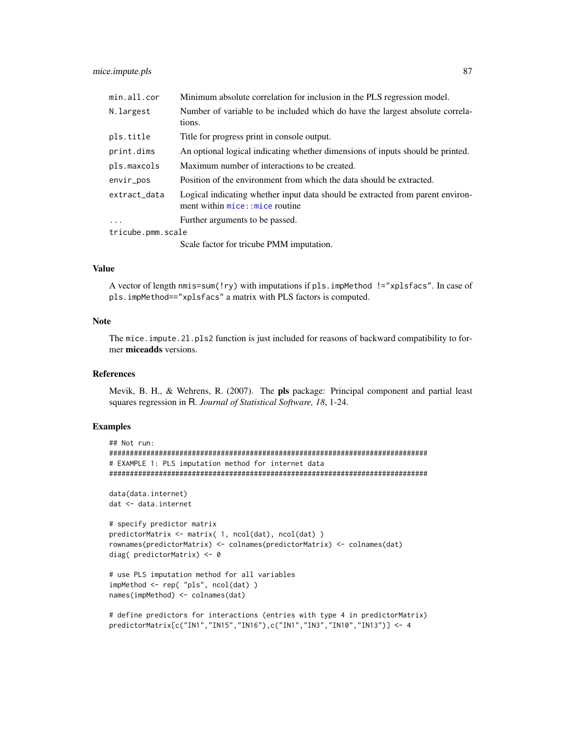| | |
|---|---|
| `min.all.cor` | Minimum absolute correlation for inclusion in the PLS regression model. |
| `N.largest` | Number of variable to be included which do have the largest absolute correlations. |
| `pls.title` | Title for progress print in console output. |
| `print.dims` | An optional logical indicating whether dimensions of inputs should be printed. |
| `pls.maxcols` | Maximum number of interactions to be created. |
| `envir_pos` | Position of the environment from which the data should be extracted. |
| `extract_data` | Logical indicating whether input data should be extracted from parent environment within `mice::mice` routine |
| `...` | Further arguments to be passed. |
| `tricube.pmm.scale` | Scale factor for tricube PMM imputation. |

## Value

A vector of length `nmis=sum(!ry)` with imputations if `pls.impMethod !="xplsfacs"`. In case of `pls.impMethod=="xplsfacs"` a matrix with PLS factors is computed.

## Note

The `mice.impute.2l.pls2` function is just included for reasons of backward compatibility to former **miceadds** versions.

## References

Mevik, B. H., & Wehrens, R. (2007). The **pls** package: Principal component and partial least squares regression in R. *Journal of Statistical Software, 18*, 1-24.

## Examples

```
## Not run:
#############################################################################
# EXAMPLE 1: PLS imputation method for internet data
#############################################################################

data(data.internet)
dat <- data.internet

# specify predictor matrix
predictorMatrix <- matrix( 1, ncol(dat), ncol(dat) )
rownames(predictorMatrix) <- colnames(predictorMatrix) <- colnames(dat)
diag( predictorMatrix) <- 0

# use PLS imputation method for all variables
impMethod <- rep( "pls", ncol(dat) )
names(impMethod) <- colnames(dat)

# define predictors for interactions (entries with type 4 in predictorMatrix)
predictorMatrix[c("IN1","IN15","IN16"),c("IN1","IN3","IN10","IN13")] <- 4
```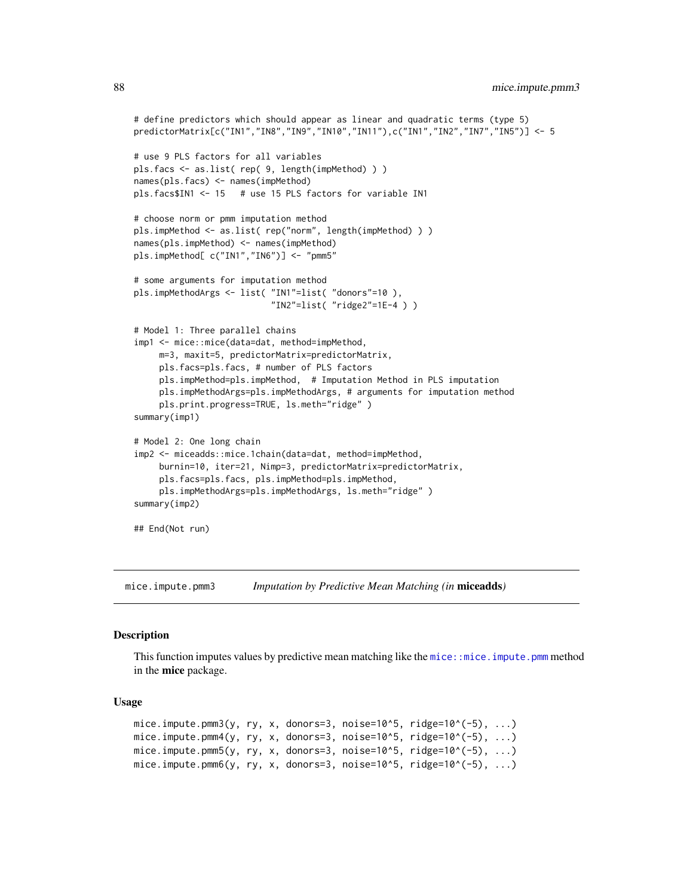```
# define predictors which should appear as linear and quadratic terms (type 5)
predictorMatrix[c("IN1","IN8","IN9","IN10","IN11"),c("IN1","IN2","IN7","IN5")] <- 5

# use 9 PLS factors for all variables
pls.facs <- as.list( rep( 9, length(impMethod) ) )
names(pls.facs) <- names(impMethod)
pls.facs$IN1 <- 15   # use 15 PLS factors for variable IN1

# choose norm or pmm imputation method
pls.impMethod <- as.list( rep("norm", length(impMethod) ) )
names(pls.impMethod) <- names(impMethod)
pls.impMethod[ c("IN1","IN6")] <- "pmm5"

# some arguments for imputation method
pls.impMethodArgs <- list( "IN1"=list( "donors"=10 ),
                          "IN2"=list( "ridge2"=1E-4 ) )

# Model 1: Three parallel chains
imp1 <- mice::mice(data=dat, method=impMethod,
     m=3, maxit=5, predictorMatrix=predictorMatrix,
     pls.facs=pls.facs, # number of PLS factors
     pls.impMethod=pls.impMethod,  # Imputation Method in PLS imputation
     pls.impMethodArgs=pls.impMethodArgs, # arguments for imputation method
     pls.print.progress=TRUE, ls.meth="ridge" )
summary(imp1)

# Model 2: One long chain
imp2 <- miceadds::mice.1chain(data=dat, method=impMethod,
     burnin=10, iter=21, Nimp=3, predictorMatrix=predictorMatrix,
     pls.facs=pls.facs, pls.impMethod=pls.impMethod,
     pls.impMethodArgs=pls.impMethodArgs, ls.meth="ridge" )
summary(imp2)

## End(Not run)
```

## mice.impute.pmm3 — *Imputation by Predictive Mean Matching (in* **miceadds***)*

### Description

This function imputes values by predictive mean matching like the `mice::mice.impute.pmm` method in the **mice** package.

### Usage

```
mice.impute.pmm3(y, ry, x, donors=3, noise=10^5, ridge=10^(-5), ...)
mice.impute.pmm4(y, ry, x, donors=3, noise=10^5, ridge=10^(-5), ...)
mice.impute.pmm5(y, ry, x, donors=3, noise=10^5, ridge=10^(-5), ...)
mice.impute.pmm6(y, ry, x, donors=3, noise=10^5, ridge=10^(-5), ...)
```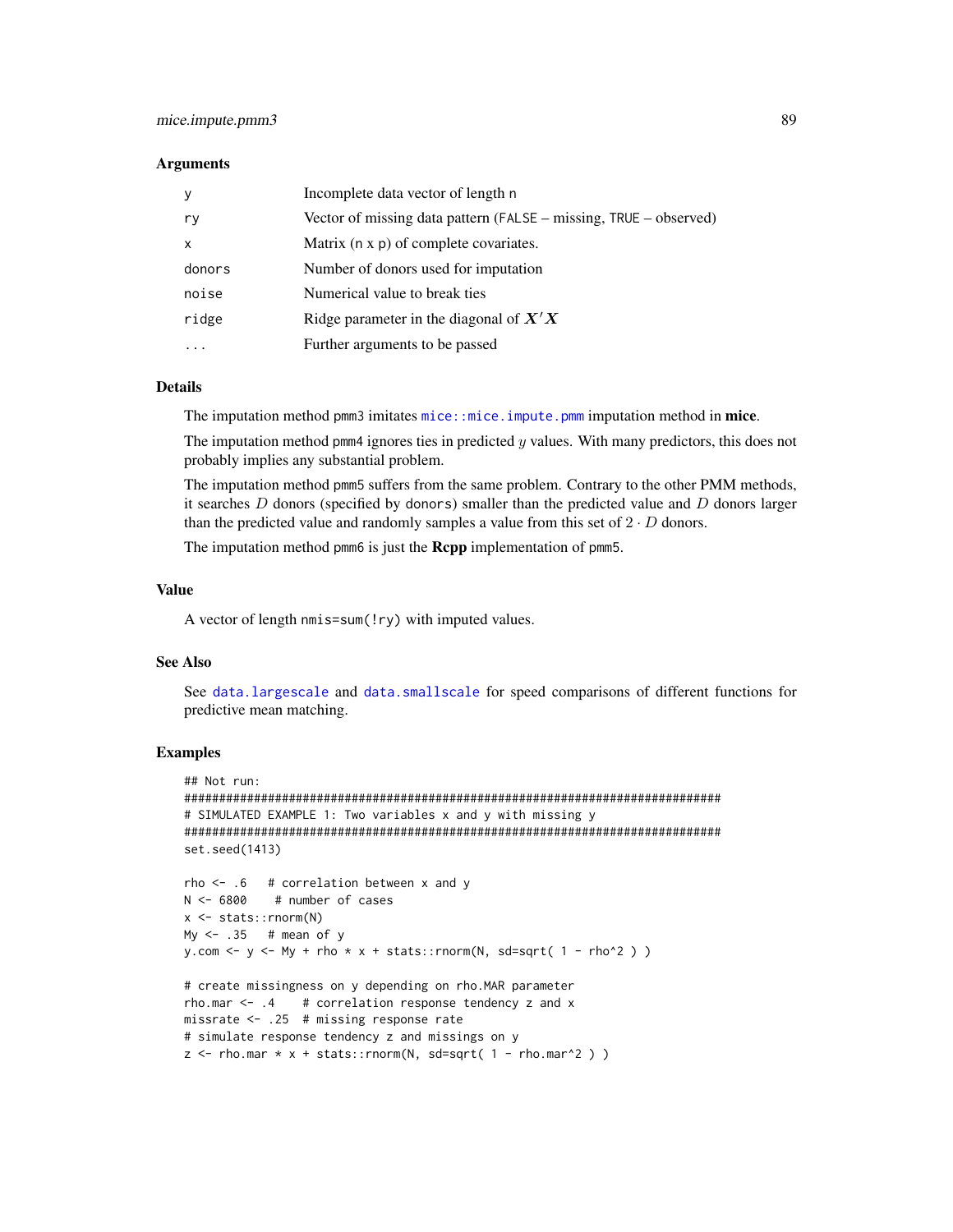### Arguments

| | |
|---|---|
| y | Incomplete data vector of length n |
| ry | Vector of missing data pattern (FALSE – missing, TRUE – observed) |
| x | Matrix (n x p) of complete covariates. |
| donors | Number of donors used for imputation |
| noise | Numerical value to break ties |
| ridge | Ridge parameter in the diagonal of $X'X$ |
| ... | Further arguments to be passed |

### Details

The imputation method pmm3 imitates `mice::mice.impute.pmm` imputation method in **mice**.

The imputation method pmm4 ignores ties in predicted $y$ values. With many predictors, this does not probably implies any substantial problem.

The imputation method pmm5 suffers from the same problem. Contrary to the other PMM methods, it searches $D$ donors (specified by donors) smaller than the predicted value and $D$ donors larger than the predicted value and randomly samples a value from this set of $2 \cdot D$ donors.

The imputation method pmm6 is just the **Rcpp** implementation of pmm5.

### Value

A vector of length nmis=sum(!ry) with imputed values.

### See Also

See `data.largescale` and `data.smallscale` for speed comparisons of different functions for predictive mean matching.

### Examples

```
## Not run:
#############################################################################
# SIMULATED EXAMPLE 1: Two variables x and y with missing y
#############################################################################
set.seed(1413)

rho <- .6   # correlation between x and y
N <- 6800    # number of cases
x <- stats::rnorm(N)
My <- .35   # mean of y
y.com <- y <- My + rho * x + stats::rnorm(N, sd=sqrt( 1 - rho^2 ) )

# create missingness on y depending on rho.MAR parameter
rho.mar <- .4    # correlation response tendency z and x
missrate <- .25  # missing response rate
# simulate response tendency z and missings on y
z <- rho.mar * x + stats::rnorm(N, sd=sqrt( 1 - rho.mar^2 ) )
```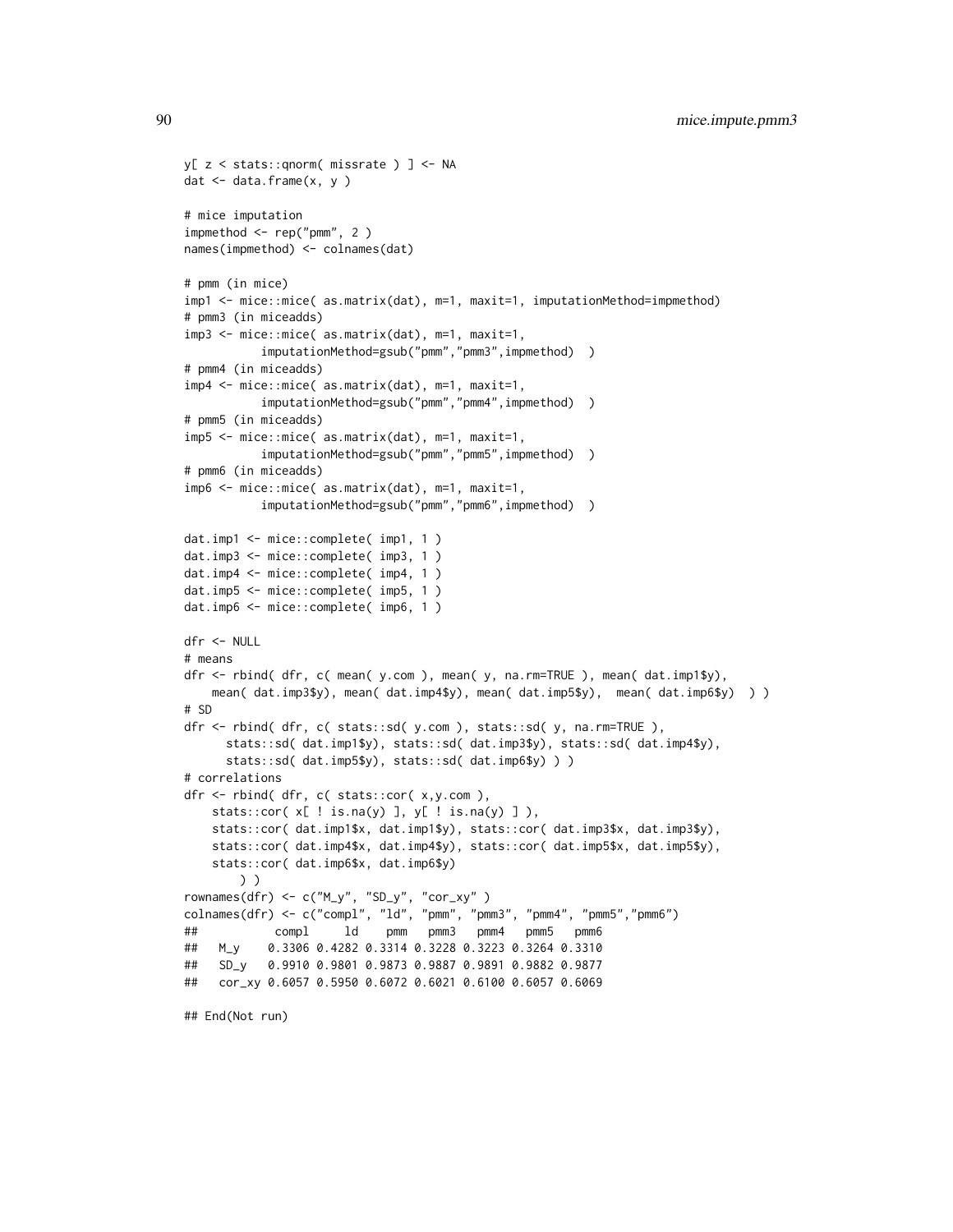```
y[ z < stats::qnorm( missrate ) ] <- NA
dat <- data.frame(x, y )

# mice imputation
impmethod <- rep("pmm", 2 )
names(impmethod) <- colnames(dat)

# pmm (in mice)
imp1 <- mice::mice( as.matrix(dat), m=1, maxit=1, imputationMethod=impmethod)
# pmm3 (in miceadds)
imp3 <- mice::mice( as.matrix(dat), m=1, maxit=1,
          imputationMethod=gsub("pmm","pmm3",impmethod)  )
# pmm4 (in miceadds)
imp4 <- mice::mice( as.matrix(dat), m=1, maxit=1,
          imputationMethod=gsub("pmm","pmm4",impmethod)  )
# pmm5 (in miceadds)
imp5 <- mice::mice( as.matrix(dat), m=1, maxit=1,
          imputationMethod=gsub("pmm","pmm5",impmethod)  )
# pmm6 (in miceadds)
imp6 <- mice::mice( as.matrix(dat), m=1, maxit=1,
          imputationMethod=gsub("pmm","pmm6",impmethod)  )

dat.imp1 <- mice::complete( imp1, 1 )
dat.imp3 <- mice::complete( imp3, 1 )
dat.imp4 <- mice::complete( imp4, 1 )
dat.imp5 <- mice::complete( imp5, 1 )
dat.imp6 <- mice::complete( imp6, 1 )

dfr <- NULL
# means
dfr <- rbind( dfr, c( mean( y.com ), mean( y, na.rm=TRUE ), mean( dat.imp1$y),
    mean( dat.imp3$y), mean( dat.imp4$y), mean( dat.imp5$y),  mean( dat.imp6$y)  ) )
# SD
dfr <- rbind( dfr, c( stats::sd( y.com ), stats::sd( y, na.rm=TRUE ),
      stats::sd( dat.imp1$y), stats::sd( dat.imp3$y), stats::sd( dat.imp4$y),
      stats::sd( dat.imp5$y), stats::sd( dat.imp6$y) ) )
# correlations
dfr <- rbind( dfr, c( stats::cor( x,y.com ),
    stats::cor( x[ ! is.na(y) ], y[ ! is.na(y) ] ),
    stats::cor( dat.imp1$x, dat.imp1$y), stats::cor( dat.imp3$x, dat.imp3$y),
    stats::cor( dat.imp4$x, dat.imp4$y), stats::cor( dat.imp5$x, dat.imp5$y),
    stats::cor( dat.imp6$x, dat.imp6$y)
        ) )
rownames(dfr) <- c("M_y", "SD_y", "cor_xy" )
colnames(dfr) <- c("compl", "ld", "pmm", "pmm3", "pmm4", "pmm5","pmm6")
##          compl     ld    pmm   pmm3   pmm4   pmm5   pmm6
##   M_y    0.3306 0.4282 0.3314 0.3228 0.3223 0.3264 0.3310
##   SD_y   0.9910 0.9801 0.9873 0.9887 0.9891 0.9882 0.9877
##   cor_xy 0.6057 0.5950 0.6072 0.6021 0.6100 0.6057 0.6069

## End(Not run)
```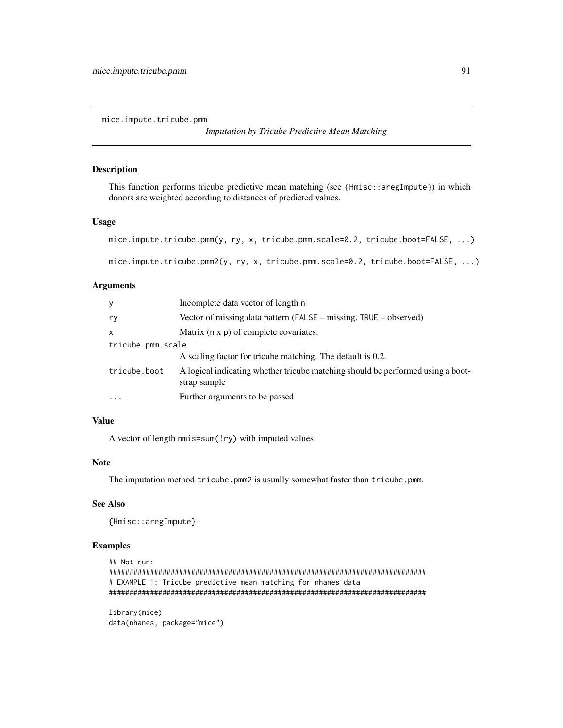mice.impute.tricube.pmm

*Imputation by Tricube Predictive Mean Matching*

## Description

This function performs tricube predictive mean matching (see {Hmisc::aregImpute}) in which donors are weighted according to distances of predicted values.

## Usage

```
mice.impute.tricube.pmm(y, ry, x, tricube.pmm.scale=0.2, tricube.boot=FALSE, ...)

mice.impute.tricube.pmm2(y, ry, x, tricube.pmm.scale=0.2, tricube.boot=FALSE, ...)
```

## Arguments

| | |
|---|---|
| `y` | Incomplete data vector of length `n` |
| `ry` | Vector of missing data pattern (`FALSE` – missing, `TRUE` – observed) |
| `x` | Matrix (`n` x `p`) of complete covariates. |
| `tricube.pmm.scale` | A scaling factor for tricube matching. The default is 0.2. |
| `tricube.boot` | A logical indicating whether tricube matching should be performed using a bootstrap sample |
| `...` | Further arguments to be passed |

## Value

A vector of length `nmis=sum(!ry)` with imputed values.

## Note

The imputation method `tricube.pmm2` is usually somewhat faster than `tricube.pmm`.

## See Also

{Hmisc::aregImpute}

## Examples

```
## Not run:
#############################################################################
# EXAMPLE 1: Tricube predictive mean matching for nhanes data
#############################################################################

library(mice)
data(nhanes, package="mice")
```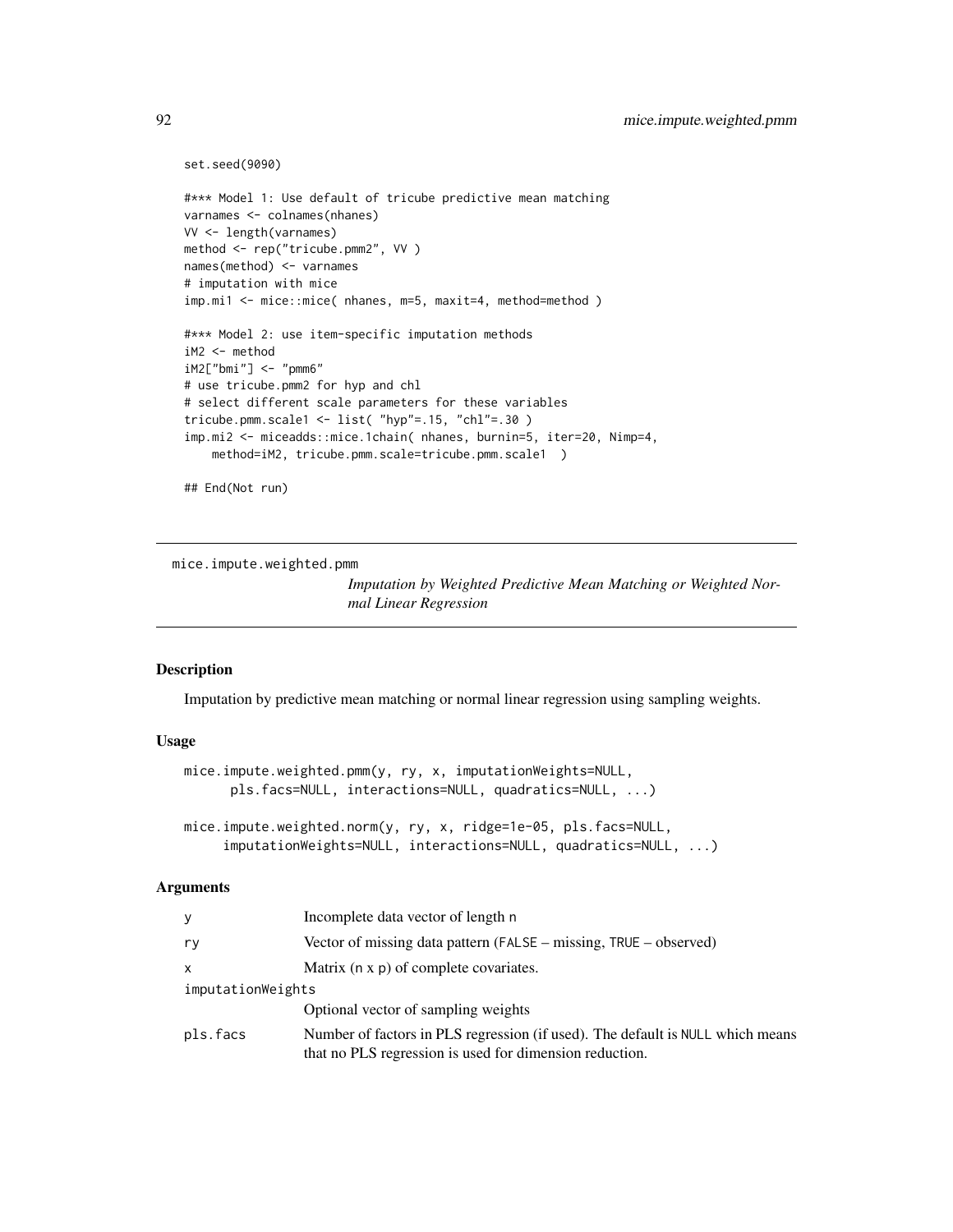```
set.seed(9090)

#*** Model 1: Use default of tricube predictive mean matching
varnames <- colnames(nhanes)
VV <- length(varnames)
method <- rep("tricube.pmm2", VV )
names(method) <- varnames
# imputation with mice
imp.mi1 <- mice::mice( nhanes, m=5, maxit=4, method=method )

#*** Model 2: use item-specific imputation methods
iM2 <- method
iM2["bmi"] <- "pmm6"
# use tricube.pmm2 for hyp and chl
# select different scale parameters for these variables
tricube.pmm.scale1 <- list( "hyp"=.15, "chl"=.30 )
imp.mi2 <- miceadds::mice.1chain( nhanes, burnin=5, iter=20, Nimp=4,
    method=iM2, tricube.pmm.scale=tricube.pmm.scale1  )

## End(Not run)
```

---

mice.impute.weighted.pmm    *Imputation by Weighted Predictive Mean Matching or Weighted Normal Linear Regression*

---

## Description

Imputation by predictive mean matching or normal linear regression using sampling weights.

## Usage

```
mice.impute.weighted.pmm(y, ry, x, imputationWeights=NULL,
      pls.facs=NULL, interactions=NULL, quadratics=NULL, ...)

mice.impute.weighted.norm(y, ry, x, ridge=1e-05, pls.facs=NULL,
     imputationWeights=NULL, interactions=NULL, quadratics=NULL, ...)
```

## Arguments

| | |
|---|---|
| y | Incomplete data vector of length n |
| ry | Vector of missing data pattern (FALSE – missing, TRUE – observed) |
| x | Matrix (n x p) of complete covariates. |
| imputationWeights | Optional vector of sampling weights |
| pls.facs | Number of factors in PLS regression (if used). The default is NULL which means that no PLS regression is used for dimension reduction. |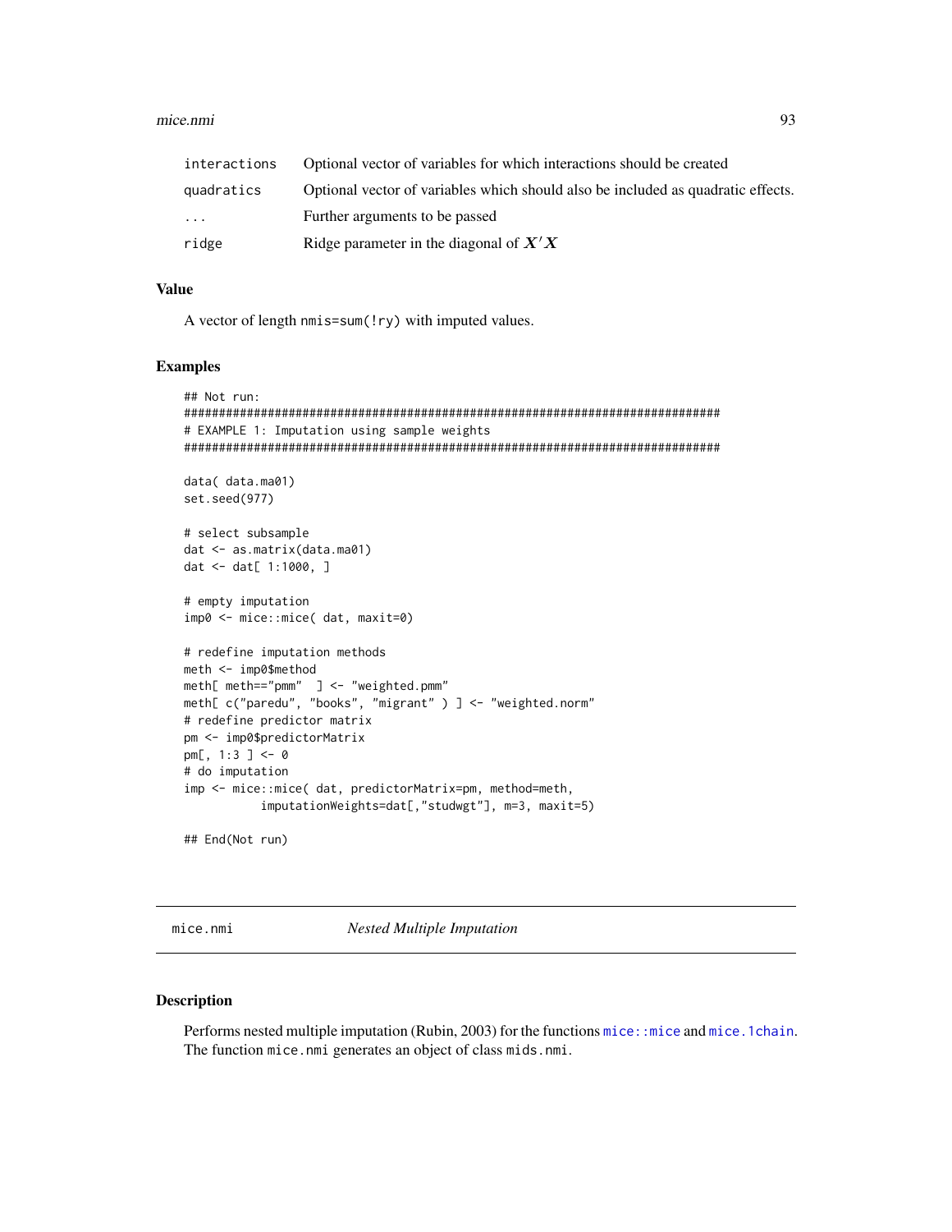| | |
|---|---|
| interactions | Optional vector of variables for which interactions should be created |
| quadratics | Optional vector of variables which should also be included as quadratic effects. |
| ... | Further arguments to be passed |
| ridge | Ridge parameter in the diagonal of $X'X$ |

### Value

A vector of length `nmis=sum(!ry)` with imputed values.

### Examples

```
## Not run:
#############################################################################
# EXAMPLE 1: Imputation using sample weights
#############################################################################

data( data.ma01)
set.seed(977)

# select subsample
dat <- as.matrix(data.ma01)
dat <- dat[ 1:1000, ]

# empty imputation
imp0 <- mice::mice( dat, maxit=0)

# redefine imputation methods
meth <- imp0$method
meth[ meth=="pmm"  ] <- "weighted.pmm"
meth[ c("paredu", "books", "migrant" ) ] <- "weighted.norm"
# redefine predictor matrix
pm <- imp0$predictorMatrix
pm[, 1:3 ] <- 0
# do imputation
imp <- mice::mice( dat, predictorMatrix=pm, method=meth,
           imputationWeights=dat[,"studwgt"], m=3, maxit=5)

## End(Not run)
```

---

## mice.nmi    *Nested Multiple Imputation*

---

### Description

Performs nested multiple imputation (Rubin, 2003) for the functions `mice::mice` and `mice.1chain`. The function `mice.nmi` generates an object of class `mids.nmi`.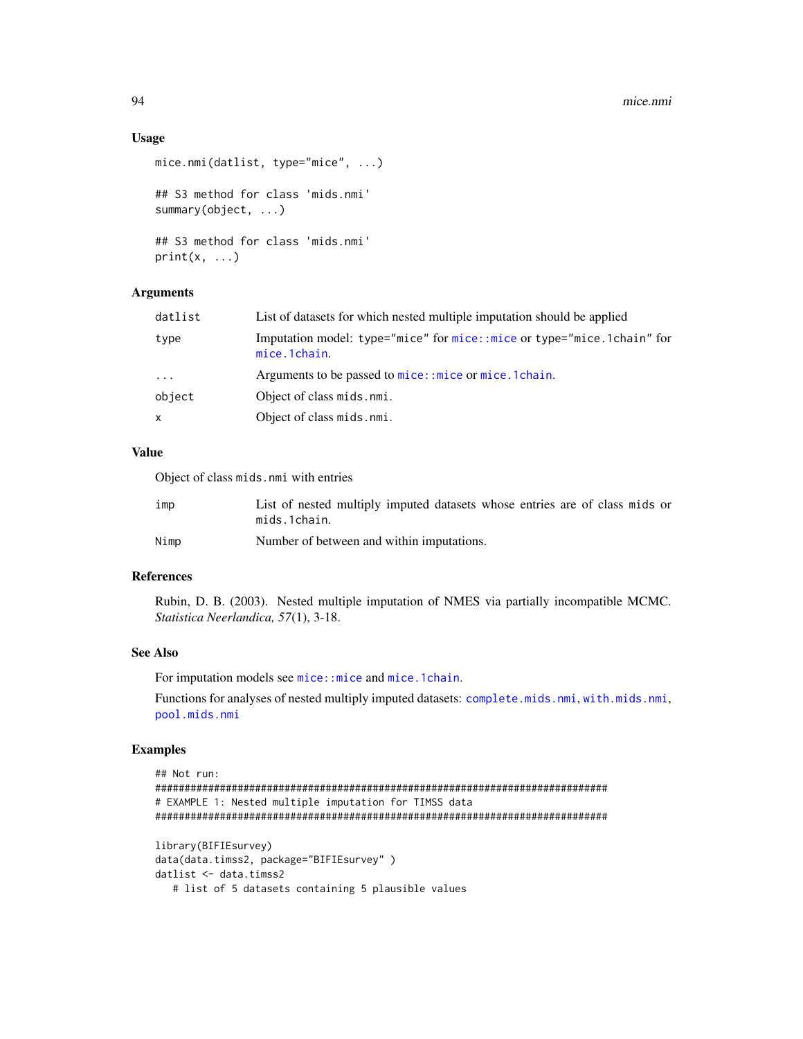## Usage

```
mice.nmi(datlist, type="mice", ...)

## S3 method for class 'mids.nmi'
summary(object, ...)

## S3 method for class 'mids.nmi'
print(x, ...)
```

## Arguments

| | |
|---|---|
| datlist | List of datasets for which nested multiple imputation should be applied |
| type | Imputation model: type="mice" for mice::mice or type="mice.1chain" for mice.1chain. |
| ... | Arguments to be passed to mice::mice or mice.1chain. |
| object | Object of class mids.nmi. |
| x | Object of class mids.nmi. |

## Value

Object of class mids.nmi with entries

| | |
|---|---|
| imp | List of nested multiply imputed datasets whose entries are of class mids or mids.1chain. |
| Nimp | Number of between and within imputations. |

## References

Rubin, D. B. (2003). Nested multiple imputation of NMES via partially incompatible MCMC. *Statistica Neerlandica, 57*(1), 3-18.

## See Also

For imputation models see mice::mice and mice.1chain.

Functions for analyses of nested multiply imputed datasets: complete.mids.nmi, with.mids.nmi, pool.mids.nmi

## Examples

```
## Not run:
#############################################################################
# EXAMPLE 1: Nested multiple imputation for TIMSS data
#############################################################################

library(BIFIEsurvey)
data(data.timss2, package="BIFIEsurvey" )
datlist <- data.timss2
   # list of 5 datasets containing 5 plausible values
```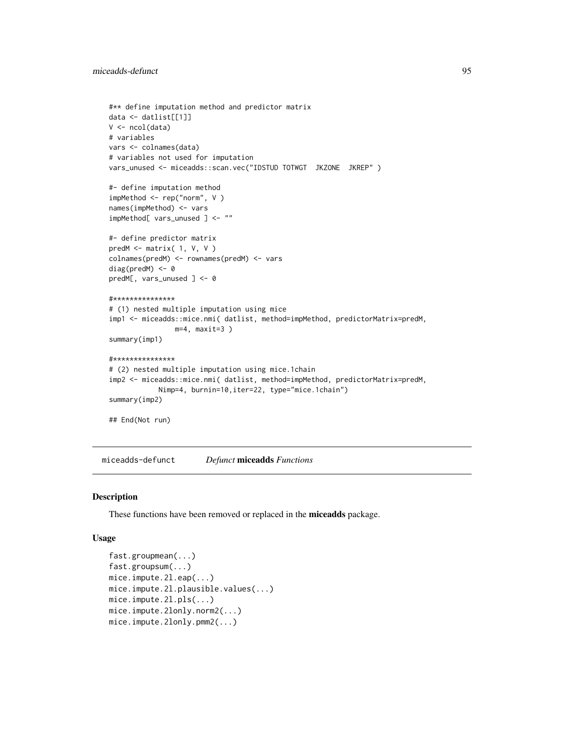```
#** define imputation method and predictor matrix
data <- datlist[[1]]
V <- ncol(data)
# variables
vars <- colnames(data)
# variables not used for imputation
vars_unused <- miceadds::scan.vec("IDSTUD TOTWGT  JKZONE  JKREP" )

#- define imputation method
impMethod <- rep("norm", V )
names(impMethod) <- vars
impMethod[ vars_unused ] <- ""

#- define predictor matrix
predM <- matrix( 1, V, V )
colnames(predM) <- rownames(predM) <- vars
diag(predM) <- 0
predM[, vars_unused ] <- 0

#***************
# (1) nested multiple imputation using mice
imp1 <- miceadds::mice.nmi( datlist, method=impMethod, predictorMatrix=predM,
                m=4, maxit=3 )
summary(imp1)

#***************
# (2) nested multiple imputation using mice.1chain
imp2 <- miceadds::mice.nmi( datlist, method=impMethod, predictorMatrix=predM,
            Nimp=4, burnin=10,iter=22, type="mice.1chain")
summary(imp2)

## End(Not run)
```

---

miceadds-defunct    *Defunct* **miceadds** *Functions*

---

## Description

These functions have been removed or replaced in the **miceadds** package.

## Usage

```
fast.groupmean(...)
fast.groupsum(...)
mice.impute.2l.eap(...)
mice.impute.2l.plausible.values(...)
mice.impute.2l.pls(...)
mice.impute.2lonly.norm2(...)
mice.impute.2lonly.pmm2(...)
```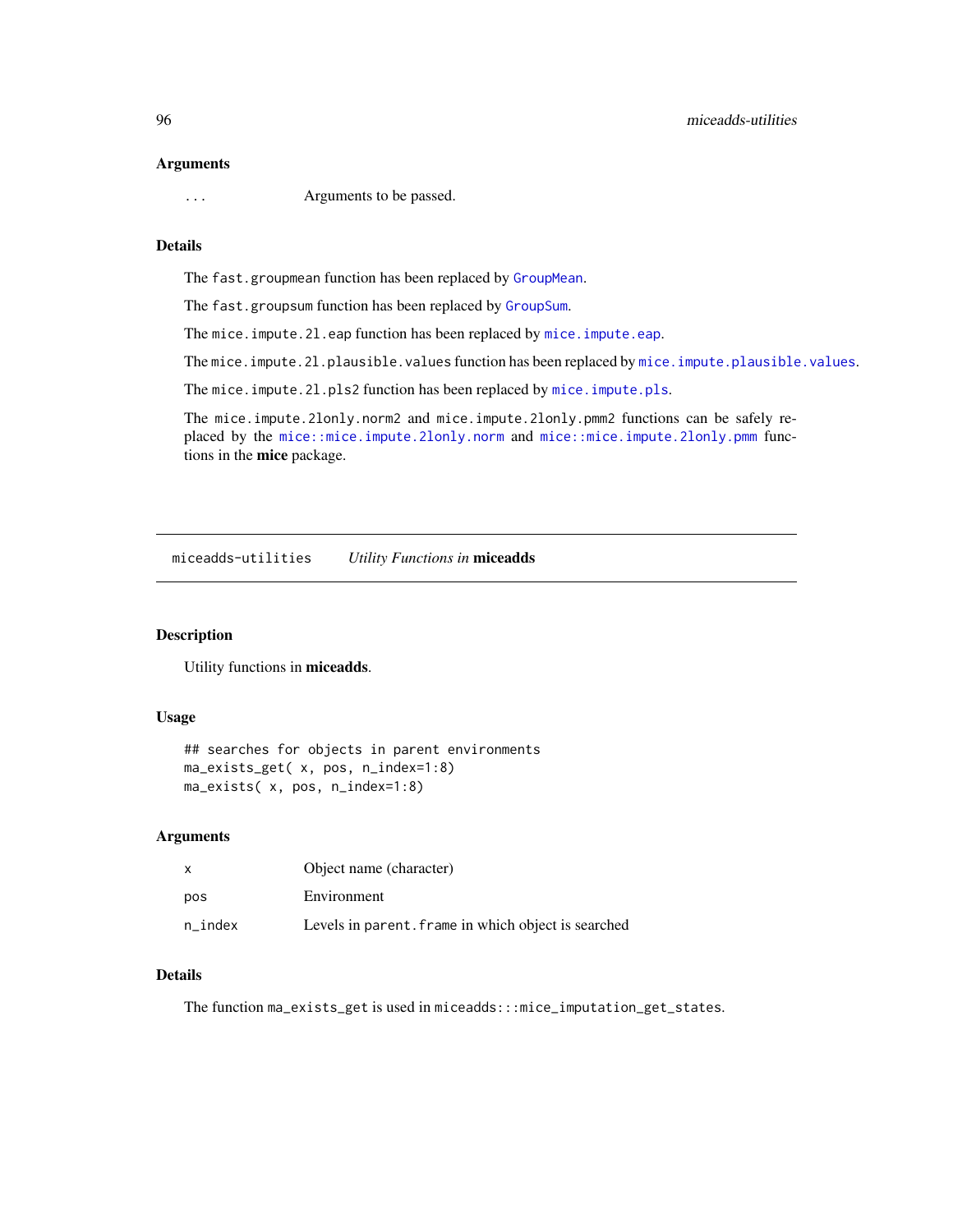### Arguments

| | |
|---|---|
| `...` | Arguments to be passed. |

### Details

The `fast.groupmean` function has been replaced by `GroupMean`.

The `fast.groupsum` function has been replaced by `GroupSum`.

The `mice.impute.2l.eap` function has been replaced by `mice.impute.eap`.

The `mice.impute.2l.plausible.values` function has been replaced by `mice.impute.plausible.values`.

The `mice.impute.2l.pls2` function has been replaced by `mice.impute.pls`.

The `mice.impute.2lonly.norm2` and `mice.impute.2lonly.pmm2` functions can be safely replaced by the `mice::mice.impute.2lonly.norm` and `mice::mice.impute.2lonly.pmm` functions in the **mice** package.

---

## miceadds-utilities — *Utility Functions in* **miceadds**

### Description

Utility functions in **miceadds**.

### Usage

```
## searches for objects in parent environments
ma_exists_get( x, pos, n_index=1:8)
ma_exists( x, pos, n_index=1:8)
```

### Arguments

| | |
|---|---|
| `x` | Object name (character) |
| `pos` | Environment |
| `n_index` | Levels in `parent.frame` in which object is searched |

### Details

The function `ma_exists_get` is used in `miceadds:::mice_imputation_get_states`.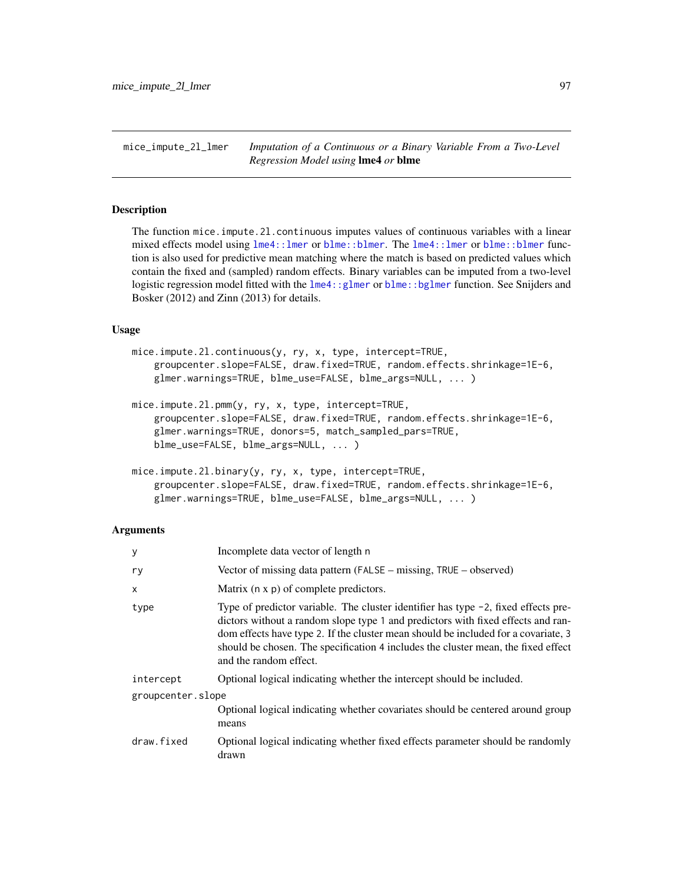mice_impute_2l_lmer — *Imputation of a Continuous or a Binary Variable From a Two-Level Regression Model using* **lme4** *or* **blme**

## Description

The function `mice.impute.2l.continuous` imputes values of continuous variables with a linear mixed effects model using `lme4::lmer` or `blme::blmer`. The `lme4::lmer` or `blme::blmer` function is also used for predictive mean matching where the match is based on predicted values which contain the fixed and (sampled) random effects. Binary variables can be imputed from a two-level logistic regression model fitted with the `lme4::glmer` or `blme::bglmer` function. See Snijders and Bosker (2012) and Zinn (2013) for details.

## Usage

```
mice.impute.2l.continuous(y, ry, x, type, intercept=TRUE,
    groupcenter.slope=FALSE, draw.fixed=TRUE, random.effects.shrinkage=1E-6,
    glmer.warnings=TRUE, blme_use=FALSE, blme_args=NULL, ... )

mice.impute.2l.pmm(y, ry, x, type, intercept=TRUE,
    groupcenter.slope=FALSE, draw.fixed=TRUE, random.effects.shrinkage=1E-6,
    glmer.warnings=TRUE, donors=5, match_sampled_pars=TRUE,
    blme_use=FALSE, blme_args=NULL, ... )

mice.impute.2l.binary(y, ry, x, type, intercept=TRUE,
    groupcenter.slope=FALSE, draw.fixed=TRUE, random.effects.shrinkage=1E-6,
    glmer.warnings=TRUE, blme_use=FALSE, blme_args=NULL, ... )
```

## Arguments

| | |
|---|---|
| `y` | Incomplete data vector of length `n` |
| `ry` | Vector of missing data pattern (`FALSE` – missing, `TRUE` – observed) |
| `x` | Matrix (`n` x `p`) of complete predictors. |
| `type` | Type of predictor variable. The cluster identifier has type `-2`, fixed effects predictors without a random slope type `1` and predictors with fixed effects and random effects have type `2`. If the cluster mean should be included for a covariate, `3` should be chosen. The specification `4` includes the cluster mean, the fixed effect and the random effect. |
| `intercept` | Optional logical indicating whether the intercept should be included. |
| `groupcenter.slope` | Optional logical indicating whether covariates should be centered around group means |
| `draw.fixed` | Optional logical indicating whether fixed effects parameter should be randomly drawn |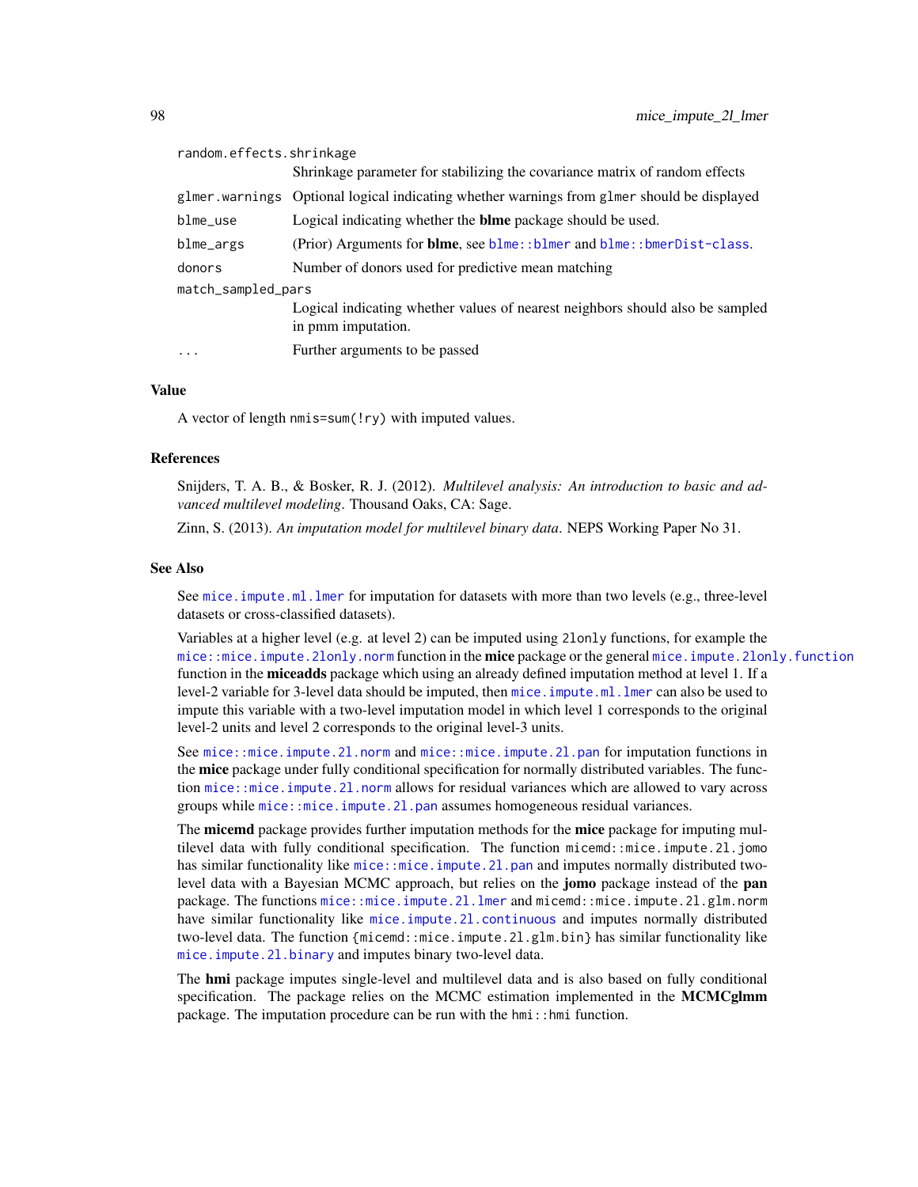| | |
|---|---|
| random.effects.shrinkage | Shrinkage parameter for stabilizing the covariance matrix of random effects |
| glmer.warnings | Optional logical indicating whether warnings from glmer should be displayed |
| blme_use | Logical indicating whether the **blme** package should be used. |
| blme_args | (Prior) Arguments for **blme**, see blme::blmer and blme::bmerDist-class. |
| donors | Number of donors used for predictive mean matching |
| match_sampled_pars | Logical indicating whether values of nearest neighbors should also be sampled in pmm imputation. |
| ... | Further arguments to be passed |

## Value

A vector of length nmis=sum(!ry) with imputed values.

## References

Snijders, T. A. B., & Bosker, R. J. (2012). *Multilevel analysis: An introduction to basic and advanced multilevel modeling*. Thousand Oaks, CA: Sage.

Zinn, S. (2013). *An imputation model for multilevel binary data*. NEPS Working Paper No 31.

## See Also

See mice.impute.ml.lmer for imputation for datasets with more than two levels (e.g., three-level datasets or cross-classified datasets).

Variables at a higher level (e.g. at level 2) can be imputed using 2lonly functions, for example the mice::mice.impute.2lonly.norm function in the **mice** package or the general mice.impute.2lonly.function function in the **miceadds** package which using an already defined imputation method at level 1. If a level-2 variable for 3-level data should be imputed, then mice.impute.ml.lmer can also be used to impute this variable with a two-level imputation model in which level 1 corresponds to the original level-2 units and level 2 corresponds to the original level-3 units.

See mice::mice.impute.2l.norm and mice::mice.impute.2l.pan for imputation functions in the **mice** package under fully conditional specification for normally distributed variables. The function mice::mice.impute.2l.norm allows for residual variances which are allowed to vary across groups while mice::mice.impute.2l.pan assumes homogeneous residual variances.

The **micemd** package provides further imputation methods for the **mice** package for imputing multilevel data with fully conditional specification. The function micemd::mice.impute.2l.jomo has similar functionality like mice::mice.impute.2l.pan and imputes normally distributed two-level data with a Bayesian MCMC approach, but relies on the **jomo** package instead of the **pan** package. The functions mice::mice.impute.2l.lmer and micemd::mice.impute.2l.glm.norm have similar functionality like mice.impute.2l.continuous and imputes normally distributed two-level data. The function {micemd::mice.impute.2l.glm.bin} has similar functionality like mice.impute.2l.binary and imputes binary two-level data.

The **hmi** package imputes single-level and multilevel data and is also based on fully conditional specification. The package relies on the MCMC estimation implemented in the **MCMCglmm** package. The imputation procedure can be run with the hmi::hmi function.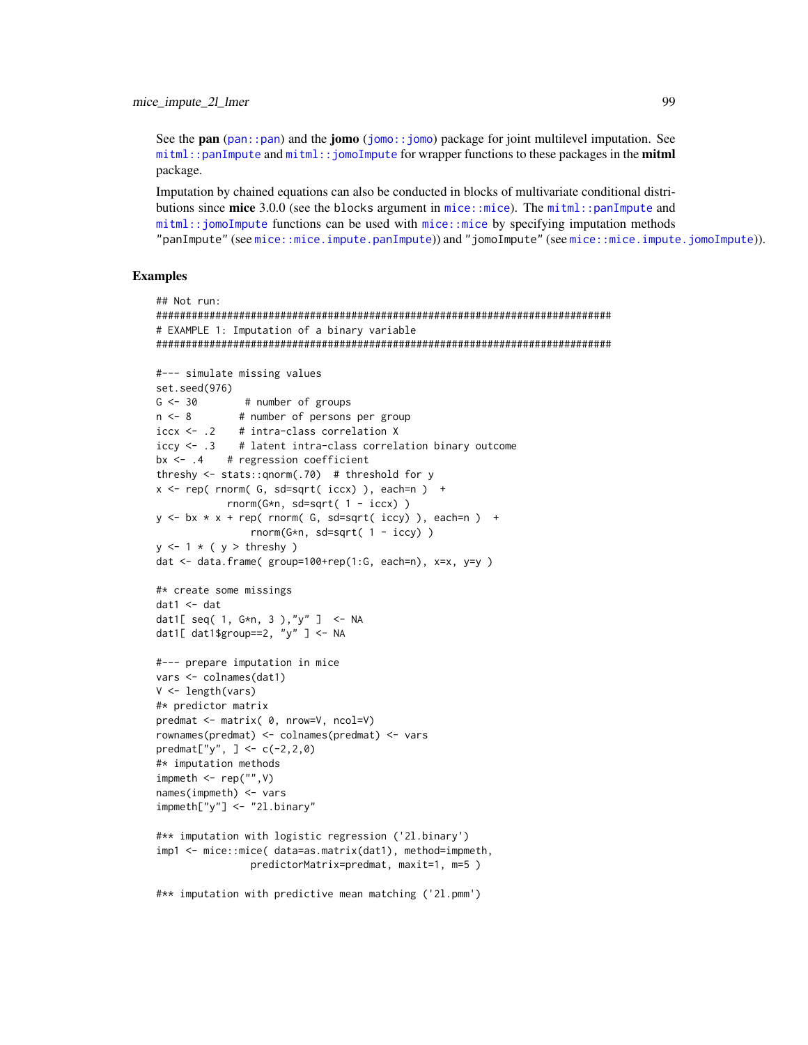See the **pan** (`pan::pan`) and the **jomo** (`jomo::jomo`) package for joint multilevel imputation. See `mitml::panImpute` and `mitml::jomoImpute` for wrapper functions to these packages in the **mitml** package.

Imputation by chained equations can also be conducted in blocks of multivariate conditional distributions since **mice** 3.0.0 (see the `blocks` argument in `mice::mice`). The `mitml::panImpute` and `mitml::jomoImpute` functions can be used with `mice::mice` by specifying imputation methods `"panImpute"` (see `mice::mice.impute.panImpute`)) and `"jomoImpute"` (see `mice::mice.impute.jomoImpute`)).

## Examples

```
## Not run:
#############################################################################
# EXAMPLE 1: Imputation of a binary variable
#############################################################################

#--- simulate missing values
set.seed(976)
G <- 30        # number of groups
n <- 8        # number of persons per group
iccx <- .2    # intra-class correlation X
iccy <- .3    # latent intra-class correlation binary outcome
bx <- .4    # regression coefficient
threshy <- stats::qnorm(.70)  # threshold for y
x <- rep( rnorm( G, sd=sqrt( iccx) ), each=n )  +
            rnorm(G*n, sd=sqrt( 1 - iccx) )
y <- bx * x + rep( rnorm( G, sd=sqrt( iccy) ), each=n )  +
                rnorm(G*n, sd=sqrt( 1 - iccy) )
y <- 1 * ( y > threshy )
dat <- data.frame( group=100+rep(1:G, each=n), x=x, y=y )

#* create some missings
dat1 <- dat
dat1[ seq( 1, G*n, 3 ),"y" ]  <- NA
dat1[ dat1$group==2, "y" ] <- NA

#--- prepare imputation in mice
vars <- colnames(dat1)
V <- length(vars)
#* predictor matrix
predmat <- matrix( 0, nrow=V, ncol=V)
rownames(predmat) <- colnames(predmat) <- vars
predmat["y", ] <- c(-2,2,0)
#* imputation methods
impmeth <- rep("",V)
names(impmeth) <- vars
impmeth["y"] <- "2l.binary"

#** imputation with logistic regression ('2l.binary')
imp1 <- mice::mice( data=as.matrix(dat1), method=impmeth,
                predictorMatrix=predmat, maxit=1, m=5 )

#** imputation with predictive mean matching ('2l.pmm')
```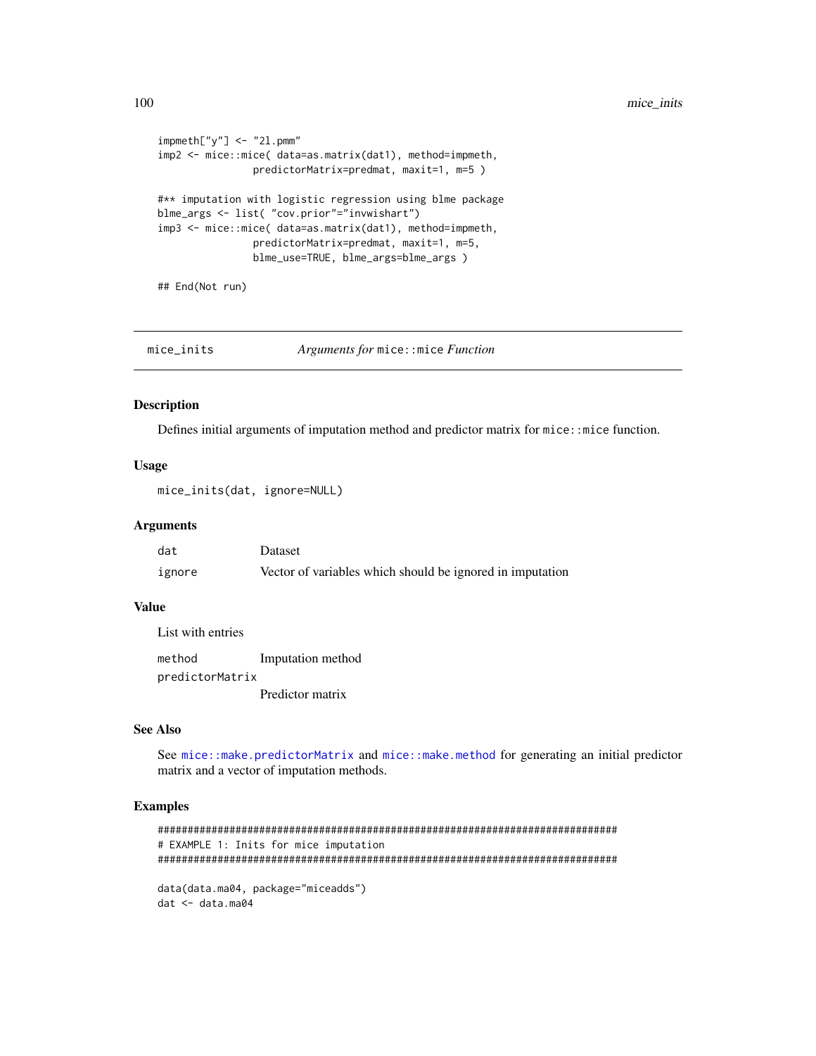```
impmeth["y"] <- "2l.pmm"
imp2 <- mice::mice( data=as.matrix(dat1), method=impmeth,
                predictorMatrix=predmat, maxit=1, m=5 )

#** imputation with logistic regression using blme package
blme_args <- list( "cov.prior"="invwishart")
imp3 <- mice::mice( data=as.matrix(dat1), method=impmeth,
                predictorMatrix=predmat, maxit=1, m=5,
                blme_use=TRUE, blme_args=blme_args )

## End(Not run)
```

---

## mice_inits — *Arguments for* `mice::mice` *Function*

### Description

Defines initial arguments of imputation method and predictor matrix for `mice::mice` function.

### Usage

```
mice_inits(dat, ignore=NULL)
```

### Arguments

| | |
|---|---|
| `dat` | Dataset |
| `ignore` | Vector of variables which should be ignored in imputation |

### Value

List with entries

| | |
|---|---|
| `method` | Imputation method |
| `predictorMatrix` | Predictor matrix |

### See Also

See `mice::make.predictorMatrix` and `mice::make.method` for generating an initial predictor matrix and a vector of imputation methods.

### Examples

```
#############################################################################
# EXAMPLE 1: Inits for mice imputation
#############################################################################

data(data.ma04, package="miceadds")
dat <- data.ma04
```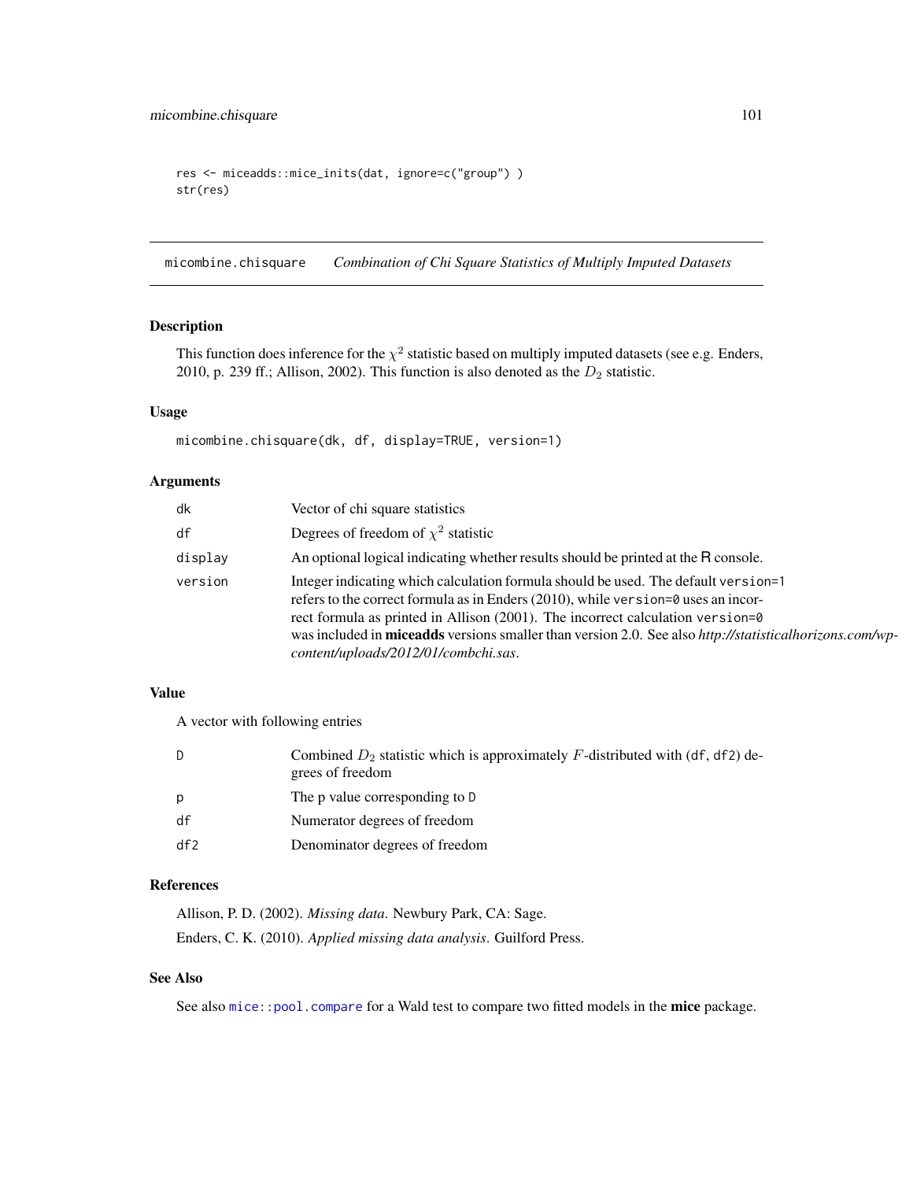```
res <- miceadds::mice_inits(dat, ignore=c("group") )
str(res)
```

---

## micombine.chisquare *Combination of Chi Square Statistics of Multiply Imputed Datasets*

### Description

This function does inference for the $\chi^2$ statistic based on multiply imputed datasets (see e.g. Enders, 2010, p. 239 ff.; Allison, 2002). This function is also denoted as the $D_2$ statistic.

### Usage

```
micombine.chisquare(dk, df, display=TRUE, version=1)
```

### Arguments

| | |
|---|---|
| `dk` | Vector of chi square statistics |
| `df` | Degrees of freedom of $\chi^2$ statistic |
| `display` | An optional logical indicating whether results should be printed at the R console. |
| `version` | Integer indicating which calculation formula should be used. The default `version=1` refers to the correct formula as in Enders (2010), while `version=0` uses an incorrect formula as printed in Allison (2001). The incorrect calculation `version=0` was included in **miceadds** versions smaller than version 2.0. See also *http://statisticalhorizons.com/wp-content/uploads/2012/01/combchi.sas*. |

### Value

A vector with following entries

| | |
|---|---|
| `D` | Combined $D_2$ statistic which is approximately $F$-distributed with (`df`, `df2`) degrees of freedom |
| `p` | The p value corresponding to `D` |
| `df` | Numerator degrees of freedom |
| `df2` | Denominator degrees of freedom |

### References

Allison, P. D. (2002). *Missing data*. Newbury Park, CA: Sage.

Enders, C. K. (2010). *Applied missing data analysis*. Guilford Press.

### See Also

See also `mice::pool.compare` for a Wald test to compare two fitted models in the **mice** package.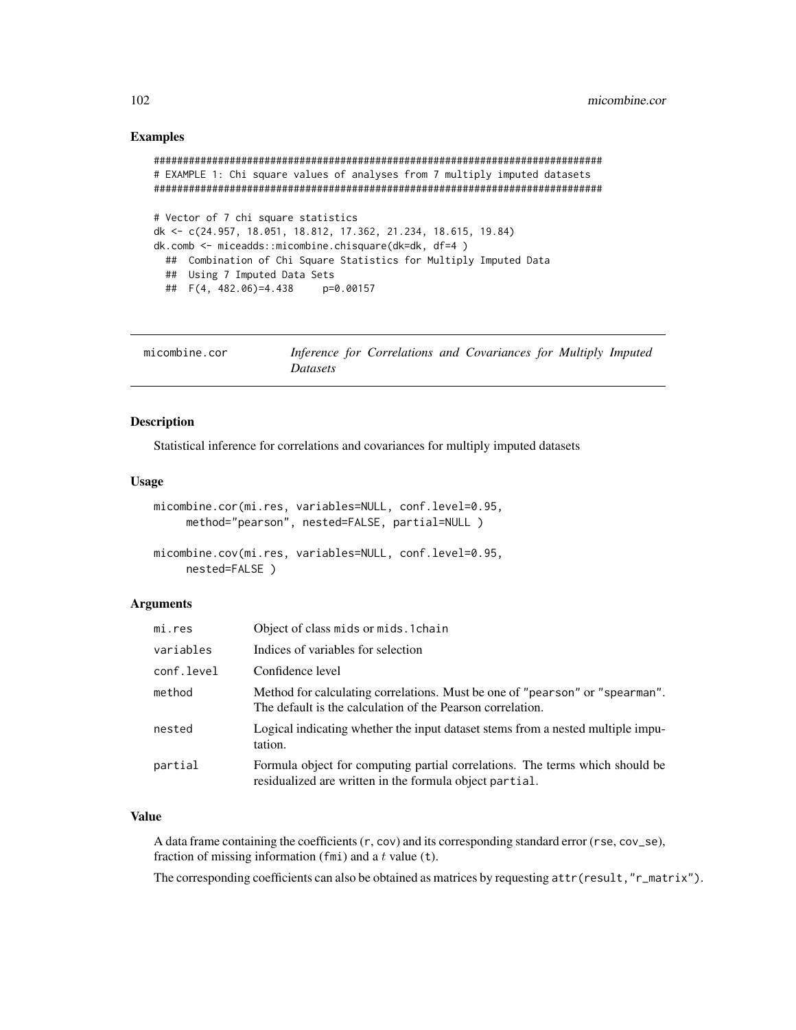## Examples

```
#############################################################################
# EXAMPLE 1: Chi square values of analyses from 7 multiply imputed datasets
#############################################################################

# Vector of 7 chi square statistics
dk <- c(24.957, 18.051, 18.812, 17.362, 21.234, 18.615, 19.84)
dk.comb <- miceadds::micombine.chisquare(dk=dk, df=4 )
  ##  Combination of Chi Square Statistics for Multiply Imputed Data
  ##  Using 7 Imputed Data Sets
  ##  F(4, 482.06)=4.438     p=0.00157
```

---

# micombine.cor — *Inference for Correlations and Covariances for Multiply Imputed Datasets*

## Description

Statistical inference for correlations and covariances for multiply imputed datasets

## Usage

```
micombine.cor(mi.res, variables=NULL, conf.level=0.95,
     method="pearson", nested=FALSE, partial=NULL )

micombine.cov(mi.res, variables=NULL, conf.level=0.95,
     nested=FALSE )
```

## Arguments

| | |
|---|---|
| mi.res | Object of class mids or mids.1chain |
| variables | Indices of variables for selection |
| conf.level | Confidence level |
| method | Method for calculating correlations. Must be one of "pearson" or "spearman". The default is the calculation of the Pearson correlation. |
| nested | Logical indicating whether the input dataset stems from a nested multiple imputation. |
| partial | Formula object for computing partial correlations. The terms which should be residualized are written in the formula object partial. |

## Value

A data frame containing the coefficients (r, cov) and its corresponding standard error (rse, cov_se), fraction of missing information (fmi) and a $t$ value (t).

The corresponding coefficients can also be obtained as matrices by requesting attr(result,"r_matrix").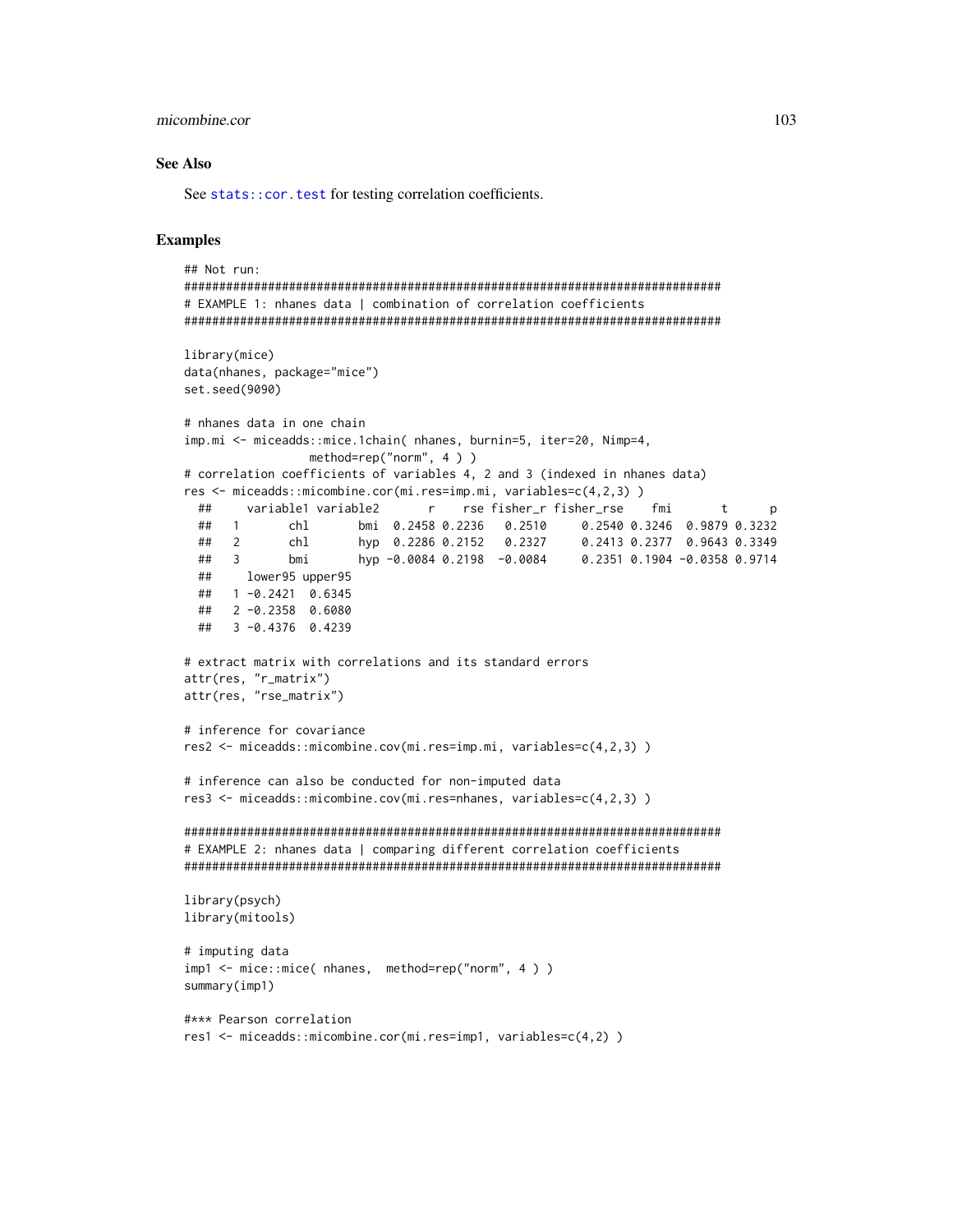### See Also

See `stats::cor.test` for testing correlation coefficients.

### Examples

```
## Not run:
#############################################################################
# EXAMPLE 1: nhanes data | combination of correlation coefficients
#############################################################################

library(mice)
data(nhanes, package="mice")
set.seed(9090)

# nhanes data in one chain
imp.mi <- miceadds::mice.1chain( nhanes, burnin=5, iter=20, Nimp=4,
                 method=rep("norm", 4 ) )
# correlation coefficients of variables 4, 2 and 3 (indexed in nhanes data)
res <- miceadds::micombine.cor(mi.res=imp.mi, variables=c(4,2,3) )
  ##     variable1 variable2       r    rse fisher_r fisher_rse    fmi       t      p
  ##   1       chl       bmi  0.2458 0.2236   0.2510     0.2540 0.3246  0.9879 0.3232
  ##   2       chl       hyp  0.2286 0.2152   0.2327     0.2413 0.2377  0.9643 0.3349
  ##   3       bmi       hyp -0.0084 0.2198  -0.0084     0.2351 0.1904 -0.0358 0.9714
  ##     lower95 upper95
  ##   1 -0.2421  0.6345
  ##   2 -0.2358  0.6080
  ##   3 -0.4376  0.4239

# extract matrix with correlations and its standard errors
attr(res, "r_matrix")
attr(res, "rse_matrix")

# inference for covariance
res2 <- miceadds::micombine.cov(mi.res=imp.mi, variables=c(4,2,3) )

# inference can also be conducted for non-imputed data
res3 <- miceadds::micombine.cov(mi.res=nhanes, variables=c(4,2,3) )

#############################################################################
# EXAMPLE 2: nhanes data | comparing different correlation coefficients
#############################################################################

library(psych)
library(mitools)

# imputing data
imp1 <- mice::mice( nhanes,  method=rep("norm", 4 ) )
summary(imp1)

#*** Pearson correlation
res1 <- miceadds::micombine.cor(mi.res=imp1, variables=c(4,2) )
```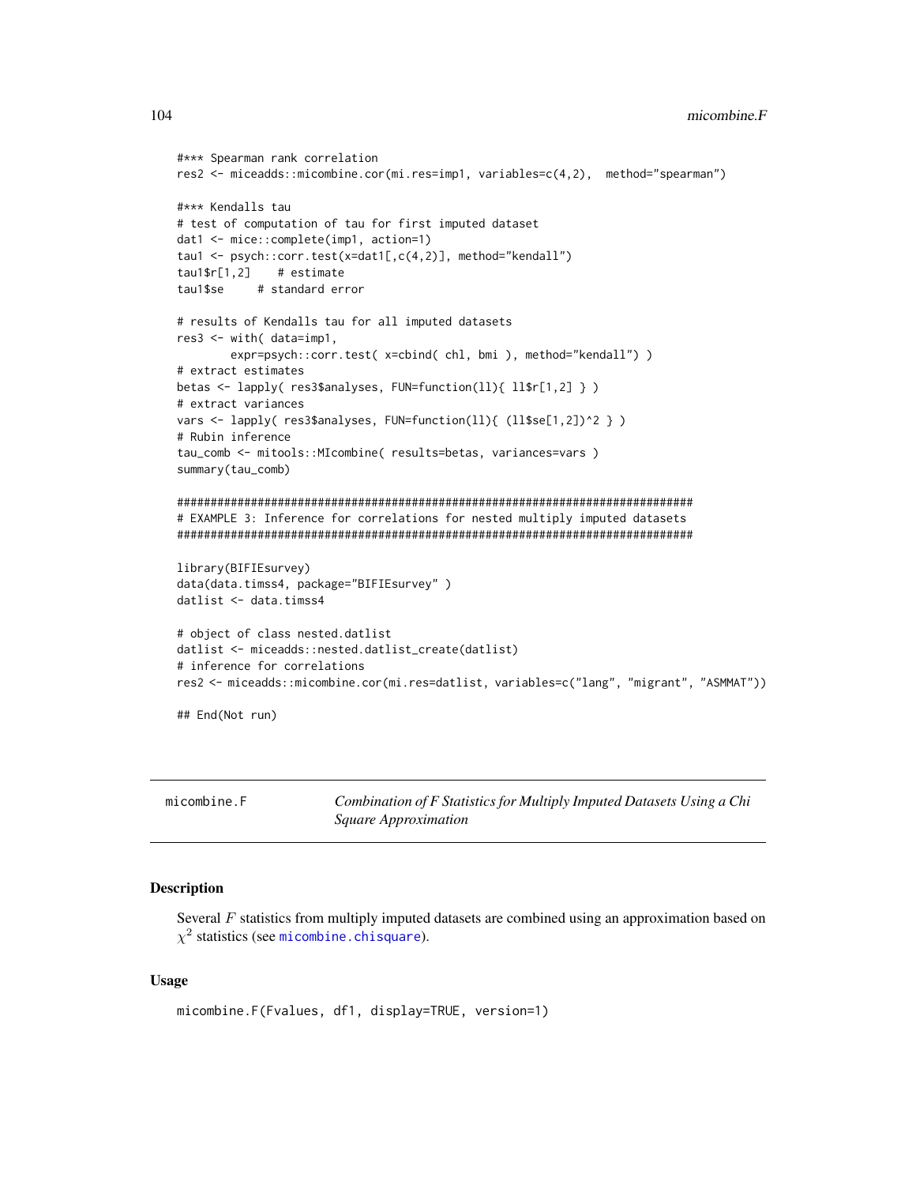```
#*** Spearman rank correlation
res2 <- miceadds::micombine.cor(mi.res=imp1, variables=c(4,2),  method="spearman")

#*** Kendalls tau
# test of computation of tau for first imputed dataset
dat1 <- mice::complete(imp1, action=1)
tau1 <- psych::corr.test(x=dat1[,c(4,2)], method="kendall")
tau1$r[1,2]    # estimate
tau1$se     # standard error

# results of Kendalls tau for all imputed datasets
res3 <- with( data=imp1,
        expr=psych::corr.test( x=cbind( chl, bmi ), method="kendall") )
# extract estimates
betas <- lapply( res3$analyses, FUN=function(ll){ ll$r[1,2] } )
# extract variances
vars <- lapply( res3$analyses, FUN=function(ll){ (ll$se[1,2])^2 } )
# Rubin inference
tau_comb <- mitools::MIcombine( results=betas, variances=vars )
summary(tau_comb)

#############################################################################
# EXAMPLE 3: Inference for correlations for nested multiply imputed datasets
#############################################################################

library(BIFIEsurvey)
data(data.timss4, package="BIFIEsurvey" )
datlist <- data.timss4

# object of class nested.datlist
datlist <- miceadds::nested.datlist_create(datlist)
# inference for correlations
res2 <- miceadds::micombine.cor(mi.res=datlist, variables=c("lang", "migrant", "ASMMAT"))

## End(Not run)
```

---

`micombine.F` — *Combination of F Statistics for Multiply Imputed Datasets Using a Chi Square Approximation*

---

### Description

Several $F$ statistics from multiply imputed datasets are combined using an approximation based on $\chi^2$ statistics (see micombine.chisquare).

### Usage

```
micombine.F(Fvalues, df1, display=TRUE, version=1)
```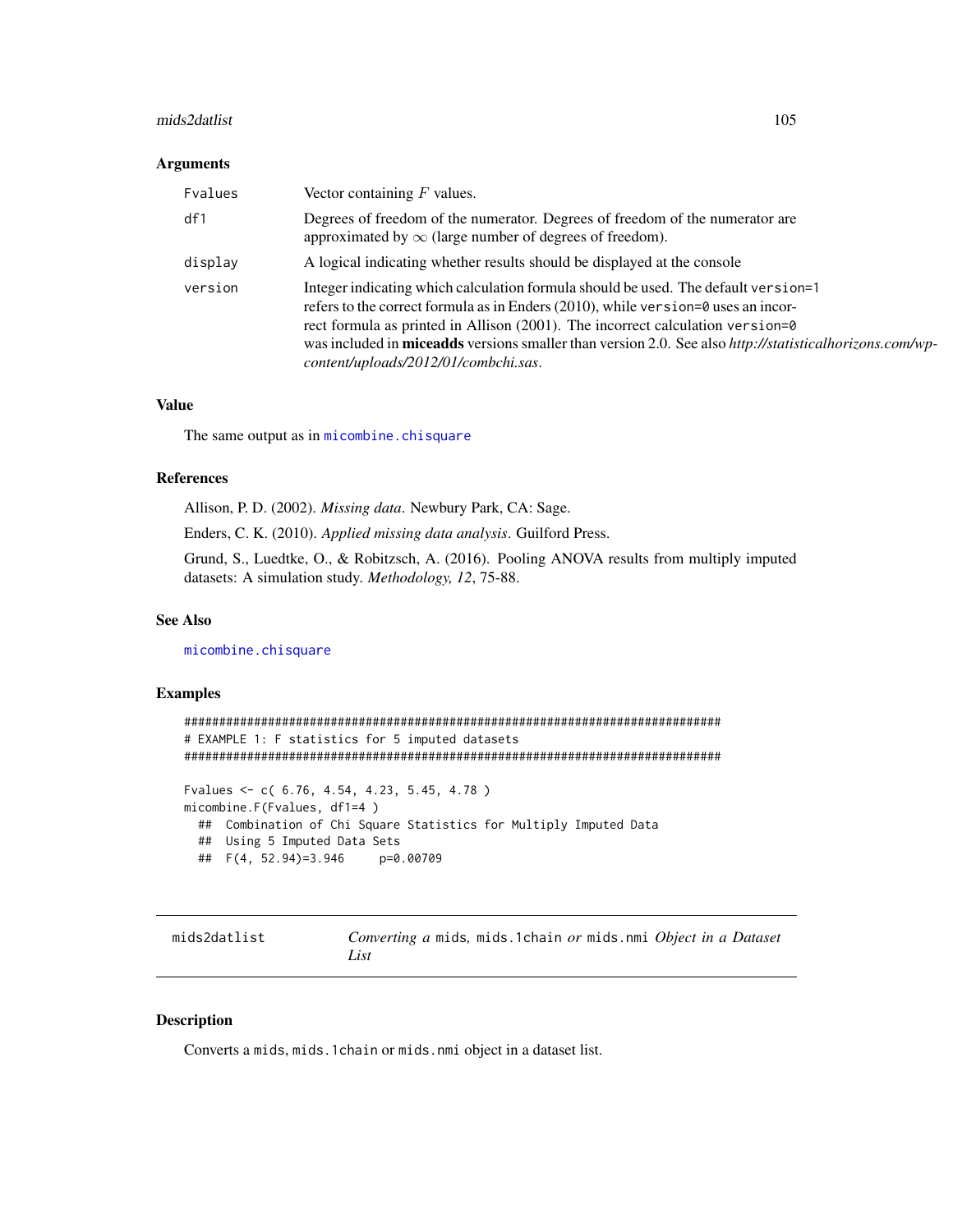### Arguments

| | |
|---|---|
| Fvalues | Vector containing $F$ values. |
| df1 | Degrees of freedom of the numerator. Degrees of freedom of the numerator are approximated by $\infty$ (large number of degrees of freedom). |
| display | A logical indicating whether results should be displayed at the console |
| version | Integer indicating which calculation formula should be used. The default version=1 refers to the correct formula as in Enders (2010), while version=0 uses an incorrect formula as printed in Allison (2001). The incorrect calculation version=0 was included in **miceadds** versions smaller than version 2.0. See also *http://statisticalhorizons.com/wp-content/uploads/2012/01/combchi.sas*. |

### Value

The same output as in micombine.chisquare

### References

Allison, P. D. (2002). *Missing data*. Newbury Park, CA: Sage.

Enders, C. K. (2010). *Applied missing data analysis*. Guilford Press.

Grund, S., Luedtke, O., & Robitzsch, A. (2016). Pooling ANOVA results from multiply imputed datasets: A simulation study. *Methodology, 12*, 75-88.

### See Also

micombine.chisquare

### Examples

```
#############################################################################
# EXAMPLE 1: F statistics for 5 imputed datasets
#############################################################################

Fvalues <- c( 6.76, 4.54, 4.23, 5.45, 4.78 )
micombine.F(Fvalues, df1=4 )
  ##  Combination of Chi Square Statistics for Multiply Imputed Data
  ##  Using 5 Imputed Data Sets
  ##  F(4, 52.94)=3.946     p=0.00709
```

---

## mids2datlist — *Converting a* mids*,* mids.1chain *or* mids.nmi *Object in a Dataset List*

### Description

Converts a mids, mids.1chain or mids.nmi object in a dataset list.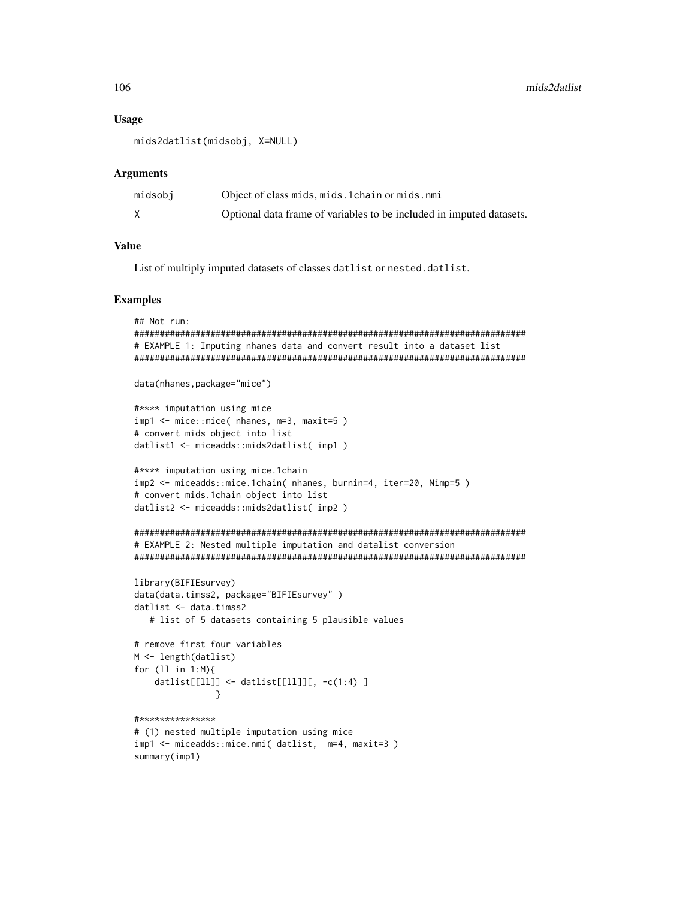### Usage

```
mids2datlist(midsobj, X=NULL)
```

### Arguments

| | |
|---|---|
| midsobj | Object of class mids, mids.1chain or mids.nmi |
| X | Optional data frame of variables to be included in imputed datasets. |

### Value

List of multiply imputed datasets of classes datlist or nested.datlist.

### Examples

```
## Not run:
#############################################################################
# EXAMPLE 1: Imputing nhanes data and convert result into a dataset list
#############################################################################

data(nhanes,package="mice")

#**** imputation using mice
imp1 <- mice::mice( nhanes, m=3, maxit=5 )
# convert mids object into list
datlist1 <- miceadds::mids2datlist( imp1 )

#**** imputation using mice.1chain
imp2 <- miceadds::mice.1chain( nhanes, burnin=4, iter=20, Nimp=5 )
# convert mids.1chain object into list
datlist2 <- miceadds::mids2datlist( imp2 )

#############################################################################
# EXAMPLE 2: Nested multiple imputation and datalist conversion
#############################################################################

library(BIFIEsurvey)
data(data.timss2, package="BIFIEsurvey" )
datlist <- data.timss2
   # list of 5 datasets containing 5 plausible values

# remove first four variables
M <- length(datlist)
for (ll in 1:M){
    datlist[[ll]] <- datlist[[ll]][, -c(1:4) ]
               }

#***************
# (1) nested multiple imputation using mice
imp1 <- miceadds::mice.nmi( datlist,  m=4, maxit=3 )
summary(imp1)
```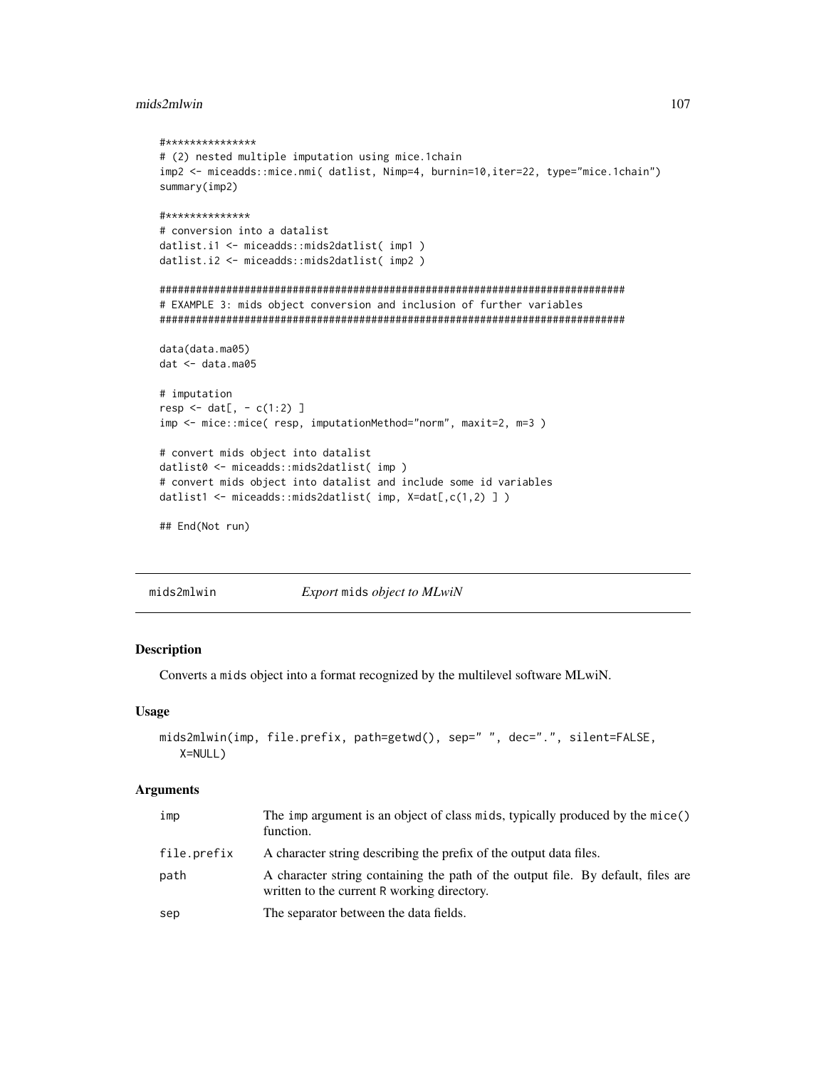```
#***************
# (2) nested multiple imputation using mice.1chain
imp2 <- miceadds::mice.nmi( datlist, Nimp=4, burnin=10,iter=22, type="mice.1chain")
summary(imp2)

#**************
# conversion into a datalist
datlist.i1 <- miceadds::mids2datlist( imp1 )
datlist.i2 <- miceadds::mids2datlist( imp2 )

#############################################################################
# EXAMPLE 3: mids object conversion and inclusion of further variables
#############################################################################

data(data.ma05)
dat <- data.ma05

# imputation
resp <- dat[, - c(1:2) ]
imp <- mice::mice( resp, imputationMethod="norm", maxit=2, m=3 )

# convert mids object into datalist
datlist0 <- miceadds::mids2datlist( imp )
# convert mids object into datalist and include some id variables
datlist1 <- miceadds::mids2datlist( imp, X=dat[,c(1,2) ] )

## End(Not run)
```

---

## mids2mlwin — *Export* mids *object to MLwiN*

### Description

Converts a mids object into a format recognized by the multilevel software MLwiN.

### Usage

```
mids2mlwin(imp, file.prefix, path=getwd(), sep=" ", dec=".", silent=FALSE,
   X=NULL)
```

### Arguments

| | |
|---|---|
| imp | The imp argument is an object of class mids, typically produced by the mice() function. |
| file.prefix | A character string describing the prefix of the output data files. |
| path | A character string containing the path of the output file. By default, files are written to the current R working directory. |
| sep | The separator between the data fields. |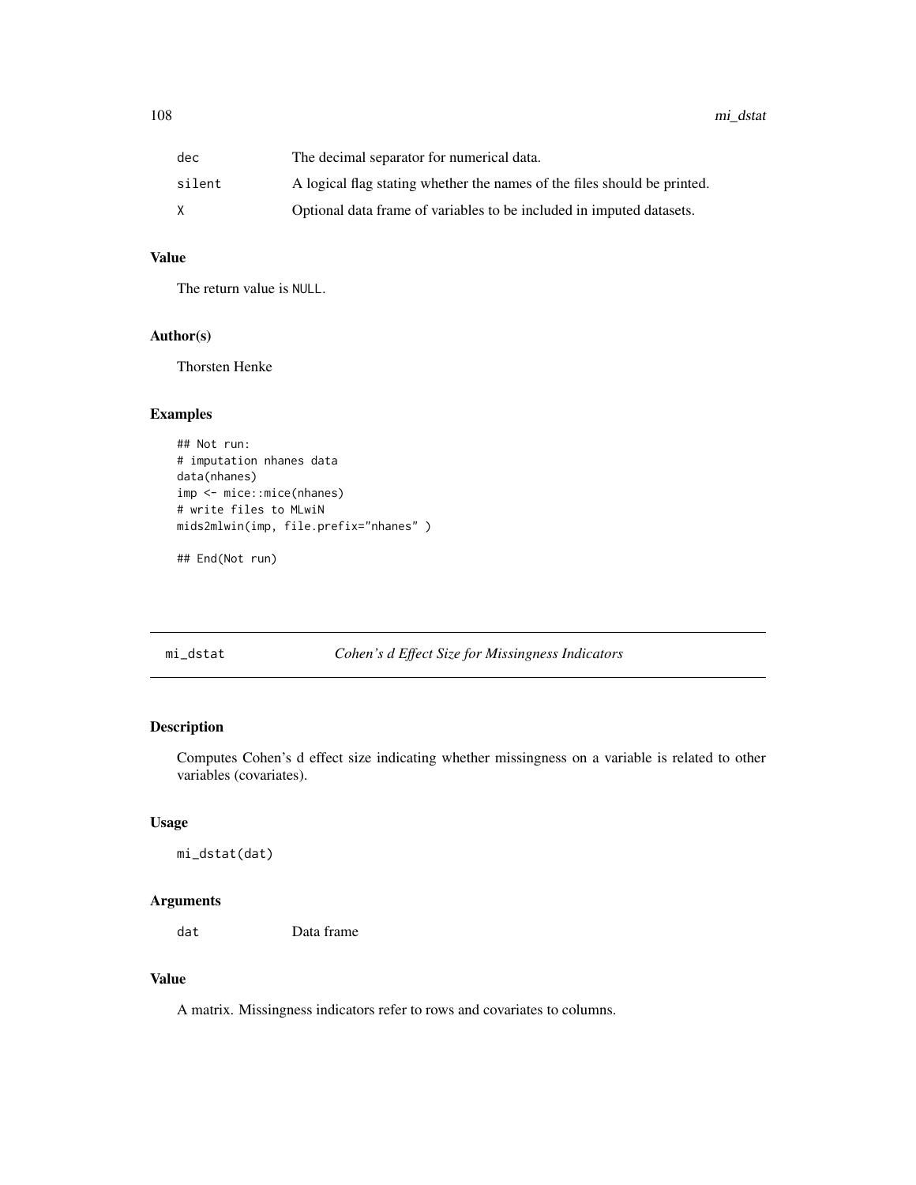| | |
|---|---|
| dec | The decimal separator for numerical data. |
| silent | A logical flag stating whether the names of the files should be printed. |
| X | Optional data frame of variables to be included in imputed datasets. |

### Value

The return value is NULL.

### Author(s)

Thorsten Henke

### Examples

```
## Not run:
# imputation nhanes data
data(nhanes)
imp <- mice::mice(nhanes)
# write files to MLwiN
mids2mlwin(imp, file.prefix="nhanes" )

## End(Not run)
```

---

## mi_dstat — *Cohen's d Effect Size for Missingness Indicators*

---

### Description

Computes Cohen's d effect size indicating whether missingness on a variable is related to other variables (covariates).

### Usage

```
mi_dstat(dat)
```

### Arguments

| | |
|---|---|
| dat | Data frame |

### Value

A matrix. Missingness indicators refer to rows and covariates to columns.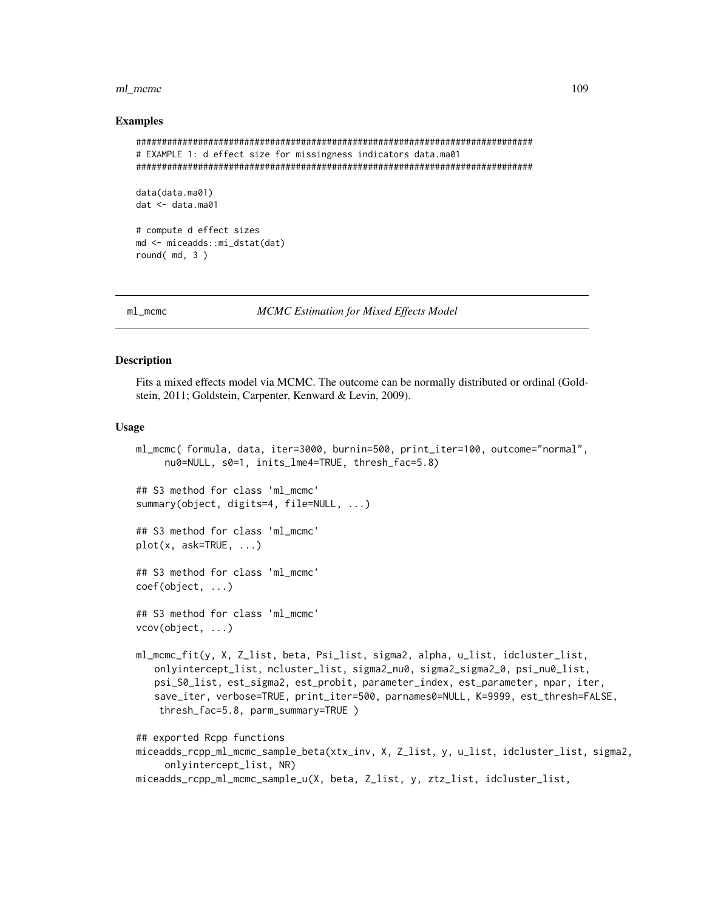### Examples

```
#############################################################################
# EXAMPLE 1: d effect size for missingness indicators data.ma01
#############################################################################

data(data.ma01)
dat <- data.ma01

# compute d effect sizes
md <- miceadds::mi_dstat(dat)
round( md, 3 )
```

---

## ml_mcmc — *MCMC Estimation for Mixed Effects Model*

---

### Description

Fits a mixed effects model via MCMC. The outcome can be normally distributed or ordinal (Goldstein, 2011; Goldstein, Carpenter, Kenward & Levin, 2009).

### Usage

```
ml_mcmc( formula, data, iter=3000, burnin=500, print_iter=100, outcome="normal",
     nu0=NULL, s0=1, inits_lme4=TRUE, thresh_fac=5.8)

## S3 method for class 'ml_mcmc'
summary(object, digits=4, file=NULL, ...)

## S3 method for class 'ml_mcmc'
plot(x, ask=TRUE, ...)

## S3 method for class 'ml_mcmc'
coef(object, ...)

## S3 method for class 'ml_mcmc'
vcov(object, ...)

ml_mcmc_fit(y, X, Z_list, beta, Psi_list, sigma2, alpha, u_list, idcluster_list,
   onlyintercept_list, ncluster_list, sigma2_nu0, sigma2_sigma2_0, psi_nu0_list,
   psi_S0_list, est_sigma2, est_probit, parameter_index, est_parameter, npar, iter,
   save_iter, verbose=TRUE, print_iter=500, parnames0=NULL, K=9999, est_thresh=FALSE,
    thresh_fac=5.8, parm_summary=TRUE )

## exported Rcpp functions
miceadds_rcpp_ml_mcmc_sample_beta(xtx_inv, X, Z_list, y, u_list, idcluster_list, sigma2,
     onlyintercept_list, NR)
miceadds_rcpp_ml_mcmc_sample_u(X, beta, Z_list, y, ztz_list, idcluster_list,
```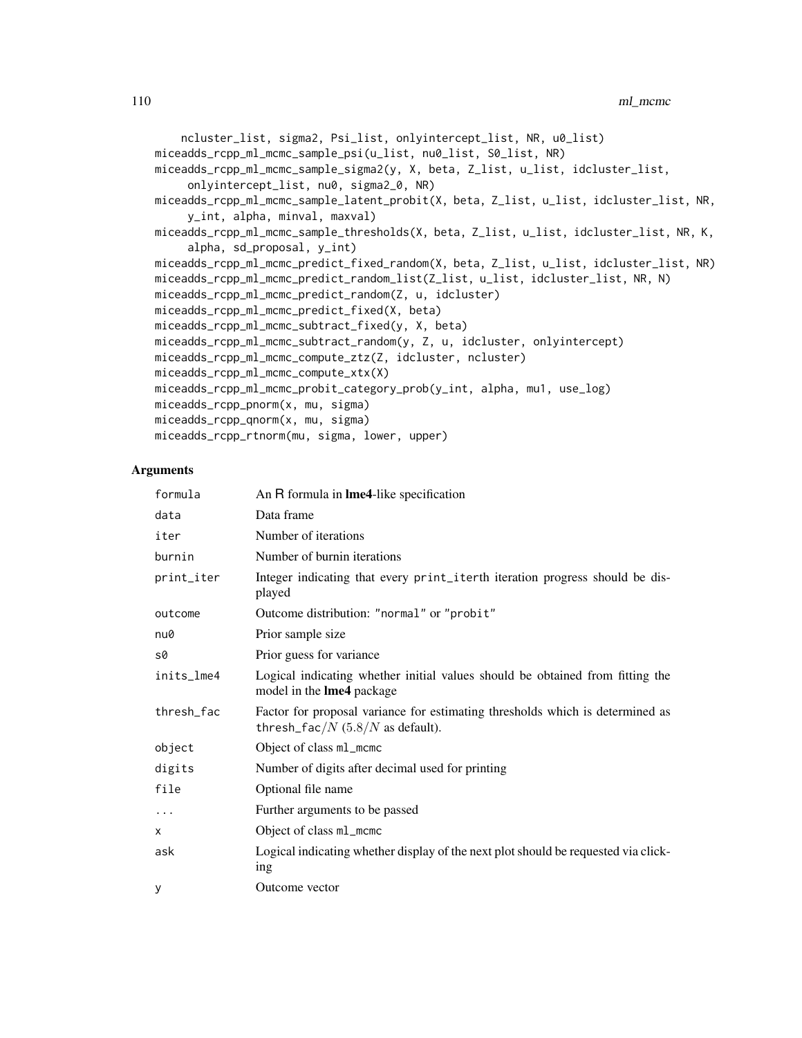```
    ncluster_list, sigma2, Psi_list, onlyintercept_list, NR, u0_list)
miceadds_rcpp_ml_mcmc_sample_psi(u_list, nu0_list, S0_list, NR)
miceadds_rcpp_ml_mcmc_sample_sigma2(y, X, beta, Z_list, u_list, idcluster_list,
     onlyintercept_list, nu0, sigma2_0, NR)
miceadds_rcpp_ml_mcmc_sample_latent_probit(X, beta, Z_list, u_list, idcluster_list, NR,
     y_int, alpha, minval, maxval)
miceadds_rcpp_ml_mcmc_sample_thresholds(X, beta, Z_list, u_list, idcluster_list, NR, K,
     alpha, sd_proposal, y_int)
miceadds_rcpp_ml_mcmc_predict_fixed_random(X, beta, Z_list, u_list, idcluster_list, NR)
miceadds_rcpp_ml_mcmc_predict_random_list(Z_list, u_list, idcluster_list, NR, N)
miceadds_rcpp_ml_mcmc_predict_random(Z, u, idcluster)
miceadds_rcpp_ml_mcmc_predict_fixed(X, beta)
miceadds_rcpp_ml_mcmc_subtract_fixed(y, X, beta)
miceadds_rcpp_ml_mcmc_subtract_random(y, Z, u, idcluster, onlyintercept)
miceadds_rcpp_ml_mcmc_compute_ztz(Z, idcluster, ncluster)
miceadds_rcpp_ml_mcmc_compute_xtx(X)
miceadds_rcpp_ml_mcmc_probit_category_prob(y_int, alpha, mu1, use_log)
miceadds_rcpp_pnorm(x, mu, sigma)
miceadds_rcpp_qnorm(x, mu, sigma)
miceadds_rcpp_rtnorm(mu, sigma, lower, upper)
```

## Arguments

| | |
|---|---|
| formula | An R formula in **lme4**-like specification |
| data | Data frame |
| iter | Number of iterations |
| burnin | Number of burnin iterations |
| print_iter | Integer indicating that every print_iterth iteration progress should be displayed |
| outcome | Outcome distribution: "normal" or "probit" |
| nu0 | Prior sample size |
| s0 | Prior guess for variance |
| inits_lme4 | Logical indicating whether initial values should be obtained from fitting the model in the **lme4** package |
| thresh_fac | Factor for proposal variance for estimating thresholds which is determined as thresh_fac$/N$ ($5.8/N$ as default). |
| object | Object of class ml_mcmc |
| digits | Number of digits after decimal used for printing |
| file | Optional file name |
| ... | Further arguments to be passed |
| x | Object of class ml_mcmc |
| ask | Logical indicating whether display of the next plot should be requested via clicking |
| y | Outcome vector |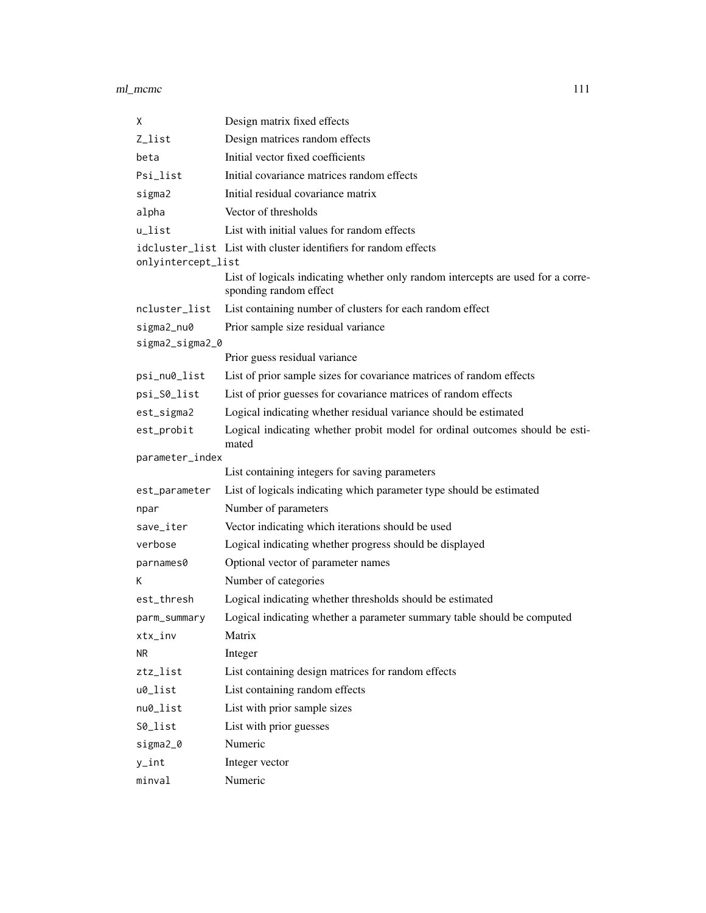| | |
|---|---|
| `X` | Design matrix fixed effects |
| `Z_list` | Design matrices random effects |
| `beta` | Initial vector fixed coefficients |
| `Psi_list` | Initial covariance matrices random effects |
| `sigma2` | Initial residual covariance matrix |
| `alpha` | Vector of thresholds |
| `u_list` | List with initial values for random effects |
| `idcluster_list` | List with cluster identifiers for random effects |
| `onlyintercept_list` | List of logicals indicating whether only random intercepts are used for a corresponding random effect |
| `ncluster_list` | List containing number of clusters for each random effect |
| `sigma2_nu0` | Prior sample size residual variance |
| `sigma2_sigma2_0` | Prior guess residual variance |
| `psi_nu0_list` | List of prior sample sizes for covariance matrices of random effects |
| `psi_S0_list` | List of prior guesses for covariance matrices of random effects |
| `est_sigma2` | Logical indicating whether residual variance should be estimated |
| `est_probit` | Logical indicating whether probit model for ordinal outcomes should be estimated |
| `parameter_index` | List containing integers for saving parameters |
| `est_parameter` | List of logicals indicating which parameter type should be estimated |
| `npar` | Number of parameters |
| `save_iter` | Vector indicating which iterations should be used |
| `verbose` | Logical indicating whether progress should be displayed |
| `parnames0` | Optional vector of parameter names |
| `K` | Number of categories |
| `est_thresh` | Logical indicating whether thresholds should be estimated |
| `parm_summary` | Logical indicating whether a parameter summary table should be computed |
| `xtx_inv` | Matrix |
| `NR` | Integer |
| `ztz_list` | List containing design matrices for random effects |
| `u0_list` | List containing random effects |
| `nu0_list` | List with prior sample sizes |
| `S0_list` | List with prior guesses |
| `sigma2_0` | Numeric |
| `y_int` | Integer vector |
| `minval` | Numeric |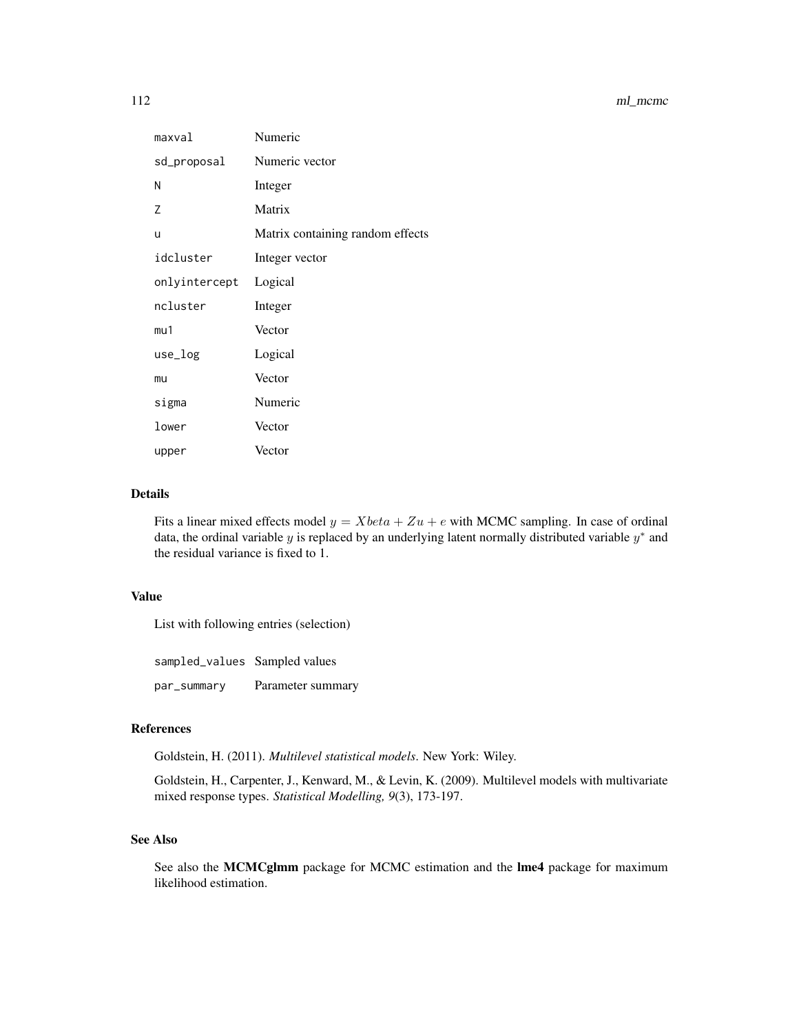| | |
|---|---|
| maxval | Numeric |
| sd_proposal | Numeric vector |
| N | Integer |
| Z | Matrix |
| u | Matrix containing random effects |
| idcluster | Integer vector |
| onlyintercept | Logical |
| ncluster | Integer |
| mu1 | Vector |
| use_log | Logical |
| mu | Vector |
| sigma | Numeric |
| lower | Vector |
| upper | Vector |

## Details

Fits a linear mixed effects model $y = Xbeta + Zu + e$ with MCMC sampling. In case of ordinal data, the ordinal variable $y$ is replaced by an underlying latent normally distributed variable $y^*$ and the residual variance is fixed to 1.

## Value

List with following entries (selection)

| | |
|---|---|
| sampled_values | Sampled values |
| par_summary | Parameter summary |

## References

Goldstein, H. (2011). *Multilevel statistical models*. New York: Wiley.

Goldstein, H., Carpenter, J., Kenward, M., & Levin, K. (2009). Multilevel models with multivariate mixed response types. *Statistical Modelling, 9*(3), 173-197.

## See Also

See also the **MCMCglmm** package for MCMC estimation and the **lme4** package for maximum likelihood estimation.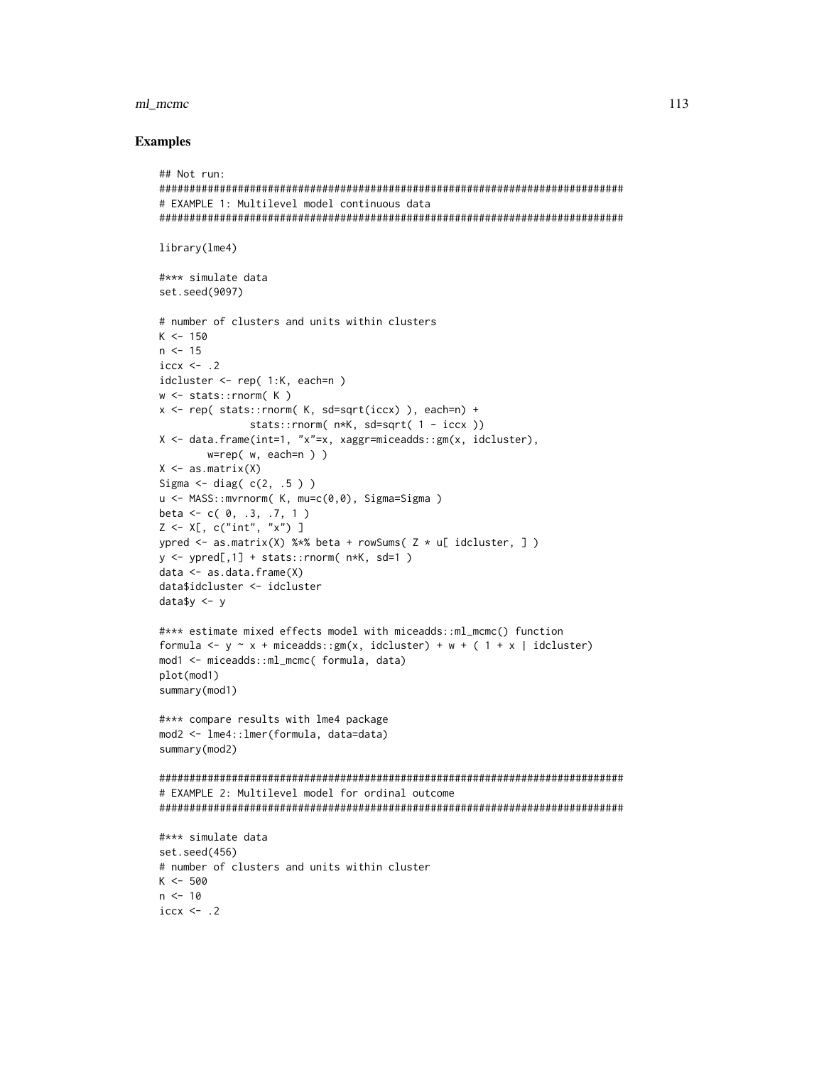## Examples

```
## Not run:
#############################################################################
# EXAMPLE 1: Multilevel model continuous data
#############################################################################

library(lme4)

#*** simulate data
set.seed(9097)

# number of clusters and units within clusters
K <- 150
n <- 15
iccx <- .2
idcluster <- rep( 1:K, each=n )
w <- stats::rnorm( K )
x <- rep( stats::rnorm( K, sd=sqrt(iccx) ), each=n) +
            stats::rnorm( n*K, sd=sqrt( 1 - iccx ))
X <- data.frame(int=1, "x"=x, xaggr=miceadds::gm(x, idcluster),
        w=rep( w, each=n ) )
X <- as.matrix(X)
Sigma <- diag( c(2, .5 ) )
u <- MASS::mvrnorm( K, mu=c(0,0), Sigma=Sigma )
beta <- c( 0, .3, .7, 1 )
Z <- X[, c("int", "x") ]
ypred <- as.matrix(X) %*% beta + rowSums( Z * u[ idcluster, ] )
y <- ypred[,1] + stats::rnorm( n*K, sd=1 )
data <- as.data.frame(X)
data$idcluster <- idcluster
data$y <- y

#*** estimate mixed effects model with miceadds::ml_mcmc() function
formula <- y ~ x + miceadds::gm(x, idcluster) + w + ( 1 + x | idcluster)
mod1 <- miceadds::ml_mcmc( formula, data)
plot(mod1)
summary(mod1)

#*** compare results with lme4 package
mod2 <- lme4::lmer(formula, data=data)
summary(mod2)

#############################################################################
# EXAMPLE 2: Multilevel model for ordinal outcome
#############################################################################

#*** simulate data
set.seed(456)
# number of clusters and units within cluster
K <- 500
n <- 10
iccx <- .2
```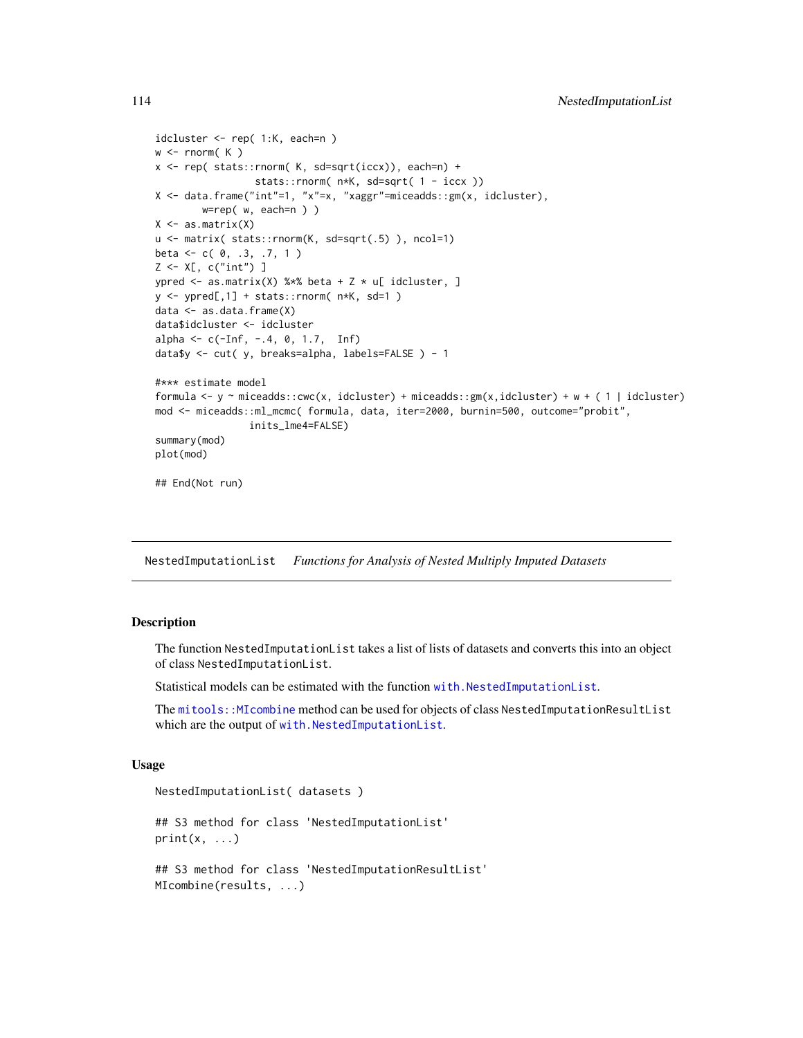```
idcluster <- rep( 1:K, each=n )
w <- rnorm( K )
x <- rep( stats::rnorm( K, sd=sqrt(iccx)), each=n) +
                stats::rnorm( n*K, sd=sqrt( 1 - iccx ))
X <- data.frame("int"=1, "x"=x, "xaggr"=miceadds::gm(x, idcluster),
        w=rep( w, each=n ) )
X <- as.matrix(X)
u <- matrix( stats::rnorm(K, sd=sqrt(.5) ), ncol=1)
beta <- c( 0, .3, .7, 1 )
Z <- X[, c("int") ]
ypred <- as.matrix(X) %*% beta + Z * u[ idcluster, ]
y <- ypred[,1] + stats::rnorm( n*K, sd=1 )
data <- as.data.frame(X)
data$idcluster <- idcluster
alpha <- c(-Inf, -.4, 0, 1.7,  Inf)
data$y <- cut( y, breaks=alpha, labels=FALSE ) - 1

#*** estimate model
formula <- y ~ miceadds::cwc(x, idcluster) + miceadds::gm(x,idcluster) + w + ( 1 | idcluster)
mod <- miceadds::ml_mcmc( formula, data, iter=2000, burnin=500, outcome="probit",
                inits_lme4=FALSE)
summary(mod)
plot(mod)

## End(Not run)
```

---

NestedImputationList    *Functions for Analysis of Nested Multiply Imputed Datasets*

---

## Description

The function NestedImputationList takes a list of lists of datasets and converts this into an object of class NestedImputationList.

Statistical models can be estimated with the function with.NestedImputationList.

The mitools::MIcombine method can be used for objects of class NestedImputationResultList which are the output of with.NestedImputationList.

## Usage

```
NestedImputationList( datasets )

## S3 method for class 'NestedImputationList'
print(x, ...)

## S3 method for class 'NestedImputationResultList'
MIcombine(results, ...)
```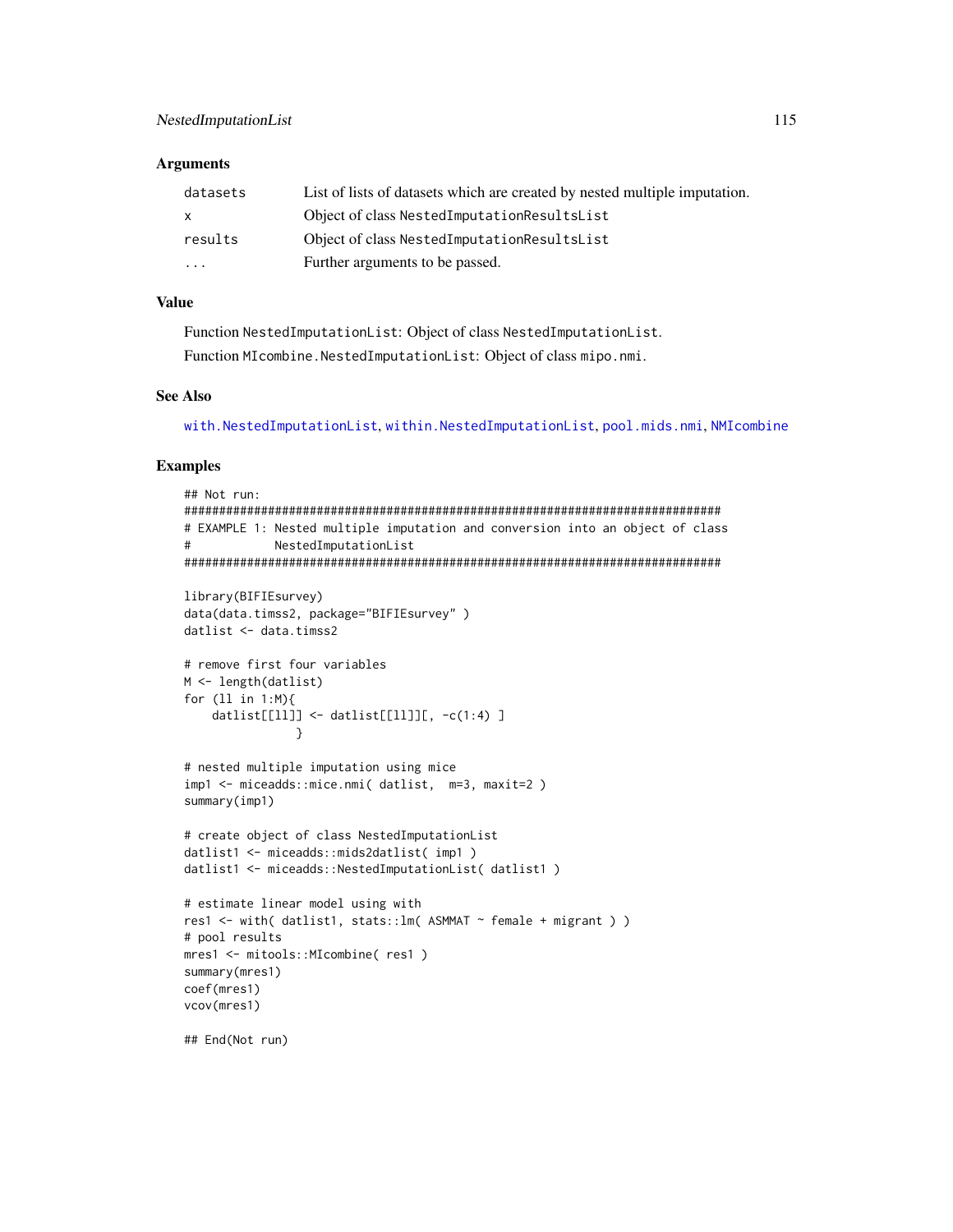### Arguments

| | |
|---|---|
| datasets | List of lists of datasets which are created by nested multiple imputation. |
| x | Object of class NestedImputationResultsList |
| results | Object of class NestedImputationResultsList |
| ... | Further arguments to be passed. |

### Value

Function NestedImputationList: Object of class NestedImputationList.

Function MIcombine.NestedImputationList: Object of class mipo.nmi.

### See Also

with.NestedImputationList, within.NestedImputationList, pool.mids.nmi, NMIcombine

### Examples

```
## Not run:
#############################################################################
# EXAMPLE 1: Nested multiple imputation and conversion into an object of class
#            NestedImputationList
#############################################################################

library(BIFIEsurvey)
data(data.timss2, package="BIFIEsurvey" )
datlist <- data.timss2

# remove first four variables
M <- length(datlist)
for (ll in 1:M){
    datlist[[ll]] <- datlist[[ll]][, -c(1:4) ]
                }

# nested multiple imputation using mice
imp1 <- miceadds::mice.nmi( datlist,  m=3, maxit=2 )
summary(imp1)

# create object of class NestedImputationList
datlist1 <- miceadds::mids2datlist( imp1 )
datlist1 <- miceadds::NestedImputationList( datlist1 )

# estimate linear model using with
res1 <- with( datlist1, stats::lm( ASMMAT ~ female + migrant ) )
# pool results
mres1 <- mitools::MIcombine( res1 )
summary(mres1)
coef(mres1)
vcov(mres1)

## End(Not run)
```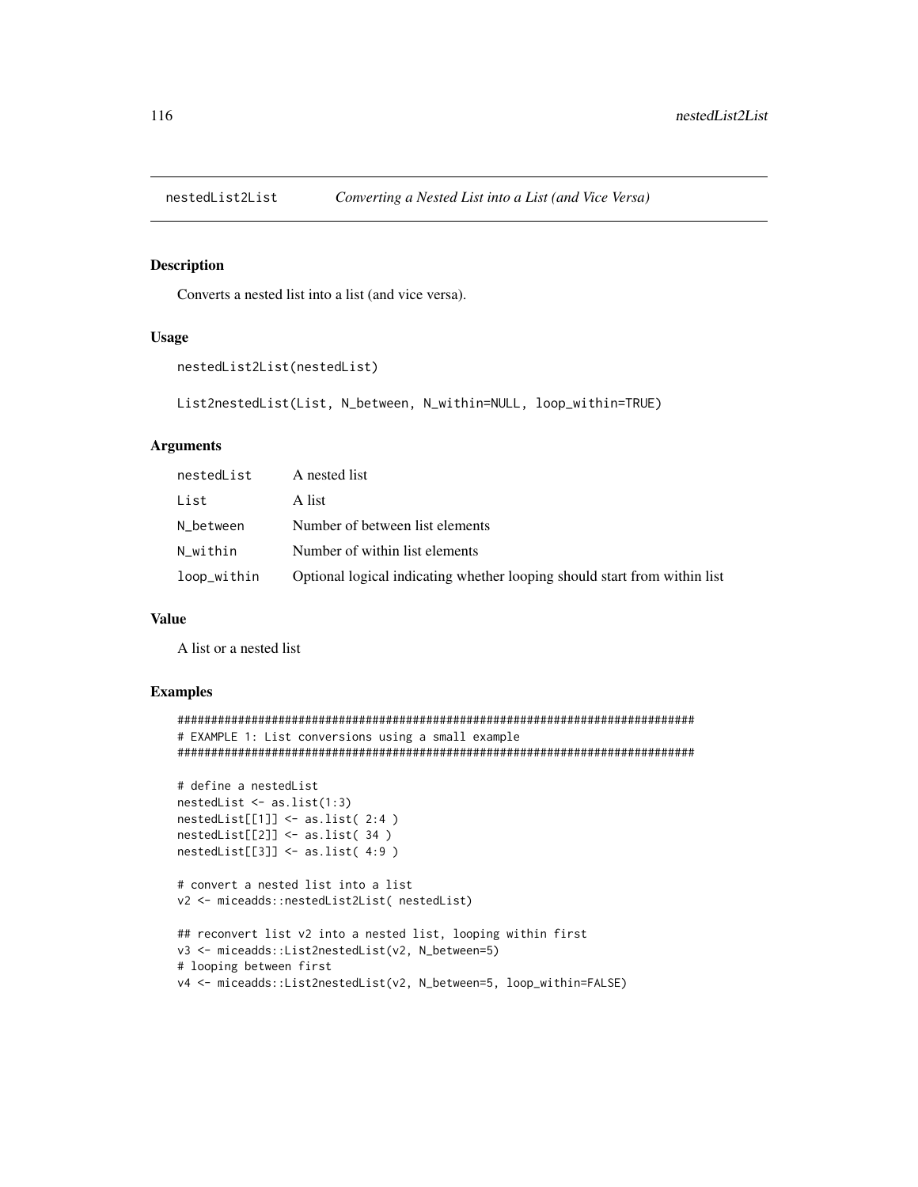# nestedList2List — *Converting a Nested List into a List (and Vice Versa)*

## Description

Converts a nested list into a list (and vice versa).

## Usage

```
nestedList2List(nestedList)

List2nestedList(List, N_between, N_within=NULL, loop_within=TRUE)
```

## Arguments

| | |
|---|---|
| nestedList | A nested list |
| List | A list |
| N_between | Number of between list elements |
| N_within | Number of within list elements |
| loop_within | Optional logical indicating whether looping should start from within list |

## Value

A list or a nested list

## Examples

```
#############################################################################
# EXAMPLE 1: List conversions using a small example
#############################################################################

# define a nestedList
nestedList <- as.list(1:3)
nestedList[[1]] <- as.list( 2:4 )
nestedList[[2]] <- as.list( 34 )
nestedList[[3]] <- as.list( 4:9 )

# convert a nested list into a list
v2 <- miceadds::nestedList2List( nestedList)

## reconvert list v2 into a nested list, looping within first
v3 <- miceadds::List2nestedList(v2, N_between=5)
# looping between first
v4 <- miceadds::List2nestedList(v2, N_between=5, loop_within=FALSE)
```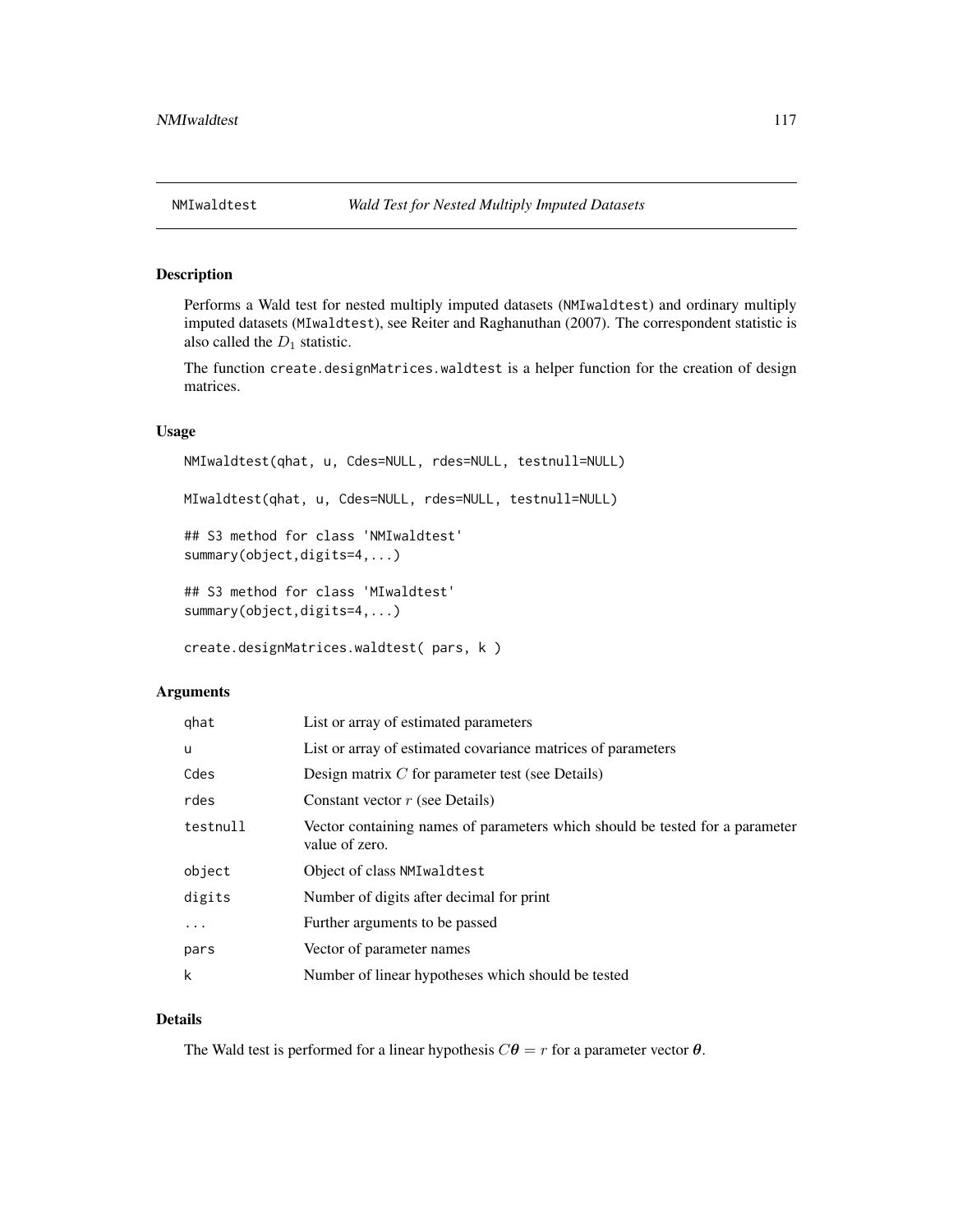NMIwaldtest *Wald Test for Nested Multiply Imputed Datasets*

## Description

Performs a Wald test for nested multiply imputed datasets (`NMIwaldtest`) and ordinary multiply imputed datasets (`MIwaldtest`), see Reiter and Raghanuthan (2007). The correspondent statistic is also called the $D_1$ statistic.

The function `create.designMatrices.waldtest` is a helper function for the creation of design matrices.

## Usage

```
NMIwaldtest(qhat, u, Cdes=NULL, rdes=NULL, testnull=NULL)

MIwaldtest(qhat, u, Cdes=NULL, rdes=NULL, testnull=NULL)

## S3 method for class 'NMIwaldtest'
summary(object,digits=4,...)

## S3 method for class 'MIwaldtest'
summary(object,digits=4,...)

create.designMatrices.waldtest( pars, k )
```

## Arguments

| | |
|---|---|
| `qhat` | List or array of estimated parameters |
| `u` | List or array of estimated covariance matrices of parameters |
| `Cdes` | Design matrix $C$ for parameter test (see Details) |
| `rdes` | Constant vector $r$ (see Details) |
| `testnull` | Vector containing names of parameters which should be tested for a parameter value of zero. |
| `object` | Object of class `NMIwaldtest` |
| `digits` | Number of digits after decimal for print |
| `...` | Further arguments to be passed |
| `pars` | Vector of parameter names |
| `k` | Number of linear hypotheses which should be tested |

## Details

The Wald test is performed for a linear hypothesis $C\boldsymbol{\theta} = r$ for a parameter vector $\boldsymbol{\theta}$.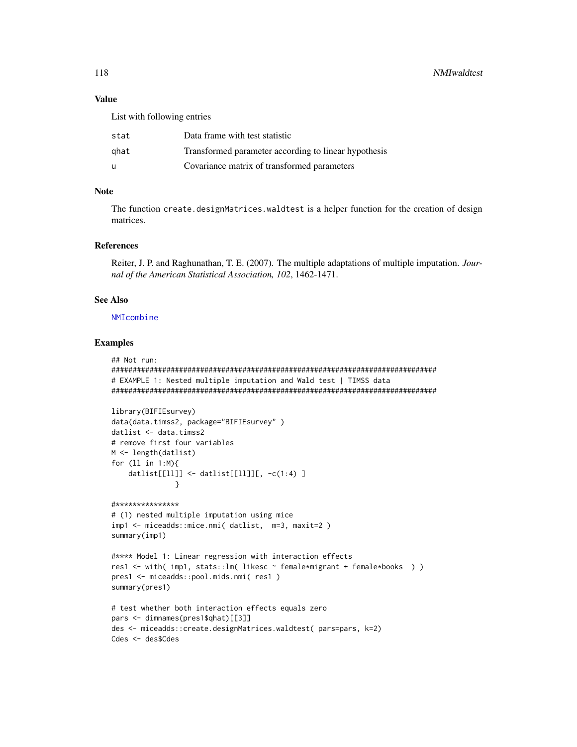## Value

List with following entries

| | |
|---|---|
| `stat` | Data frame with test statistic |
| `qhat` | Transformed parameter according to linear hypothesis |
| `u` | Covariance matrix of transformed parameters |

## Note

The function `create.designMatrices.waldtest` is a helper function for the creation of design matrices.

## References

Reiter, J. P. and Raghunathan, T. E. (2007). The multiple adaptations of multiple imputation. *Journal of the American Statistical Association, 102*, 1462-1471.

## See Also

NMIcombine

## Examples

```
## Not run:
#############################################################################
# EXAMPLE 1: Nested multiple imputation and Wald test | TIMSS data
#############################################################################

library(BIFIEsurvey)
data(data.timss2, package="BIFIEsurvey" )
datlist <- data.timss2
# remove first four variables
M <- length(datlist)
for (ll in 1:M){
    datlist[[ll]] <- datlist[[ll]][, -c(1:4) ]
               }

#***************
# (1) nested multiple imputation using mice
imp1 <- miceadds::mice.nmi( datlist,  m=3, maxit=2 )
summary(imp1)

#**** Model 1: Linear regression with interaction effects
res1 <- with( imp1, stats::lm( likesc ~ female*migrant + female*books  ) )
pres1 <- miceadds::pool.mids.nmi( res1 )
summary(pres1)

# test whether both interaction effects equals zero
pars <- dimnames(pres1$qhat)[[3]]
des <- miceadds::create.designMatrices.waldtest( pars=pars, k=2)
Cdes <- des$Cdes
```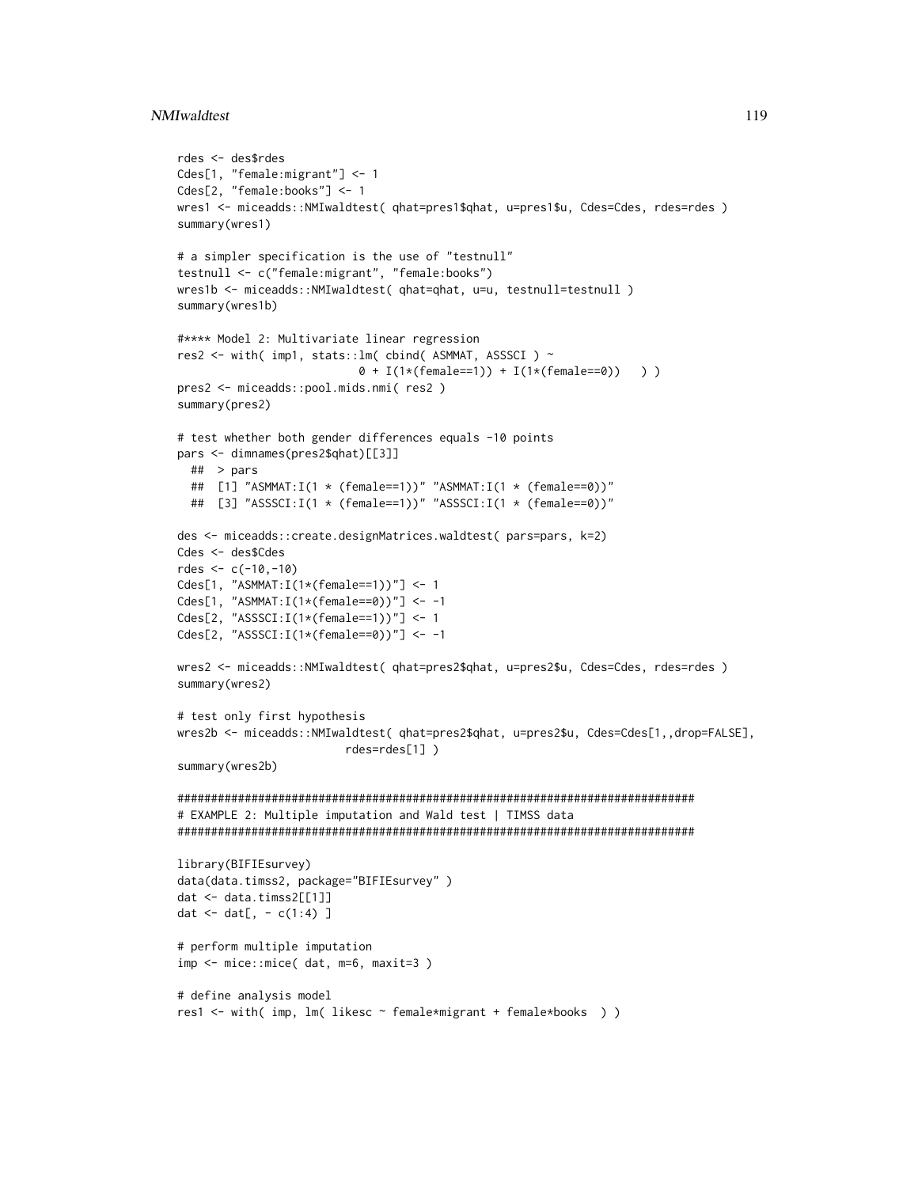```
rdes <- des$rdes
Cdes[1, "female:migrant"] <- 1
Cdes[2, "female:books"] <- 1
wres1 <- miceadds::NMIwaldtest( qhat=pres1$qhat, u=pres1$u, Cdes=Cdes, rdes=rdes )
summary(wres1)

# a simpler specification is the use of "testnull"
testnull <- c("female:migrant", "female:books")
wres1b <- miceadds::NMIwaldtest( qhat=qhat, u=u, testnull=testnull )
summary(wres1b)

#**** Model 2: Multivariate linear regression
res2 <- with( imp1, stats::lm( cbind( ASMMAT, ASSSCI ) ~
                        0 + I(1*(female==1)) + I(1*(female==0))   ) )
pres2 <- miceadds::pool.mids.nmi( res2 )
summary(pres2)

# test whether both gender differences equals -10 points
pars <- dimnames(pres2$qhat)[[3]]
  ##  > pars
  ##  [1] "ASMMAT:I(1 * (female==1))" "ASMMAT:I(1 * (female==0))"
  ##  [3] "ASSSCI:I(1 * (female==1))" "ASSSCI:I(1 * (female==0))"

des <- miceadds::create.designMatrices.waldtest( pars=pars, k=2)
Cdes <- des$Cdes
rdes <- c(-10,-10)
Cdes[1, "ASMMAT:I(1*(female==1))"] <- 1
Cdes[1, "ASMMAT:I(1*(female==0))"] <- -1
Cdes[2, "ASSSCI:I(1*(female==1))"] <- 1
Cdes[2, "ASSSCI:I(1*(female==0))"] <- -1

wres2 <- miceadds::NMIwaldtest( qhat=pres2$qhat, u=pres2$u, Cdes=Cdes, rdes=rdes )
summary(wres2)

# test only first hypothesis
wres2b <- miceadds::NMIwaldtest( qhat=pres2$qhat, u=pres2$u, Cdes=Cdes[1,,drop=FALSE],
                     rdes=rdes[1] )
summary(wres2b)

#############################################################################
# EXAMPLE 2: Multiple imputation and Wald test | TIMSS data
#############################################################################

library(BIFIEsurvey)
data(data.timss2, package="BIFIEsurvey" )
dat <- data.timss2[[1]]
dat <- dat[, - c(1:4) ]

# perform multiple imputation
imp <- mice::mice( dat, m=6, maxit=3 )

# define analysis model
res1 <- with( imp, lm( likesc ~ female*migrant + female*books  ) )
```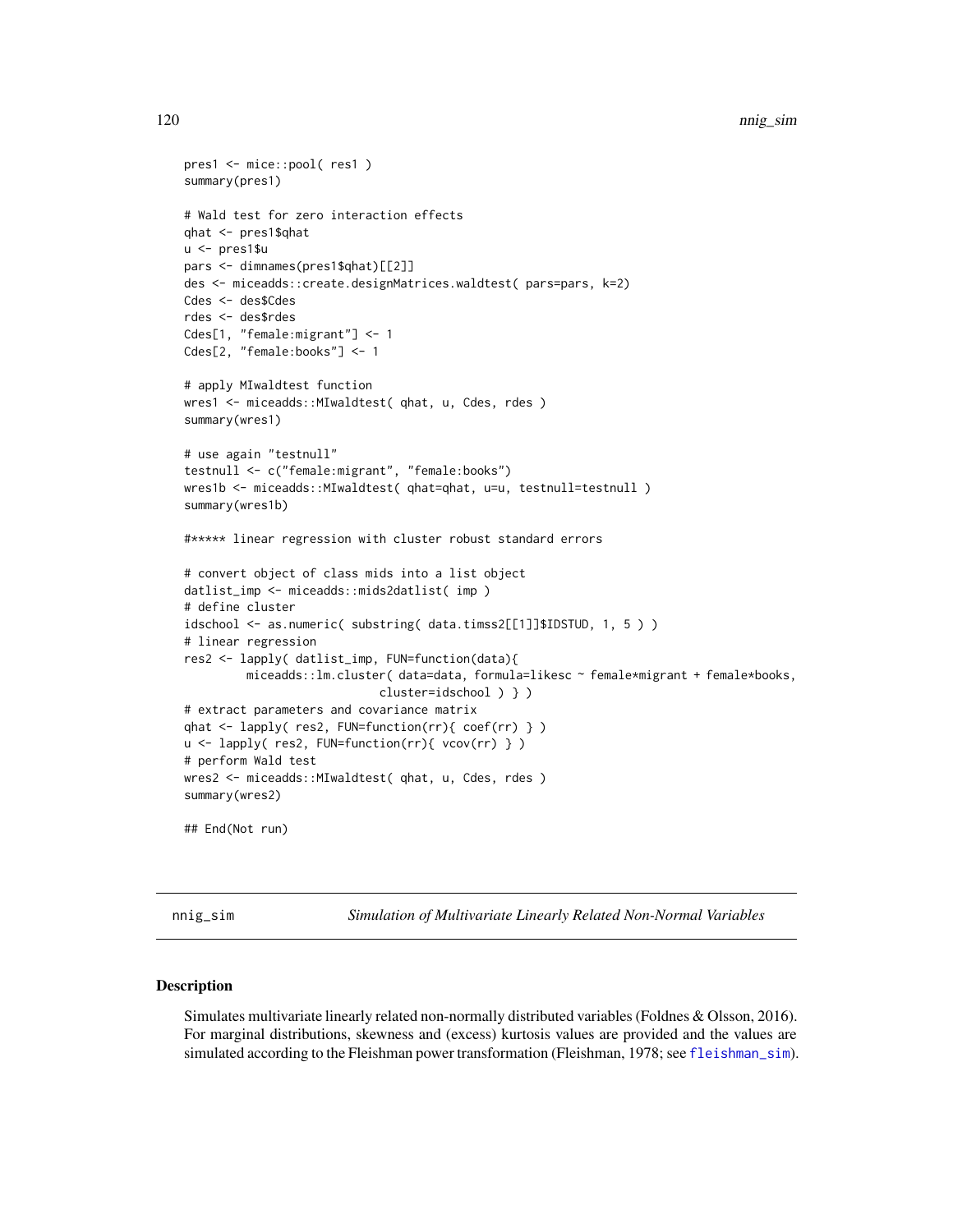```
pres1 <- mice::pool( res1 )
summary(pres1)

# Wald test for zero interaction effects
qhat <- pres1$qhat
u <- pres1$u
pars <- dimnames(pres1$qhat)[[2]]
des <- miceadds::create.designMatrices.waldtest( pars=pars, k=2)
Cdes <- des$Cdes
rdes <- des$rdes
Cdes[1, "female:migrant"] <- 1
Cdes[2, "female:books"] <- 1

# apply MIwaldtest function
wres1 <- miceadds::MIwaldtest( qhat, u, Cdes, rdes )
summary(wres1)

# use again "testnull"
testnull <- c("female:migrant", "female:books")
wres1b <- miceadds::MIwaldtest( qhat=qhat, u=u, testnull=testnull )
summary(wres1b)

#***** linear regression with cluster robust standard errors

# convert object of class mids into a list object
datlist_imp <- miceadds::mids2datlist( imp )
# define cluster
idschool <- as.numeric( substring( data.timss2[[1]]$IDSTUD, 1, 5 ) )
# linear regression
res2 <- lapply( datlist_imp, FUN=function(data){
        miceadds::lm.cluster( data=data, formula=likesc ~ female*migrant + female*books,
                              cluster=idschool ) } )
# extract parameters and covariance matrix
qhat <- lapply( res2, FUN=function(rr){ coef(rr) } )
u <- lapply( res2, FUN=function(rr){ vcov(rr) } )
# perform Wald test
wres2 <- miceadds::MIwaldtest( qhat, u, Cdes, rdes )
summary(wres2)

## End(Not run)
```

---

nnig_sim — *Simulation of Multivariate Linearly Related Non-Normal Variables*

---

## Description

Simulates multivariate linearly related non-normally distributed variables (Foldnes & Olsson, 2016). For marginal distributions, skewness and (excess) kurtosis values are provided and the values are simulated according to the Fleishman power transformation (Fleishman, 1978; see `fleishman_sim`).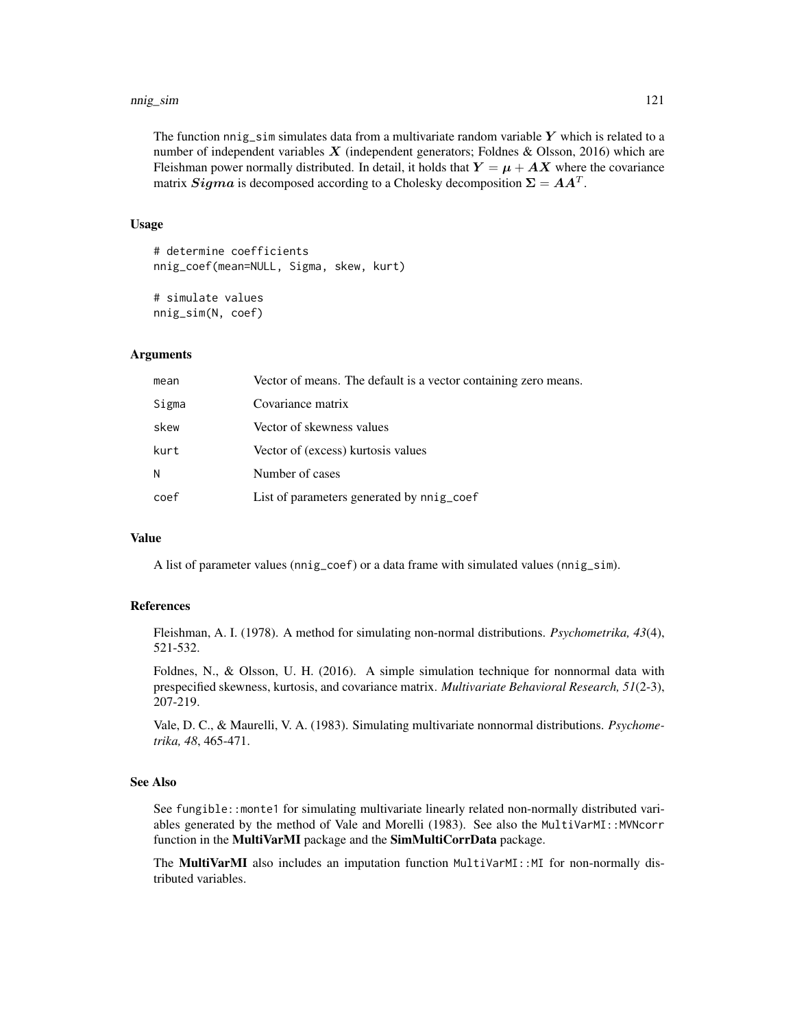The function nnig_sim simulates data from a multivariate random variable $\boldsymbol{Y}$ which is related to a number of independent variables $\boldsymbol{X}$ (independent generators; Foldnes & Olsson, 2016) which are Fleishman power normally distributed. In detail, it holds that $\boldsymbol{Y} = \boldsymbol{\mu} + \boldsymbol{A}\boldsymbol{X}$ where the covariance matrix $\boldsymbol{Sigma}$ is decomposed according to a Cholesky decomposition $\boldsymbol{\Sigma} = \boldsymbol{A}\boldsymbol{A}^T$.

### Usage

```
# determine coefficients
nnig_coef(mean=NULL, Sigma, skew, kurt)

# simulate values
nnig_sim(N, coef)
```

### Arguments

| | |
|---|---|
| mean | Vector of means. The default is a vector containing zero means. |
| Sigma | Covariance matrix |
| skew | Vector of skewness values |
| kurt | Vector of (excess) kurtosis values |
| N | Number of cases |
| coef | List of parameters generated by nnig_coef |

### Value

A list of parameter values (nnig_coef) or a data frame with simulated values (nnig_sim).

### References

Fleishman, A. I. (1978). A method for simulating non-normal distributions. *Psychometrika, 43*(4), 521-532.

Foldnes, N., & Olsson, U. H. (2016). A simple simulation technique for nonnormal data with prespecified skewness, kurtosis, and covariance matrix. *Multivariate Behavioral Research, 51*(2-3), 207-219.

Vale, D. C., & Maurelli, V. A. (1983). Simulating multivariate nonnormal distributions. *Psychometrika, 48*, 465-471.

### See Also

See fungible::monte1 for simulating multivariate linearly related non-normally distributed variables generated by the method of Vale and Morelli (1983). See also the MultiVarMI::MVNcorr function in the **MultiVarMI** package and the **SimMultiCorrData** package.

The **MultiVarMI** also includes an imputation function MultiVarMI::MI for non-normally distributed variables.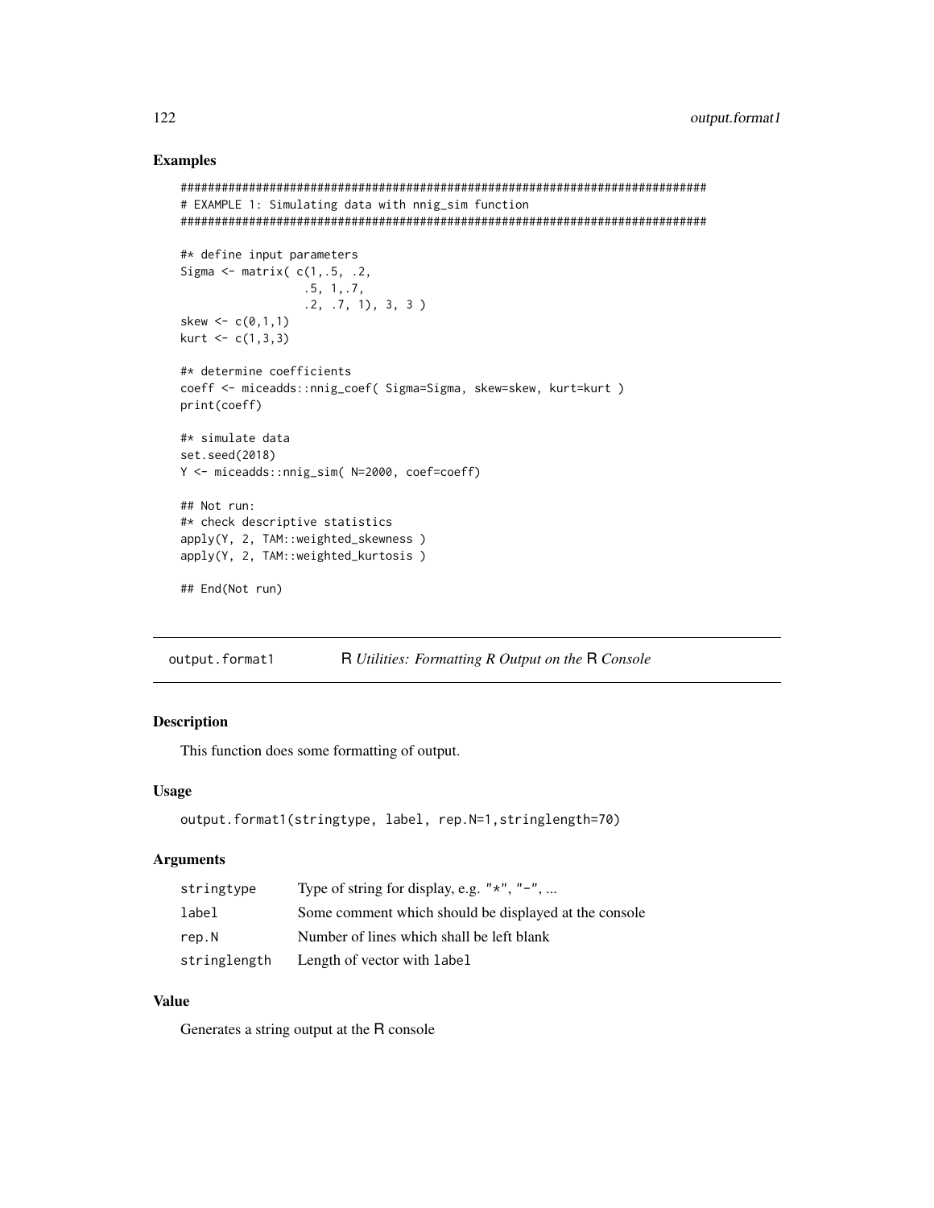## Examples

```
#############################################################################
# EXAMPLE 1: Simulating data with nnig_sim function
#############################################################################

#* define input parameters
Sigma <- matrix( c(1,.5, .2,
                   .5, 1,.7,
                   .2, .7, 1), 3, 3 )
skew <- c(0,1,1)
kurt <- c(1,3,3)

#* determine coefficients
coeff <- miceadds::nnig_coef( Sigma=Sigma, skew=skew, kurt=kurt )
print(coeff)

#* simulate data
set.seed(2018)
Y <- miceadds::nnig_sim( N=2000, coef=coeff)

## Not run:
#* check descriptive statistics
apply(Y, 2, TAM::weighted_skewness )
apply(Y, 2, TAM::weighted_kurtosis )

## End(Not run)
```

---

# output.format1 — R *Utilities: Formatting R Output on the* R *Console*

## Description

This function does some formatting of output.

## Usage

```
output.format1(stringtype, label, rep.N=1,stringlength=70)
```

## Arguments

| | |
|---|---|
| `stringtype` | Type of string for display, e.g. "*", "-", ... |
| `label` | Some comment which should be displayed at the console |
| `rep.N` | Number of lines which shall be left blank |
| `stringlength` | Length of vector with `label` |

## Value

Generates a string output at the R console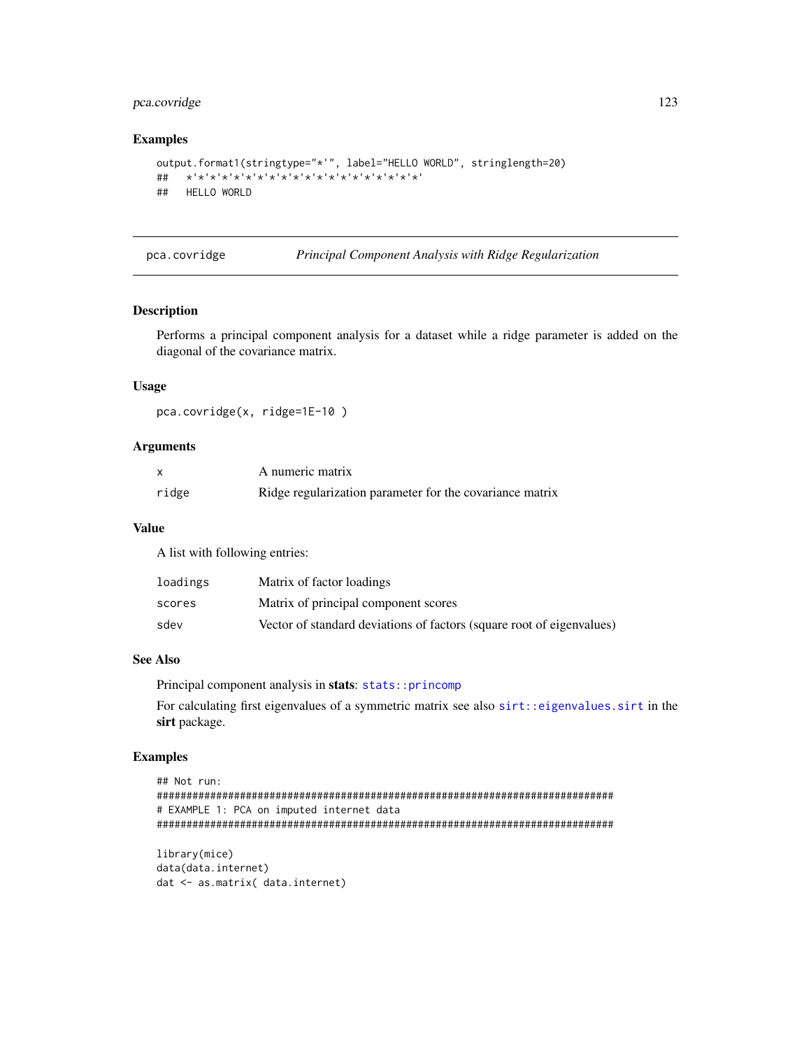## Examples

```
output.format1(stringtype="*'", label="HELLO WORLD", stringlength=20)
##   *'*'*'*'*'*'*'*'*'*'*'*'*'*'*'*'*'*'*'*'
##   HELLO WORLD
```

---

pca.covridge — *Principal Component Analysis with Ridge Regularization*

---

### Description

Performs a principal component analysis for a dataset while a ridge parameter is added on the diagonal of the covariance matrix.

### Usage

```
pca.covridge(x, ridge=1E-10 )
```

### Arguments

| | |
|---|---|
| `x` | A numeric matrix |
| `ridge` | Ridge regularization parameter for the covariance matrix |

### Value

A list with following entries:

| | |
|---|---|
| `loadings` | Matrix of factor loadings |
| `scores` | Matrix of principal component scores |
| `sdev` | Vector of standard deviations of factors (square root of eigenvalues) |

### See Also

Principal component analysis in **stats**: `stats::princomp`

For calculating first eigenvalues of a symmetric matrix see also `sirt::eigenvalues.sirt` in the **sirt** package.

### Examples

```
## Not run:
#############################################################################
# EXAMPLE 1: PCA on imputed internet data
#############################################################################

library(mice)
data(data.internet)
dat <- as.matrix( data.internet)
```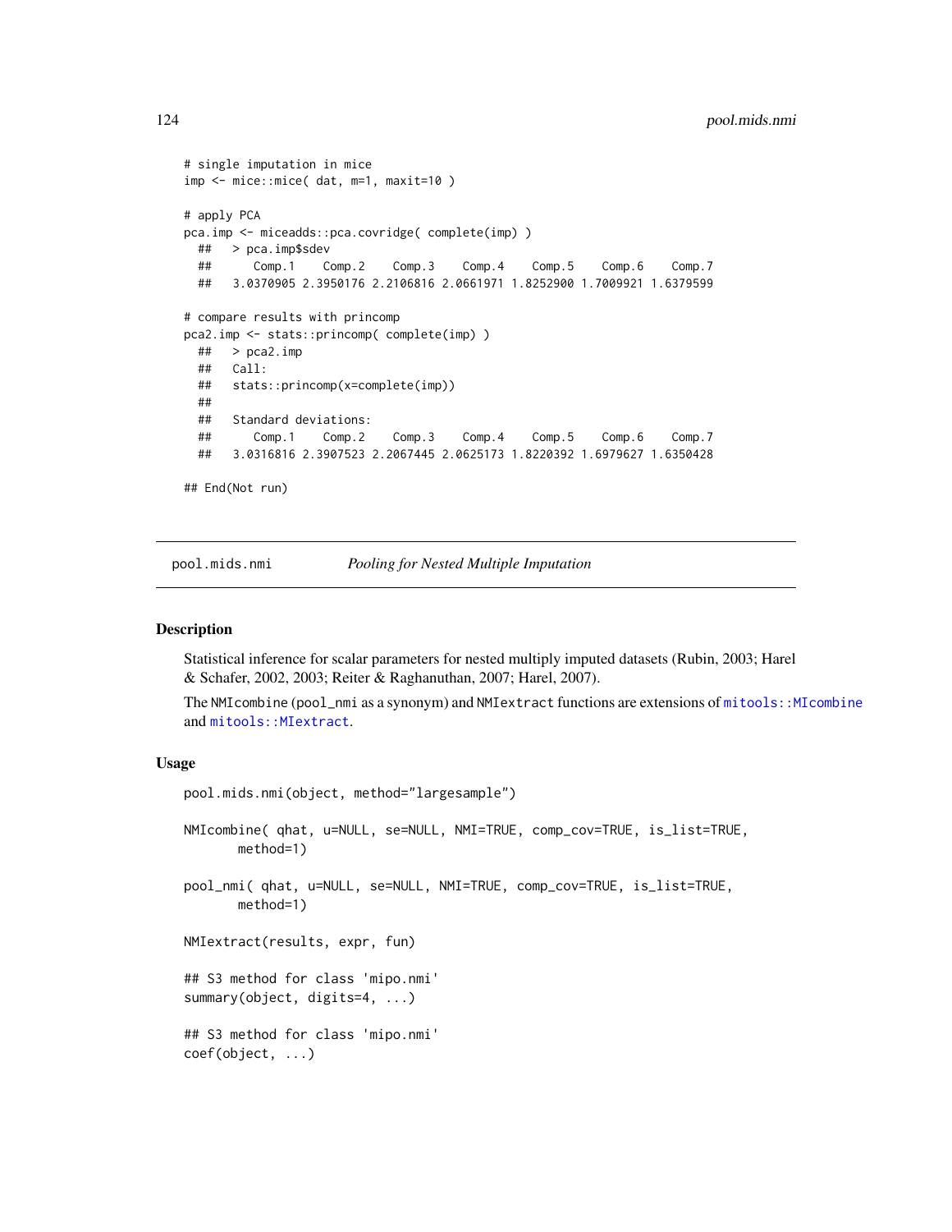```
# single imputation in mice
imp <- mice::mice( dat, m=1, maxit=10 )

# apply PCA
pca.imp <- miceadds::pca.covridge( complete(imp) )
  ##   > pca.imp$sdev
  ##      Comp.1    Comp.2    Comp.3    Comp.4    Comp.5    Comp.6    Comp.7
  ##   3.0370905 2.3950176 2.2106816 2.0661971 1.8252900 1.7009921 1.6379599

# compare results with princomp
pca2.imp <- stats::princomp( complete(imp) )
  ##   > pca2.imp
  ##   Call:
  ##   stats::princomp(x=complete(imp))
  ##
  ##   Standard deviations:
  ##      Comp.1    Comp.2    Comp.3    Comp.4    Comp.5    Comp.6    Comp.7
  ##   3.0316816 2.3907523 2.2067445 2.0625173 1.8220392 1.6979627 1.6350428

## End(Not run)
```

---

pool.mids.nmi &nbsp;&nbsp;&nbsp;&nbsp; *Pooling for Nested Multiple Imputation*

---

## Description

Statistical inference for scalar parameters for nested multiply imputed datasets (Rubin, 2003; Harel & Schafer, 2002, 2003; Reiter & Raghanuthan, 2007; Harel, 2007).

The `NMIcombine` (`pool_nmi` as a synonym) and `NMIextract` functions are extensions of `mitools::MIcombine` and `mitools::MIextract`.

## Usage

```
pool.mids.nmi(object, method="largesample")

NMIcombine( qhat, u=NULL, se=NULL, NMI=TRUE, comp_cov=TRUE, is_list=TRUE,
       method=1)

pool_nmi( qhat, u=NULL, se=NULL, NMI=TRUE, comp_cov=TRUE, is_list=TRUE,
       method=1)

NMIextract(results, expr, fun)

## S3 method for class 'mipo.nmi'
summary(object, digits=4, ...)

## S3 method for class 'mipo.nmi'
coef(object, ...)
```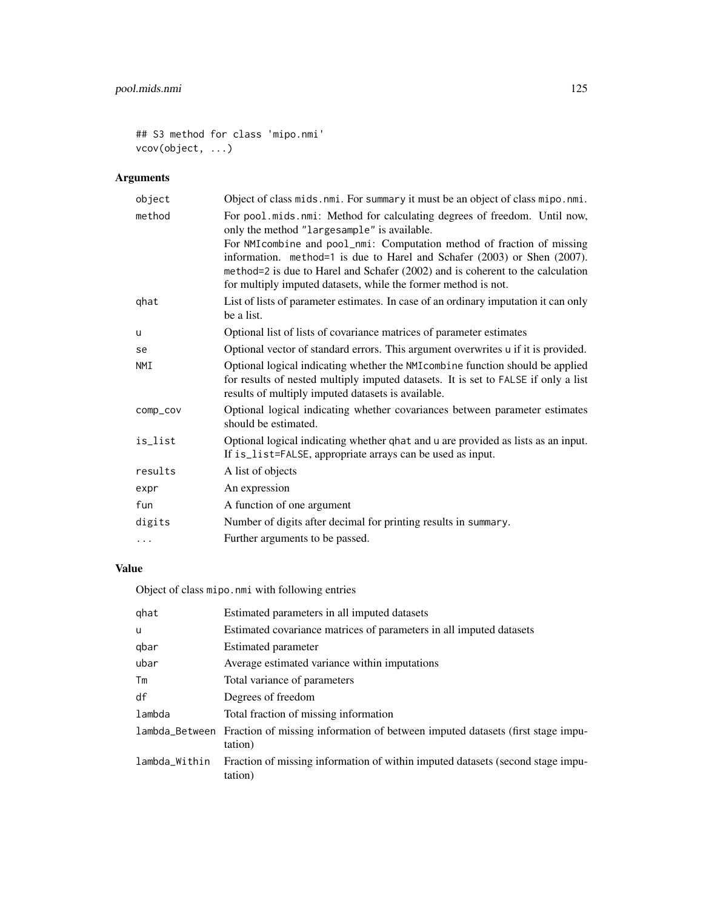```
## S3 method for class 'mipo.nmi'
vcov(object, ...)
```

## Arguments

| | |
|---|---|
| object | Object of class mids.nmi. For summary it must be an object of class mipo.nmi. |
| method | For pool.mids.nmi: Method for calculating degrees of freedom. Until now, only the method "largesample" is available.<br>For NMIcombine and pool_nmi: Computation method of fraction of missing information. method=1 is due to Harel and Schafer (2003) or Shen (2007). method=2 is due to Harel and Schafer (2002) and is coherent to the calculation for multiply imputed datasets, while the former method is not. |
| qhat | List of lists of parameter estimates. In case of an ordinary imputation it can only be a list. |
| u | Optional list of lists of covariance matrices of parameter estimates |
| se | Optional vector of standard errors. This argument overwrites u if it is provided. |
| NMI | Optional logical indicating whether the NMIcombine function should be applied for results of nested multiply imputed datasets. It is set to FALSE if only a list results of multiply imputed datasets is available. |
| comp_cov | Optional logical indicating whether covariances between parameter estimates should be estimated. |
| is_list | Optional logical indicating whether qhat and u are provided as lists as an input. If is_list=FALSE, appropriate arrays can be used as input. |
| results | A list of objects |
| expr | An expression |
| fun | A function of one argument |
| digits | Number of digits after decimal for printing results in summary. |
| ... | Further arguments to be passed. |

## Value

Object of class mipo.nmi with following entries

| | |
|---|---|
| qhat | Estimated parameters in all imputed datasets |
| u | Estimated covariance matrices of parameters in all imputed datasets |
| qbar | Estimated parameter |
| ubar | Average estimated variance within imputations |
| Tm | Total variance of parameters |
| df | Degrees of freedom |
| lambda | Total fraction of missing information |
| lambda_Between | Fraction of missing information of between imputed datasets (first stage imputation) |
| lambda_Within | Fraction of missing information of within imputed datasets (second stage imputation) |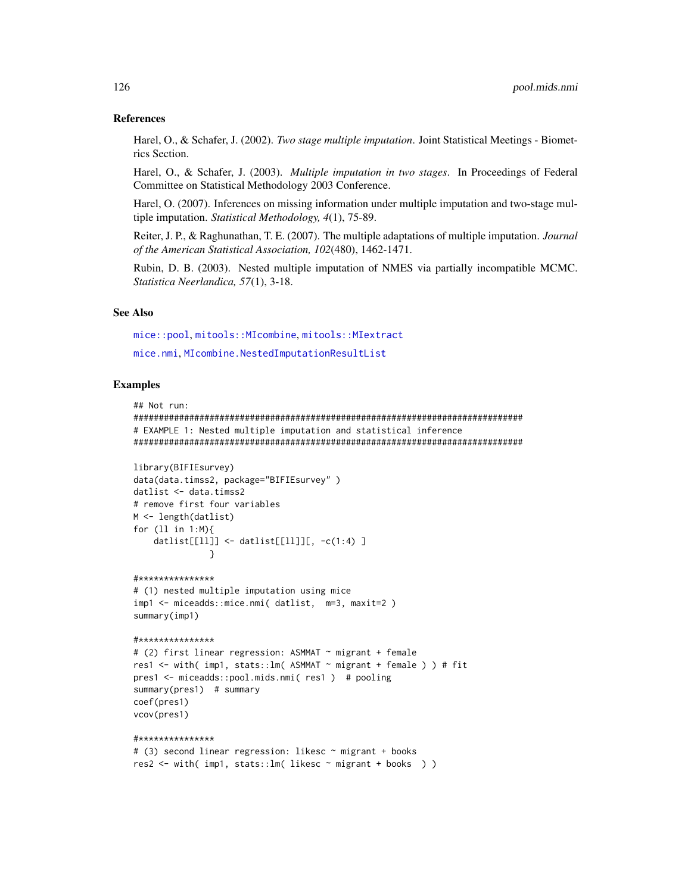### References

Harel, O., & Schafer, J. (2002). *Two stage multiple imputation*. Joint Statistical Meetings - Biometrics Section.

Harel, O., & Schafer, J. (2003). *Multiple imputation in two stages*. In Proceedings of Federal Committee on Statistical Methodology 2003 Conference.

Harel, O. (2007). Inferences on missing information under multiple imputation and two-stage multiple imputation. *Statistical Methodology, 4*(1), 75-89.

Reiter, J. P., & Raghunathan, T. E. (2007). The multiple adaptations of multiple imputation. *Journal of the American Statistical Association, 102*(480), 1462-1471.

Rubin, D. B. (2003). Nested multiple imputation of NMES via partially incompatible MCMC. *Statistica Neerlandica, 57*(1), 3-18.

### See Also

mice::pool, mitools::MIcombine, mitools::MIextract

mice.nmi, MIcombine.NestedImputationResultList

### Examples

```
## Not run:
#############################################################################
# EXAMPLE 1: Nested multiple imputation and statistical inference
#############################################################################

library(BIFIEsurvey)
data(data.timss2, package="BIFIEsurvey" )
datlist <- data.timss2
# remove first four variables
M <- length(datlist)
for (ll in 1:M){
    datlist[[ll]] <- datlist[[ll]][, -c(1:4) ]
            }

#***************
# (1) nested multiple imputation using mice
imp1 <- miceadds::mice.nmi( datlist,  m=3, maxit=2 )
summary(imp1)

#***************
# (2) first linear regression: ASMMAT ~ migrant + female
res1 <- with( imp1, stats::lm( ASMMAT ~ migrant + female ) ) # fit
pres1 <- miceadds::pool.mids.nmi( res1 )  # pooling
summary(pres1)  # summary
coef(pres1)
vcov(pres1)

#***************
# (3) second linear regression: likesc ~ migrant + books
res2 <- with( imp1, stats::lm( likesc ~ migrant + books  ) )
```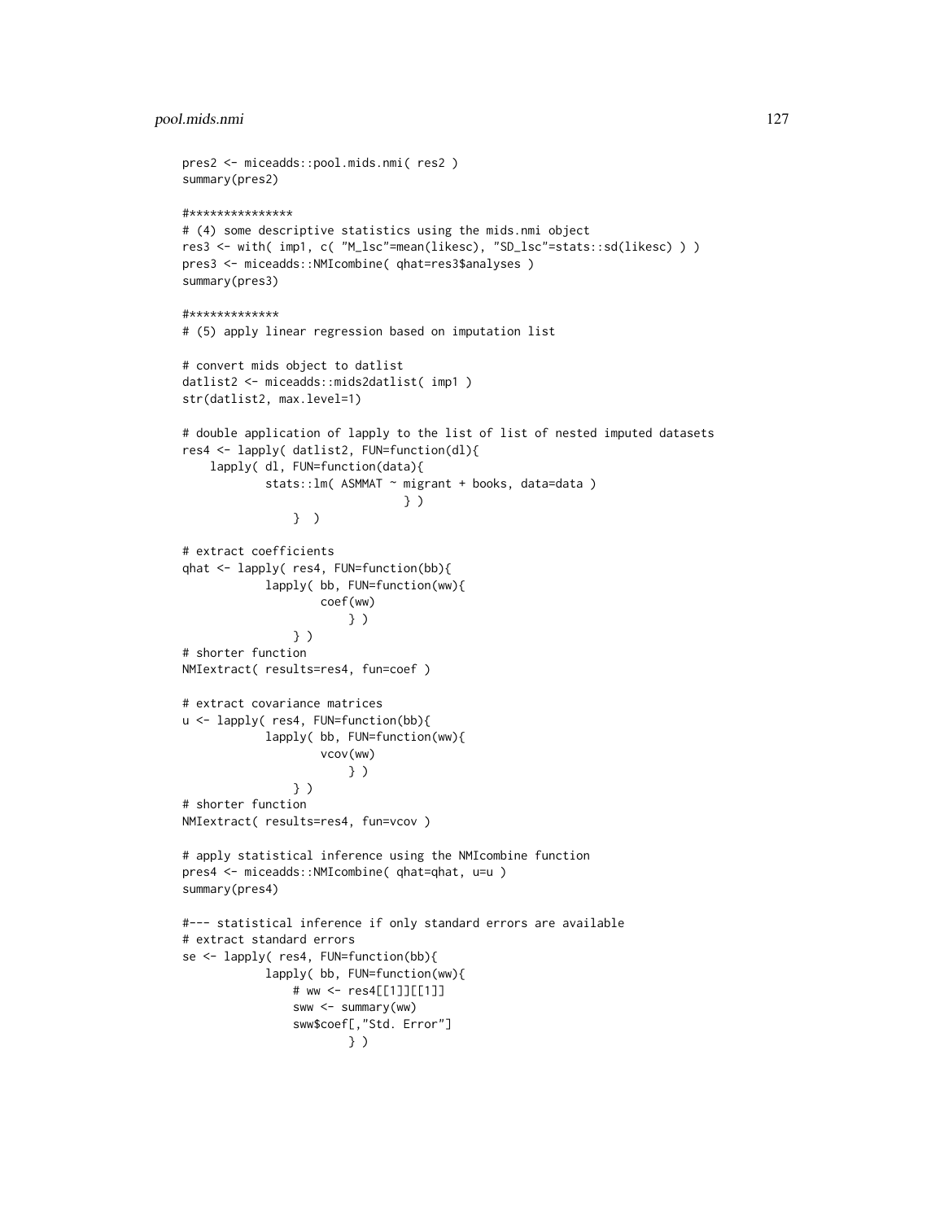```
pres2 <- miceadds::pool.mids.nmi( res2 )
summary(pres2)

#***************
# (4) some descriptive statistics using the mids.nmi object
res3 <- with( imp1, c( "M_lsc"=mean(likesc), "SD_lsc"=stats::sd(likesc) ) )
pres3 <- miceadds::NMIcombine( qhat=res3$analyses )
summary(pres3)

#*************
# (5) apply linear regression based on imputation list

# convert mids object to datlist
datlist2 <- miceadds::mids2datlist( imp1 )
str(datlist2, max.level=1)

# double application of lapply to the list of list of nested imputed datasets
res4 <- lapply( datlist2, FUN=function(dl){
    lapply( dl, FUN=function(data){
            stats::lm( ASMMAT ~ migrant + books, data=data )
                                } )
                }  )

# extract coefficients
qhat <- lapply( res4, FUN=function(bb){
            lapply( bb, FUN=function(ww){
                    coef(ww)
                        } )
                } )
# shorter function
NMIextract( results=res4, fun=coef )

# extract covariance matrices
u <- lapply( res4, FUN=function(bb){
            lapply( bb, FUN=function(ww){
                    vcov(ww)
                        } )
                } )
# shorter function
NMIextract( results=res4, fun=vcov )

# apply statistical inference using the NMIcombine function
pres4 <- miceadds::NMIcombine( qhat=qhat, u=u )
summary(pres4)

#--- statistical inference if only standard errors are available
# extract standard errors
se <- lapply( res4, FUN=function(bb){
            lapply( bb, FUN=function(ww){
                # ww <- res4[[1]][[1]]
                sww <- summary(ww)
                sww$coef[,"Std. Error"]
                        } )
```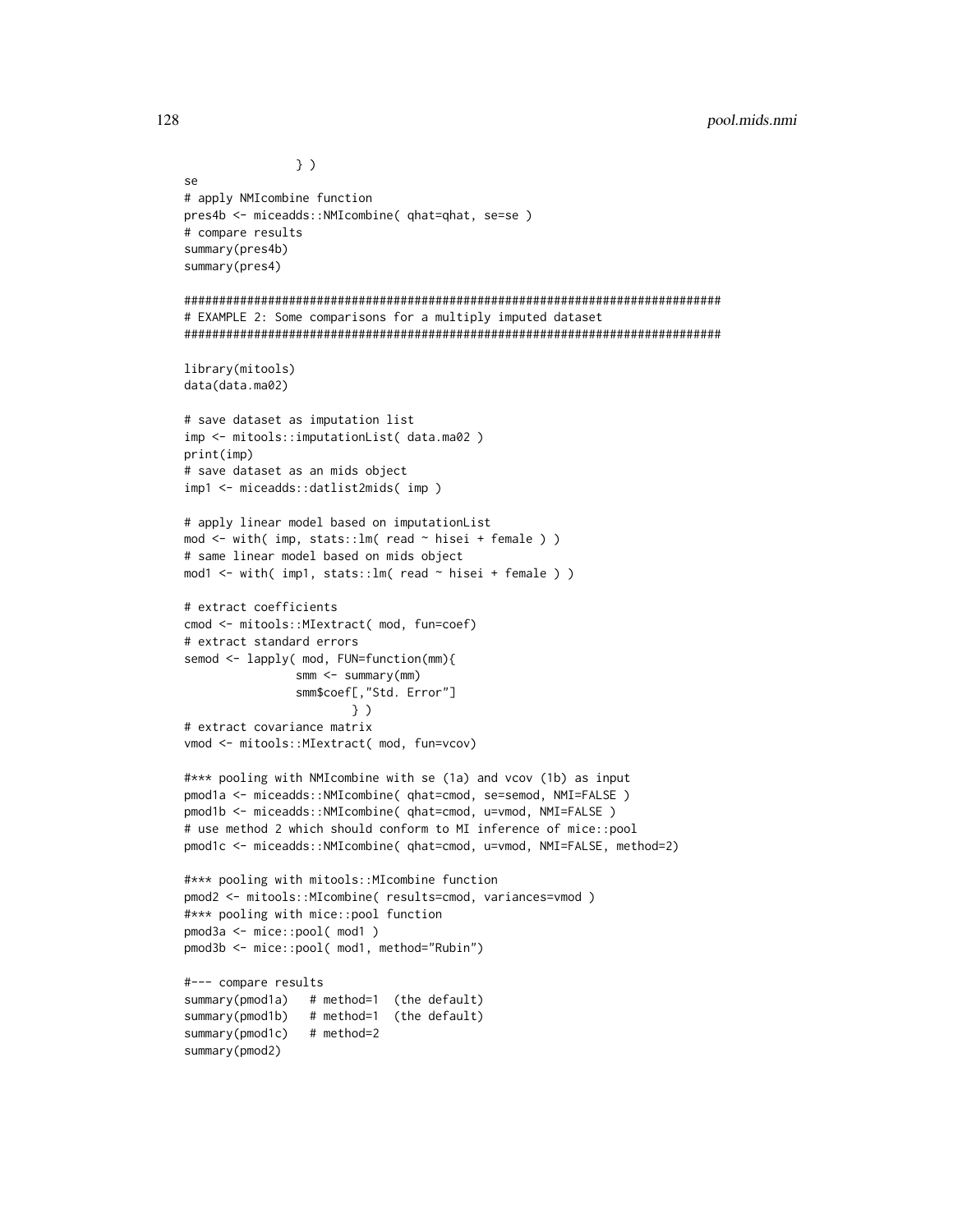```
                } )
se
# apply NMIcombine function
pres4b <- miceadds::NMIcombine( qhat=qhat, se=se )
# compare results
summary(pres4b)
summary(pres4)

#############################################################################
# EXAMPLE 2: Some comparisons for a multiply imputed dataset
#############################################################################

library(mitools)
data(data.ma02)

# save dataset as imputation list
imp <- mitools::imputationList( data.ma02 )
print(imp)
# save dataset as an mids object
imp1 <- miceadds::datlist2mids( imp )

# apply linear model based on imputationList
mod <- with( imp, stats::lm( read ~ hisei + female ) )
# same linear model based on mids object
mod1 <- with( imp1, stats::lm( read ~ hisei + female ) )

# extract coefficients
cmod <- mitools::MIextract( mod, fun=coef)
# extract standard errors
semod <- lapply( mod, FUN=function(mm){
                smm <- summary(mm)
                smm$coef[,"Std. Error"]
                        } )
# extract covariance matrix
vmod <- mitools::MIextract( mod, fun=vcov)

#*** pooling with NMIcombine with se (1a) and vcov (1b) as input
pmod1a <- miceadds::NMIcombine( qhat=cmod, se=semod, NMI=FALSE )
pmod1b <- miceadds::NMIcombine( qhat=cmod, u=vmod, NMI=FALSE )
# use method 2 which should conform to MI inference of mice::pool
pmod1c <- miceadds::NMIcombine( qhat=cmod, u=vmod, NMI=FALSE, method=2)

#*** pooling with mitools::MIcombine function
pmod2 <- mitools::MIcombine( results=cmod, variances=vmod )
#*** pooling with mice::pool function
pmod3a <- mice::pool( mod1 )
pmod3b <- mice::pool( mod1, method="Rubin")

#--- compare results
summary(pmod1a)   # method=1  (the default)
summary(pmod1b)   # method=1  (the default)
summary(pmod1c)   # method=2
summary(pmod2)
```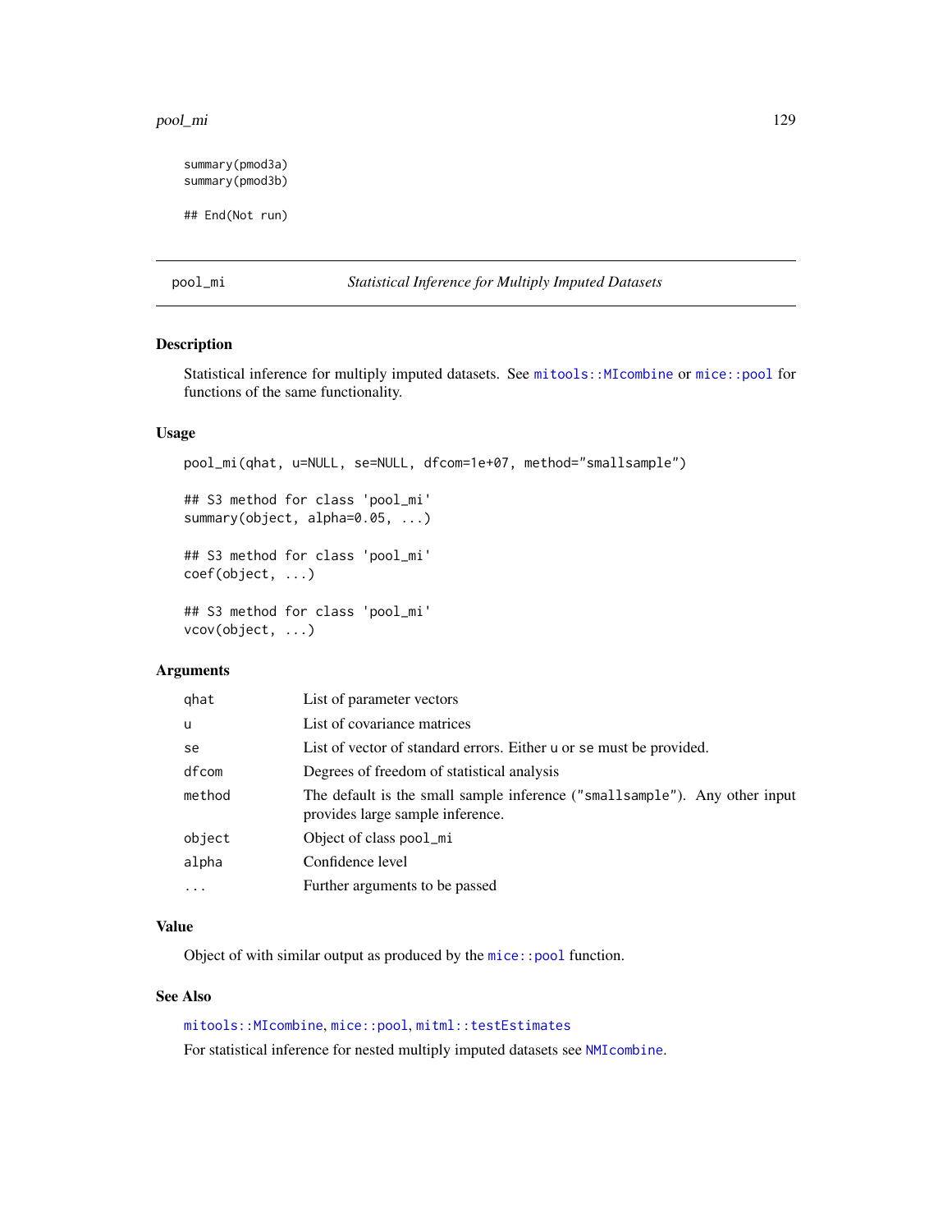```
summary(pmod3a)
summary(pmod3b)

## End(Not run)
```

---

## pool_mi — *Statistical Inference for Multiply Imputed Datasets*

### Description

Statistical inference for multiply imputed datasets. See `mitools::MIcombine` or `mice::pool` for functions of the same functionality.

### Usage

```
pool_mi(qhat, u=NULL, se=NULL, dfcom=1e+07, method="smallsample")

## S3 method for class 'pool_mi'
summary(object, alpha=0.05, ...)

## S3 method for class 'pool_mi'
coef(object, ...)

## S3 method for class 'pool_mi'
vcov(object, ...)
```

### Arguments

| | |
|---|---|
| `qhat` | List of parameter vectors |
| `u` | List of covariance matrices |
| `se` | List of vector of standard errors. Either `u` or `se` must be provided. |
| `dfcom` | Degrees of freedom of statistical analysis |
| `method` | The default is the small sample inference (`"smallsample"`). Any other input provides large sample inference. |
| `object` | Object of class `pool_mi` |
| `alpha` | Confidence level |
| `...` | Further arguments to be passed |

### Value

Object of with similar output as produced by the `mice::pool` function.

### See Also

`mitools::MIcombine`, `mice::pool`, `mitml::testEstimates`

For statistical inference for nested multiply imputed datasets see `NMIcombine`.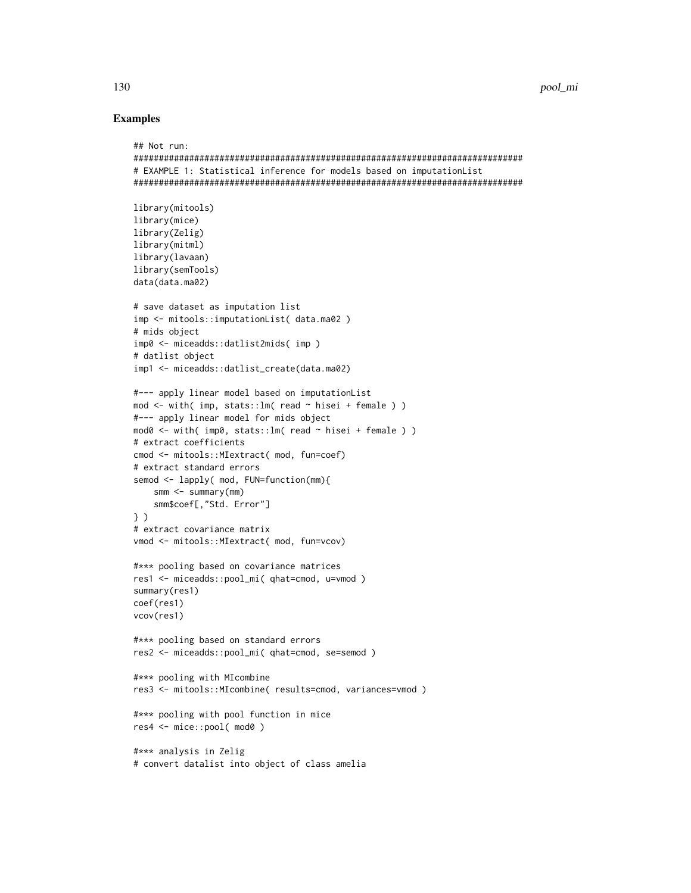## Examples

```
## Not run:
#############################################################################
# EXAMPLE 1: Statistical inference for models based on imputationList
#############################################################################

library(mitools)
library(mice)
library(Zelig)
library(mitml)
library(lavaan)
library(semTools)
data(data.ma02)

# save dataset as imputation list
imp <- mitools::imputationList( data.ma02 )
# mids object
imp0 <- miceadds::datlist2mids( imp )
# datlist object
imp1 <- miceadds::datlist_create(data.ma02)

#--- apply linear model based on imputationList
mod <- with( imp, stats::lm( read ~ hisei + female ) )
#--- apply linear model for mids object
mod0 <- with( imp0, stats::lm( read ~ hisei + female ) )
# extract coefficients
cmod <- mitools::MIextract( mod, fun=coef)
# extract standard errors
semod <- lapply( mod, FUN=function(mm){
    smm <- summary(mm)
    smm$coef[,"Std. Error"]
} )
# extract covariance matrix
vmod <- mitools::MIextract( mod, fun=vcov)

#*** pooling based on covariance matrices
res1 <- miceadds::pool_mi( qhat=cmod, u=vmod )
summary(res1)
coef(res1)
vcov(res1)

#*** pooling based on standard errors
res2 <- miceadds::pool_mi( qhat=cmod, se=semod )

#*** pooling with MIcombine
res3 <- mitools::MIcombine( results=cmod, variances=vmod )

#*** pooling with pool function in mice
res4 <- mice::pool( mod0 )

#*** analysis in Zelig
# convert datalist into object of class amelia
```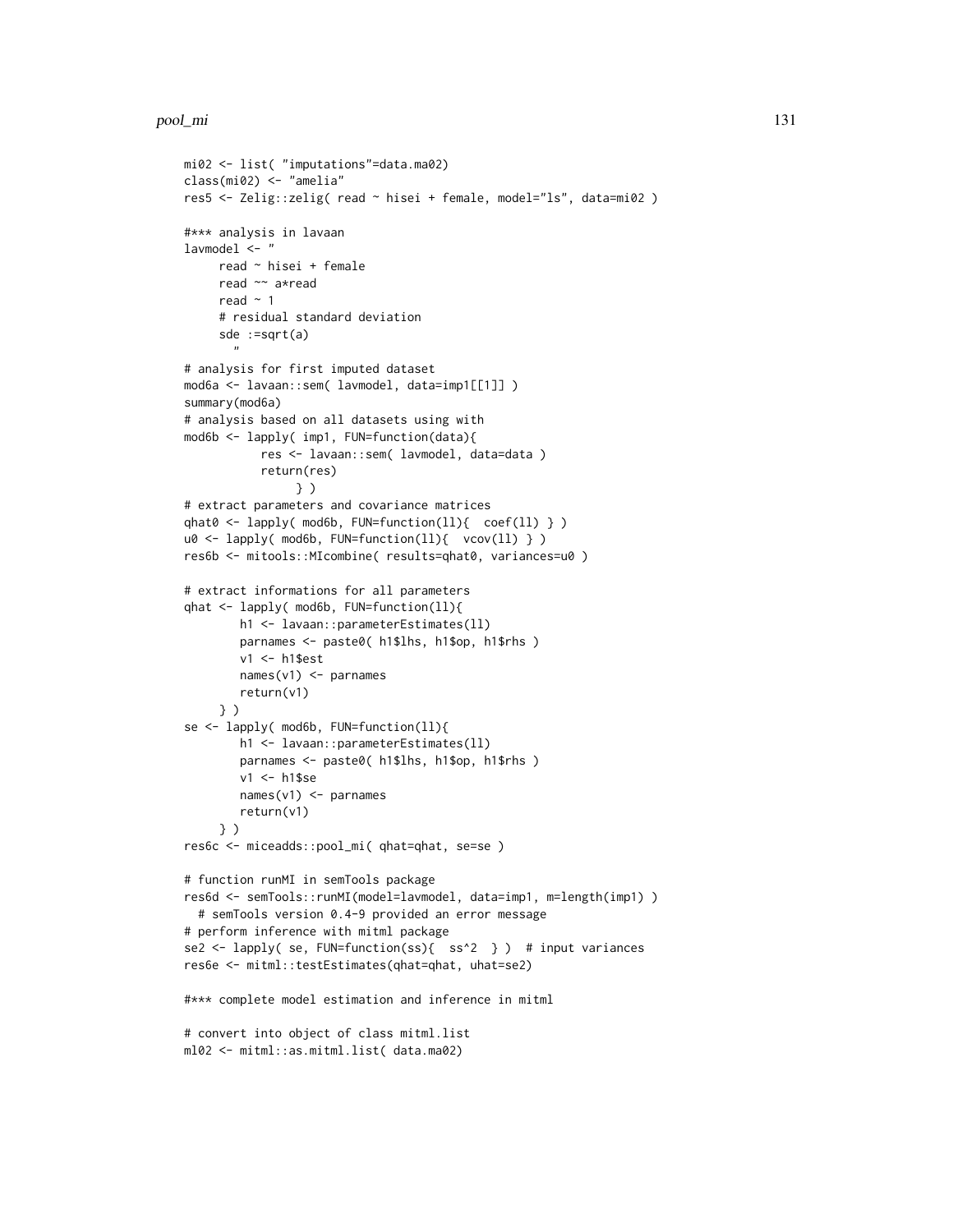```
mi02 <- list( "imputations"=data.ma02)
class(mi02) <- "amelia"
res5 <- Zelig::zelig( read ~ hisei + female, model="ls", data=mi02 )

#*** analysis in lavaan
lavmodel <- "
     read ~ hisei + female
     read ~~ a*read
     read ~ 1
     # residual standard deviation
     sde :=sqrt(a)
       "
# analysis for first imputed dataset
mod6a <- lavaan::sem( lavmodel, data=imp1[[1]] )
summary(mod6a)
# analysis based on all datasets using with
mod6b <- lapply( imp1, FUN=function(data){
           res <- lavaan::sem( lavmodel, data=data )
           return(res)
                } )
# extract parameters and covariance matrices
qhat0 <- lapply( mod6b, FUN=function(ll){  coef(ll) } )
u0 <- lapply( mod6b, FUN=function(ll){  vcov(ll) } )
res6b <- mitools::MIcombine( results=qhat0, variances=u0 )

# extract informations for all parameters
qhat <- lapply( mod6b, FUN=function(ll){
        h1 <- lavaan::parameterEstimates(ll)
        parnames <- paste0( h1$lhs, h1$op, h1$rhs )
        v1 <- h1$est
        names(v1) <- parnames
        return(v1)
     } )
se <- lapply( mod6b, FUN=function(ll){
        h1 <- lavaan::parameterEstimates(ll)
        parnames <- paste0( h1$lhs, h1$op, h1$rhs )
        v1 <- h1$se
        names(v1) <- parnames
        return(v1)
     } )
res6c <- miceadds::pool_mi( qhat=qhat, se=se )

# function runMI in semTools package
res6d <- semTools::runMI(model=lavmodel, data=imp1, m=length(imp1) )
  # semTools version 0.4-9 provided an error message
# perform inference with mitml package
se2 <- lapply( se, FUN=function(ss){  ss^2  } )  # input variances
res6e <- mitml::testEstimates(qhat=qhat, uhat=se2)

#*** complete model estimation and inference in mitml

# convert into object of class mitml.list
ml02 <- mitml::as.mitml.list( data.ma02)
```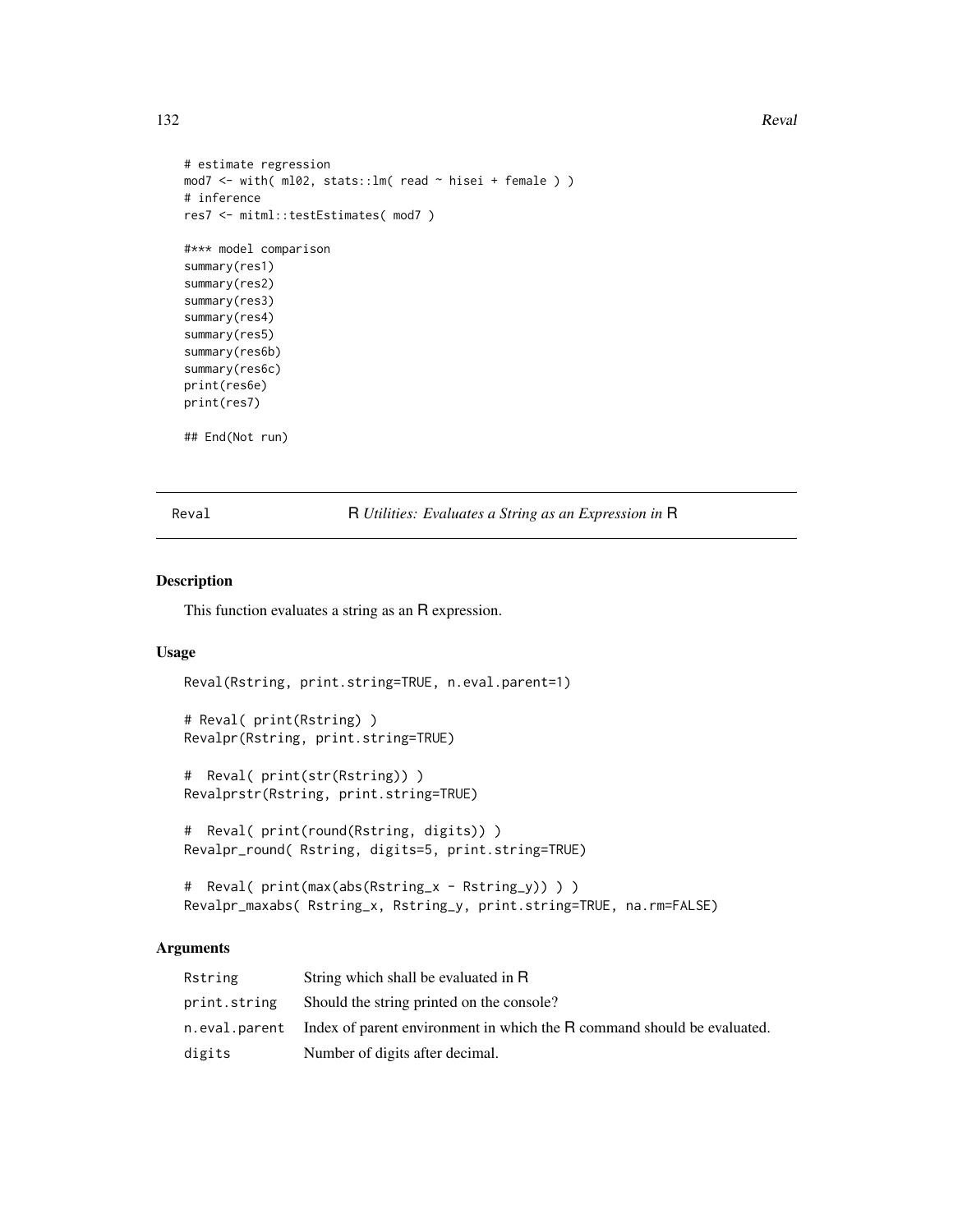```
# estimate regression
mod7 <- with( ml02, stats::lm( read ~ hisei + female ) )
# inference
res7 <- mitml::testEstimates( mod7 )

#*** model comparison
summary(res1)
summary(res2)
summary(res3)
summary(res4)
summary(res5)
summary(res6b)
summary(res6c)
print(res6e)
print(res7)

## End(Not run)
```

## Reval — R *Utilities: Evaluates a String as an Expression in* R

### Description

This function evaluates a string as an R expression.

### Usage

```
Reval(Rstring, print.string=TRUE, n.eval.parent=1)

# Reval( print(Rstring) )
Revalpr(Rstring, print.string=TRUE)

#  Reval( print(str(Rstring)) )
Revalprstr(Rstring, print.string=TRUE)

#  Reval( print(round(Rstring, digits)) )
Revalpr_round( Rstring, digits=5, print.string=TRUE)

#  Reval( print(max(abs(Rstring_x - Rstring_y)) ) )
Revalpr_maxabs( Rstring_x, Rstring_y, print.string=TRUE, na.rm=FALSE)
```

### Arguments

| | |
|---|---|
| `Rstring` | String which shall be evaluated in R |
| `print.string` | Should the string printed on the console? |
| `n.eval.parent` | Index of parent environment in which the R command should be evaluated. |
| `digits` | Number of digits after decimal. |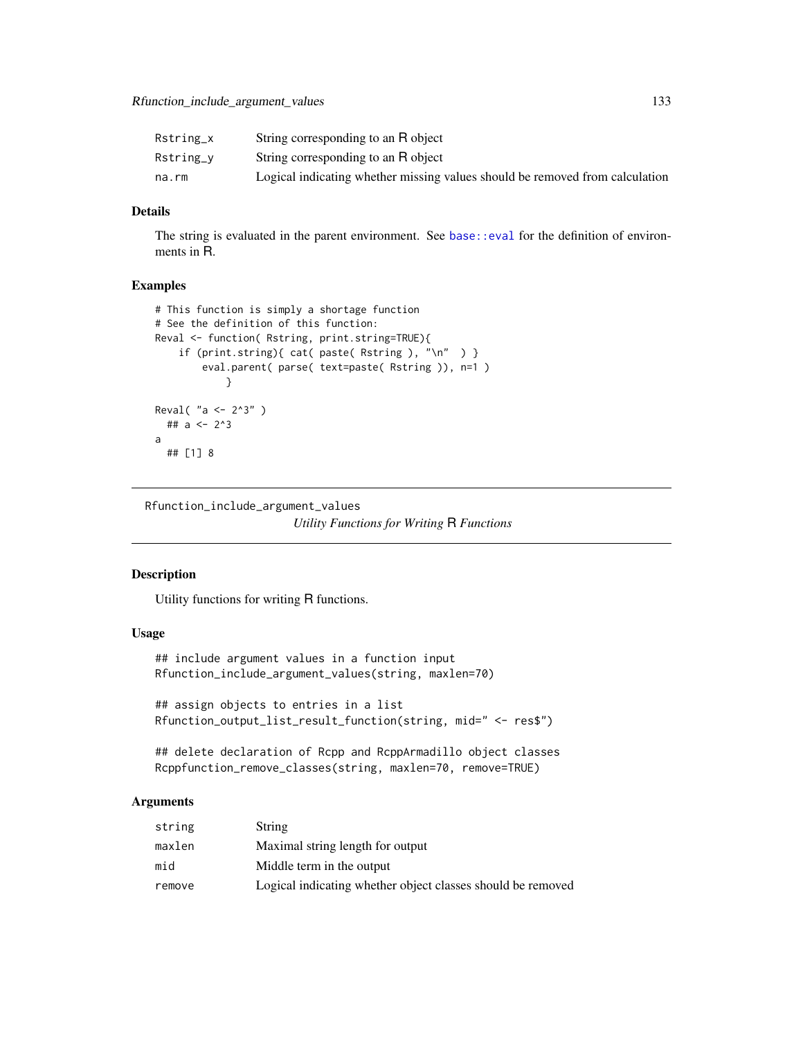| | |
|---|---|
| Rstring_x | String corresponding to an R object |
| Rstring_y | String corresponding to an R object |
| na.rm | Logical indicating whether missing values should be removed from calculation |

### Details

The string is evaluated in the parent environment. See base::eval for the definition of environments in R.

### Examples

```
# This function is simply a shortage function
# See the definition of this function:
Reval <- function( Rstring, print.string=TRUE){
    if (print.string){ cat( paste( Rstring ), "\n"  ) }
        eval.parent( parse( text=paste( Rstring )), n=1 )
            }

Reval( "a <- 2^3" )
  ## a <- 2^3
a
  ## [1] 8
```

---

## Rfunction_include_argument_values — *Utility Functions for Writing R Functions*

---

### Description

Utility functions for writing R functions.

### Usage

```
## include argument values in a function input
Rfunction_include_argument_values(string, maxlen=70)

## assign objects to entries in a list
Rfunction_output_list_result_function(string, mid=" <- res$")

## delete declaration of Rcpp and RcppArmadillo object classes
Rcppfunction_remove_classes(string, maxlen=70, remove=TRUE)
```

### Arguments

| | |
|---|---|
| string | String |
| maxlen | Maximal string length for output |
| mid | Middle term in the output |
| remove | Logical indicating whether object classes should be removed |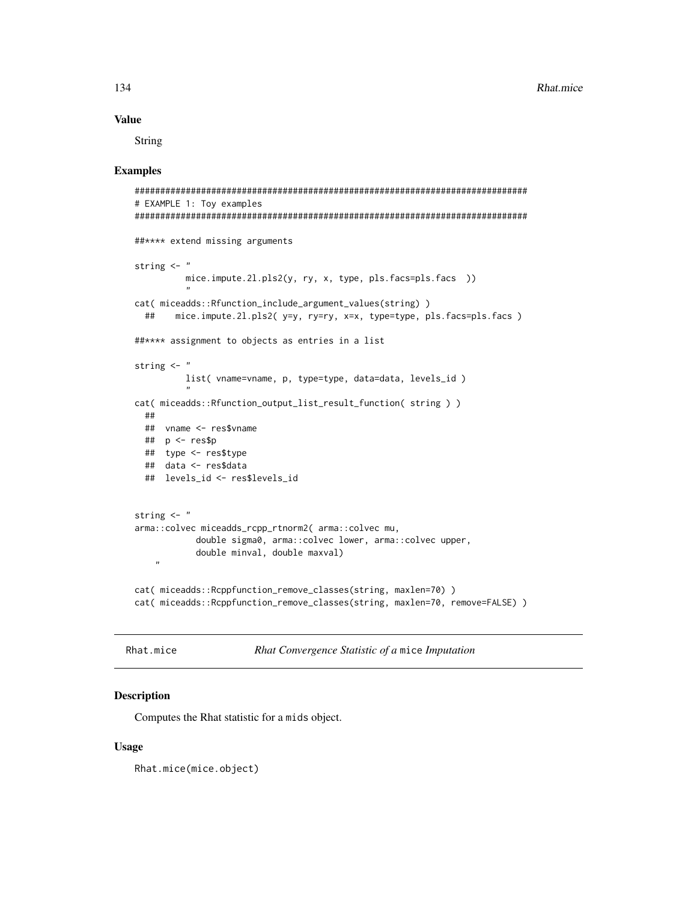## Value

String

## Examples

```
#############################################################################
# EXAMPLE 1: Toy examples
#############################################################################

##**** extend missing arguments

string <- "
          mice.impute.2l.pls2(y, ry, x, type, pls.facs=pls.facs  ))
          "
cat( miceadds::Rfunction_include_argument_values(string) )
  ##    mice.impute.2l.pls2( y=y, ry=ry, x=x, type=type, pls.facs=pls.facs )

##**** assignment to objects as entries in a list

string <- "
          list( vname=vname, p, type=type, data=data, levels_id )
          "
cat( miceadds::Rfunction_output_list_result_function( string ) )
  ##
  ##  vname <- res$vname
  ##  p <- res$p
  ##  type <- res$type
  ##  data <- res$data
  ##  levels_id <- res$levels_id


string <- "
arma::colvec miceadds_rcpp_rtnorm2( arma::colvec mu,
            double sigma0, arma::colvec lower, arma::colvec upper,
            double minval, double maxval)
    "

cat( miceadds::Rcppfunction_remove_classes(string, maxlen=70) )
cat( miceadds::Rcppfunction_remove_classes(string, maxlen=70, remove=FALSE) )
```

---

# Rhat.mice    *Rhat Convergence Statistic of a* mice *Imputation*

## Description

Computes the Rhat statistic for a `mids` object.

## Usage

```
Rhat.mice(mice.object)
```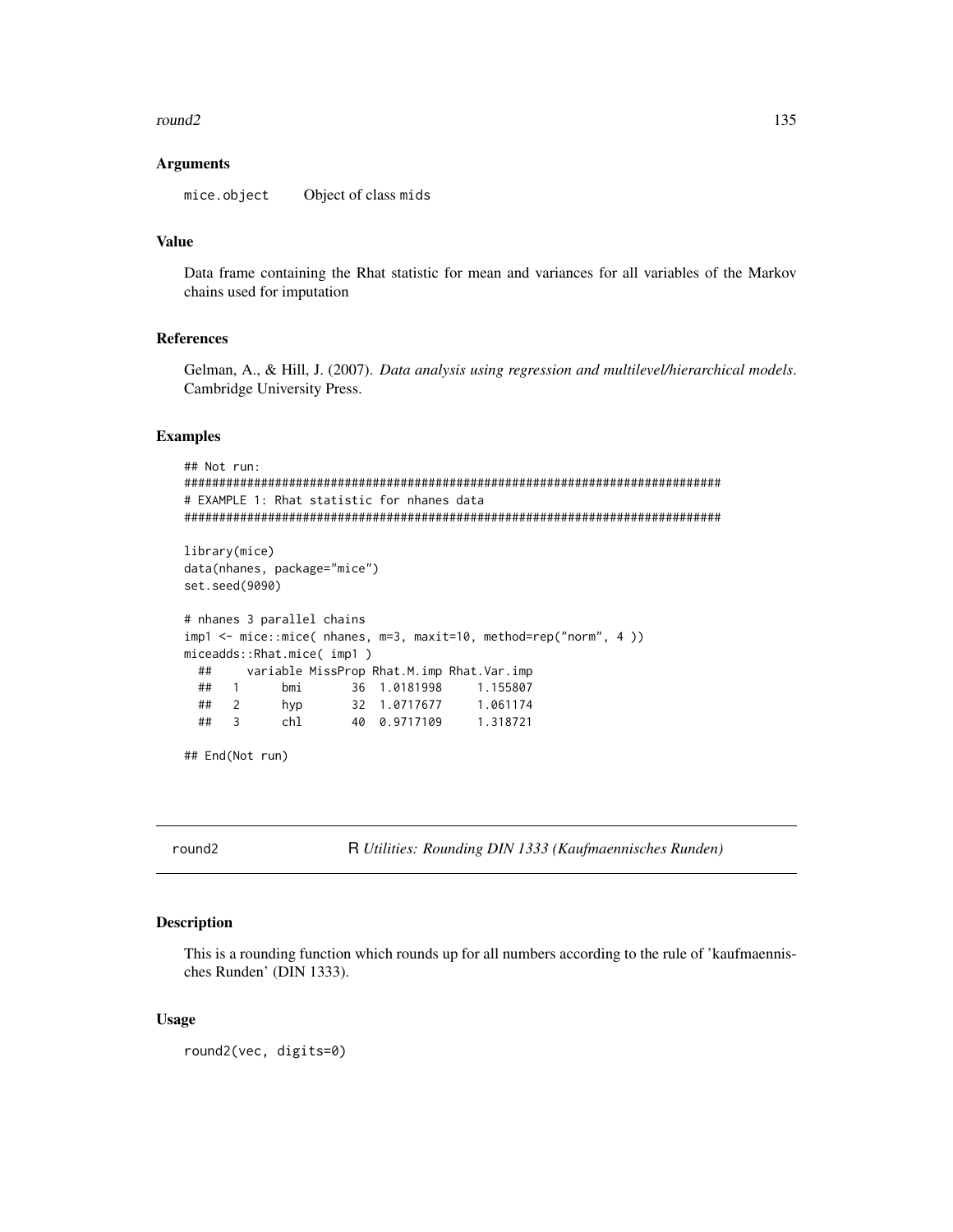### Arguments

mice.object     Object of class mids

### Value

Data frame containing the Rhat statistic for mean and variances for all variables of the Markov chains used for imputation

### References

Gelman, A., & Hill, J. (2007). *Data analysis using regression and multilevel/hierarchical models*. Cambridge University Press.

### Examples

```
## Not run:
#############################################################################
# EXAMPLE 1: Rhat statistic for nhanes data
#############################################################################

library(mice)
data(nhanes, package="mice")
set.seed(9090)

# nhanes 3 parallel chains
imp1 <- mice::mice( nhanes, m=3, maxit=10, method=rep("norm", 4 ))
miceadds::Rhat.mice( imp1 )
  ##     variable MissProp Rhat.M.imp Rhat.Var.imp
  ##   1      bmi       36  1.0181998     1.155807
  ##   2      hyp       32  1.0717677     1.061174
  ##   3      chl       40  0.9717109     1.318721

## End(Not run)
```

---

## round2    R *Utilities: Rounding DIN 1333 (Kaufmaennisches Runden)*

---

### Description

This is a rounding function which rounds up for all numbers according to the rule of 'kaufmaennisches Runden' (DIN 1333).

### Usage

```
round2(vec, digits=0)
```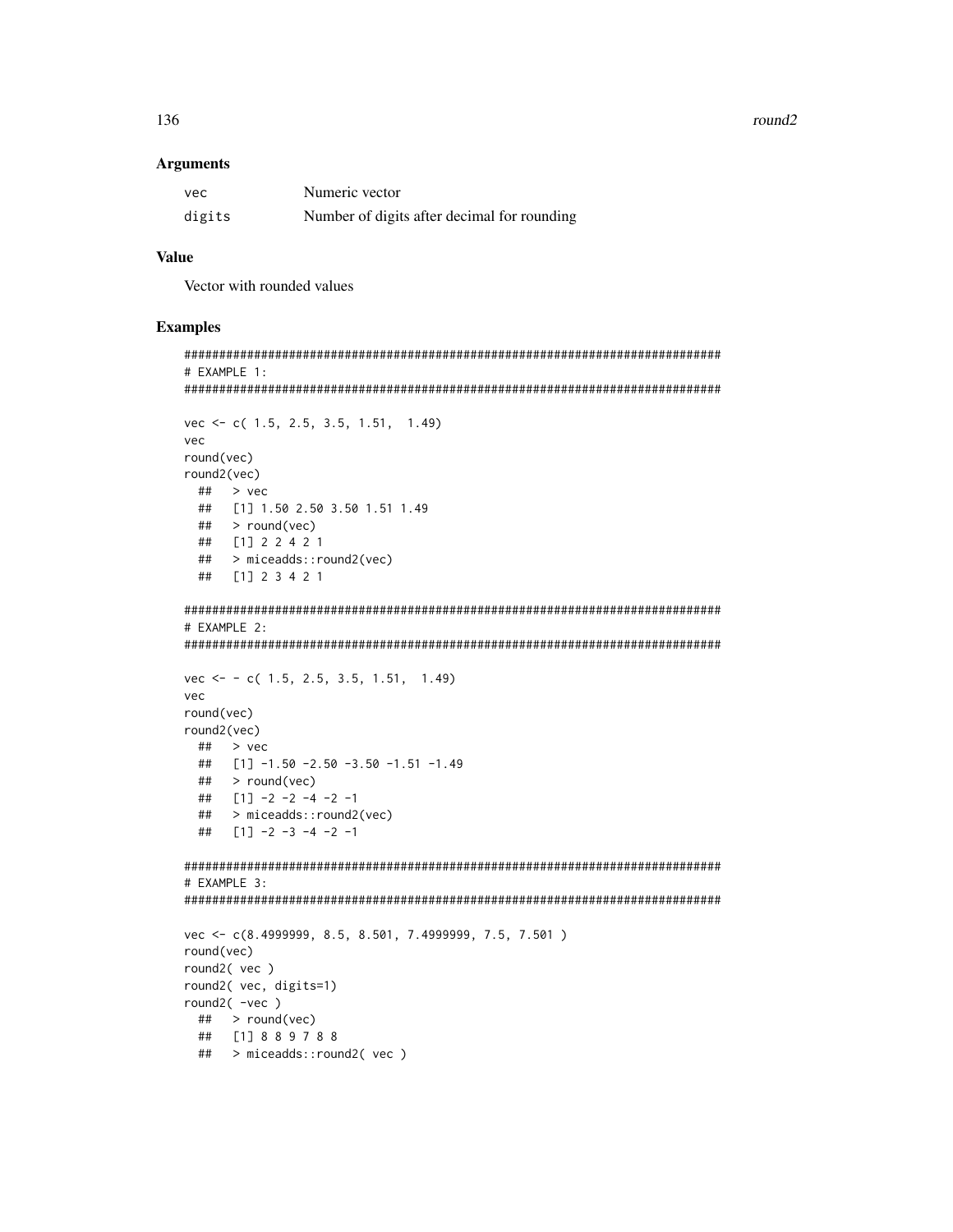## Arguments

| | |
|---|---|
| vec | Numeric vector |
| digits | Number of digits after decimal for rounding |

## Value

Vector with rounded values

## Examples

```
#############################################################################
# EXAMPLE 1:
#############################################################################

vec <- c( 1.5, 2.5, 3.5, 1.51,  1.49)
vec
round(vec)
round2(vec)
  ##   > vec
  ##   [1] 1.50 2.50 3.50 1.51 1.49
  ##   > round(vec)
  ##   [1] 2 2 4 2 1
  ##   > miceadds::round2(vec)
  ##   [1] 2 3 4 2 1

#############################################################################
# EXAMPLE 2:
#############################################################################

vec <- - c( 1.5, 2.5, 3.5, 1.51,  1.49)
vec
round(vec)
round2(vec)
  ##   > vec
  ##   [1] -1.50 -2.50 -3.50 -1.51 -1.49
  ##   > round(vec)
  ##   [1] -2 -2 -4 -2 -1
  ##   > miceadds::round2(vec)
  ##   [1] -2 -3 -4 -2 -1

#############################################################################
# EXAMPLE 3:
#############################################################################

vec <- c(8.4999999, 8.5, 8.501, 7.4999999, 7.5, 7.501 )
round(vec)
round2( vec )
round2( vec, digits=1)
round2( -vec )
  ##   > round(vec)
  ##   [1] 8 8 9 7 8 8
  ##   > miceadds::round2( vec )
```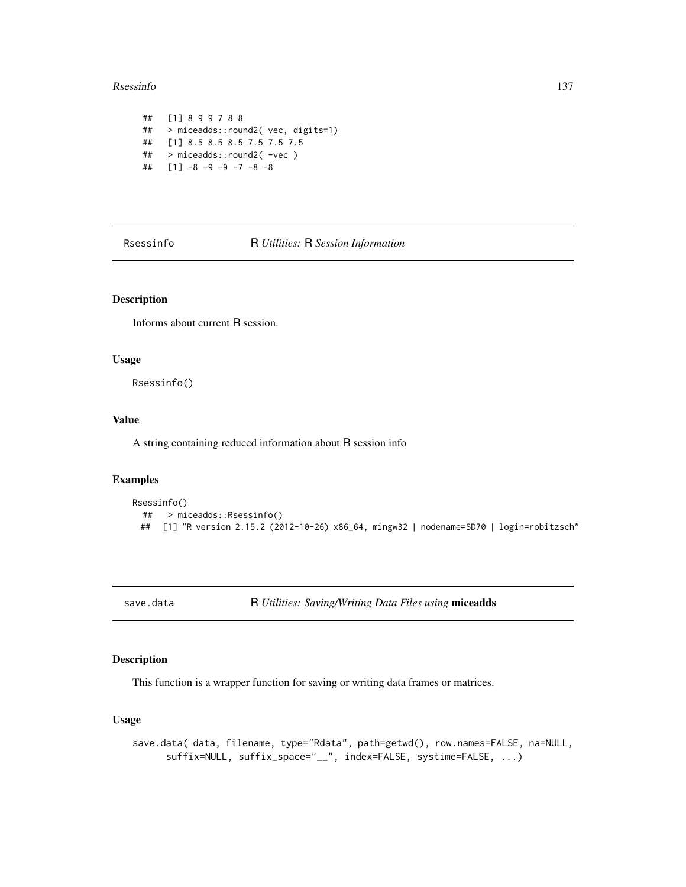```
## [1] 8 9 9 7 8 8
## > miceadds::round2( vec, digits=1)
## [1] 8.5 8.5 8.5 7.5 7.5 7.5
## > miceadds::round2( -vec )
## [1] -8 -9 -9 -7 -8 -8
```

---

Rsessinfo    R *Utilities:* R *Session Information*

---

## Description

Informs about current R session.

## Usage

```
Rsessinfo()
```

## Value

A string containing reduced information about R session info

## Examples

```
Rsessinfo()
  ## > miceadds::Rsessinfo()
  ## [1] "R version 2.15.2 (2012-10-26) x86_64, mingw32 | nodename=SD70 | login=robitzsch"
```

---

save.data    R *Utilities: Saving/Writing Data Files using* **miceadds**

---

## Description

This function is a wrapper function for saving or writing data frames or matrices.

## Usage

```
save.data( data, filename, type="Rdata", path=getwd(), row.names=FALSE, na=NULL,
      suffix=NULL, suffix_space="__", index=FALSE, systime=FALSE, ...)
```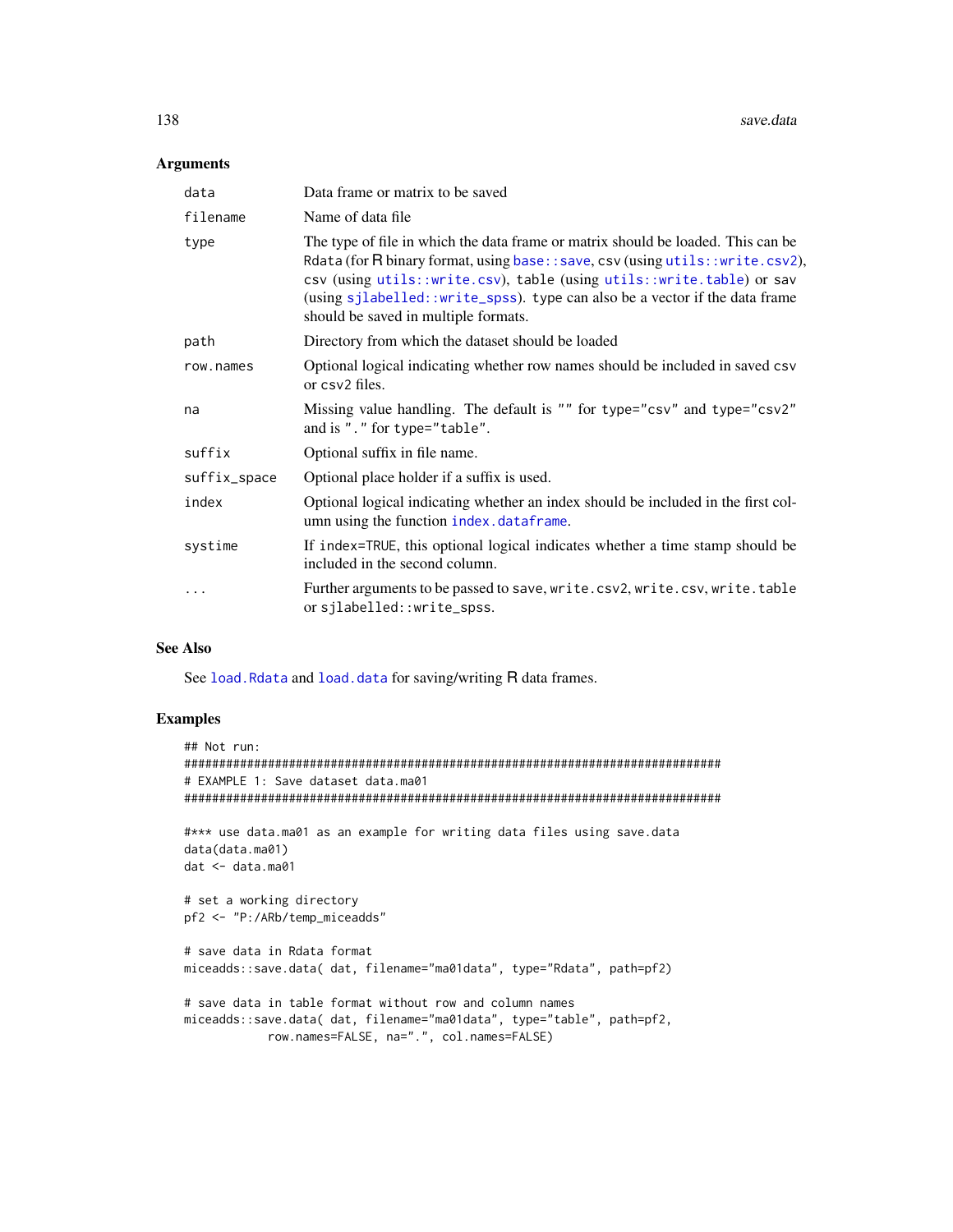### Arguments

| | |
|---|---|
| `data` | Data frame or matrix to be saved |
| `filename` | Name of data file |
| `type` | The type of file in which the data frame or matrix should be loaded. This can be `Rdata` (for R binary format, using `base::save`, `csv` (using `utils::write.csv2`), `csv` (using `utils::write.csv`), `table` (using `utils::write.table`) or `sav` (using `sjlabelled::write_spss`). `type` can also be a vector if the data frame should be saved in multiple formats. |
| `path` | Directory from which the dataset should be loaded |
| `row.names` | Optional logical indicating whether row names should be included in saved `csv` or `csv2` files. |
| `na` | Missing value handling. The default is `""` for `type="csv"` and `type="csv2"` and is `"."` for `type="table"`. |
| `suffix` | Optional suffix in file name. |
| `suffix_space` | Optional place holder if a suffix is used. |
| `index` | Optional logical indicating whether an index should be included in the first column using the function `index.dataframe`. |
| `systime` | If `index=TRUE`, this optional logical indicates whether a time stamp should be included in the second column. |
| `...` | Further arguments to be passed to `save`, `write.csv2`, `write.csv`, `write.table` or `sjlabelled::write_spss`. |

### See Also

See `load.Rdata` and `load.data` for saving/writing R data frames.

### Examples

```
## Not run:
#############################################################################
# EXAMPLE 1: Save dataset data.ma01
#############################################################################

#*** use data.ma01 as an example for writing data files using save.data
data(data.ma01)
dat <- data.ma01

# set a working directory
pf2 <- "P:/ARb/temp_miceadds"

# save data in Rdata format
miceadds::save.data( dat, filename="ma01data", type="Rdata", path=pf2)

# save data in table format without row and column names
miceadds::save.data( dat, filename="ma01data", type="table", path=pf2,
            row.names=FALSE, na=".", col.names=FALSE)
```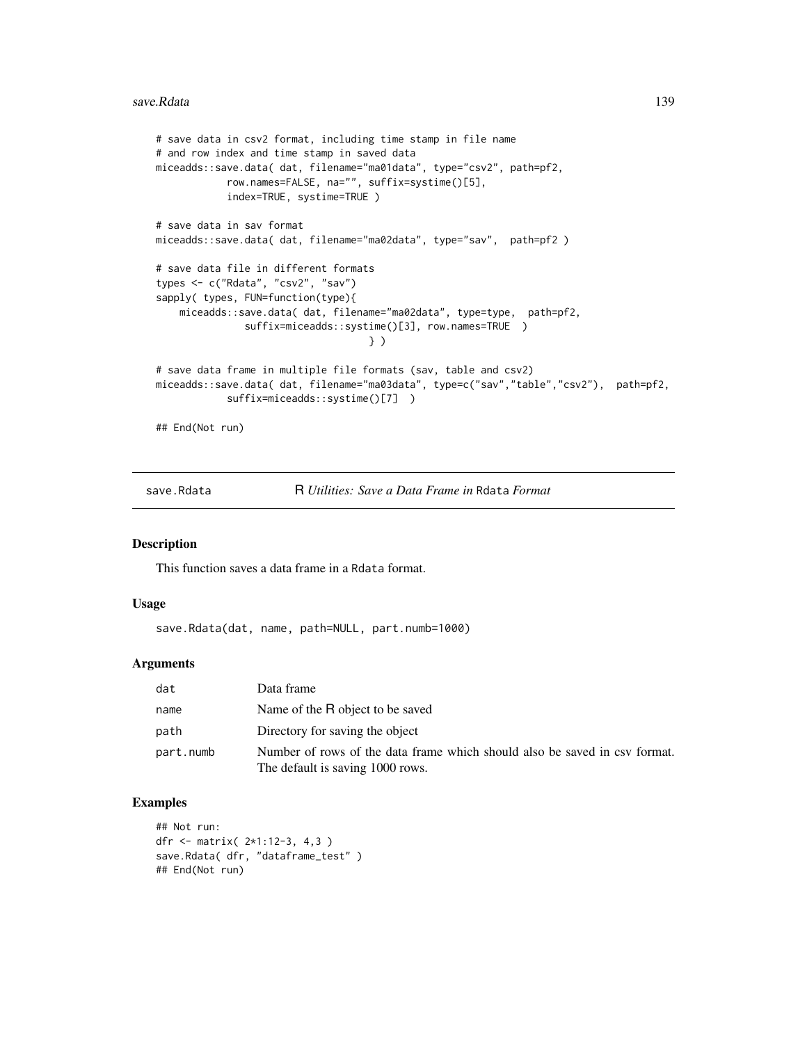```
# save data in csv2 format, including time stamp in file name
# and row index and time stamp in saved data
miceadds::save.data( dat, filename="ma01data", type="csv2", path=pf2,
            row.names=FALSE, na="", suffix=systime()[5],
            index=TRUE, systime=TRUE )

# save data in sav format
miceadds::save.data( dat, filename="ma02data", type="sav",  path=pf2 )

# save data file in different formats
types <- c("Rdata", "csv2", "sav")
sapply( types, FUN=function(type){
    miceadds::save.data( dat, filename="ma02data", type=type,  path=pf2,
              suffix=miceadds::systime()[3], row.names=TRUE  )
                                } )

# save data frame in multiple file formats (sav, table and csv2)
miceadds::save.data( dat, filename="ma03data", type=c("sav","table","csv2"),  path=pf2,
            suffix=miceadds::systime()[7]  )

## End(Not run)
```

## save.Rdata — R *Utilities: Save a Data Frame in* Rdata *Format*

### Description

This function saves a data frame in a Rdata format.

### Usage

```
save.Rdata(dat, name, path=NULL, part.numb=1000)
```

### Arguments

| | |
|---|---|
| dat | Data frame |
| name | Name of the R object to be saved |
| path | Directory for saving the object |
| part.numb | Number of rows of the data frame which should also be saved in csv format. The default is saving 1000 rows. |

### Examples

```
## Not run:
dfr <- matrix( 2*1:12-3, 4,3 )
save.Rdata( dfr, "dataframe_test" )
## End(Not run)
```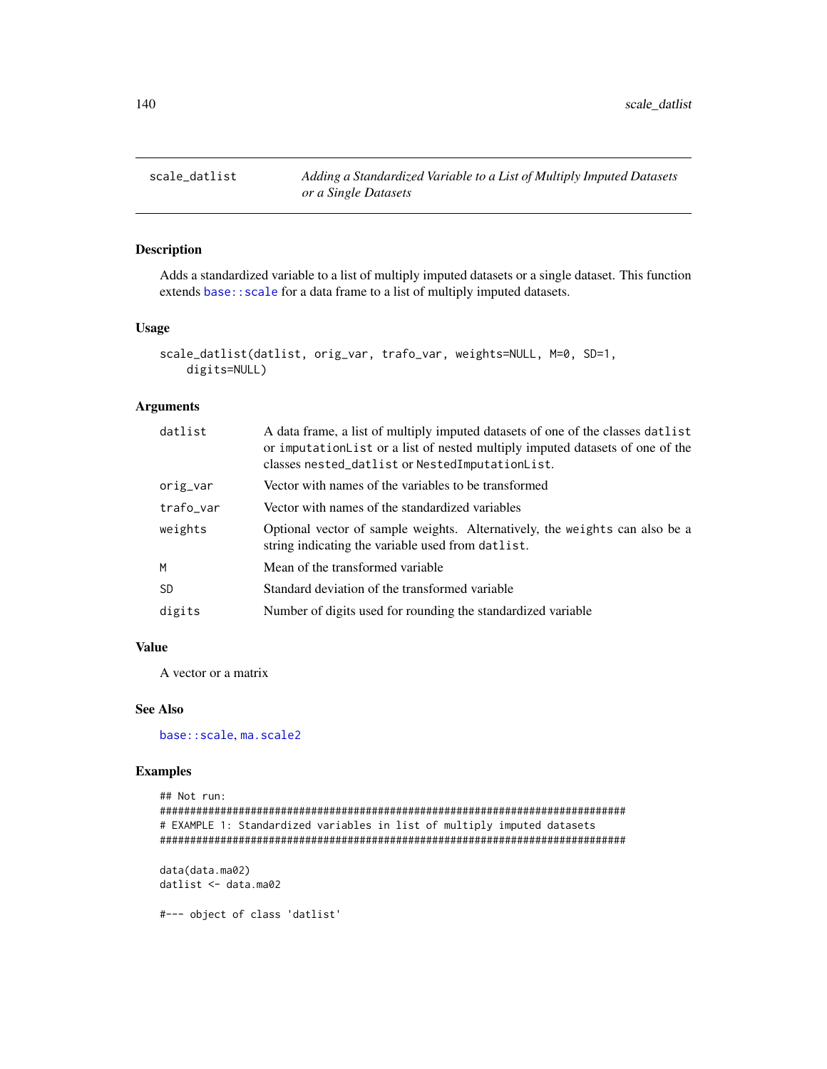# scale_datlist — *Adding a Standardized Variable to a List of Multiply Imputed Datasets or a Single Datasets*

## Description

Adds a standardized variable to a list of multiply imputed datasets or a single dataset. This function extends `base::scale` for a data frame to a list of multiply imputed datasets.

## Usage

```
scale_datlist(datlist, orig_var, trafo_var, weights=NULL, M=0, SD=1,
    digits=NULL)
```

## Arguments

| | |
|---|---|
| `datlist` | A data frame, a list of multiply imputed datasets of one of the classes `datlist` or `imputationList` or a list of nested multiply imputed datasets of one of the classes `nested_datlist` or `NestedImputationList`. |
| `orig_var` | Vector with names of the variables to be transformed |
| `trafo_var` | Vector with names of the standardized variables |
| `weights` | Optional vector of sample weights. Alternatively, the `weights` can also be a string indicating the variable used from `datlist`. |
| `M` | Mean of the transformed variable |
| `SD` | Standard deviation of the transformed variable |
| `digits` | Number of digits used for rounding the standardized variable |

## Value

A vector or a matrix

## See Also

`base::scale`, `ma.scale2`

## Examples

```
## Not run:
#############################################################################
# EXAMPLE 1: Standardized variables in list of multiply imputed datasets
#############################################################################

data(data.ma02)
datlist <- data.ma02

#--- object of class 'datlist'
```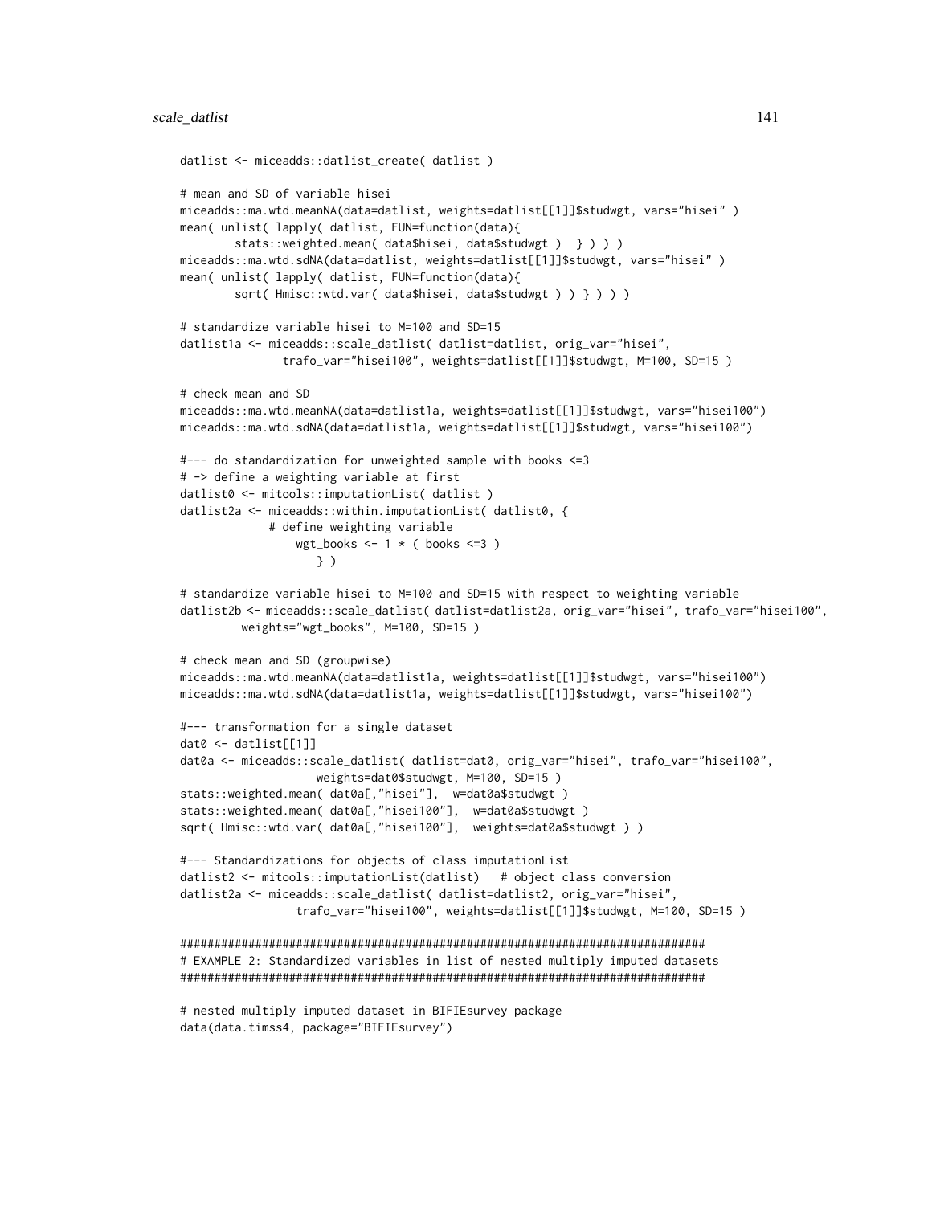```
datlist <- miceadds::datlist_create( datlist )

# mean and SD of variable hisei
miceadds::ma.wtd.meanNA(data=datlist, weights=datlist[[1]]$studwgt, vars="hisei" )
mean( unlist( lapply( datlist, FUN=function(data){
        stats::weighted.mean( data$hisei, data$studwgt )  } ) ) )
miceadds::ma.wtd.sdNA(data=datlist, weights=datlist[[1]]$studwgt, vars="hisei" )
mean( unlist( lapply( datlist, FUN=function(data){
        sqrt( Hmisc::wtd.var( data$hisei, data$studwgt ) ) } ) ) )

# standardize variable hisei to M=100 and SD=15
datlist1a <- miceadds::scale_datlist( datlist=datlist, orig_var="hisei",
               trafo_var="hisei100", weights=datlist[[1]]$studwgt, M=100, SD=15 )

# check mean and SD
miceadds::ma.wtd.meanNA(data=datlist1a, weights=datlist[[1]]$studwgt, vars="hisei100")
miceadds::ma.wtd.sdNA(data=datlist1a, weights=datlist[[1]]$studwgt, vars="hisei100")

#--- do standardization for unweighted sample with books <=3
# -> define a weighting variable at first
datlist0 <- mitools::imputationList( datlist )
datlist2a <- miceadds::within.imputationList( datlist0, {
             # define weighting variable
                 wgt_books <- 1 * ( books <=3 )
                    } )

# standardize variable hisei to M=100 and SD=15 with respect to weighting variable
datlist2b <- miceadds::scale_datlist( datlist=datlist2a, orig_var="hisei", trafo_var="hisei100",
         weights="wgt_books", M=100, SD=15 )

# check mean and SD (groupwise)
miceadds::ma.wtd.meanNA(data=datlist1a, weights=datlist[[1]]$studwgt, vars="hisei100")
miceadds::ma.wtd.sdNA(data=datlist1a, weights=datlist[[1]]$studwgt, vars="hisei100")

#--- transformation for a single dataset
dat0 <- datlist[[1]]
dat0a <- miceadds::scale_datlist( datlist=dat0, orig_var="hisei", trafo_var="hisei100",
                    weights=dat0$studwgt, M=100, SD=15 )
stats::weighted.mean( dat0a[,"hisei"],  w=dat0a$studwgt )
stats::weighted.mean( dat0a[,"hisei100"],  w=dat0a$studwgt )
sqrt( Hmisc::wtd.var( dat0a[,"hisei100"],  weights=dat0a$studwgt ) )

#--- Standardizations for objects of class imputationList
datlist2 <- mitools::imputationList(datlist)   # object class conversion
datlist2a <- miceadds::scale_datlist( datlist=datlist2, orig_var="hisei",
                 trafo_var="hisei100", weights=datlist[[1]]$studwgt, M=100, SD=15 )

#############################################################################
# EXAMPLE 2: Standardized variables in list of nested multiply imputed datasets
#############################################################################

# nested multiply imputed dataset in BIFIEsurvey package
data(data.timss4, package="BIFIEsurvey")
```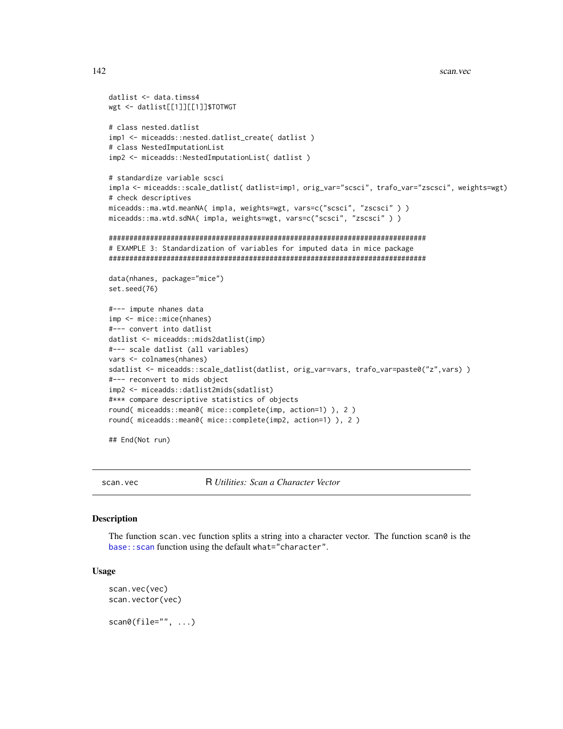```
datlist <- data.timss4
wgt <- datlist[[1]][[1]]$TOTWGT

# class nested.datlist
imp1 <- miceadds::nested.datlist_create( datlist )
# class NestedImputationList
imp2 <- miceadds::NestedImputationList( datlist )

# standardize variable scsci
imp1a <- miceadds::scale_datlist( datlist=imp1, orig_var="scsci", trafo_var="zscsci", weights=wgt)
# check descriptives
miceadds::ma.wtd.meanNA( imp1a, weights=wgt, vars=c("scsci", "zscsci" ) )
miceadds::ma.wtd.sdNA( imp1a, weights=wgt, vars=c("scsci", "zscsci" ) )

#############################################################################
# EXAMPLE 3: Standardization of variables for imputed data in mice package
#############################################################################

data(nhanes, package="mice")
set.seed(76)

#--- impute nhanes data
imp <- mice::mice(nhanes)
#--- convert into datlist
datlist <- miceadds::mids2datlist(imp)
#--- scale datlist (all variables)
vars <- colnames(nhanes)
sdatlist <- miceadds::scale_datlist(datlist, orig_var=vars, trafo_var=paste0("z",vars) )
#--- reconvert to mids object
imp2 <- miceadds::datlist2mids(sdatlist)
#*** compare descriptive statistics of objects
round( miceadds::mean0( mice::complete(imp, action=1) ), 2 )
round( miceadds::mean0( mice::complete(imp2, action=1) ), 2 )

## End(Not run)
```

---

## scan.vec — *R Utilities: Scan a Character Vector*

### Description

The function `scan.vec` function splits a string into a character vector. The function `scan0` is the `base::scan` function using the default `what="character"`.

### Usage

```
scan.vec(vec)
scan.vector(vec)

scan0(file="", ...)
```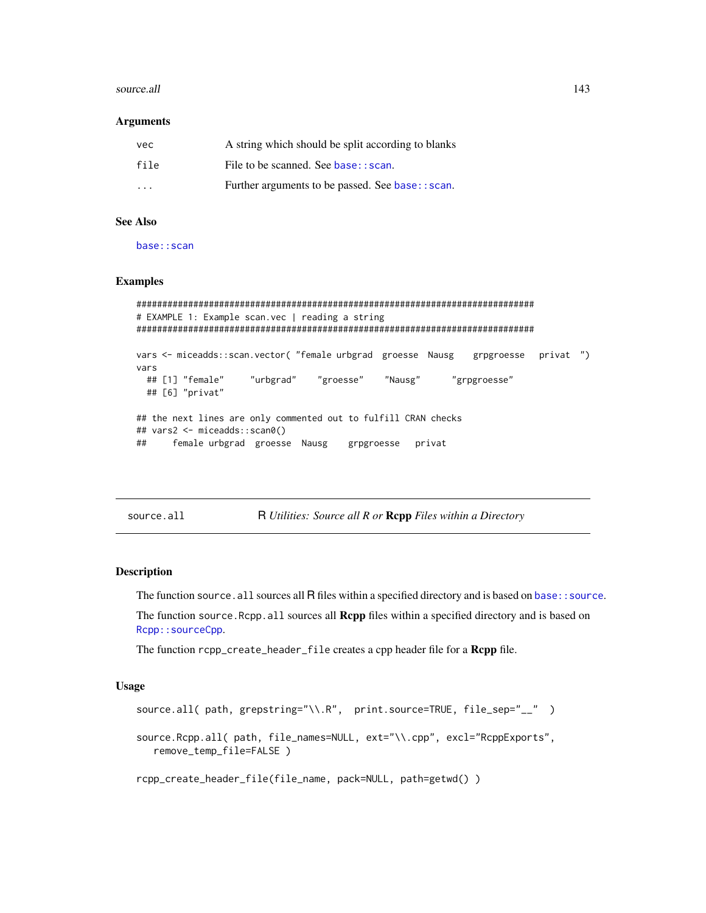### Arguments

| | |
|---|---|
| vec | A string which should be split according to blanks |
| file | File to be scanned. See base::scan. |
| ... | Further arguments to be passed. See base::scan. |

### See Also

base::scan

### Examples

```
#############################################################################
# EXAMPLE 1: Example scan.vec | reading a string
#############################################################################

vars <- miceadds::scan.vector( "female urbgrad  groesse  Nausg   grpgroesse   privat  ")
vars
  ## [1] "female"     "urbgrad"    "groesse"    "Nausg"      "grpgroesse"
  ## [6] "privat"

## the next lines are only commented out to fulfill CRAN checks
## vars2 <- miceadds::scan0()
##     female urbgrad  groesse  Nausg    grpgroesse   privat
```

---

## source.all — R *Utilities: Source all R or* **Rcpp** *Files within a Directory*

### Description

The function `source.all` sources all R files within a specified directory and is based on base::source.

The function `source.Rcpp.all` sources all **Rcpp** files within a specified directory and is based on Rcpp::sourceCpp.

The function `rcpp_create_header_file` creates a cpp header file for a **Rcpp** file.

### Usage

```
source.all( path, grepstring="\\.R",  print.source=TRUE, file_sep="__"  )

source.Rcpp.all( path, file_names=NULL, ext="\\.cpp", excl="RcppExports",
   remove_temp_file=FALSE )

rcpp_create_header_file(file_name, pack=NULL, path=getwd() )
```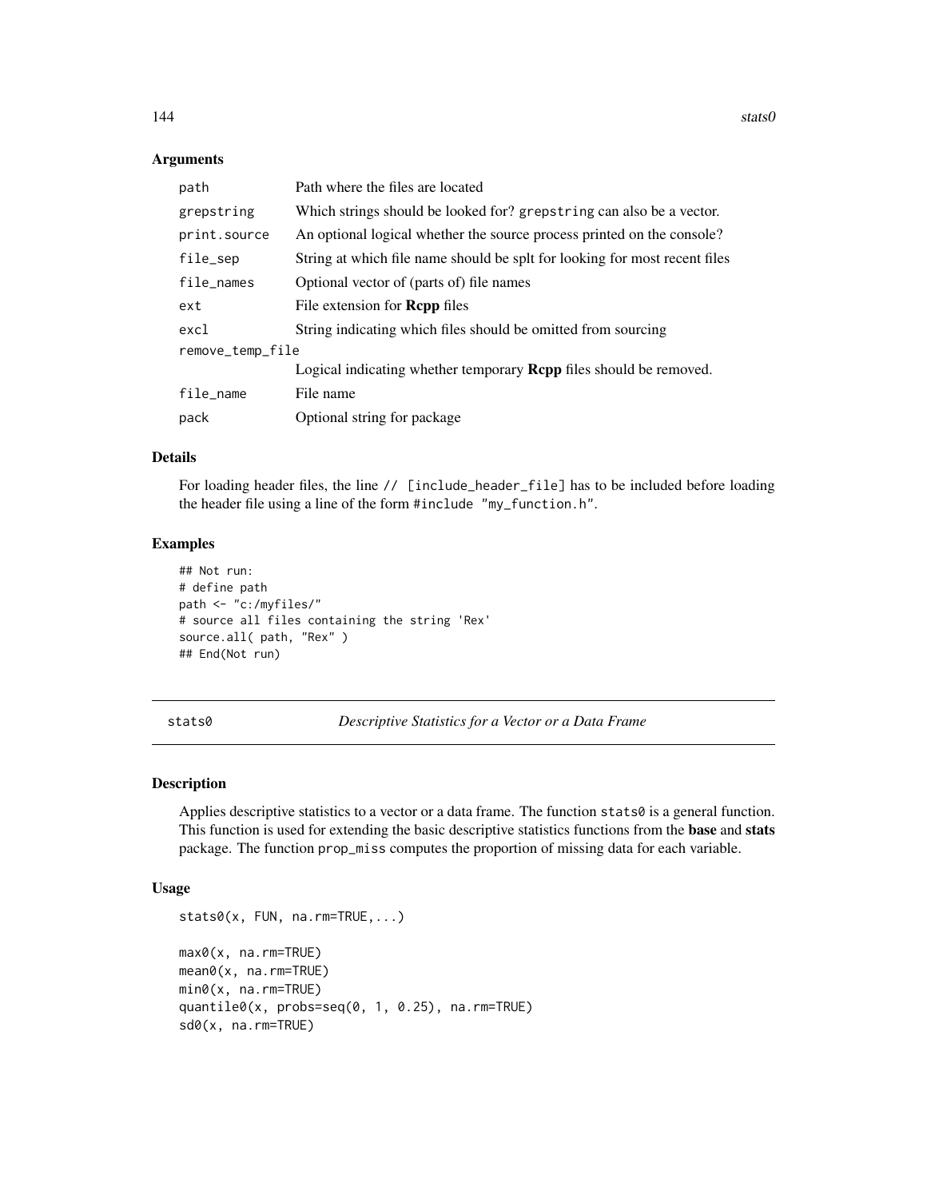### Arguments

| | |
|---|---|
| path | Path where the files are located |
| grepstring | Which strings should be looked for? grepstring can also be a vector. |
| print.source | An optional logical whether the source process printed on the console? |
| file_sep | String at which file name should be splt for looking for most recent files |
| file_names | Optional vector of (parts of) file names |
| ext | File extension for **Rcpp** files |
| excl | String indicating which files should be omitted from sourcing |
| remove_temp_file | Logical indicating whether temporary **Rcpp** files should be removed. |
| file_name | File name |
| pack | Optional string for package |

### Details

For loading header files, the line `// [include_header_file]` has to be included before loading the header file using a line of the form `#include "my_function.h"`.

### Examples

```
## Not run:
# define path
path <- "c:/myfiles/"
# source all files containing the string 'Rex'
source.all( path, "Rex" )
## End(Not run)
```

---

## stats0 — *Descriptive Statistics for a Vector or a Data Frame*

### Description

Applies descriptive statistics to a vector or a data frame. The function stats0 is a general function. This function is used for extending the basic descriptive statistics functions from the **base** and **stats** package. The function prop_miss computes the proportion of missing data for each variable.

### Usage

```
stats0(x, FUN, na.rm=TRUE,...)

max0(x, na.rm=TRUE)
mean0(x, na.rm=TRUE)
min0(x, na.rm=TRUE)
quantile0(x, probs=seq(0, 1, 0.25), na.rm=TRUE)
sd0(x, na.rm=TRUE)
```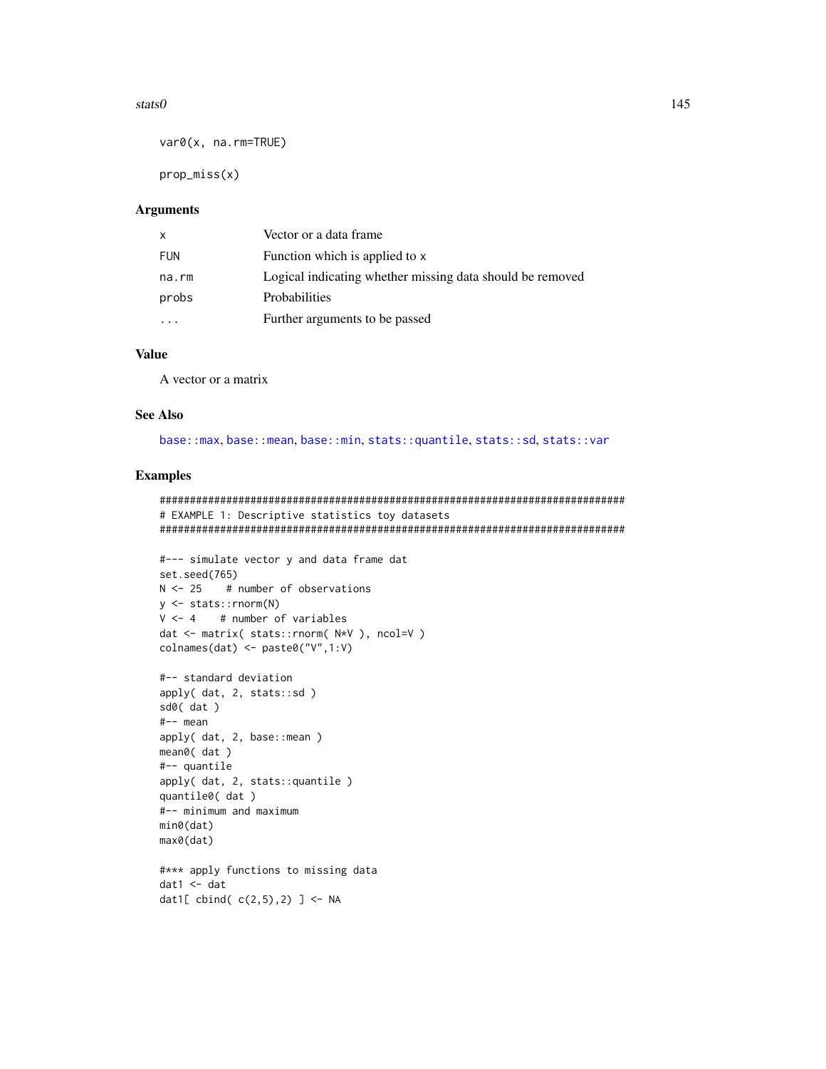```
var0(x, na.rm=TRUE)

prop_miss(x)
```

### Arguments

| | |
|---|---|
| x | Vector or a data frame |
| FUN | Function which is applied to x |
| na.rm | Logical indicating whether missing data should be removed |
| probs | Probabilities |
| ... | Further arguments to be passed |

### Value

A vector or a matrix

### See Also

base::max, base::mean, base::min, stats::quantile, stats::sd, stats::var

### Examples

```
#############################################################################
# EXAMPLE 1: Descriptive statistics toy datasets
#############################################################################

#--- simulate vector y and data frame dat
set.seed(765)
N <- 25    # number of observations
y <- stats::rnorm(N)
V <- 4    # number of variables
dat <- matrix( stats::rnorm( N*V ), ncol=V )
colnames(dat) <- paste0("V",1:V)

#-- standard deviation
apply( dat, 2, stats::sd )
sd0( dat )
#-- mean
apply( dat, 2, base::mean )
mean0( dat )
#-- quantile
apply( dat, 2, stats::quantile )
quantile0( dat )
#-- minimum and maximum
min0(dat)
max0(dat)

#*** apply functions to missing data
dat1 <- dat
dat1[ cbind( c(2,5),2) ] <- NA
```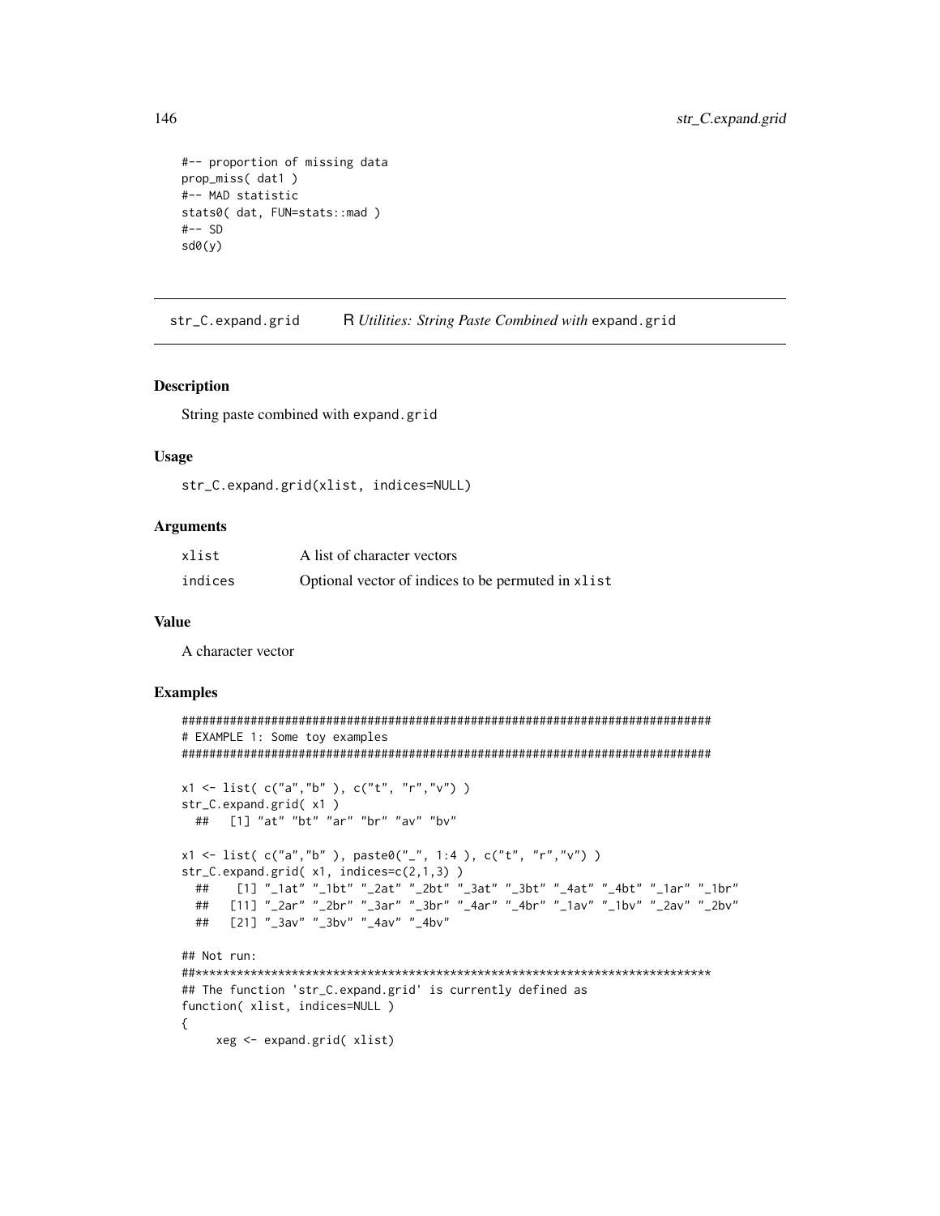```
#-- proportion of missing data
prop_miss( dat1 )
#-- MAD statistic
stats0( dat, FUN=stats::mad )
#-- SD
sd0(y)
```

## str_C.expand.grid — R *Utilities: String Paste Combined with* expand.grid

### Description

String paste combined with expand.grid

### Usage

```
str_C.expand.grid(xlist, indices=NULL)
```

### Arguments

| | |
|---|---|
| xlist | A list of character vectors |
| indices | Optional vector of indices to be permuted in xlist |

### Value

A character vector

### Examples

```
#############################################################################
# EXAMPLE 1: Some toy examples
#############################################################################

x1 <- list( c("a","b" ), c("t", "r","v") )
str_C.expand.grid( x1 )
  ##   [1] "at" "bt" "ar" "br" "av" "bv"

x1 <- list( c("a","b" ), paste0("_", 1:4 ), c("t", "r","v") )
str_C.expand.grid( x1, indices=c(2,1,3) )
  ##    [1] "_1at" "_1bt" "_2at" "_2bt" "_3at" "_3bt" "_4at" "_4bt" "_1ar" "_1br"
  ##   [11] "_2ar" "_2br" "_3ar" "_3br" "_4ar" "_4br" "_1av" "_1bv" "_2av" "_2bv"
  ##   [21] "_3av" "_3bv" "_4av" "_4bv"

## Not run:
##***************************************************************************
## The function 'str_C.expand.grid' is currently defined as
function( xlist, indices=NULL )
{
     xeg <- expand.grid( xlist)
```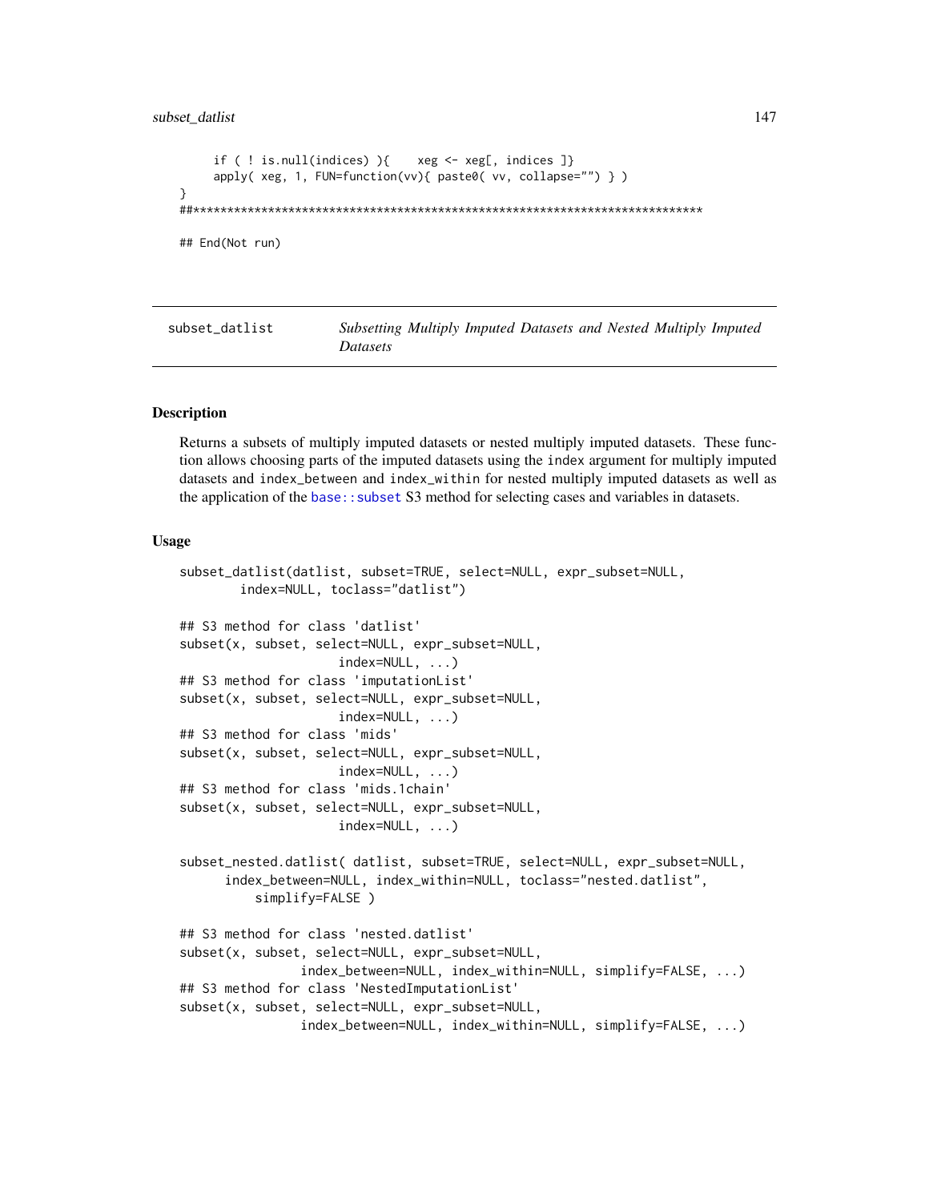```
    if ( ! is.null(indices) ){    xeg <- xeg[, indices ]}
    apply( xeg, 1, FUN=function(vv){ paste0( vv, collapse="") } )
}
##*****************************************************************************

## End(Not run)
```

---

## subset_datlist — *Subsetting Multiply Imputed Datasets and Nested Multiply Imputed Datasets*

---

### Description

Returns a subsets of multiply imputed datasets or nested multiply imputed datasets. These function allows choosing parts of the imputed datasets using the `index` argument for multiply imputed datasets and `index_between` and `index_within` for nested multiply imputed datasets as well as the application of the `base::subset` S3 method for selecting cases and variables in datasets.

### Usage

```
subset_datlist(datlist, subset=TRUE, select=NULL, expr_subset=NULL,
       index=NULL, toclass="datlist")

## S3 method for class 'datlist'
subset(x, subset, select=NULL, expr_subset=NULL,
                 index=NULL, ...)
## S3 method for class 'imputationList'
subset(x, subset, select=NULL, expr_subset=NULL,
                 index=NULL, ...)
## S3 method for class 'mids'
subset(x, subset, select=NULL, expr_subset=NULL,
                 index=NULL, ...)
## S3 method for class 'mids.1chain'
subset(x, subset, select=NULL, expr_subset=NULL,
                 index=NULL, ...)

subset_nested.datlist( datlist, subset=TRUE, select=NULL, expr_subset=NULL,
     index_between=NULL, index_within=NULL, toclass="nested.datlist",
        simplify=FALSE )

## S3 method for class 'nested.datlist'
subset(x, subset, select=NULL, expr_subset=NULL,
            index_between=NULL, index_within=NULL, simplify=FALSE, ...)
## S3 method for class 'NestedImputationList'
subset(x, subset, select=NULL, expr_subset=NULL,
            index_between=NULL, index_within=NULL, simplify=FALSE, ...)
```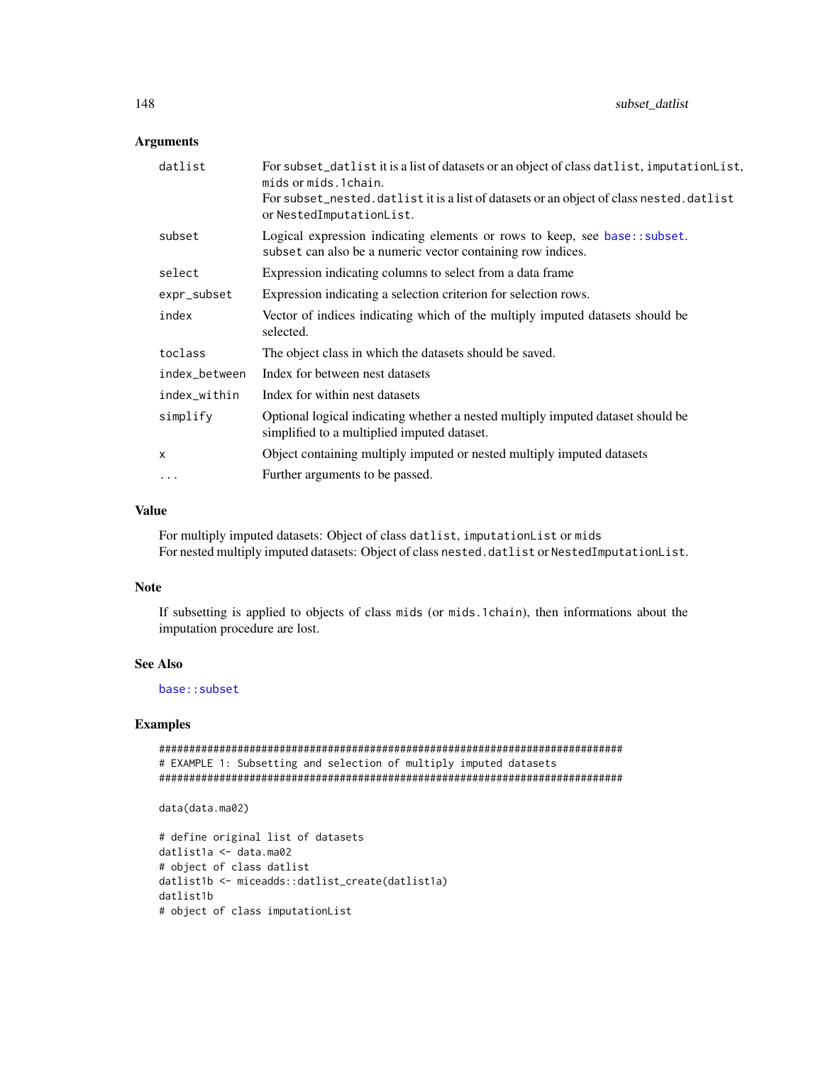## Arguments

| | |
|---|---|
| `datlist` | For `subset_datlist` it is a list of datasets or an object of class `datlist`, `imputationList`, `mids` or `mids.1chain`. For `subset_nested.datlist` it is a list of datasets or an object of class `nested.datlist` or `NestedImputationList`. |
| `subset` | Logical expression indicating elements or rows to keep, see `base::subset`. `subset` can also be a numeric vector containing row indices. |
| `select` | Expression indicating columns to select from a data frame |
| `expr_subset` | Expression indicating a selection criterion for selection rows. |
| `index` | Vector of indices indicating which of the multiply imputed datasets should be selected. |
| `toclass` | The object class in which the datasets should be saved. |
| `index_between` | Index for between nest datasets |
| `index_within` | Index for within nest datasets |
| `simplify` | Optional logical indicating whether a nested multiply imputed dataset should be simplified to a multiplied imputed dataset. |
| `x` | Object containing multiply imputed or nested multiply imputed datasets |
| `...` | Further arguments to be passed. |

## Value

For multiply imputed datasets: Object of class `datlist`, `imputationList` or `mids`
For nested multiply imputed datasets: Object of class `nested.datlist` or `NestedImputationList`.

## Note

If subsetting is applied to objects of class `mids` (or `mids.1chain`), then informations about the imputation procedure are lost.

## See Also

`base::subset`

## Examples

```
#############################################################################
# EXAMPLE 1: Subsetting and selection of multiply imputed datasets
#############################################################################

data(data.ma02)

# define original list of datasets
datlist1a <- data.ma02
# object of class datlist
datlist1b <- miceadds::datlist_create(datlist1a)
datlist1b
# object of class imputationList
```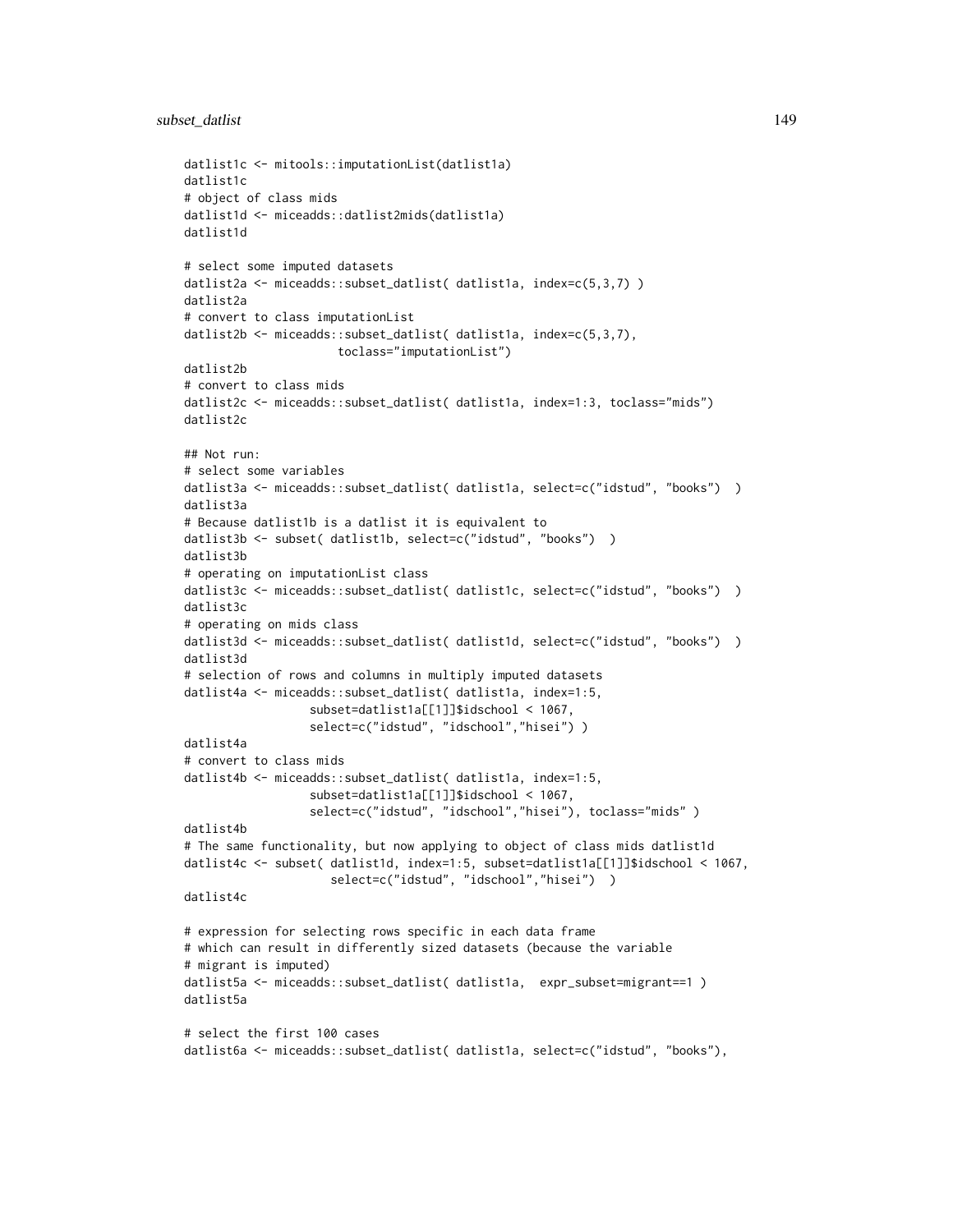```
datlist1c <- mitools::imputationList(datlist1a)
datlist1c
# object of class mids
datlist1d <- miceadds::datlist2mids(datlist1a)
datlist1d

# select some imputed datasets
datlist2a <- miceadds::subset_datlist( datlist1a, index=c(5,3,7) )
datlist2a
# convert to class imputationList
datlist2b <- miceadds::subset_datlist( datlist1a, index=c(5,3,7),
                    toclass="imputationList")
datlist2b
# convert to class mids
datlist2c <- miceadds::subset_datlist( datlist1a, index=1:3, toclass="mids")
datlist2c

## Not run:
# select some variables
datlist3a <- miceadds::subset_datlist( datlist1a, select=c("idstud", "books")  )
datlist3a
# Because datlist1b is a datlist it is equivalent to
datlist3b <- subset( datlist1b, select=c("idstud", "books")  )
datlist3b
# operating on imputationList class
datlist3c <- miceadds::subset_datlist( datlist1c, select=c("idstud", "books")  )
datlist3c
# operating on mids class
datlist3d <- miceadds::subset_datlist( datlist1d, select=c("idstud", "books")  )
datlist3d
# selection of rows and columns in multiply imputed datasets
datlist4a <- miceadds::subset_datlist( datlist1a, index=1:5,
                 subset=datlist1a[[1]]$idschool < 1067,
                 select=c("idstud", "idschool","hisei") )
datlist4a
# convert to class mids
datlist4b <- miceadds::subset_datlist( datlist1a, index=1:5,
                 subset=datlist1a[[1]]$idschool < 1067,
                 select=c("idstud", "idschool","hisei"), toclass="mids" )
datlist4b
# The same functionality, but now applying to object of class mids datlist1d
datlist4c <- subset( datlist1d, index=1:5, subset=datlist1a[[1]]$idschool < 1067,
                   select=c("idstud", "idschool","hisei")  )
datlist4c

# expression for selecting rows specific in each data frame
# which can result in differently sized datasets (because the variable
# migrant is imputed)
datlist5a <- miceadds::subset_datlist( datlist1a,  expr_subset=migrant==1 )
datlist5a

# select the first 100 cases
datlist6a <- miceadds::subset_datlist( datlist1a, select=c("idstud", "books"),
```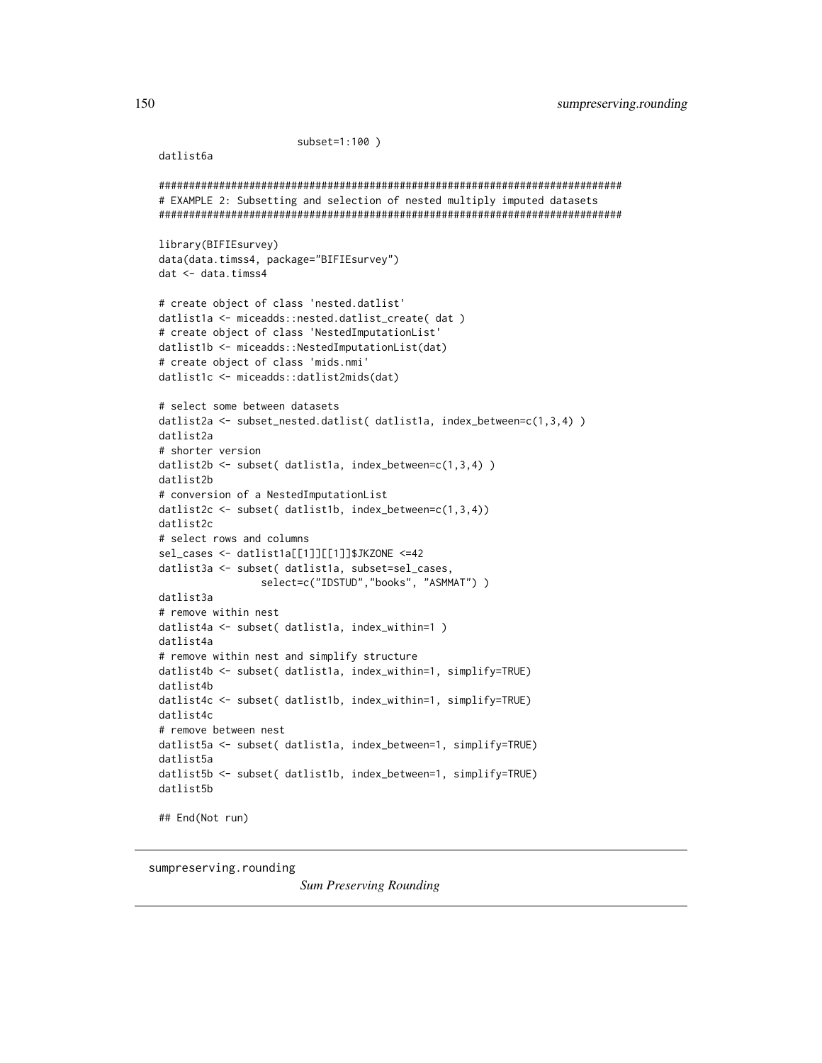```
                        subset=1:100 )
datlist6a

#############################################################################
# EXAMPLE 2: Subsetting and selection of nested multiply imputed datasets
#############################################################################

library(BIFIEsurvey)
data(data.timss4, package="BIFIEsurvey")
dat <- data.timss4

# create object of class 'nested.datlist'
datlist1a <- miceadds::nested.datlist_create( dat )
# create object of class 'NestedImputationList'
datlist1b <- miceadds::NestedImputationList(dat)
# create object of class 'mids.nmi'
datlist1c <- miceadds::datlist2mids(dat)

# select some between datasets
datlist2a <- subset_nested.datlist( datlist1a, index_between=c(1,3,4) )
datlist2a
# shorter version
datlist2b <- subset( datlist1a, index_between=c(1,3,4) )
datlist2b
# conversion of a NestedImputationList
datlist2c <- subset( datlist1b, index_between=c(1,3,4))
datlist2c
# select rows and columns
sel_cases <- datlist1a[[1]][[1]]$JKZONE <=42
datlist3a <- subset( datlist1a, subset=sel_cases,
                 select=c("IDSTUD","books", "ASMMAT") )
datlist3a
# remove within nest
datlist4a <- subset( datlist1a, index_within=1 )
datlist4a
# remove within nest and simplify structure
datlist4b <- subset( datlist1a, index_within=1, simplify=TRUE)
datlist4b
datlist4c <- subset( datlist1b, index_within=1, simplify=TRUE)
datlist4c
# remove between nest
datlist5a <- subset( datlist1a, index_between=1, simplify=TRUE)
datlist5a
datlist5b <- subset( datlist1b, index_between=1, simplify=TRUE)
datlist5b

## End(Not run)
```

---

sumpreserving.rounding

*Sum Preserving Rounding*

---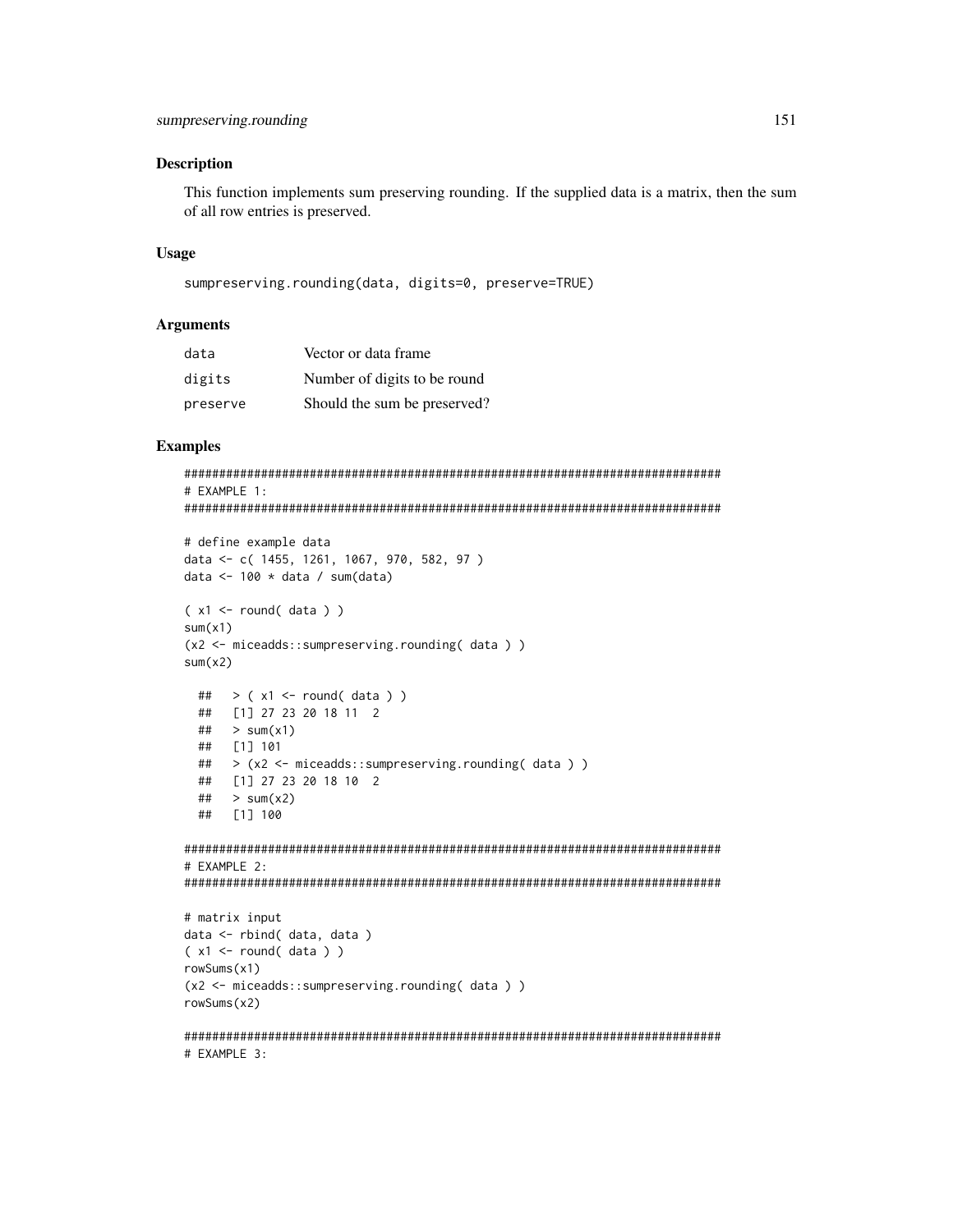### Description

This function implements sum preserving rounding. If the supplied data is a matrix, then the sum of all row entries is preserved.

### Usage

```
sumpreserving.rounding(data, digits=0, preserve=TRUE)
```

### Arguments

| | |
|---|---|
| data | Vector or data frame |
| digits | Number of digits to be round |
| preserve | Should the sum be preserved? |

### Examples

```
#############################################################################
# EXAMPLE 1:
#############################################################################

# define example data
data <- c( 1455, 1261, 1067, 970, 582, 97 )
data <- 100 * data / sum(data)

( x1 <- round( data ) )
sum(x1)
(x2 <- miceadds::sumpreserving.rounding( data ) )
sum(x2)

  ##   > ( x1 <- round( data ) )
  ##   [1] 27 23 20 18 11  2
  ##   > sum(x1)
  ##   [1] 101
  ##   > (x2 <- miceadds::sumpreserving.rounding( data ) )
  ##   [1] 27 23 20 18 10  2
  ##   > sum(x2)
  ##   [1] 100

#############################################################################
# EXAMPLE 2:
#############################################################################

# matrix input
data <- rbind( data, data )
( x1 <- round( data ) )
rowSums(x1)
(x2 <- miceadds::sumpreserving.rounding( data ) )
rowSums(x2)

#############################################################################
# EXAMPLE 3:
```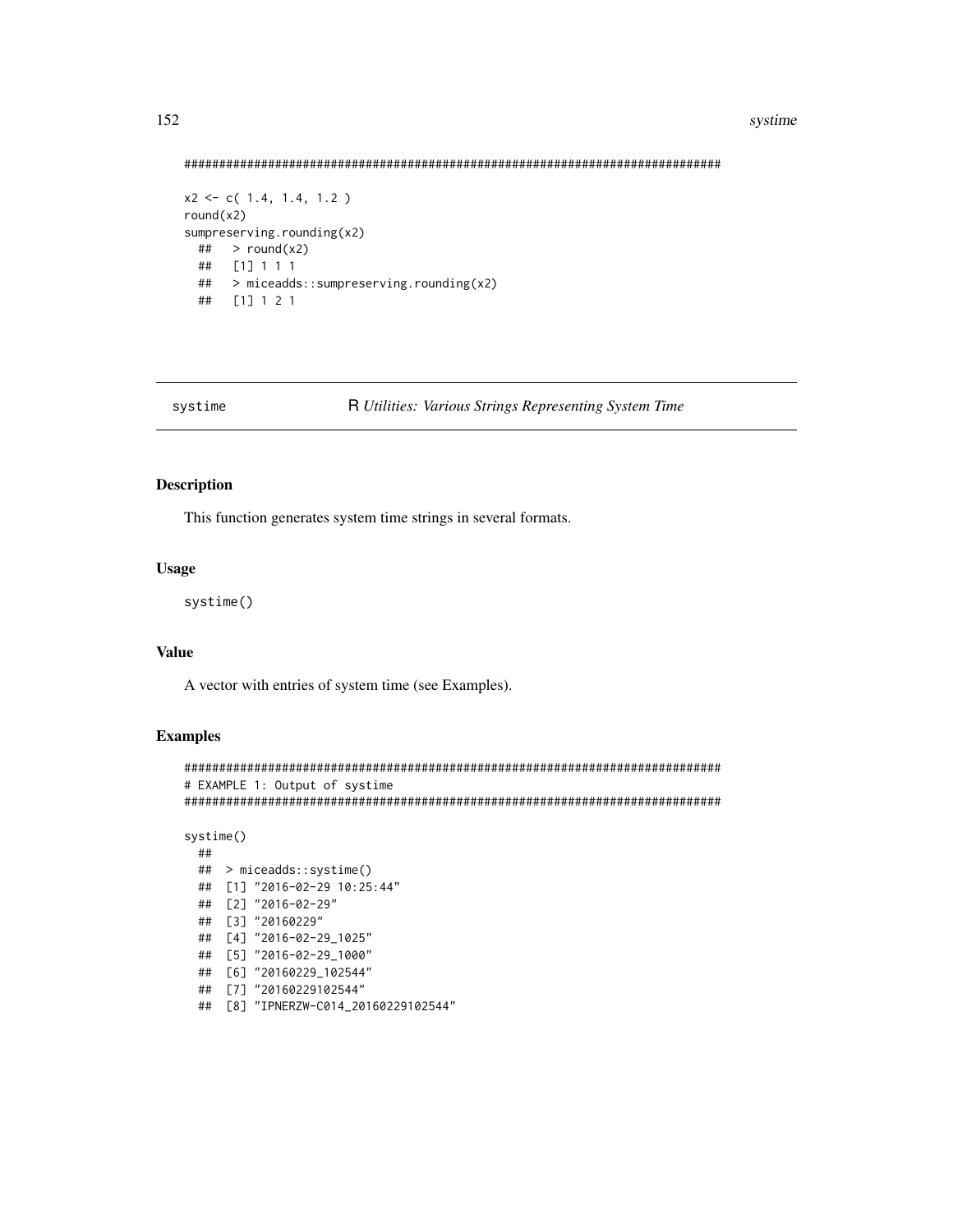```
#############################################################################

x2 <- c( 1.4, 1.4, 1.2 )
round(x2)
sumpreserving.rounding(x2)
  ##   > round(x2)
  ##   [1] 1 1 1
  ##   > miceadds::sumpreserving.rounding(x2)
  ##   [1] 1 2 1
```

---

systime — *R Utilities: Various Strings Representing System Time*

---

### Description

This function generates system time strings in several formats.

### Usage

```
systime()
```

### Value

A vector with entries of system time (see Examples).

### Examples

```
#############################################################################
# EXAMPLE 1: Output of systime
#############################################################################

systime()
  ##
  ##  > miceadds::systime()
  ##  [1] "2016-02-29 10:25:44"
  ##  [2] "2016-02-29"
  ##  [3] "20160229"
  ##  [4] "2016-02-29_1025"
  ##  [5] "2016-02-29_1000"
  ##  [6] "20160229_102544"
  ##  [7] "20160229102544"
  ##  [8] "IPNERZW-C014_20160229102544"
```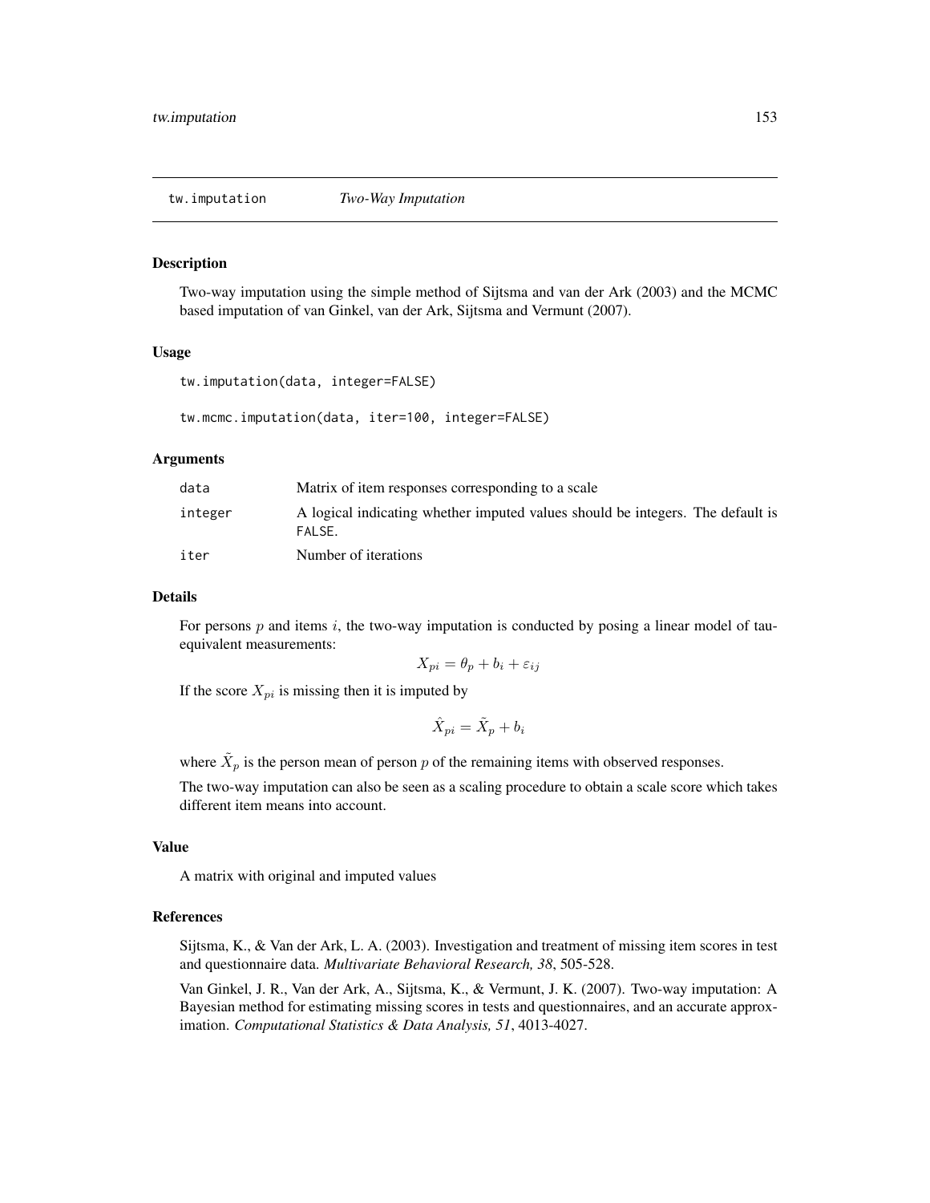## tw.imputation *Two-Way Imputation*

### Description

Two-way imputation using the simple method of Sijtsma and van der Ark (2003) and the MCMC based imputation of van Ginkel, van der Ark, Sijtsma and Vermunt (2007).

### Usage

```
tw.imputation(data, integer=FALSE)

tw.mcmc.imputation(data, iter=100, integer=FALSE)
```

### Arguments

| | |
|---|---|
| data | Matrix of item responses corresponding to a scale |
| integer | A logical indicating whether imputed values should be integers. The default is FALSE. |
| iter | Number of iterations |

### Details

For persons $p$ and items $i$, the two-way imputation is conducted by posing a linear model of tau-equivalent measurements:

$$X_{pi} = \theta_p + b_i + \varepsilon_{ij}$$

If the score $X_{pi}$ is missing then it is imputed by

$$\hat{X}_{pi} = \tilde{X}_p + b_i$$

where $\tilde{X}_p$ is the person mean of person $p$ of the remaining items with observed responses.

The two-way imputation can also be seen as a scaling procedure to obtain a scale score which takes different item means into account.

### Value

A matrix with original and imputed values

### References

Sijtsma, K., & Van der Ark, L. A. (2003). Investigation and treatment of missing item scores in test and questionnaire data. *Multivariate Behavioral Research, 38*, 505-528.

Van Ginkel, J. R., Van der Ark, A., Sijtsma, K., & Vermunt, J. K. (2007). Two-way imputation: A Bayesian method for estimating missing scores in tests and questionnaires, and an accurate approximation. *Computational Statistics & Data Analysis, 51*, 4013-4027.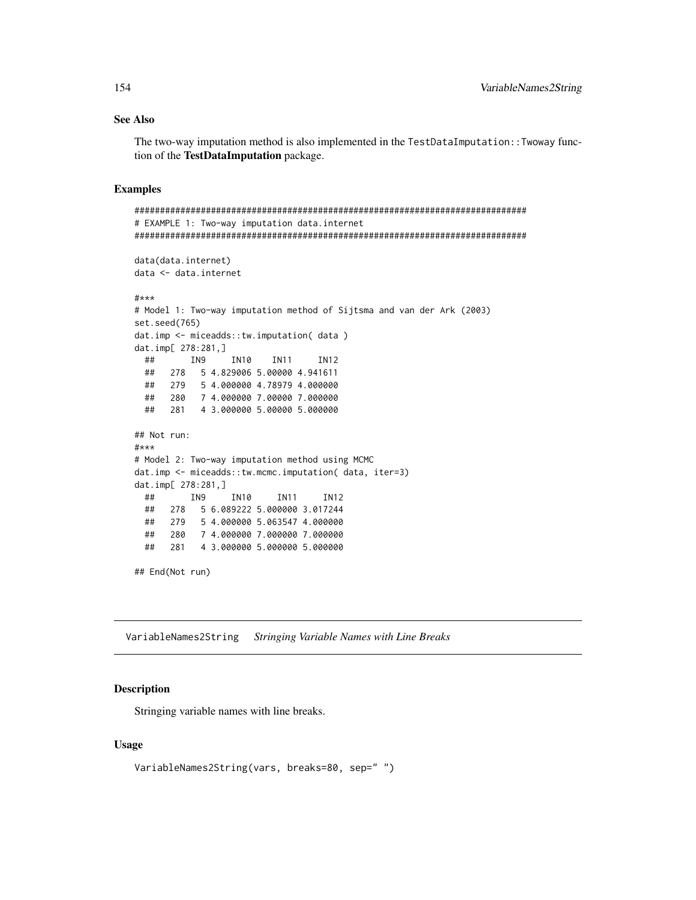### See Also

The two-way imputation method is also implemented in the `TestDataImputation::Twoway` function of the **TestDataImputation** package.

### Examples

```
#############################################################################
# EXAMPLE 1: Two-way imputation data.internet
#############################################################################

data(data.internet)
data <- data.internet

#***
# Model 1: Two-way imputation method of Sijtsma and van der Ark (2003)
set.seed(765)
dat.imp <- miceadds::tw.imputation( data )
dat.imp[ 278:281,]
  ##       IN9     IN10    IN11     IN12
  ##   278   5 4.829006 5.00000 4.941611
  ##   279   5 4.000000 4.78979 4.000000
  ##   280   7 4.000000 7.00000 7.000000
  ##   281   4 3.000000 5.00000 5.000000

## Not run:
#***
# Model 2: Two-way imputation method using MCMC
dat.imp <- miceadds::tw.mcmc.imputation( data, iter=3)
dat.imp[ 278:281,]
  ##       IN9     IN10     IN11     IN12
  ##   278   5 6.089222 5.000000 3.017244
  ##   279   5 4.000000 5.063547 4.000000
  ##   280   7 4.000000 7.000000 7.000000
  ##   281   4 3.000000 5.000000 5.000000

## End(Not run)
```

---

## VariableNames2String *Stringing Variable Names with Line Breaks*

---

### Description

Stringing variable names with line breaks.

### Usage

```
VariableNames2String(vars, breaks=80, sep=" ")
```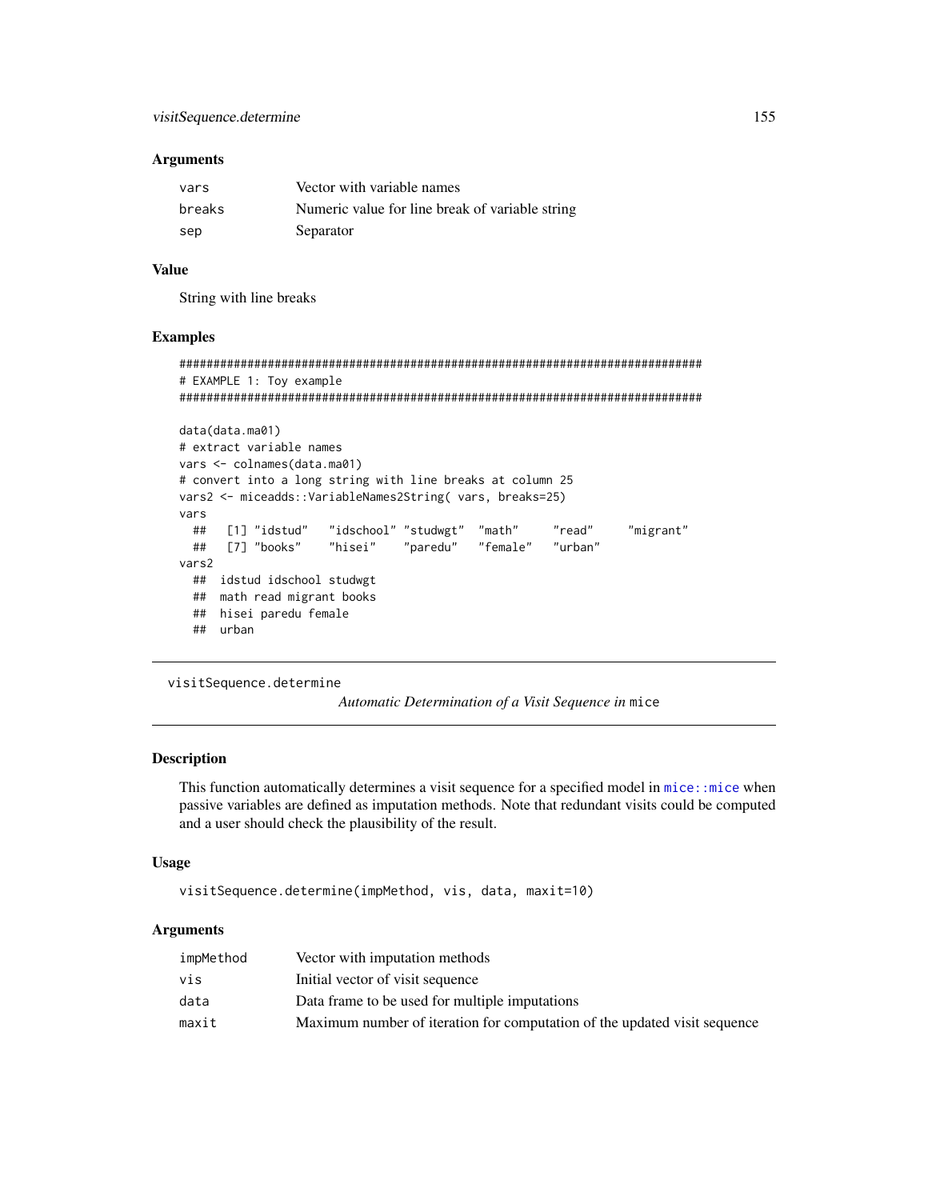### Arguments

| | |
|---|---|
| vars | Vector with variable names |
| breaks | Numeric value for line break of variable string |
| sep | Separator |

### Value

String with line breaks

### Examples

```
#############################################################################
# EXAMPLE 1: Toy example
#############################################################################

data(data.ma01)
# extract variable names
vars <- colnames(data.ma01)
# convert into a long string with line breaks at column 25
vars2 <- miceadds::VariableNames2String( vars, breaks=25)
vars
  ##   [1] "idstud"   "idschool" "studwgt"  "math"     "read"     "migrant"
  ##   [7] "books"    "hisei"    "paredu"   "female"   "urban"
vars2
  ##  idstud idschool studwgt
  ##  math read migrant books
  ##  hisei paredu female
  ##  urban
```

---

## visitSequence.determine

*Automatic Determination of a Visit Sequence in* mice

### Description

This function automatically determines a visit sequence for a specified model in `mice::mice` when passive variables are defined as imputation methods. Note that redundant visits could be computed and a user should check the plausibility of the result.

### Usage

```
visitSequence.determine(impMethod, vis, data, maxit=10)
```

### Arguments

| | |
|---|---|
| impMethod | Vector with imputation methods |
| vis | Initial vector of visit sequence |
| data | Data frame to be used for multiple imputations |
| maxit | Maximum number of iteration for computation of the updated visit sequence |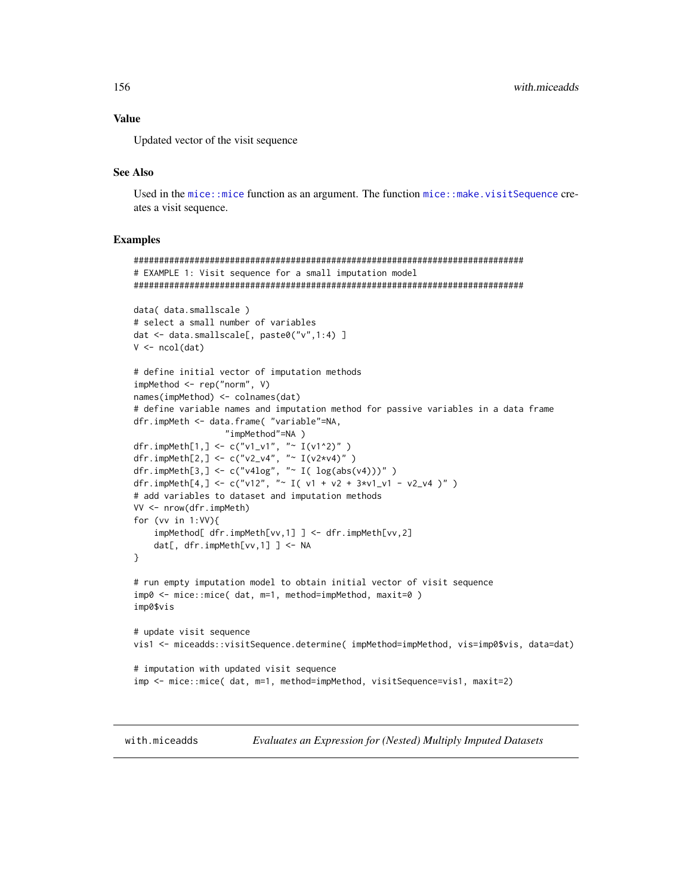## Value

Updated vector of the visit sequence

## See Also

Used in the `mice::mice` function as an argument. The function `mice::make.visitSequence` creates a visit sequence.

## Examples

```
#############################################################################
# EXAMPLE 1: Visit sequence for a small imputation model
#############################################################################

data( data.smallscale )
# select a small number of variables
dat <- data.smallscale[, paste0("v",1:4) ]
V <- ncol(dat)

# define initial vector of imputation methods
impMethod <- rep("norm", V)
names(impMethod) <- colnames(dat)
# define variable names and imputation method for passive variables in a data frame
dfr.impMeth <- data.frame( "variable"=NA,
                 "impMethod"=NA )
dfr.impMeth[1,] <- c("v1_v1", "~ I(v1^2)" )
dfr.impMeth[2,] <- c("v2_v4", "~ I(v2*v4)" )
dfr.impMeth[3,] <- c("v4log", "~ I( log(abs(v4)))" )
dfr.impMeth[4,] <- c("v12", "~ I( v1 + v2 + 3*v1_v1 - v2_v4 )" )
# add variables to dataset and imputation methods
VV <- nrow(dfr.impMeth)
for (vv in 1:VV){
    impMethod[ dfr.impMeth[vv,1] ] <- dfr.impMeth[vv,2]
    dat[, dfr.impMeth[vv,1] ] <- NA
}

# run empty imputation model to obtain initial vector of visit sequence
imp0 <- mice::mice( dat, m=1, method=impMethod, maxit=0 )
imp0$vis

# update visit sequence
vis1 <- miceadds::visitSequence.determine( impMethod=impMethod, vis=imp0$vis, data=dat)

# imputation with updated visit sequence
imp <- mice::mice( dat, m=1, method=impMethod, visitSequence=vis1, maxit=2)
```

---

`with.miceadds` *Evaluates an Expression for (Nested) Multiply Imputed Datasets*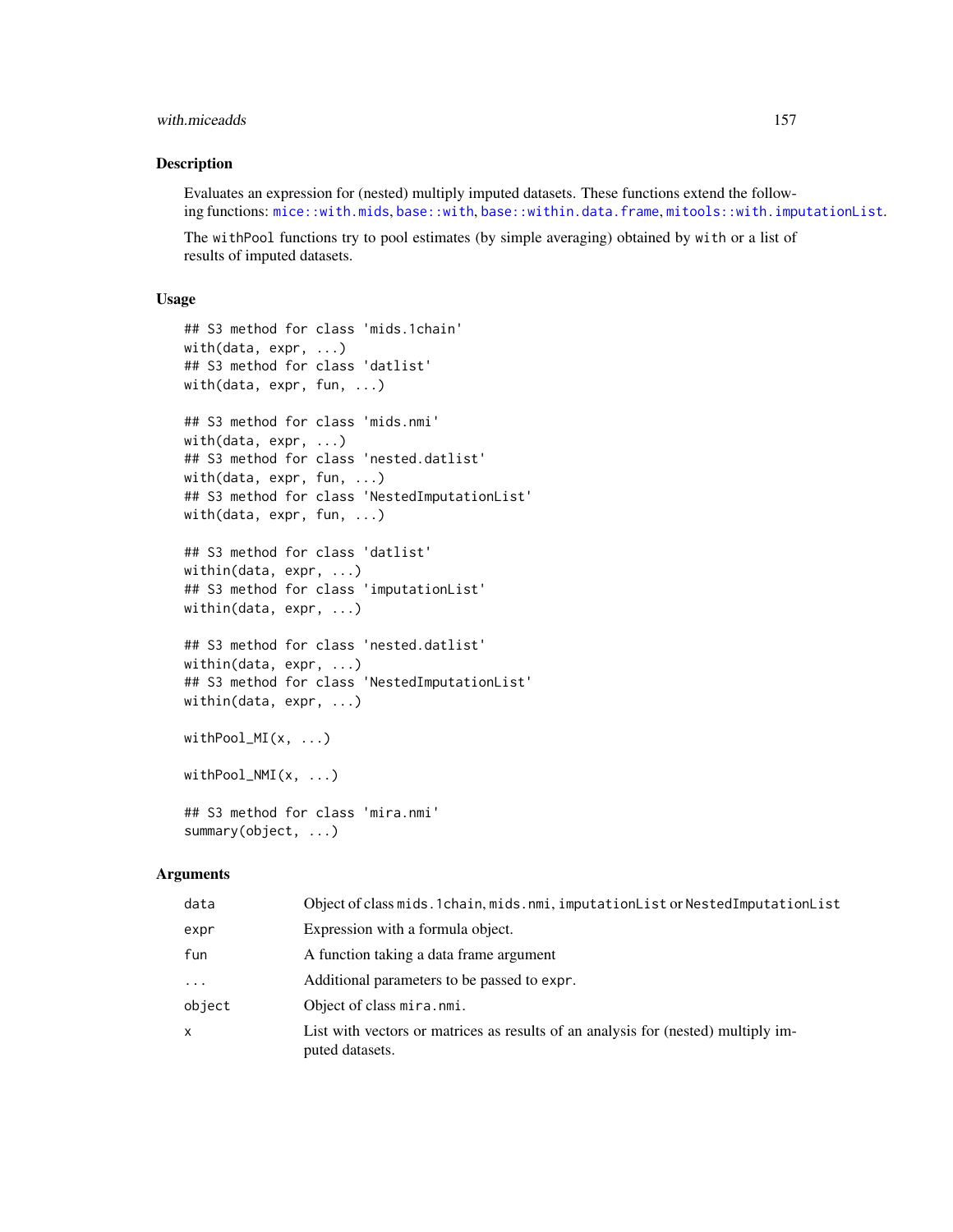## Description

Evaluates an expression for (nested) multiply imputed datasets. These functions extend the following functions: `mice::with.mids`, `base::with`, `base::within.data.frame`, `mitools::with.imputationList`.

The `withPool` functions try to pool estimates (by simple averaging) obtained by `with` or a list of results of imputed datasets.

## Usage

```
## S3 method for class 'mids.1chain'
with(data, expr, ...)
## S3 method for class 'datlist'
with(data, expr, fun, ...)

## S3 method for class 'mids.nmi'
with(data, expr, ...)
## S3 method for class 'nested.datlist'
with(data, expr, fun, ...)
## S3 method for class 'NestedImputationList'
with(data, expr, fun, ...)

## S3 method for class 'datlist'
within(data, expr, ...)
## S3 method for class 'imputationList'
within(data, expr, ...)

## S3 method for class 'nested.datlist'
within(data, expr, ...)
## S3 method for class 'NestedImputationList'
within(data, expr, ...)

withPool_MI(x, ...)

withPool_NMI(x, ...)

## S3 method for class 'mira.nmi'
summary(object, ...)
```

## Arguments

| | |
|---|---|
| `data` | Object of class `mids.1chain`, `mids.nmi`, `imputationList` or `NestedImputationList` |
| `expr` | Expression with a formula object. |
| `fun` | A function taking a data frame argument |
| `...` | Additional parameters to be passed to `expr`. |
| `object` | Object of class `mira.nmi`. |
| `x` | List with vectors or matrices as results of an analysis for (nested) multiply imputed datasets. |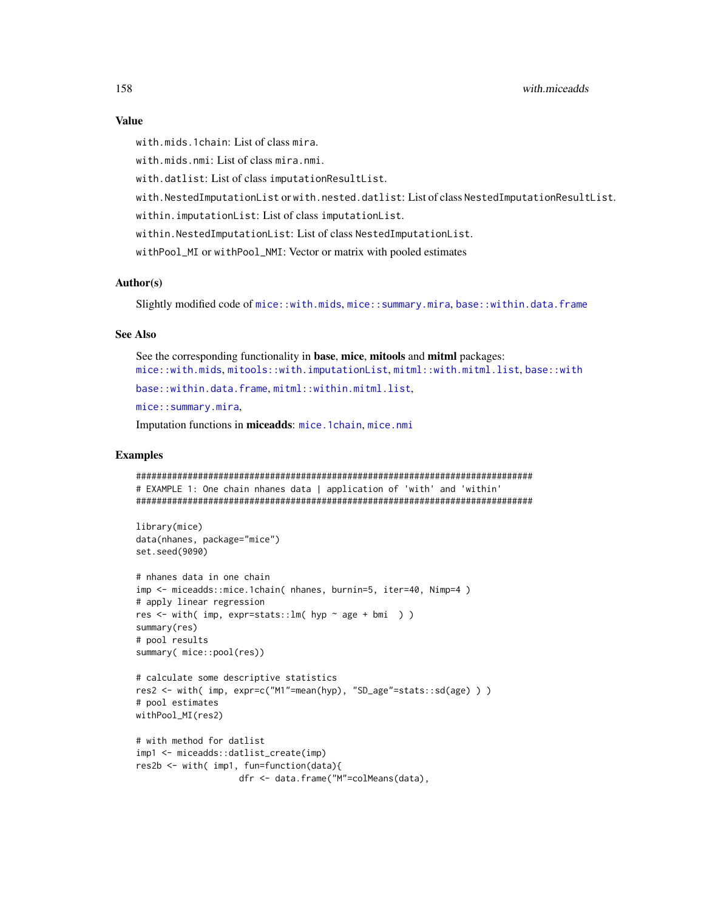### Value

`with.mids.1chain`: List of class `mira`.

`with.mids.nmi`: List of class `mira.nmi`.

`with.datlist`: List of class `imputationResultList`.

`with.NestedImputationList` or `with.nested.datlist`: List of class `NestedImputationResultList`.

`within.imputationList`: List of class `imputationList`.

`within.NestedImputationList`: List of class `NestedImputationList`.

`withPool_MI` or `withPool_NMI`: Vector or matrix with pooled estimates

### Author(s)

Slightly modified code of `mice::with.mids`, `mice::summary.mira`, `base::within.data.frame`

### See Also

See the corresponding functionality in **base**, **mice**, **mitools** and **mitml** packages:
`mice::with.mids`, `mitools::with.imputationList`, `mitml::with.mitml.list`, `base::with`

`base::within.data.frame`, `mitml::within.mitml.list`,

`mice::summary.mira`,

Imputation functions in **miceadds**: `mice.1chain`, `mice.nmi`

### Examples

```
#############################################################################
# EXAMPLE 1: One chain nhanes data | application of 'with' and 'within'
#############################################################################

library(mice)
data(nhanes, package="mice")
set.seed(9090)

# nhanes data in one chain
imp <- miceadds::mice.1chain( nhanes, burnin=5, iter=40, Nimp=4 )
# apply linear regression
res <- with( imp, expr=stats::lm( hyp ~ age + bmi  ) )
summary(res)
# pool results
summary( mice::pool(res))

# calculate some descriptive statistics
res2 <- with( imp, expr=c("M1"=mean(hyp), "SD_age"=stats::sd(age) ) )
# pool estimates
withPool_MI(res2)

# with method for datlist
imp1 <- miceadds::datlist_create(imp)
res2b <- with( imp1, fun=function(data){
                    dfr <- data.frame("M"=colMeans(data),
```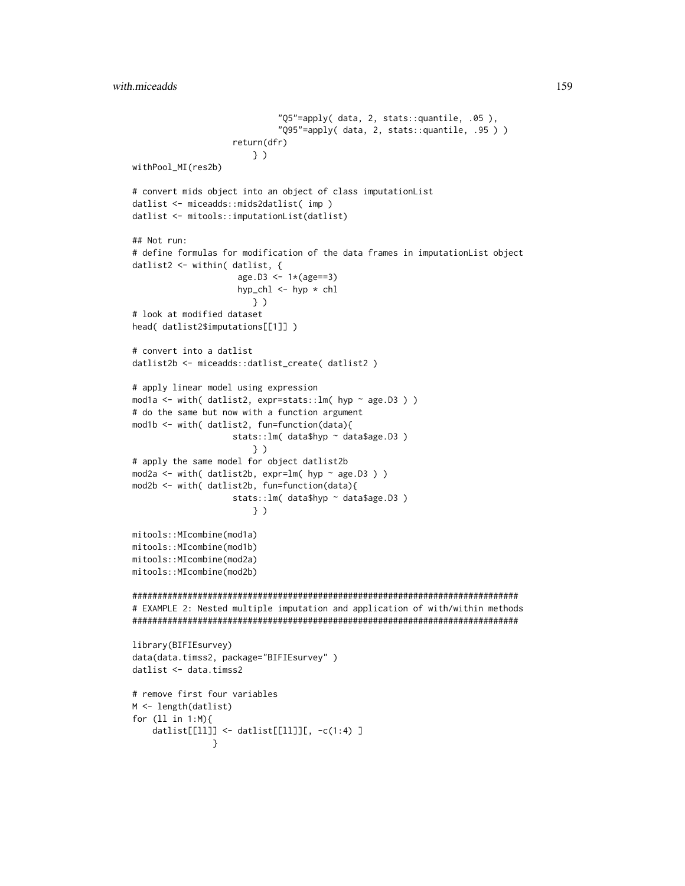```
                              "Q5"=apply( data, 2, stats::quantile, .05 ),
                              "Q95"=apply( data, 2, stats::quantile, .95 ) )
                    return(dfr)
                        } )
withPool_MI(res2b)

# convert mids object into an object of class imputationList
datlist <- miceadds::mids2datlist( imp )
datlist <- mitools::imputationList(datlist)

## Not run:
# define formulas for modification of the data frames in imputationList object
datlist2 <- within( datlist, {
                     age.D3 <- 1*(age==3)
                     hyp_chl <- hyp * chl
                        } )
# look at modified dataset
head( datlist2$imputations[[1]] )

# convert into a datlist
datlist2b <- miceadds::datlist_create( datlist2 )

# apply linear model using expression
mod1a <- with( datlist2, expr=stats::lm( hyp ~ age.D3 ) )
# do the same but now with a function argument
mod1b <- with( datlist2, fun=function(data){
                    stats::lm( data$hyp ~ data$age.D3 )
                        } )
# apply the same model for object datlist2b
mod2a <- with( datlist2b, expr=lm( hyp ~ age.D3 ) )
mod2b <- with( datlist2b, fun=function(data){
                    stats::lm( data$hyp ~ data$age.D3 )
                        } )

mitools::MIcombine(mod1a)
mitools::MIcombine(mod1b)
mitools::MIcombine(mod2a)
mitools::MIcombine(mod2b)

#############################################################################
# EXAMPLE 2: Nested multiple imputation and application of with/within methods
#############################################################################

library(BIFIEsurvey)
data(data.timss2, package="BIFIEsurvey" )
datlist <- data.timss2

# remove first four variables
M <- length(datlist)
for (ll in 1:M){
    datlist[[ll]] <- datlist[[ll]][, -c(1:4) ]
                }
```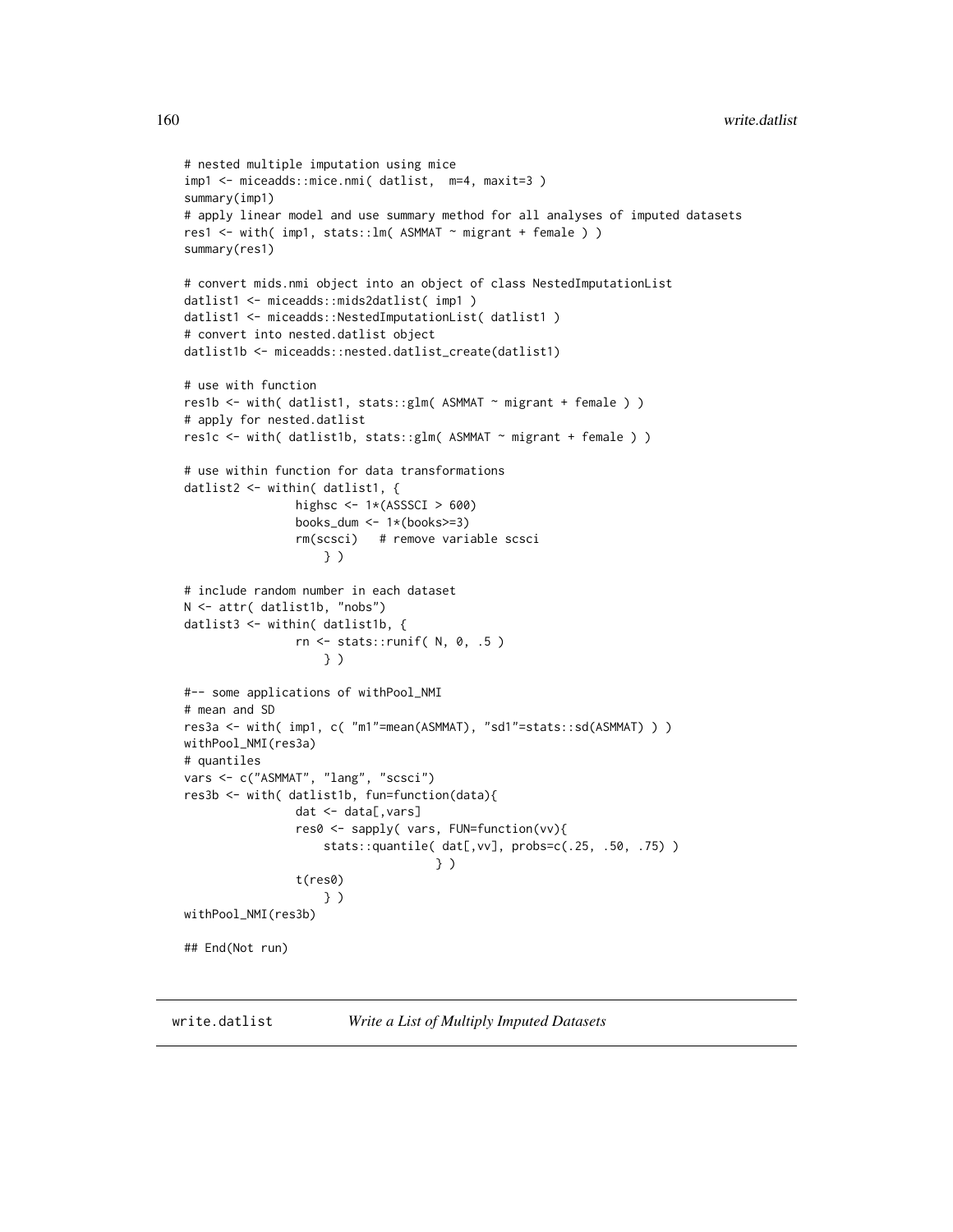```
# nested multiple imputation using mice
imp1 <- miceadds::mice.nmi( datlist,  m=4, maxit=3 )
summary(imp1)
# apply linear model and use summary method for all analyses of imputed datasets
res1 <- with( imp1, stats::lm( ASMMAT ~ migrant + female ) )
summary(res1)

# convert mids.nmi object into an object of class NestedImputationList
datlist1 <- miceadds::mids2datlist( imp1 )
datlist1 <- miceadds::NestedImputationList( datlist1 )
# convert into nested.datlist object
datlist1b <- miceadds::nested.datlist_create(datlist1)

# use with function
res1b <- with( datlist1, stats::glm( ASMMAT ~ migrant + female ) )
# apply for nested.datlist
res1c <- with( datlist1b, stats::glm( ASMMAT ~ migrant + female ) )

# use within function for data transformations
datlist2 <- within( datlist1, {
                highsc <- 1*(ASSSCI > 600)
                books_dum <- 1*(books>=3)
                rm(scsci)   # remove variable scsci
                    } )

# include random number in each dataset
N <- attr( datlist1b, "nobs")
datlist3 <- within( datlist1b, {
                rn <- stats::runif( N, 0, .5 )
                    } )

#-- some applications of withPool_NMI
# mean and SD
res3a <- with( imp1, c( "m1"=mean(ASMMAT), "sd1"=stats::sd(ASMMAT) ) )
withPool_NMI(res3a)
# quantiles
vars <- c("ASMMAT", "lang", "scsci")
res3b <- with( datlist1b, fun=function(data){
                dat <- data[,vars]
                res0 <- sapply( vars, FUN=function(vv){
                    stats::quantile( dat[,vv], probs=c(.25, .50, .75) )
                                    } )
                t(res0)
                    } )
withPool_NMI(res3b)

## End(Not run)
```

## write.datlist    *Write a List of Multiply Imputed Datasets*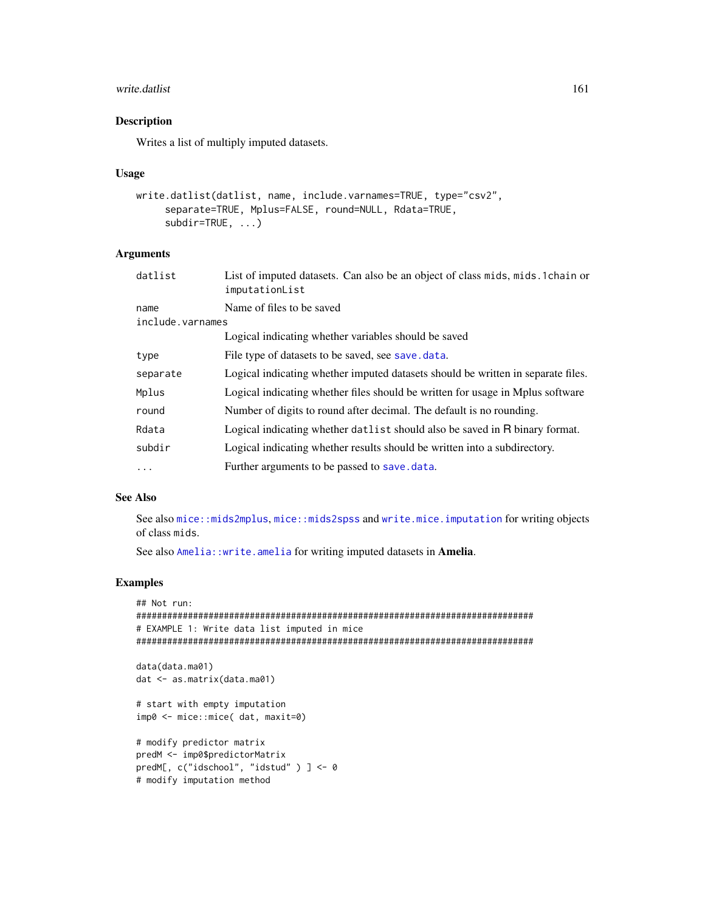## Description

Writes a list of multiply imputed datasets.

## Usage

```
write.datlist(datlist, name, include.varnames=TRUE, type="csv2",
     separate=TRUE, Mplus=FALSE, round=NULL, Rdata=TRUE,
     subdir=TRUE, ...)
```

## Arguments

| | |
|---|---|
| `datlist` | List of imputed datasets. Can also be an object of class `mids`, `mids.1chain` or `imputationList` |
| `name` | Name of files to be saved |
| `include.varnames` | Logical indicating whether variables should be saved |
| `type` | File type of datasets to be saved, see `save.data`. |
| `separate` | Logical indicating whether imputed datasets should be written in separate files. |
| `Mplus` | Logical indicating whether files should be written for usage in Mplus software |
| `round` | Number of digits to round after decimal. The default is no rounding. |
| `Rdata` | Logical indicating whether `datlist` should also be saved in R binary format. |
| `subdir` | Logical indicating whether results should be written into a subdirectory. |
| `...` | Further arguments to be passed to `save.data`. |

## See Also

See also `mice::mids2mplus`, `mice::mids2spss` and `write.mice.imputation` for writing objects of class `mids`.

See also `Amelia::write.amelia` for writing imputed datasets in **Amelia**.

## Examples

```
## Not run:
#############################################################################
# EXAMPLE 1: Write data list imputed in mice
#############################################################################

data(data.ma01)
dat <- as.matrix(data.ma01)

# start with empty imputation
imp0 <- mice::mice( dat, maxit=0)

# modify predictor matrix
predM <- imp0$predictorMatrix
predM[, c("idschool", "idstud" ) ] <- 0
# modify imputation method
```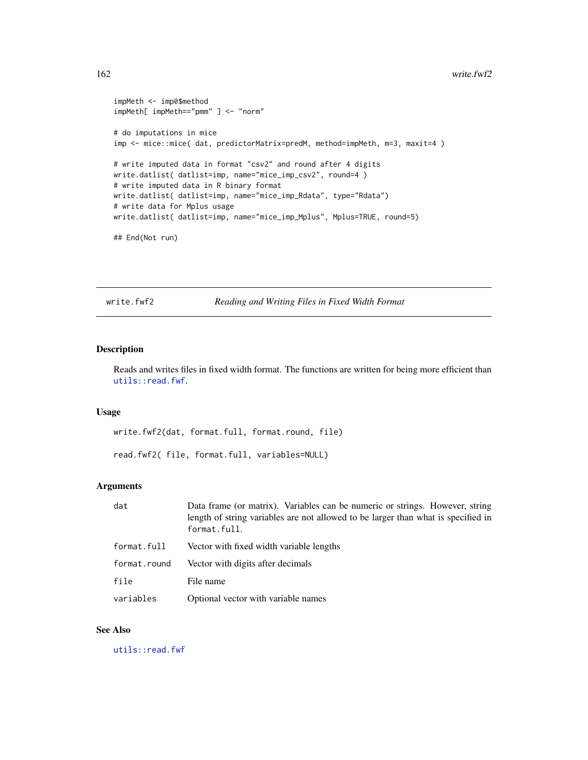```
impMeth <- imp0$method
impMeth[ impMeth=="pmm" ] <- "norm"

# do imputations in mice
imp <- mice::mice( dat, predictorMatrix=predM, method=impMeth, m=3, maxit=4 )

# write imputed data in format "csv2" and round after 4 digits
write.datlist( datlist=imp, name="mice_imp_csv2", round=4 )
# write imputed data in R binary format
write.datlist( datlist=imp, name="mice_imp_Rdata", type="Rdata")
# write data for Mplus usage
write.datlist( datlist=imp, name="mice_imp_Mplus", Mplus=TRUE, round=5)

## End(Not run)
```

## write.fwf2 — *Reading and Writing Files in Fixed Width Format*

### Description

Reads and writes files in fixed width format. The functions are written for being more efficient than `utils::read.fwf`.

### Usage

```
write.fwf2(dat, format.full, format.round, file)

read.fwf2( file, format.full, variables=NULL)
```

### Arguments

| | |
|---|---|
| `dat` | Data frame (or matrix). Variables can be numeric or strings. However, string length of string variables are not allowed to be larger than what is specified in `format.full`. |
| `format.full` | Vector with fixed width variable lengths |
| `format.round` | Vector with digits after decimals |
| `file` | File name |
| `variables` | Optional vector with variable names |

### See Also

`utils::read.fwf`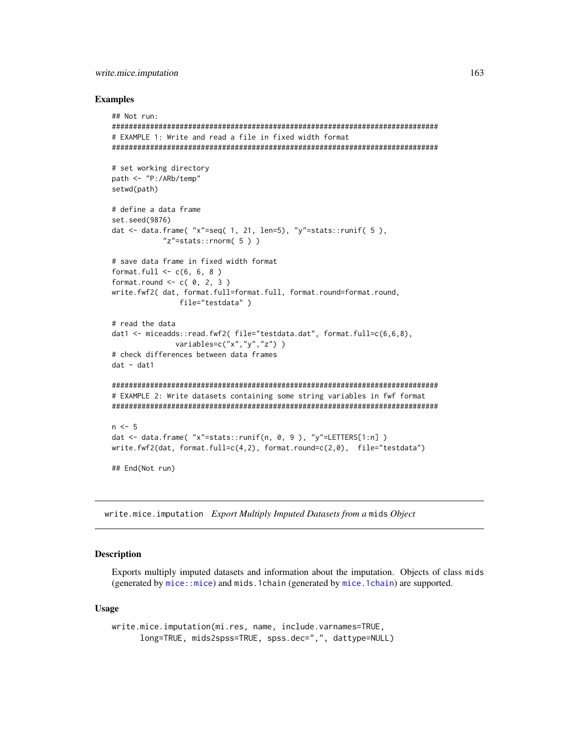### Examples

```
## Not run:
#############################################################################
# EXAMPLE 1: Write and read a file in fixed width format
#############################################################################

# set working directory
path <- "P:/ARb/temp"
setwd(path)

# define a data frame
set.seed(9876)
dat <- data.frame( "x"=seq( 1, 21, len=5), "y"=stats::runif( 5 ),
            "z"=stats::rnorm( 5 ) )

# save data frame in fixed width format
format.full <- c(6, 6, 8 )
format.round <- c( 0, 2, 3 )
write.fwf2( dat, format.full=format.full, format.round=format.round,
                file="testdata" )

# read the data
dat1 <- miceadds::read.fwf2( file="testdata.dat", format.full=c(6,6,8),
               variables=c("x","y","z") )
# check differences between data frames
dat - dat1

#############################################################################
# EXAMPLE 2: Write datasets containing some string variables in fwf format
#############################################################################

n <- 5
dat <- data.frame( "x"=stats::runif(n, 0, 9 ), "y"=LETTERS[1:n] )
write.fwf2(dat, format.full=c(4,2), format.round=c(2,0),  file="testdata")

## End(Not run)
```

---

## write.mice.imputation *Export Multiply Imputed Datasets from a* mids *Object*

### Description

Exports multiply imputed datasets and information about the imputation. Objects of class mids (generated by mice::mice) and mids.1chain (generated by mice.1chain) are supported.

### Usage

```
write.mice.imputation(mi.res, name, include.varnames=TRUE,
      long=TRUE, mids2spss=TRUE, spss.dec=",", dattype=NULL)
```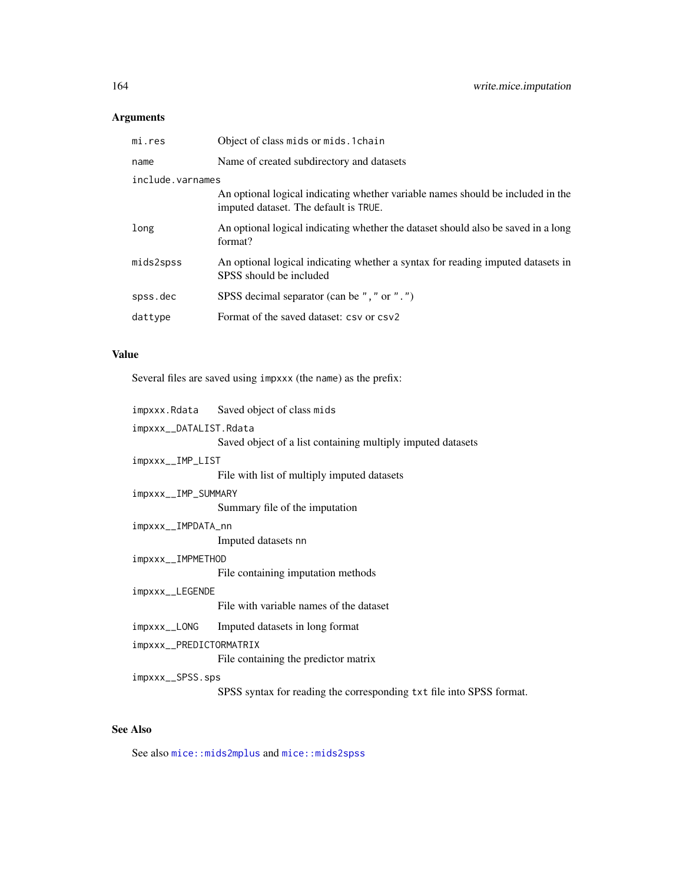### Arguments

| | |
|---|---|
| `mi.res` | Object of class `mids` or `mids.1chain` |
| `name` | Name of created subdirectory and datasets |
| `include.varnames` | An optional logical indicating whether variable names should be included in the imputed dataset. The default is `TRUE`. |
| `long` | An optional logical indicating whether the dataset should also be saved in a long format? |
| `mids2spss` | An optional logical indicating whether a syntax for reading imputed datasets in SPSS should be included |
| `spss.dec` | SPSS decimal separator (can be `","` or `"."`) |
| `dattype` | Format of the saved dataset: `csv` or `csv2` |

### Value

Several files are saved using `impxxx` (the `name`) as the prefix:

| | |
|---|---|
| `impxxx.Rdata` | Saved object of class `mids` |
| `impxxx__DATALIST.Rdata` | Saved object of a list containing multiply imputed datasets |
| `impxxx__IMP_LIST` | File with list of multiply imputed datasets |
| `impxxx__IMP_SUMMARY` | Summary file of the imputation |
| `impxxx__IMPDATA_nn` | Imputed datasets `nn` |
| `impxxx__IMPMETHOD` | File containing imputation methods |
| `impxxx__LEGENDE` | File with variable names of the dataset |
| `impxxx__LONG` | Imputed datasets in long format |
| `impxxx__PREDICTORMATRIX` | File containing the predictor matrix |
| `impxxx__SPSS.sps` | SPSS syntax for reading the corresponding `txt` file into SPSS format. |

### See Also

See also `mice::mids2mplus` and `mice::mids2spss`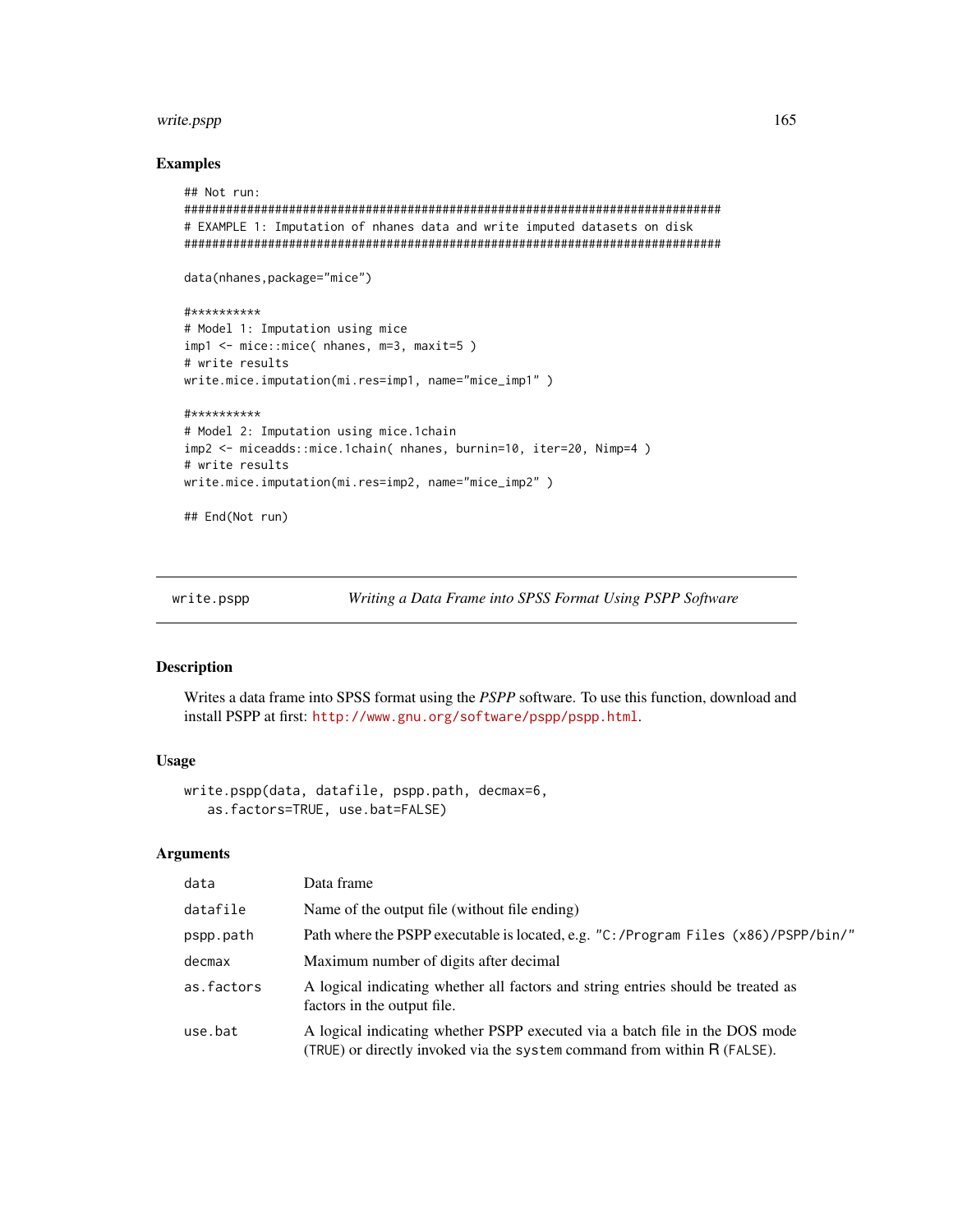### Examples

```
## Not run:
#############################################################################
# EXAMPLE 1: Imputation of nhanes data and write imputed datasets on disk
#############################################################################

data(nhanes,package="mice")

#**********
# Model 1: Imputation using mice
imp1 <- mice::mice( nhanes, m=3, maxit=5 )
# write results
write.mice.imputation(mi.res=imp1, name="mice_imp1" )

#**********
# Model 2: Imputation using mice.1chain
imp2 <- miceadds::mice.1chain( nhanes, burnin=10, iter=20, Nimp=4 )
# write results
write.mice.imputation(mi.res=imp2, name="mice_imp2" )

## End(Not run)
```

---

## write.pspp — *Writing a Data Frame into SPSS Format Using PSPP Software*

### Description

Writes a data frame into SPSS format using the *PSPP* software. To use this function, download and install PSPP at first: http://www.gnu.org/software/pspp/pspp.html.

### Usage

```
write.pspp(data, datafile, pspp.path, decmax=6,
   as.factors=TRUE, use.bat=FALSE)
```

### Arguments

| | |
|---|---|
| `data` | Data frame |
| `datafile` | Name of the output file (without file ending) |
| `pspp.path` | Path where the PSPP executable is located, e.g. `"C:/Program Files (x86)/PSPP/bin/"` |
| `decmax` | Maximum number of digits after decimal |
| `as.factors` | A logical indicating whether all factors and string entries should be treated as factors in the output file. |
| `use.bat` | A logical indicating whether PSPP executed via a batch file in the DOS mode (`TRUE`) or directly invoked via the `system` command from within R (`FALSE`). |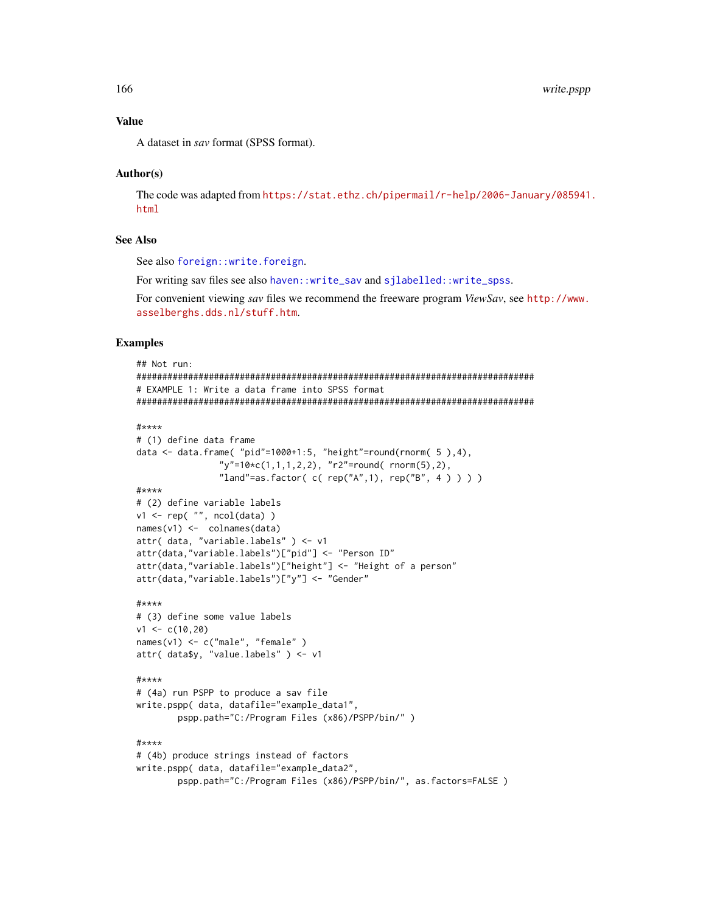### Value

A dataset in *sav* format (SPSS format).

### Author(s)

The code was adapted from https://stat.ethz.ch/pipermail/r-help/2006-January/085941.html

### See Also

See also `foreign::write.foreign`.

For writing sav files see also `haven::write_sav` and `sjlabelled::write_spss`.

For convenient viewing *sav* files we recommend the freeware program *ViewSav*, see http://www.asselberghs.dds.nl/stuff.htm.

### Examples

```
## Not run:
#############################################################################
# EXAMPLE 1: Write a data frame into SPSS format
#############################################################################

#****
# (1) define data frame
data <- data.frame( "pid"=1000+1:5, "height"=round(rnorm( 5 ),4),
                "y"=10*c(1,1,1,2,2), "r2"=round( rnorm(5),2),
                "land"=as.factor( c( rep("A",1), rep("B", 4 ) ) ) )
#****
# (2) define variable labels
v1 <- rep( "", ncol(data) )
names(v1) <-  colnames(data)
attr( data, "variable.labels" ) <- v1
attr(data,"variable.labels")["pid"] <- "Person ID"
attr(data,"variable.labels")["height"] <- "Height of a person"
attr(data,"variable.labels")["y"] <- "Gender"

#****
# (3) define some value labels
v1 <- c(10,20)
names(v1) <- c("male", "female" )
attr( data$y, "value.labels" ) <- v1

#****
# (4a) run PSPP to produce a sav file
write.pspp( data, datafile="example_data1",
        pspp.path="C:/Program Files (x86)/PSPP/bin/" )

#****
# (4b) produce strings instead of factors
write.pspp( data, datafile="example_data2",
        pspp.path="C:/Program Files (x86)/PSPP/bin/", as.factors=FALSE )
```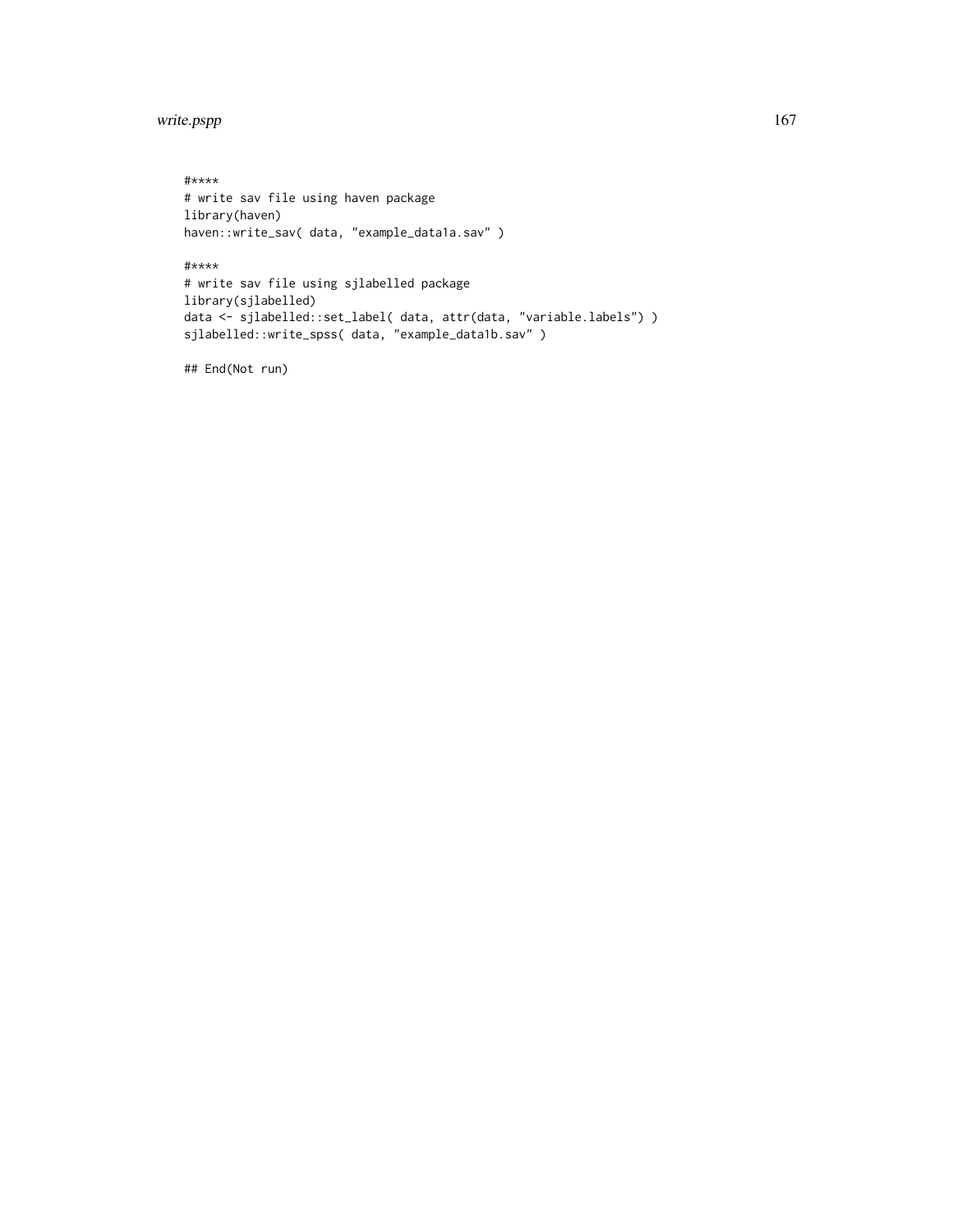```
#****
# write sav file using haven package
library(haven)
haven::write_sav( data, "example_data1a.sav" )

#****
# write sav file using sjlabelled package
library(sjlabelled)
data <- sjlabelled::set_label( data, attr(data, "variable.labels") )
sjlabelled::write_spss( data, "example_data1b.sav" )

## End(Not run)
```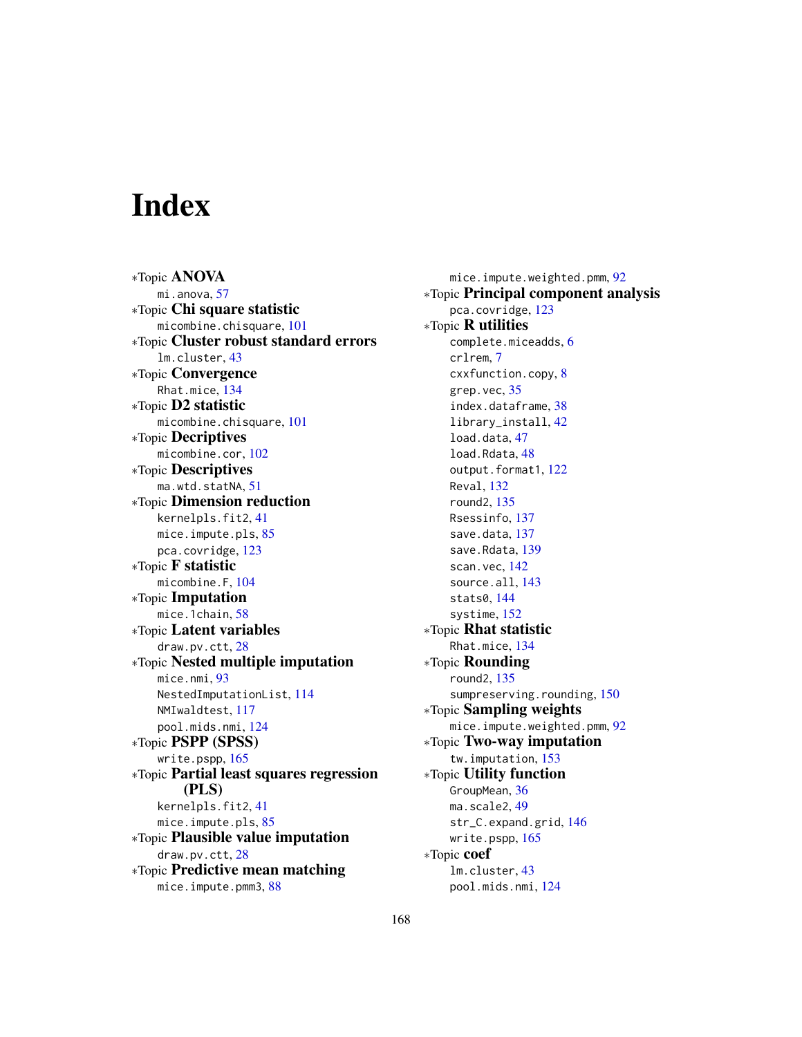# Index

∗Topic **ANOVA**
  mi.anova, 57
∗Topic **Chi square statistic**
  micombine.chisquare, 101
∗Topic **Cluster robust standard errors**
  lm.cluster, 43
∗Topic **Convergence**
  Rhat.mice, 134
∗Topic **D2 statistic**
  micombine.chisquare, 101
∗Topic **Decriptives**
  micombine.cor, 102
∗Topic **Descriptives**
  ma.wtd.statNA, 51
∗Topic **Dimension reduction**
  kernelpls.fit2, 41
  mice.impute.pls, 85
  pca.covridge, 123
∗Topic **F statistic**
  micombine.F, 104
∗Topic **Imputation**
  mice.1chain, 58
∗Topic **Latent variables**
  draw.pv.ctt, 28
∗Topic **Nested multiple imputation**
  mice.nmi, 93
  NestedImputationList, 114
  NMIwaldtest, 117
  pool.mids.nmi, 124
∗Topic **PSPP (SPSS)**
  write.pspp, 165
∗Topic **Partial least squares regression (PLS)**
  kernelpls.fit2, 41
  mice.impute.pls, 85
∗Topic **Plausible value imputation**
  draw.pv.ctt, 28
∗Topic **Predictive mean matching**
  mice.impute.pmm3, 88
  mice.impute.weighted.pmm, 92
∗Topic **Principal component analysis**
  pca.covridge, 123
∗Topic **R utilities**
  complete.miceadds, 6
  crlrem, 7
  cxxfunction.copy, 8
  grep.vec, 35
  index.dataframe, 38
  library_install, 42
  load.data, 47
  load.Rdata, 48
  output.format1, 122
  Reval, 132
  round2, 135
  Rsessinfo, 137
  save.data, 137
  save.Rdata, 139
  scan.vec, 142
  source.all, 143
  stats0, 144
  systime, 152
∗Topic **Rhat statistic**
  Rhat.mice, 134
∗Topic **Rounding**
  round2, 135
  sumpreserving.rounding, 150
∗Topic **Sampling weights**
  mice.impute.weighted.pmm, 92
∗Topic **Two-way imputation**
  tw.imputation, 153
∗Topic **Utility function**
  GroupMean, 36
  ma.scale2, 49
  str_C.expand.grid, 146
  write.pspp, 165
∗Topic **coef**
  lm.cluster, 43
  pool.mids.nmi, 124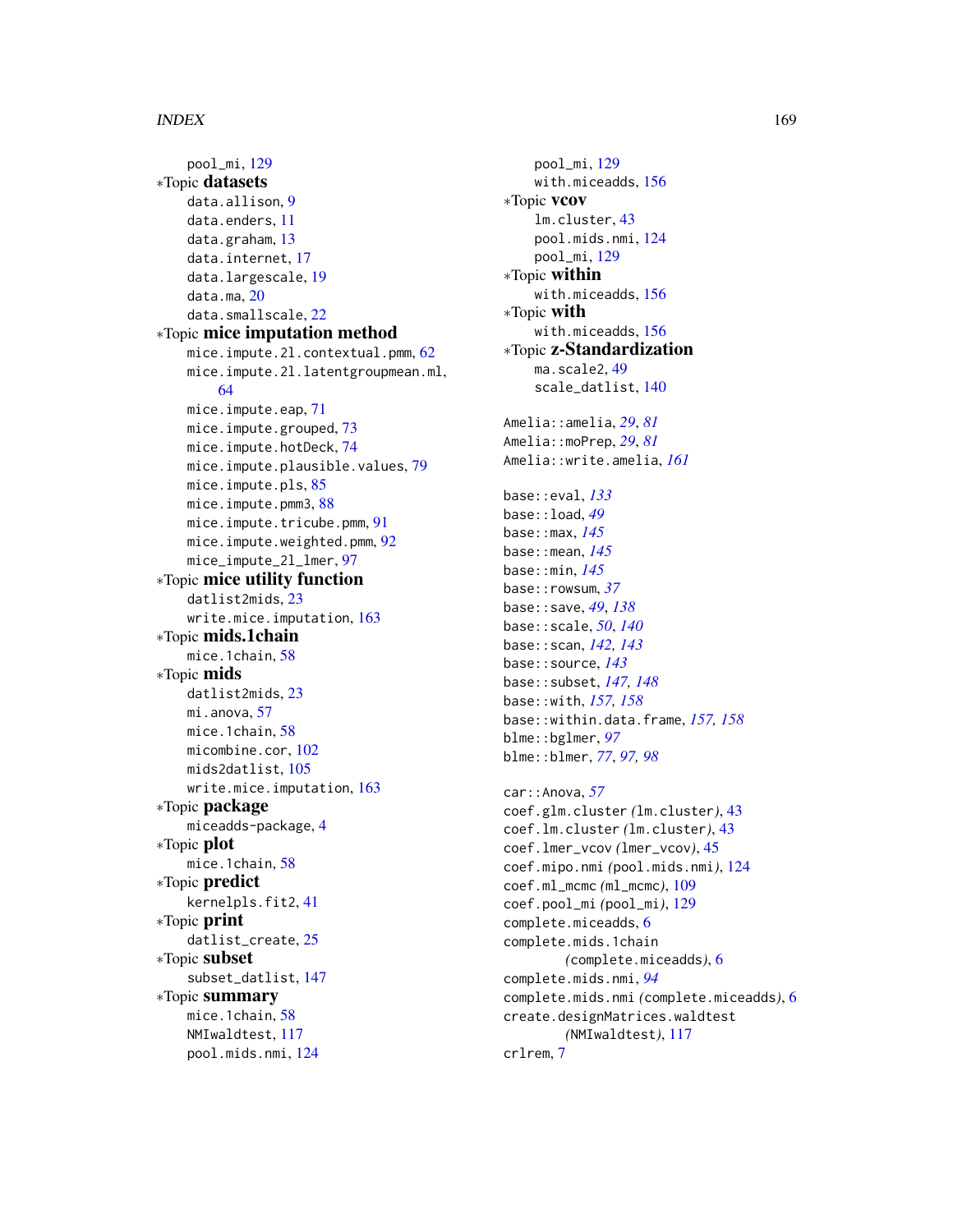pool_mi, 129

*Topic **datasets**

data.allison, 9
data.enders, 11
data.graham, 13
data.internet, 17
data.largescale, 19
data.ma, 20
data.smallscale, 22

*Topic **mice imputation method**

mice.impute.2l.contextual.pmm, 62
mice.impute.2l.latentgroupmean.ml, 64
mice.impute.eap, 71
mice.impute.grouped, 73
mice.impute.hotDeck, 74
mice.impute.plausible.values, 79
mice.impute.pls, 85
mice.impute.pmm3, 88
mice.impute.tricube.pmm, 91
mice.impute.weighted.pmm, 92
mice_impute_2l_lmer, 97

*Topic **mice utility function**

datlist2mids, 23
write.mice.imputation, 163

*Topic **mids.1chain**

mice.1chain, 58

*Topic **mids**

datlist2mids, 23
mi.anova, 57
mice.1chain, 58
micombine.cor, 102
mids2datlist, 105
write.mice.imputation, 163

*Topic **package**

miceadds-package, 4

*Topic **plot**

mice.1chain, 58

*Topic **predict**

kernelpls.fit2, 41

*Topic **print**

datlist_create, 25

*Topic **subset**

subset_datlist, 147

*Topic **summary**

mice.1chain, 58
NMIwaldtest, 117
pool.mids.nmi, 124
pool_mi, 129
with.miceadds, 156

*Topic **vcov**

lm.cluster, 43
pool.mids.nmi, 124
pool_mi, 129

*Topic **within**

with.miceadds, 156

*Topic **with**

with.miceadds, 156

*Topic **z-Standardization**

ma.scale2, 49
scale_datlist, 140

Amelia::amelia, *29*, *81*
Amelia::moPrep, *29*, *81*
Amelia::write.amelia, *161*

base::eval, *133*
base::load, *49*
base::max, *145*
base::mean, *145*
base::min, *145*
base::rowsum, *37*
base::save, *49*, *138*
base::scale, *50*, *140*
base::scan, *142*, *143*
base::source, *143*
base::subset, *147*, *148*
base::with, *157*, *158*
base::within.data.frame, *157*, *158*
blme::bglmer, *97*
blme::blmer, *77*, *97*, *98*

car::Anova, *57*
coef.glm.cluster *(lm.cluster)*, 43
coef.lm.cluster *(lm.cluster)*, 43
coef.lmer_vcov *(lmer_vcov)*, 45
coef.mipo.nmi *(pool.mids.nmi)*, 124
coef.ml_mcmc *(ml_mcmc)*, 109
coef.pool_mi *(pool_mi)*, 129
complete.miceadds, 6
complete.mids.1chain *(complete.miceadds)*, 6
complete.mids.nmi, *94*
complete.mids.nmi *(complete.miceadds)*, 6
create.designMatrices.waldtest *(NMIwaldtest)*, 117
crlrem, 7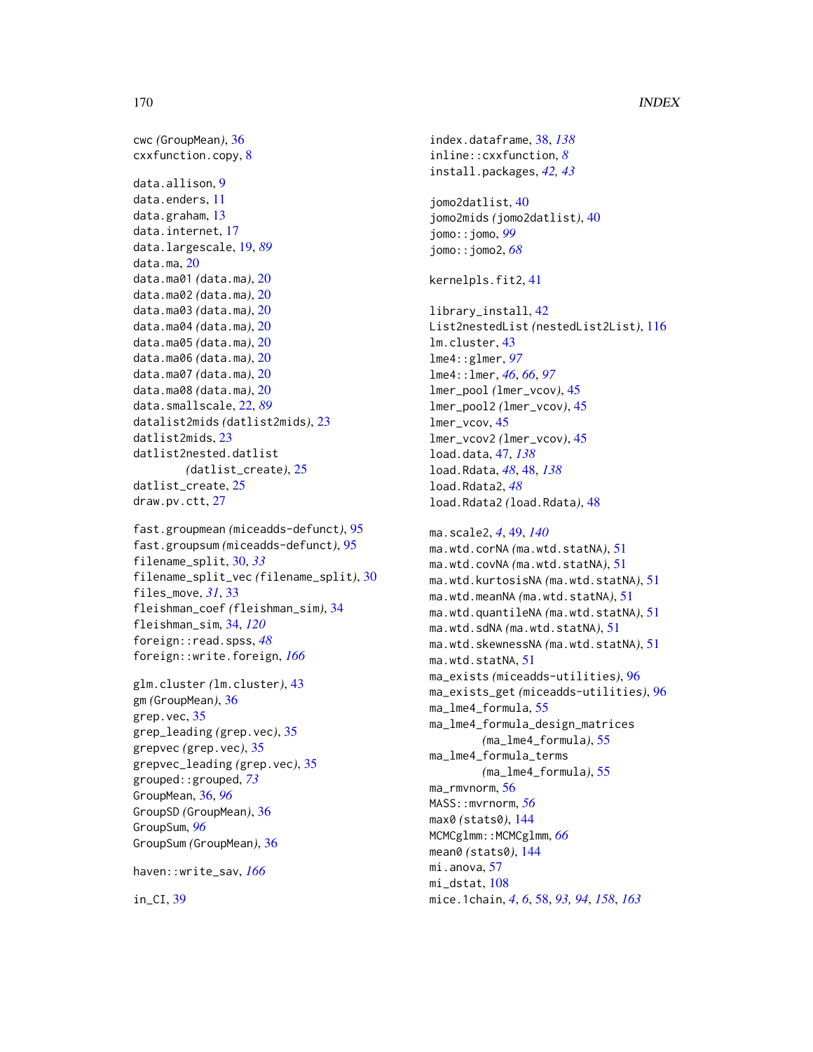cwc (GroupMean), 36
cxxfunction.copy, 8

data.allison, 9
data.enders, 11
data.graham, 13
data.internet, 17
data.largescale, 19, *89*
data.ma, 20
data.ma01 (data.ma), 20
data.ma02 (data.ma), 20
data.ma03 (data.ma), 20
data.ma04 (data.ma), 20
data.ma05 (data.ma), 20
data.ma06 (data.ma), 20
data.ma07 (data.ma), 20
data.ma08 (data.ma), 20
data.smallscale, 22, *89*
datalist2mids (datlist2mids), 23
datlist2mids, 23
datlist2nested.datlist (datlist_create), 25
datlist_create, 25
draw.pv.ctt, 27

fast.groupmean (miceadds-defunct), 95
fast.groupsum (miceadds-defunct), 95
filename_split, 30, *33*
filename_split_vec (filename_split), 30
files_move, *31*, 33
fleishman_coef (fleishman_sim), 34
fleishman_sim, 34, *120*
foreign::read.spss, *48*
foreign::write.foreign, *166*

glm.cluster (lm.cluster), 43
gm (GroupMean), 36
grep.vec, 35
grep_leading (grep.vec), 35
grepvec (grep.vec), 35
grepvec_leading (grep.vec), 35
grouped::grouped, *73*
GroupMean, 36, *96*
GroupSD (GroupMean), 36
GroupSum, *96*
GroupSum (GroupMean), 36

haven::write_sav, *166*

in_CI, 39
index.dataframe, 38, *138*
inline::cxxfunction, *8*
install.packages, *42, 43*

jomo2datlist, 40
jomo2mids (jomo2datlist), 40
jomo::jomo, *99*
jomo::jomo2, *68*

kernelpls.fit2, 41

library_install, 42
List2nestedList (nestedList2List), 116
lm.cluster, 43
lme4::glmer, *97*
lme4::lmer, *46*, *66*, *97*
lmer_pool (lmer_vcov), 45
lmer_pool2 (lmer_vcov), 45
lmer_vcov, 45
lmer_vcov2 (lmer_vcov), 45
load.data, 47, *138*
load.Rdata, *48*, 48, *138*
load.Rdata2, *48*
load.Rdata2 (load.Rdata), 48

ma.scale2, *4*, 49, *140*
ma.wtd.corNA (ma.wtd.statNA), 51
ma.wtd.covNA (ma.wtd.statNA), 51
ma.wtd.kurtosisNA (ma.wtd.statNA), 51
ma.wtd.meanNA (ma.wtd.statNA), 51
ma.wtd.quantileNA (ma.wtd.statNA), 51
ma.wtd.sdNA (ma.wtd.statNA), 51
ma.wtd.skewnessNA (ma.wtd.statNA), 51
ma.wtd.statNA, 51
ma_exists (miceadds-utilities), 96
ma_exists_get (miceadds-utilities), 96
ma_lme4_formula, 55
ma_lme4_formula_design_matrices (ma_lme4_formula), 55
ma_lme4_formula_terms (ma_lme4_formula), 55
ma_rmvnorm, 56
MASS::mvrnorm, *56*
max0 (stats0), 144
MCMCglmm::MCMCglmm, *66*
mean0 (stats0), 144
mi.anova, 57
mi_dstat, 108
mice.1chain, *4*, *6*, 58, *93, 94*, *158*, *163*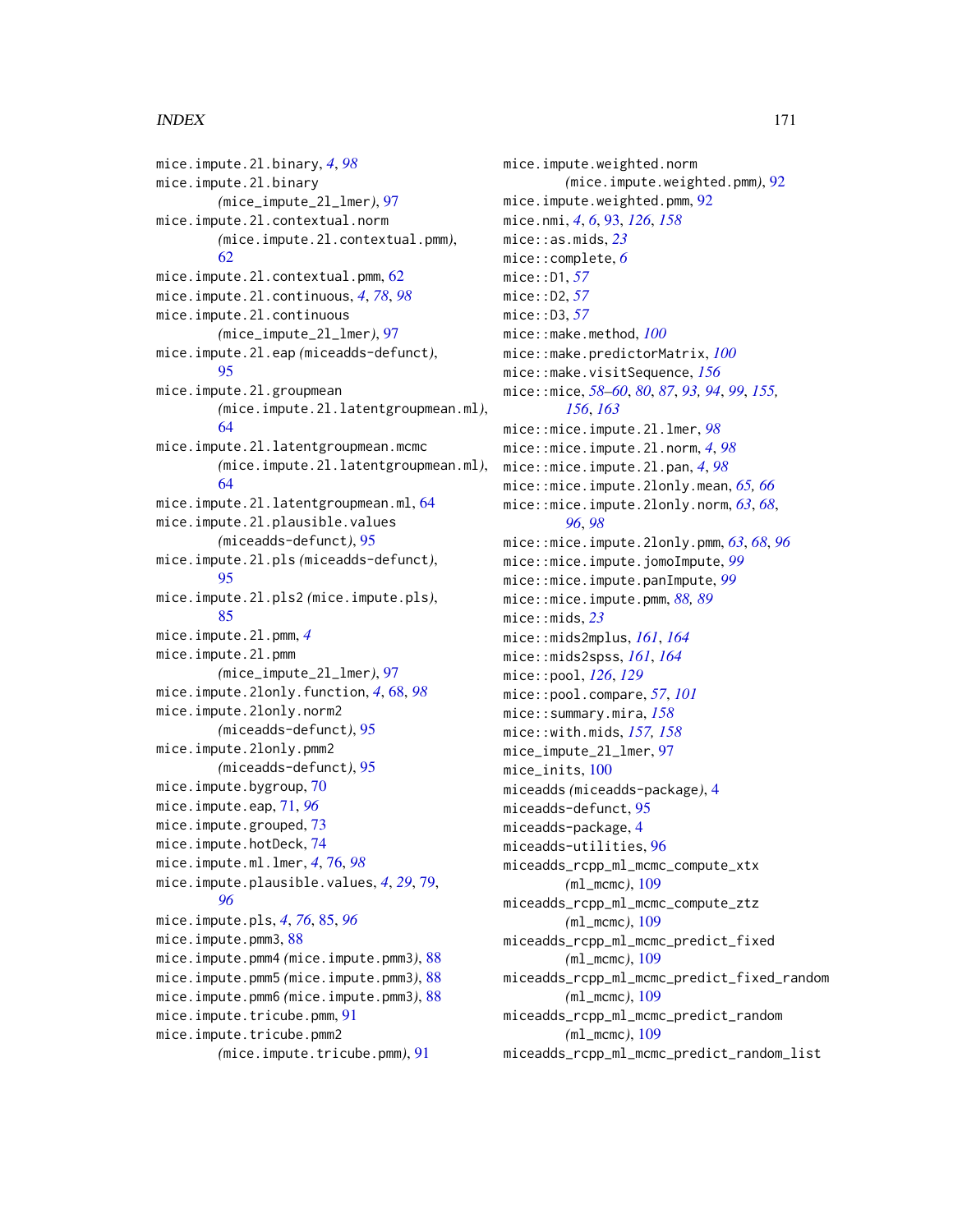mice.impute.2l.binary, *4*, *98*
mice.impute.2l.binary
  *(*mice_impute_2l_lmer*)*, 97
mice.impute.2l.contextual.norm
  *(*mice.impute.2l.contextual.pmm*)*, 62
mice.impute.2l.contextual.pmm, 62
mice.impute.2l.continuous, *4*, *78*, *98*
mice.impute.2l.continuous
  *(*mice_impute_2l_lmer*)*, 97
mice.impute.2l.eap *(*miceadds-defunct*)*, 95
mice.impute.2l.groupmean
  *(*mice.impute.2l.latentgroupmean.ml*)*, 64
mice.impute.2l.latentgroupmean.mcmc
  *(*mice.impute.2l.latentgroupmean.ml*)*, 64
mice.impute.2l.latentgroupmean.ml, 64
mice.impute.2l.plausible.values
  *(*miceadds-defunct*)*, 95
mice.impute.2l.pls *(*miceadds-defunct*)*, 95
mice.impute.2l.pls2 *(*mice.impute.pls*)*, 85
mice.impute.2l.pmm, *4*
mice.impute.2l.pmm
  *(*mice_impute_2l_lmer*)*, 97
mice.impute.2lonly.function, *4*, 68, *98*
mice.impute.2lonly.norm2
  *(*miceadds-defunct*)*, 95
mice.impute.2lonly.pmm2
  *(*miceadds-defunct*)*, 95
mice.impute.bygroup, 70
mice.impute.eap, 71, *96*
mice.impute.grouped, 73
mice.impute.hotDeck, 74
mice.impute.ml.lmer, *4*, 76, *98*
mice.impute.plausible.values, *4*, *29*, 79, *96*
mice.impute.pls, *4*, *76*, 85, *96*
mice.impute.pmm3, 88
mice.impute.pmm4 *(*mice.impute.pmm3*)*, 88
mice.impute.pmm5 *(*mice.impute.pmm3*)*, 88
mice.impute.pmm6 *(*mice.impute.pmm3*)*, 88
mice.impute.tricube.pmm, 91
mice.impute.tricube.pmm2
  *(*mice.impute.tricube.pmm*)*, 91
mice.impute.weighted.norm
  *(*mice.impute.weighted.pmm*)*, 92
mice.impute.weighted.pmm, 92
mice.nmi, *4*, *6*, 93, *126*, *158*
mice::as.mids, *23*
mice::complete, *6*
mice::D1, *57*
mice::D2, *57*
mice::D3, *57*
mice::make.method, *100*
mice::make.predictorMatrix, *100*
mice::make.visitSequence, *156*
mice::mice, *58–60*, *80*, *87*, *93, 94*, *99*, *155*, *156*, *163*
mice::mice.impute.2l.lmer, *98*
mice::mice.impute.2l.norm, *4*, *98*
mice::mice.impute.2l.pan, *4*, *98*
mice::mice.impute.2lonly.mean, *65, 66*
mice::mice.impute.2lonly.norm, *63*, *68*, *96*, *98*
mice::mice.impute.2lonly.pmm, *63*, *68*, *96*
mice::mice.impute.jomoImpute, *99*
mice::mice.impute.panImpute, *99*
mice::mice.impute.pmm, *88, 89*
mice::mids, *23*
mice::mids2mplus, *161*, *164*
mice::mids2spss, *161*, *164*
mice::pool, *126*, *129*
mice::pool.compare, *57*, *101*
mice::summary.mira, *158*
mice::with.mids, *157, 158*
mice_impute_2l_lmer, 97
mice_inits, 100
miceadds *(*miceadds-package*)*, 4
miceadds-defunct, 95
miceadds-package, 4
miceadds-utilities, 96
miceadds_rcpp_ml_mcmc_compute_xtx
  *(*ml_mcmc*)*, 109
miceadds_rcpp_ml_mcmc_compute_ztz
  *(*ml_mcmc*)*, 109
miceadds_rcpp_ml_mcmc_predict_fixed
  *(*ml_mcmc*)*, 109
miceadds_rcpp_ml_mcmc_predict_fixed_random
  *(*ml_mcmc*)*, 109
miceadds_rcpp_ml_mcmc_predict_random
  *(*ml_mcmc*)*, 109
miceadds_rcpp_ml_mcmc_predict_random_list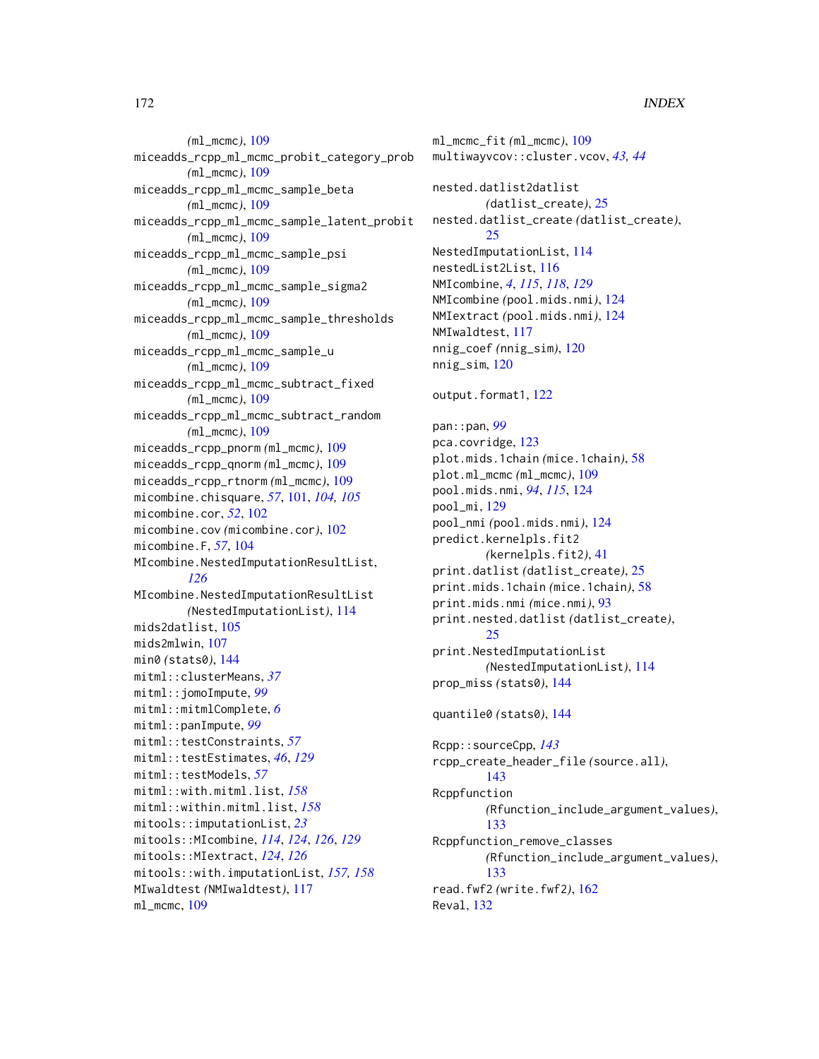(ml_mcmc), 109
miceadds_rcpp_ml_mcmc_probit_category_prob (ml_mcmc), 109
miceadds_rcpp_ml_mcmc_sample_beta (ml_mcmc), 109
miceadds_rcpp_ml_mcmc_sample_latent_probit (ml_mcmc), 109
miceadds_rcpp_ml_mcmc_sample_psi (ml_mcmc), 109
miceadds_rcpp_ml_mcmc_sample_sigma2 (ml_mcmc), 109
miceadds_rcpp_ml_mcmc_sample_thresholds (ml_mcmc), 109
miceadds_rcpp_ml_mcmc_sample_u (ml_mcmc), 109
miceadds_rcpp_ml_mcmc_subtract_fixed (ml_mcmc), 109
miceadds_rcpp_ml_mcmc_subtract_random (ml_mcmc), 109
miceadds_rcpp_pnorm (ml_mcmc), 109
miceadds_rcpp_qnorm (ml_mcmc), 109
miceadds_rcpp_rtnorm (ml_mcmc), 109
micombine.chisquare, *57*, 101, *104, 105*
micombine.cor, *52*, 102
micombine.cov (micombine.cor), 102
micombine.F, *57*, 104
MIcombine.NestedImputationResultList, *126*
MIcombine.NestedImputationResultList (NestedImputationList), 114
mids2datlist, 105
mids2mlwin, 107
min0 (stats0), 144
mitml::clusterMeans, *37*
mitml::jomoImpute, *99*
mitml::mitmlComplete, *6*
mitml::panImpute, *99*
mitml::testConstraints, *57*
mitml::testEstimates, *46*, *129*
mitml::testModels, *57*
mitml::with.mitml.list, *158*
mitml::within.mitml.list, *158*
mitools::imputationList, *23*
mitools::MIcombine, *114*, *124*, *126*, *129*
mitools::MIextract, *124*, *126*
mitools::with.imputationList, *157, 158*
MIwaldtest (NMIwaldtest), 117
ml_mcmc, 109
ml_mcmc_fit (ml_mcmc), 109
multiwayvcov::cluster.vcov, *43, 44*

nested.datlist2datlist (datlist_create), 25
nested.datlist_create (datlist_create), 25
NestedImputationList, 114
nestedList2List, 116
NMIcombine, *4*, *115*, *118*, *129*
NMIcombine (pool.mids.nmi), 124
NMIextract (pool.mids.nmi), 124
NMIwaldtest, 117
nnig_coef (nnig_sim), 120
nnig_sim, 120

output.format1, 122

pan::pan, *99*
pca.covridge, 123
plot.mids.1chain (mice.1chain), 58
plot.ml_mcmc (ml_mcmc), 109
pool.mids.nmi, *94*, *115*, 124
pool_mi, 129
pool_nmi (pool.mids.nmi), 124
predict.kernelpls.fit2 (kernelpls.fit2), 41
print.datlist (datlist_create), 25
print.mids.1chain (mice.1chain), 58
print.mids.nmi (mice.nmi), 93
print.nested.datlist (datlist_create), 25
print.NestedImputationList (NestedImputationList), 114
prop_miss (stats0), 144

quantile0 (stats0), 144

Rcpp::sourceCpp, *143*
rcpp_create_header_file (source.all), 143
Rcppfunction (Rfunction_include_argument_values), 133
Rcppfunction_remove_classes (Rfunction_include_argument_values), 133
read.fwf2 (write.fwf2), 162
Reval, 132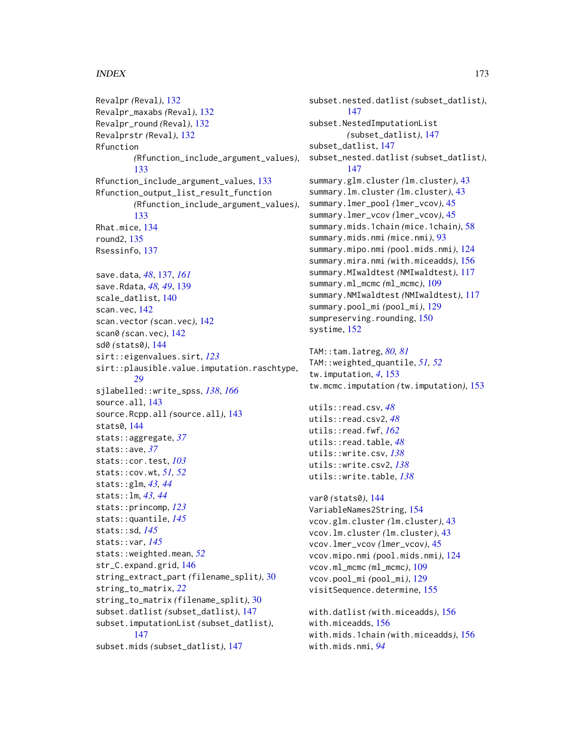Revalpr *(*Reval*)*, 132
Revalpr_maxabs *(*Reval*)*, 132
Revalpr_round *(*Reval*)*, 132
Revalprstr *(*Reval*)*, 132
Rfunction *(*Rfunction_include_argument_values*)*, 133
Rfunction_include_argument_values, 133
Rfunction_output_list_result_function *(*Rfunction_include_argument_values*)*, 133
Rhat.mice, 134
round2, 135
Rsessinfo, 137

save.data, *48*, 137, *161*
save.Rdata, *48, 49*, 139
scale_datlist, 140
scan.vec, 142
scan.vector *(*scan.vec*)*, 142
scan0 *(*scan.vec*)*, 142
sd0 *(*stats0*)*, 144
sirt::eigenvalues.sirt, *123*
sirt::plausible.value.imputation.raschtype, *29*
sjlabelled::write_spss, *138*, *166*
source.all, 143
source.Rcpp.all *(*source.all*)*, 143
stats0, 144
stats::aggregate, *37*
stats::ave, *37*
stats::cor.test, *103*
stats::cov.wt, *51, 52*
stats::glm, *43, 44*
stats::lm, *43, 44*
stats::princomp, *123*
stats::quantile, *145*
stats::sd, *145*
stats::var, *145*
stats::weighted.mean, *52*
str_C.expand.grid, 146
string_extract_part *(*filename_split*)*, 30
string_to_matrix, *22*
string_to_matrix *(*filename_split*)*, 30
subset.datlist *(*subset_datlist*)*, 147
subset.imputationList *(*subset_datlist*)*, 147
subset.mids *(*subset_datlist*)*, 147
subset.nested.datlist *(*subset_datlist*)*, 147
subset.NestedImputationList *(*subset_datlist*)*, 147
subset_datlist, 147
subset_nested.datlist *(*subset_datlist*)*, 147
summary.glm.cluster *(*lm.cluster*)*, 43
summary.lm.cluster *(*lm.cluster*)*, 43
summary.lmer_pool *(*lmer_vcov*)*, 45
summary.lmer_vcov *(*lmer_vcov*)*, 45
summary.mids.1chain *(*mice.1chain*)*, 58
summary.mids.nmi *(*mice.nmi*)*, 93
summary.mipo.nmi *(*pool.mids.nmi*)*, 124
summary.mira.nmi *(*with.miceadds*)*, 156
summary.MIwaldtest *(*NMIwaldtest*)*, 117
summary.ml_mcmc *(*ml_mcmc*)*, 109
summary.NMIwaldtest *(*NMIwaldtest*)*, 117
summary.pool_mi *(*pool_mi*)*, 129
sumpreserving.rounding, 150
systime, 152

TAM::tam.latreg, *80, 81*
TAM::weighted_quantile, *51, 52*
tw.imputation, *4*, 153
tw.mcmc.imputation *(*tw.imputation*)*, 153

utils::read.csv, *48*
utils::read.csv2, *48*
utils::read.fwf, *162*
utils::read.table, *48*
utils::write.csv, *138*
utils::write.csv2, *138*
utils::write.table, *138*

var0 *(*stats0*)*, 144
VariableNames2String, 154
vcov.glm.cluster *(*lm.cluster*)*, 43
vcov.lm.cluster *(*lm.cluster*)*, 43
vcov.lmer_vcov *(*lmer_vcov*)*, 45
vcov.mipo.nmi *(*pool.mids.nmi*)*, 124
vcov.ml_mcmc *(*ml_mcmc*)*, 109
vcov.pool_mi *(*pool_mi*)*, 129
visitSequence.determine, 155

with.datlist *(*with.miceadds*)*, 156
with.miceadds, 156
with.mids.1chain *(*with.miceadds*)*, 156
with.mids.nmi, *94*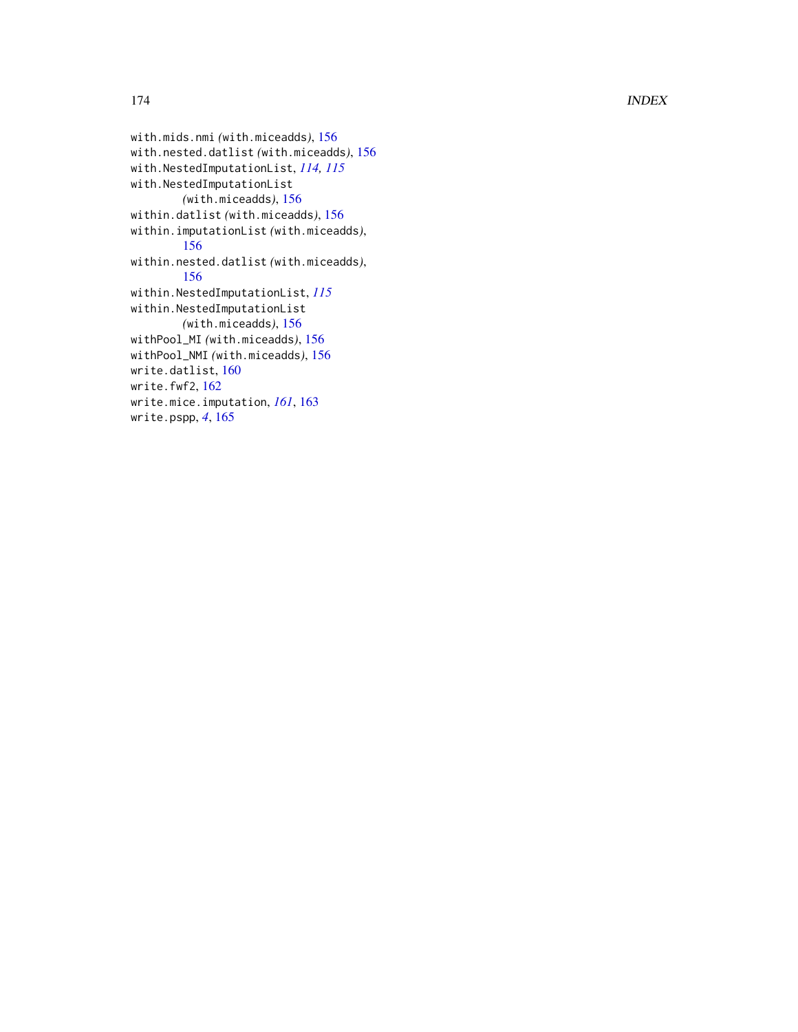with.mids.nmi *(*with.miceadds*)*, 156
with.nested.datlist *(*with.miceadds*)*, 156
with.NestedImputationList, *114*, *115*
with.NestedImputationList
  *(*with.miceadds*)*, 156
within.datlist *(*with.miceadds*)*, 156
within.imputationList *(*with.miceadds*)*,
  156
within.nested.datlist *(*with.miceadds*)*,
  156
within.NestedImputationList, *115*
within.NestedImputationList
  *(*with.miceadds*)*, 156
withPool_MI *(*with.miceadds*)*, 156
withPool_NMI *(*with.miceadds*)*, 156
write.datlist, 160
write.fwf2, 162
write.mice.imputation, *161*, 163
write.pspp, *4*, 165